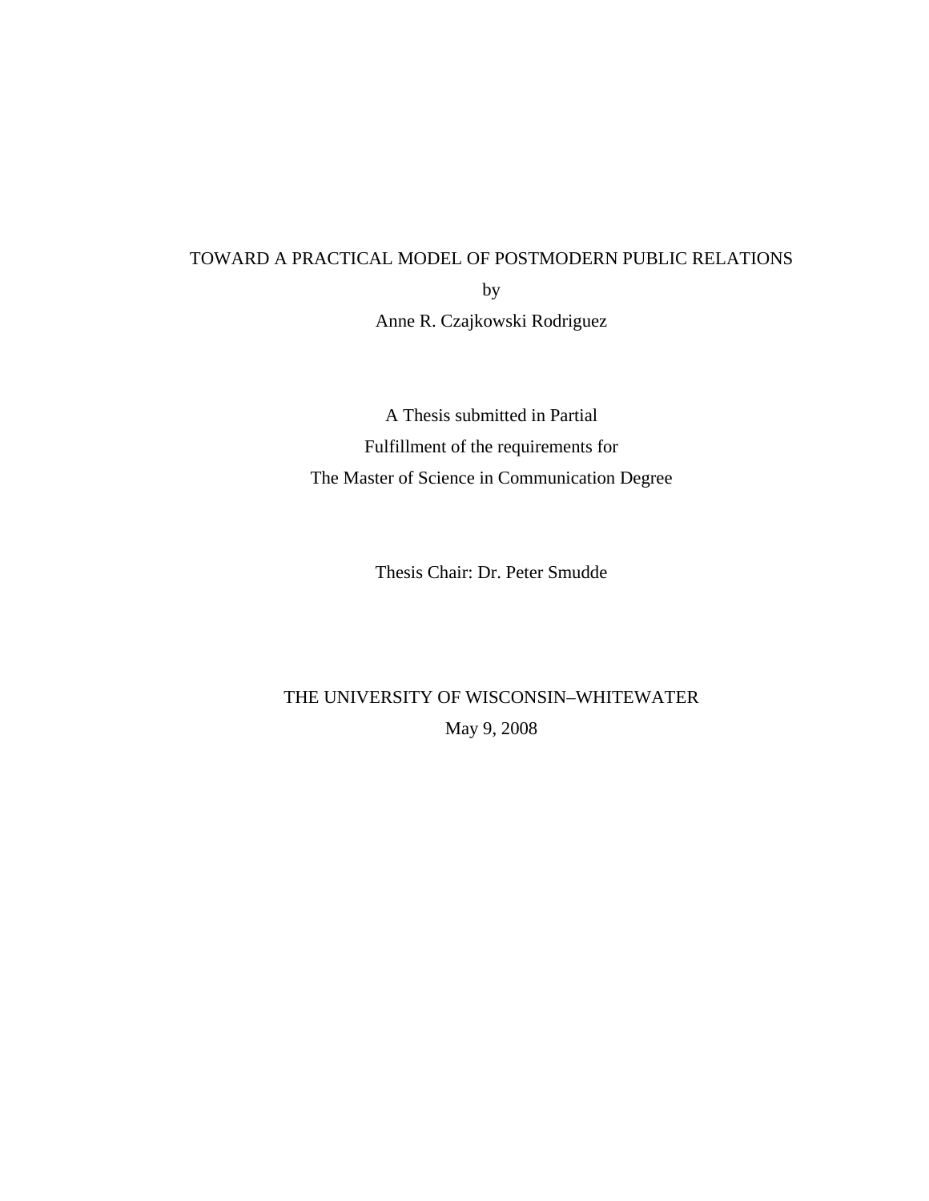# TOWARD A PRACTICAL MODEL OF POSTMODERN PUBLIC RELATIONS

by

Anne R. Czajkowski Rodriguez

A Thesis submitted in Partial

Fulfillment of the requirements for

The Master of Science in Communication Degree

Thesis Chair: Dr. Peter Smudde

THE UNIVERSITY OF WISCONSIN–WHITEWATER

May 9, 2008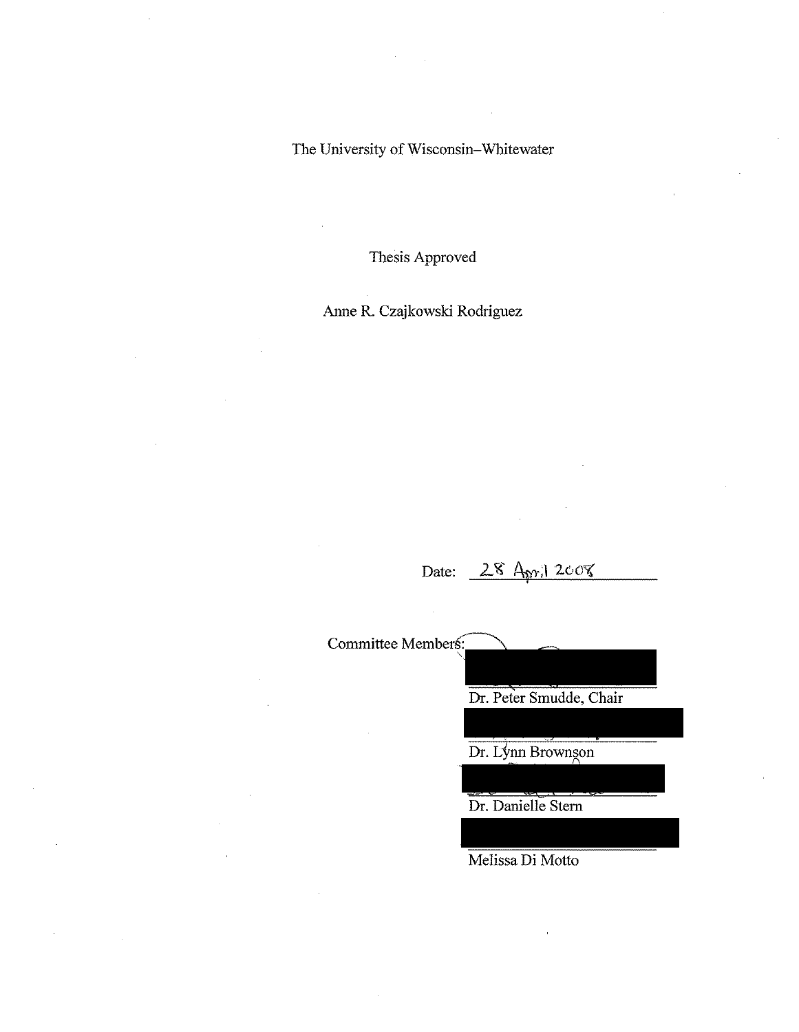The University of Wisconsin–Whitewater

Thesis Approved

Anne R. Czajkowski Rodriguez

Date: 28 April 2008

Committee Members:

Dr. Peter Smudde, Chair

Dr. Lynn Brownson

Dr. Danielle Stern

Melissa Di Motto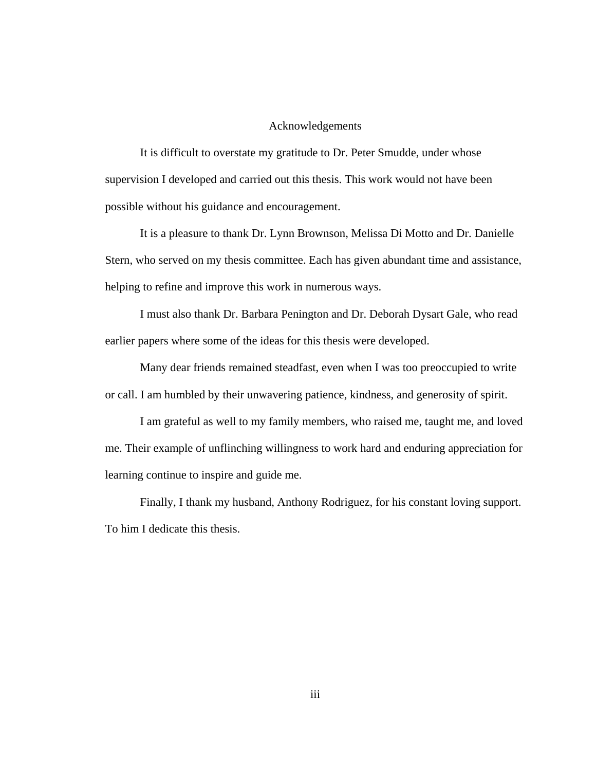# Acknowledgements

It is difficult to overstate my gratitude to Dr. Peter Smudde, under whose supervision I developed and carried out this thesis. This work would not have been possible without his guidance and encouragement.

It is a pleasure to thank Dr. Lynn Brownson, Melissa Di Motto and Dr. Danielle Stern, who served on my thesis committee. Each has given abundant time and assistance, helping to refine and improve this work in numerous ways.

I must also thank Dr. Barbara Penington and Dr. Deborah Dysart Gale, who read earlier papers where some of the ideas for this thesis were developed.

Many dear friends remained steadfast, even when I was too preoccupied to write or call. I am humbled by their unwavering patience, kindness, and generosity of spirit.

I am grateful as well to my family members, who raised me, taught me, and loved me. Their example of unflinching willingness to work hard and enduring appreciation for learning continue to inspire and guide me.

Finally, I thank my husband, Anthony Rodriguez, for his constant loving support. To him I dedicate this thesis.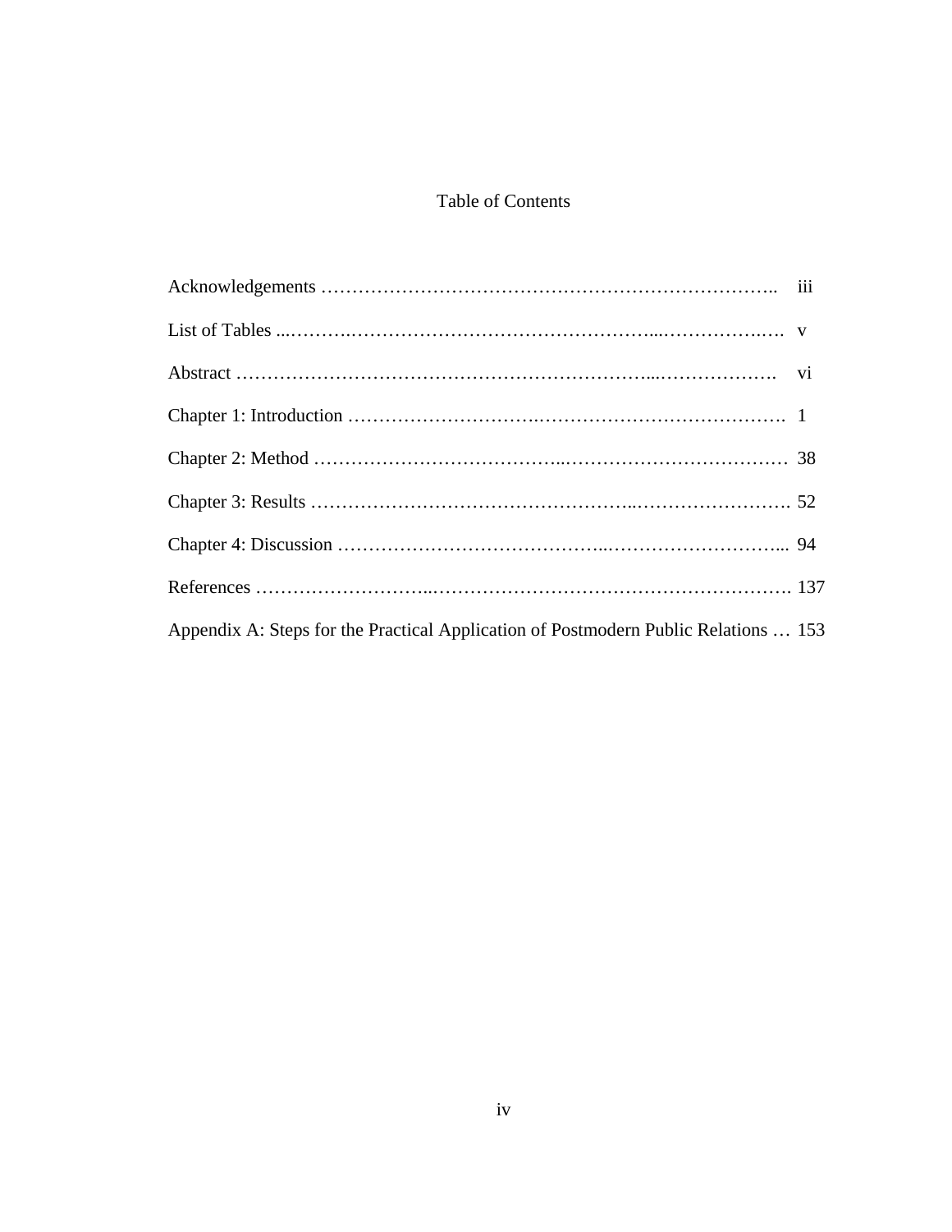# Table of Contents

| | |
|---|---|
| Acknowledgements | iii |
| List of Tables | v |
| Abstract | vi |
| Chapter 1: Introduction | 1 |
| Chapter 2: Method | 38 |
| Chapter 3: Results | 52 |
| Chapter 4: Discussion | 94 |
| References | 137 |
| Appendix A: Steps for the Practical Application of Postmodern Public Relations | 153 |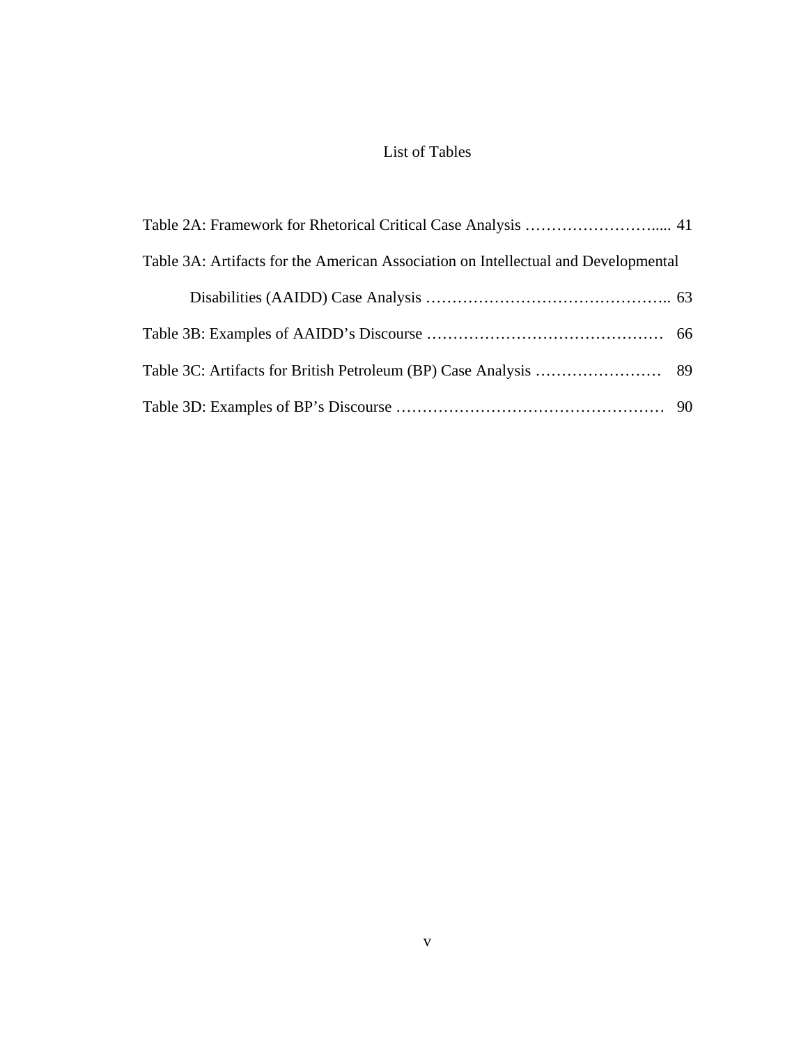# List of Tables

Table 2A: Framework for Rhetorical Critical Case Analysis ……………………..... 41

Table 3A: Artifacts for the American Association on Intellectual and Developmental Disabilities (AAIDD) Case Analysis ……………………………………….. 63

Table 3B: Examples of AAIDD's Discourse ……………………………………… 66

Table 3C: Artifacts for British Petroleum (BP) Case Analysis …………………… 89

Table 3D: Examples of BP's Discourse …………………………………………… 90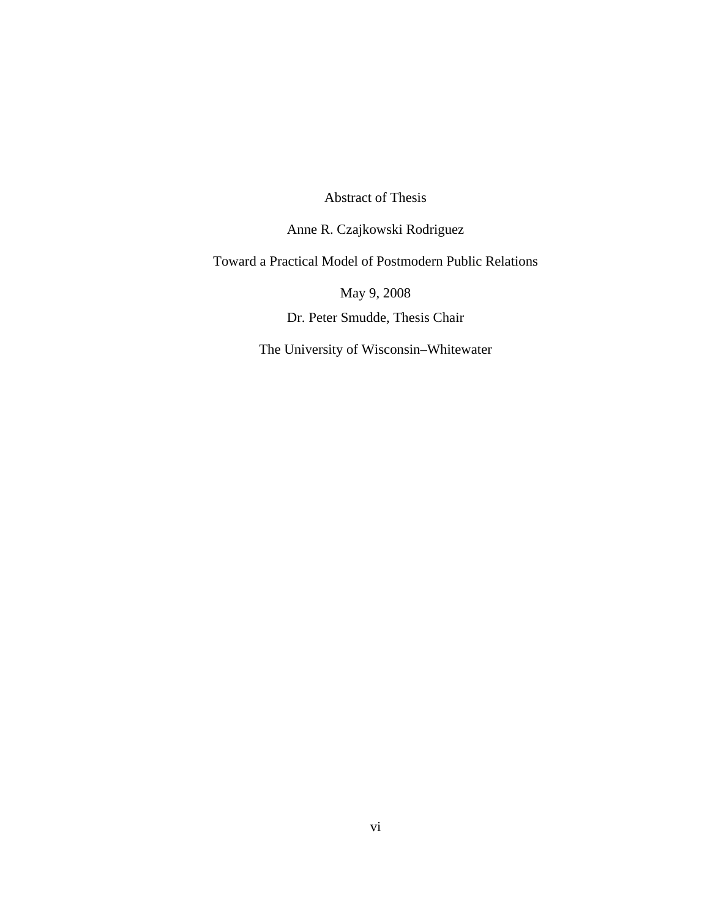Abstract of Thesis

Anne R. Czajkowski Rodriguez

Toward a Practical Model of Postmodern Public Relations

May 9, 2008

Dr. Peter Smudde, Thesis Chair

The University of Wisconsin–Whitewater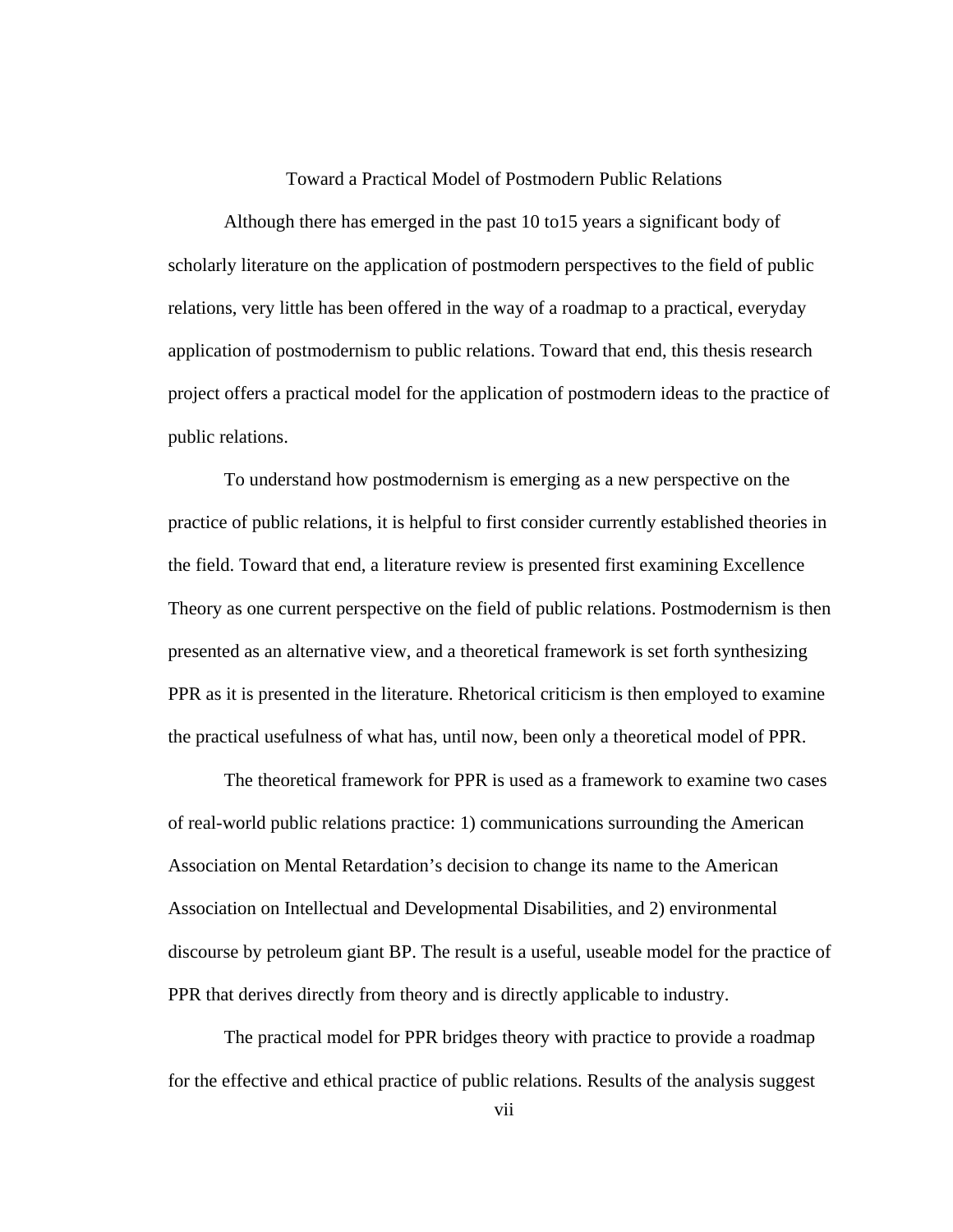Toward a Practical Model of Postmodern Public Relations

Although there has emerged in the past 10 to15 years a significant body of scholarly literature on the application of postmodern perspectives to the field of public relations, very little has been offered in the way of a roadmap to a practical, everyday application of postmodernism to public relations. Toward that end, this thesis research project offers a practical model for the application of postmodern ideas to the practice of public relations.

To understand how postmodernism is emerging as a new perspective on the practice of public relations, it is helpful to first consider currently established theories in the field. Toward that end, a literature review is presented first examining Excellence Theory as one current perspective on the field of public relations. Postmodernism is then presented as an alternative view, and a theoretical framework is set forth synthesizing PPR as it is presented in the literature. Rhetorical criticism is then employed to examine the practical usefulness of what has, until now, been only a theoretical model of PPR.

The theoretical framework for PPR is used as a framework to examine two cases of real-world public relations practice: 1) communications surrounding the American Association on Mental Retardation's decision to change its name to the American Association on Intellectual and Developmental Disabilities, and 2) environmental discourse by petroleum giant BP. The result is a useful, useable model for the practice of PPR that derives directly from theory and is directly applicable to industry.

The practical model for PPR bridges theory with practice to provide a roadmap for the effective and ethical practice of public relations. Results of the analysis suggest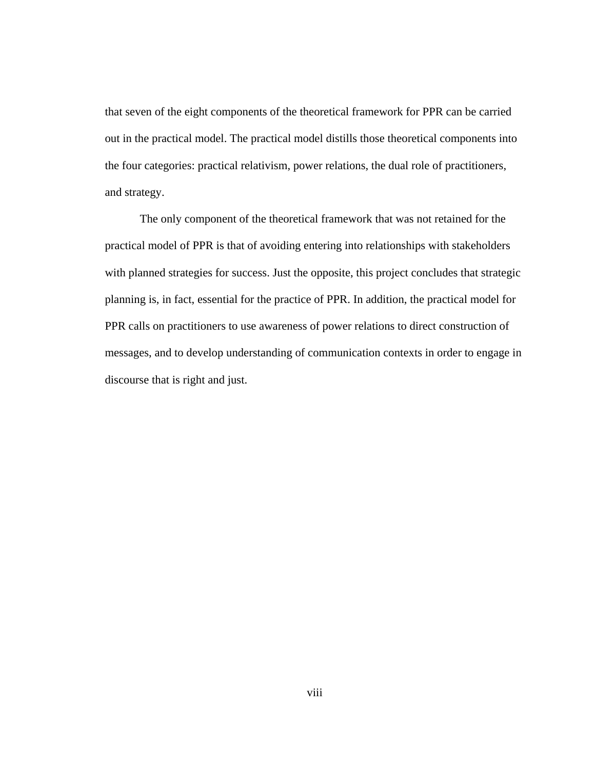that seven of the eight components of the theoretical framework for PPR can be carried out in the practical model. The practical model distills those theoretical components into the four categories: practical relativism, power relations, the dual role of practitioners, and strategy.

The only component of the theoretical framework that was not retained for the practical model of PPR is that of avoiding entering into relationships with stakeholders with planned strategies for success. Just the opposite, this project concludes that strategic planning is, in fact, essential for the practice of PPR. In addition, the practical model for PPR calls on practitioners to use awareness of power relations to direct construction of messages, and to develop understanding of communication contexts in order to engage in discourse that is right and just.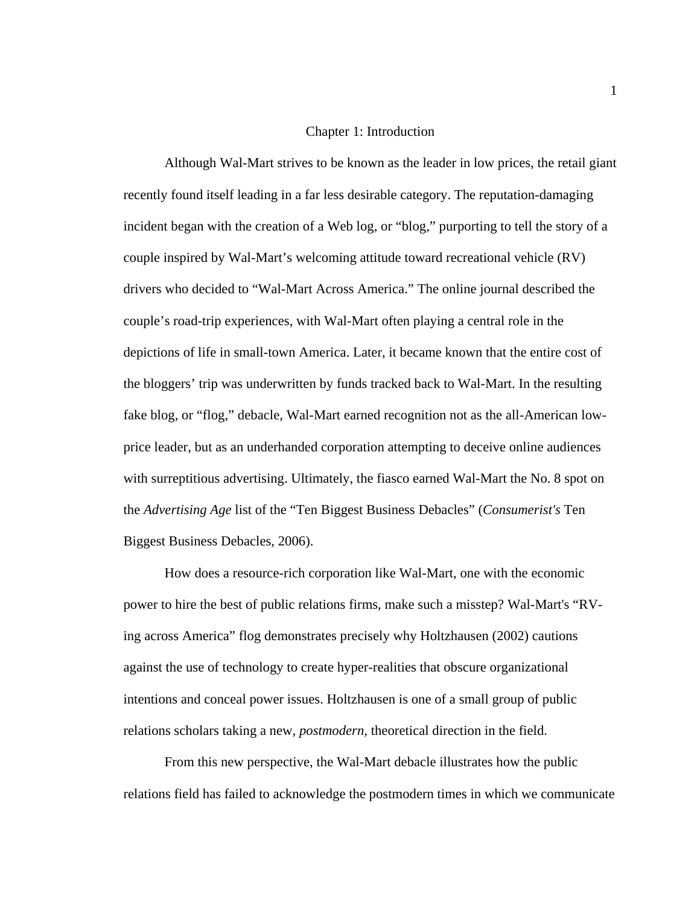# Chapter 1: Introduction

Although Wal-Mart strives to be known as the leader in low prices, the retail giant recently found itself leading in a far less desirable category. The reputation-damaging incident began with the creation of a Web log, or "blog," purporting to tell the story of a couple inspired by Wal-Mart's welcoming attitude toward recreational vehicle (RV) drivers who decided to "Wal-Mart Across America." The online journal described the couple's road-trip experiences, with Wal-Mart often playing a central role in the depictions of life in small-town America. Later, it became known that the entire cost of the bloggers' trip was underwritten by funds tracked back to Wal-Mart. In the resulting fake blog, or "flog," debacle, Wal-Mart earned recognition not as the all-American low-price leader, but as an underhanded corporation attempting to deceive online audiences with surreptitious advertising. Ultimately, the fiasco earned Wal-Mart the No. 8 spot on the *Advertising Age* list of the "Ten Biggest Business Debacles" (*Consumerist's* Ten Biggest Business Debacles, 2006).

How does a resource-rich corporation like Wal-Mart, one with the economic power to hire the best of public relations firms, make such a misstep? Wal-Mart's "RV-ing across America" flog demonstrates precisely why Holtzhausen (2002) cautions against the use of technology to create hyper-realities that obscure organizational intentions and conceal power issues. Holtzhausen is one of a small group of public relations scholars taking a new, *postmodern,* theoretical direction in the field.

From this new perspective, the Wal-Mart debacle illustrates how the public relations field has failed to acknowledge the postmodern times in which we communicate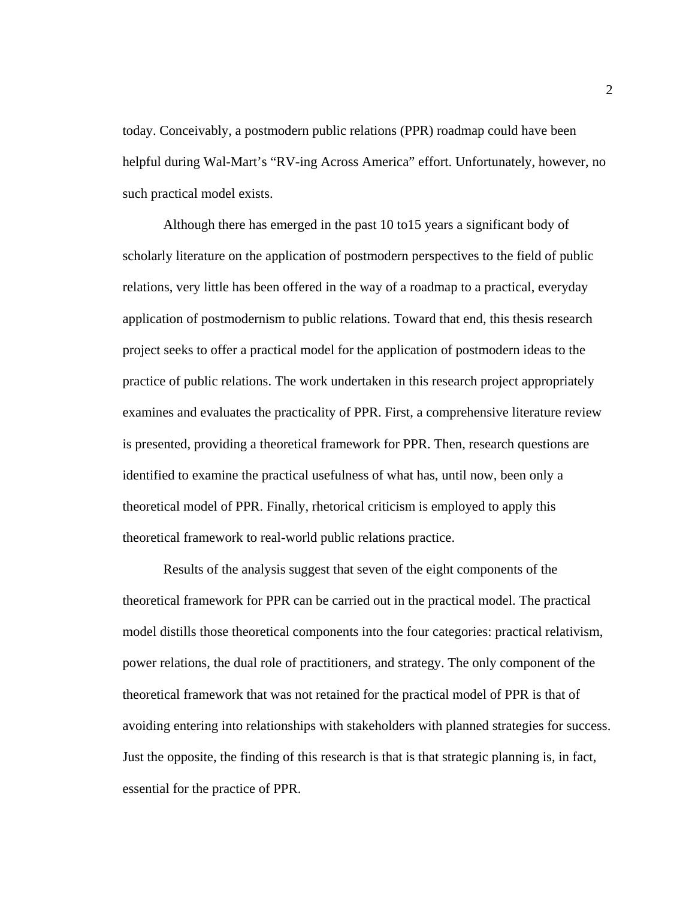today. Conceivably, a postmodern public relations (PPR) roadmap could have been helpful during Wal-Mart's "RV-ing Across America" effort. Unfortunately, however, no such practical model exists.

Although there has emerged in the past 10 to15 years a significant body of scholarly literature on the application of postmodern perspectives to the field of public relations, very little has been offered in the way of a roadmap to a practical, everyday application of postmodernism to public relations. Toward that end, this thesis research project seeks to offer a practical model for the application of postmodern ideas to the practice of public relations. The work undertaken in this research project appropriately examines and evaluates the practicality of PPR. First, a comprehensive literature review is presented, providing a theoretical framework for PPR. Then, research questions are identified to examine the practical usefulness of what has, until now, been only a theoretical model of PPR. Finally, rhetorical criticism is employed to apply this theoretical framework to real-world public relations practice.

Results of the analysis suggest that seven of the eight components of the theoretical framework for PPR can be carried out in the practical model. The practical model distills those theoretical components into the four categories: practical relativism, power relations, the dual role of practitioners, and strategy. The only component of the theoretical framework that was not retained for the practical model of PPR is that of avoiding entering into relationships with stakeholders with planned strategies for success. Just the opposite, the finding of this research is that is that strategic planning is, in fact, essential for the practice of PPR.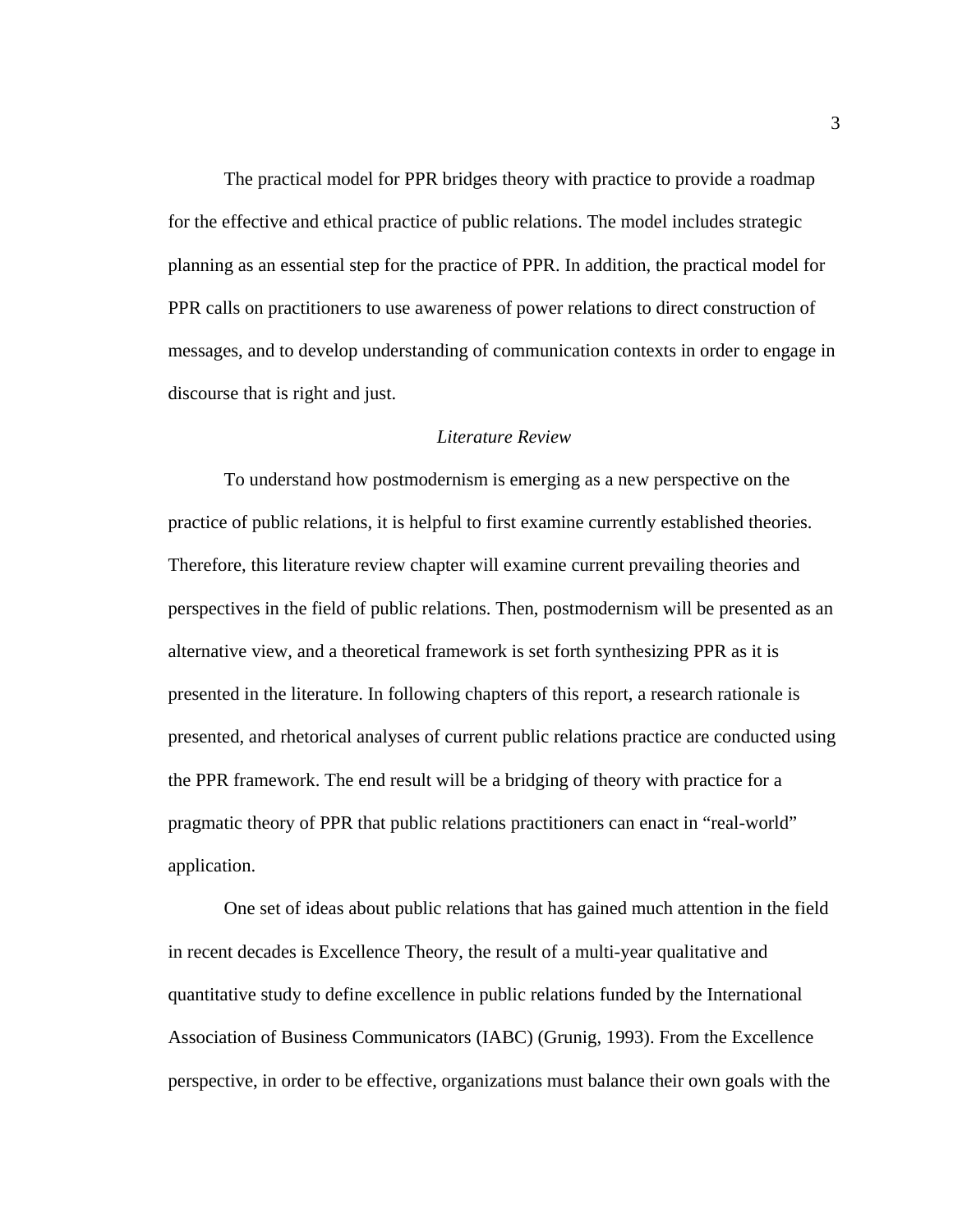The practical model for PPR bridges theory with practice to provide a roadmap for the effective and ethical practice of public relations. The model includes strategic planning as an essential step for the practice of PPR. In addition, the practical model for PPR calls on practitioners to use awareness of power relations to direct construction of messages, and to develop understanding of communication contexts in order to engage in discourse that is right and just.

## *Literature Review*

To understand how postmodernism is emerging as a new perspective on the practice of public relations, it is helpful to first examine currently established theories. Therefore, this literature review chapter will examine current prevailing theories and perspectives in the field of public relations. Then, postmodernism will be presented as an alternative view, and a theoretical framework is set forth synthesizing PPR as it is presented in the literature. In following chapters of this report, a research rationale is presented, and rhetorical analyses of current public relations practice are conducted using the PPR framework. The end result will be a bridging of theory with practice for a pragmatic theory of PPR that public relations practitioners can enact in "real-world" application.

One set of ideas about public relations that has gained much attention in the field in recent decades is Excellence Theory, the result of a multi-year qualitative and quantitative study to define excellence in public relations funded by the International Association of Business Communicators (IABC) (Grunig, 1993). From the Excellence perspective, in order to be effective, organizations must balance their own goals with the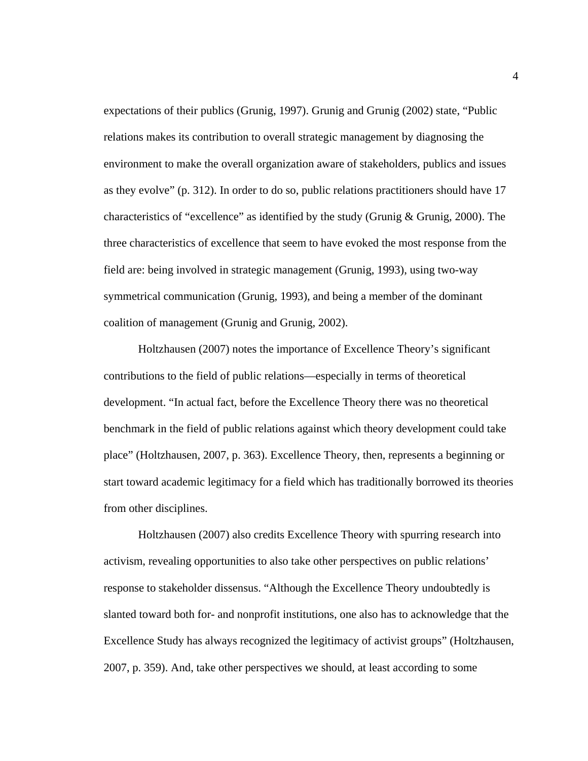expectations of their publics (Grunig, 1997). Grunig and Grunig (2002) state, “Public relations makes its contribution to overall strategic management by diagnosing the environment to make the overall organization aware of stakeholders, publics and issues as they evolve” (p. 312). In order to do so, public relations practitioners should have 17 characteristics of “excellence” as identified by the study (Grunig & Grunig, 2000). The three characteristics of excellence that seem to have evoked the most response from the field are: being involved in strategic management (Grunig, 1993), using two-way symmetrical communication (Grunig, 1993), and being a member of the dominant coalition of management (Grunig and Grunig, 2002).

Holtzhausen (2007) notes the importance of Excellence Theory’s significant contributions to the field of public relations—especially in terms of theoretical development. “In actual fact, before the Excellence Theory there was no theoretical benchmark in the field of public relations against which theory development could take place” (Holtzhausen, 2007, p. 363). Excellence Theory, then, represents a beginning or start toward academic legitimacy for a field which has traditionally borrowed its theories from other disciplines.

Holtzhausen (2007) also credits Excellence Theory with spurring research into activism, revealing opportunities to also take other perspectives on public relations’ response to stakeholder dissensus. “Although the Excellence Theory undoubtedly is slanted toward both for- and nonprofit institutions, one also has to acknowledge that the Excellence Study has always recognized the legitimacy of activist groups” (Holtzhausen, 2007, p. 359). And, take other perspectives we should, at least according to some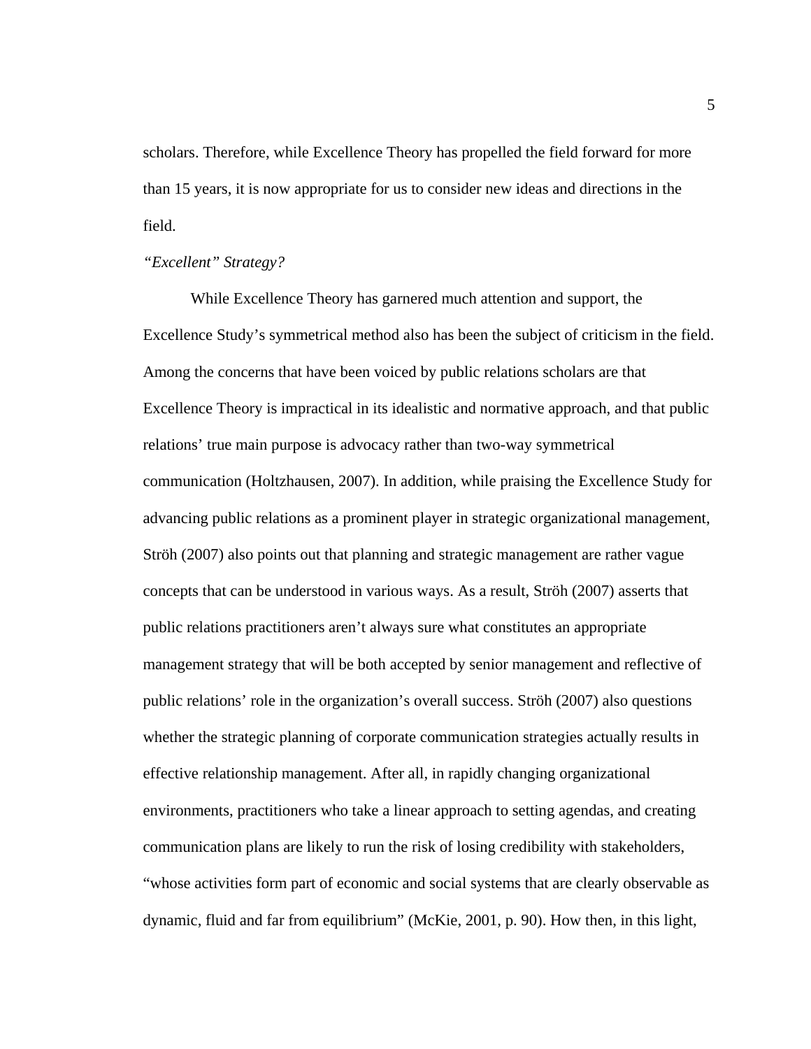scholars. Therefore, while Excellence Theory has propelled the field forward for more than 15 years, it is now appropriate for us to consider new ideas and directions in the field.

### *"Excellent" Strategy?*

While Excellence Theory has garnered much attention and support, the Excellence Study's symmetrical method also has been the subject of criticism in the field. Among the concerns that have been voiced by public relations scholars are that Excellence Theory is impractical in its idealistic and normative approach, and that public relations' true main purpose is advocacy rather than two-way symmetrical communication (Holtzhausen, 2007). In addition, while praising the Excellence Study for advancing public relations as a prominent player in strategic organizational management, Ströh (2007) also points out that planning and strategic management are rather vague concepts that can be understood in various ways. As a result, Ströh (2007) asserts that public relations practitioners aren't always sure what constitutes an appropriate management strategy that will be both accepted by senior management and reflective of public relations' role in the organization's overall success. Ströh (2007) also questions whether the strategic planning of corporate communication strategies actually results in effective relationship management. After all, in rapidly changing organizational environments, practitioners who take a linear approach to setting agendas, and creating communication plans are likely to run the risk of losing credibility with stakeholders, "whose activities form part of economic and social systems that are clearly observable as dynamic, fluid and far from equilibrium" (McKie, 2001, p. 90). How then, in this light,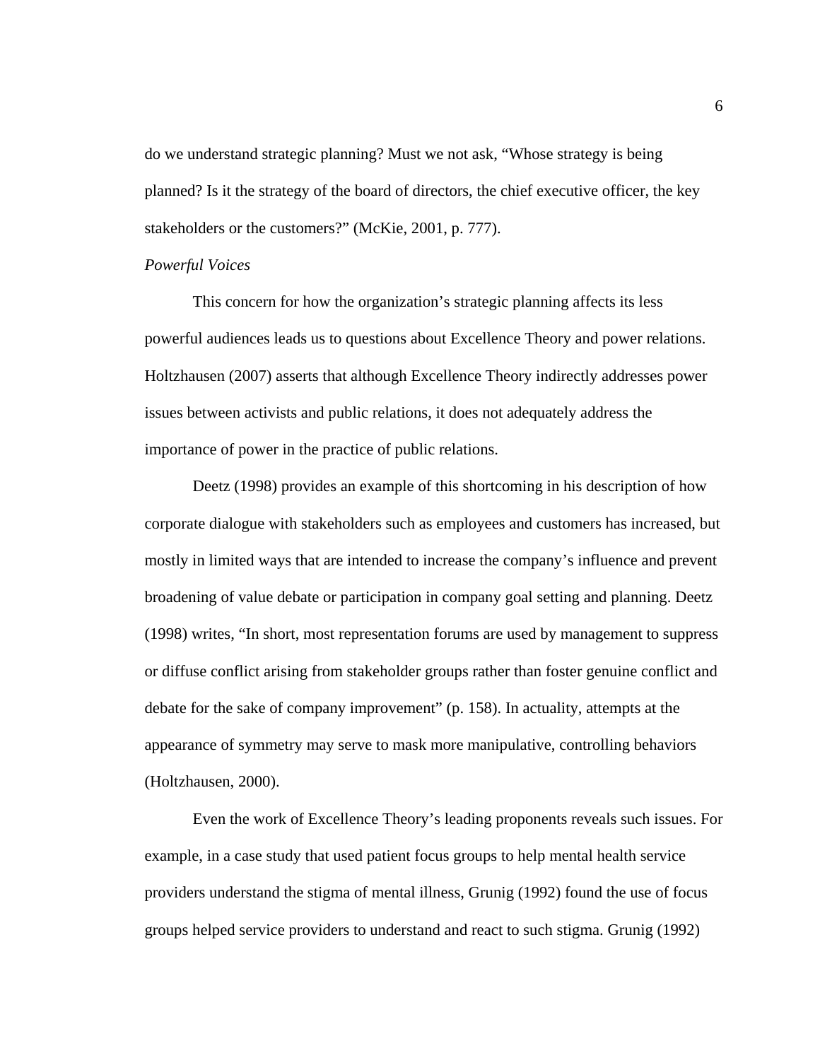do we understand strategic planning? Must we not ask, “Whose strategy is being planned? Is it the strategy of the board of directors, the chief executive officer, the key stakeholders or the customers?” (McKie, 2001, p. 777).

*Powerful Voices*

This concern for how the organization’s strategic planning affects its less powerful audiences leads us to questions about Excellence Theory and power relations. Holtzhausen (2007) asserts that although Excellence Theory indirectly addresses power issues between activists and public relations, it does not adequately address the importance of power in the practice of public relations.

Deetz (1998) provides an example of this shortcoming in his description of how corporate dialogue with stakeholders such as employees and customers has increased, but mostly in limited ways that are intended to increase the company’s influence and prevent broadening of value debate or participation in company goal setting and planning. Deetz (1998) writes, “In short, most representation forums are used by management to suppress or diffuse conflict arising from stakeholder groups rather than foster genuine conflict and debate for the sake of company improvement” (p. 158). In actuality, attempts at the appearance of symmetry may serve to mask more manipulative, controlling behaviors (Holtzhausen, 2000).

Even the work of Excellence Theory’s leading proponents reveals such issues. For example, in a case study that used patient focus groups to help mental health service providers understand the stigma of mental illness, Grunig (1992) found the use of focus groups helped service providers to understand and react to such stigma. Grunig (1992)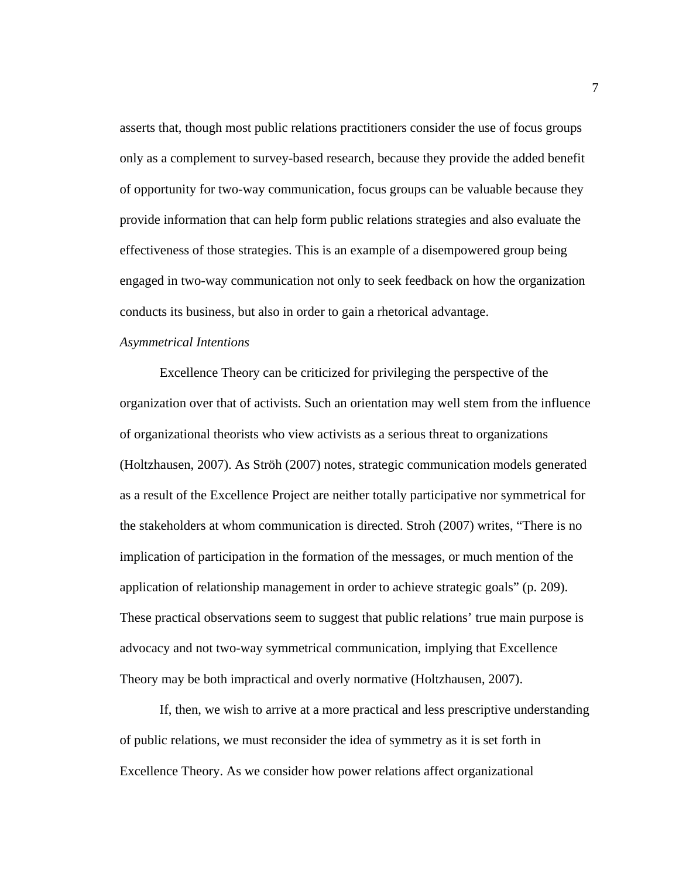asserts that, though most public relations practitioners consider the use of focus groups only as a complement to survey-based research, because they provide the added benefit of opportunity for two-way communication, focus groups can be valuable because they provide information that can help form public relations strategies and also evaluate the effectiveness of those strategies. This is an example of a disempowered group being engaged in two-way communication not only to seek feedback on how the organization conducts its business, but also in order to gain a rhetorical advantage.

*Asymmetrical Intentions*

Excellence Theory can be criticized for privileging the perspective of the organization over that of activists. Such an orientation may well stem from the influence of organizational theorists who view activists as a serious threat to organizations (Holtzhausen, 2007). As Ströh (2007) notes, strategic communication models generated as a result of the Excellence Project are neither totally participative nor symmetrical for the stakeholders at whom communication is directed. Stroh (2007) writes, “There is no implication of participation in the formation of the messages, or much mention of the application of relationship management in order to achieve strategic goals” (p. 209). These practical observations seem to suggest that public relations’ true main purpose is advocacy and not two-way symmetrical communication, implying that Excellence Theory may be both impractical and overly normative (Holtzhausen, 2007).

If, then, we wish to arrive at a more practical and less prescriptive understanding of public relations, we must reconsider the idea of symmetry as it is set forth in Excellence Theory. As we consider how power relations affect organizational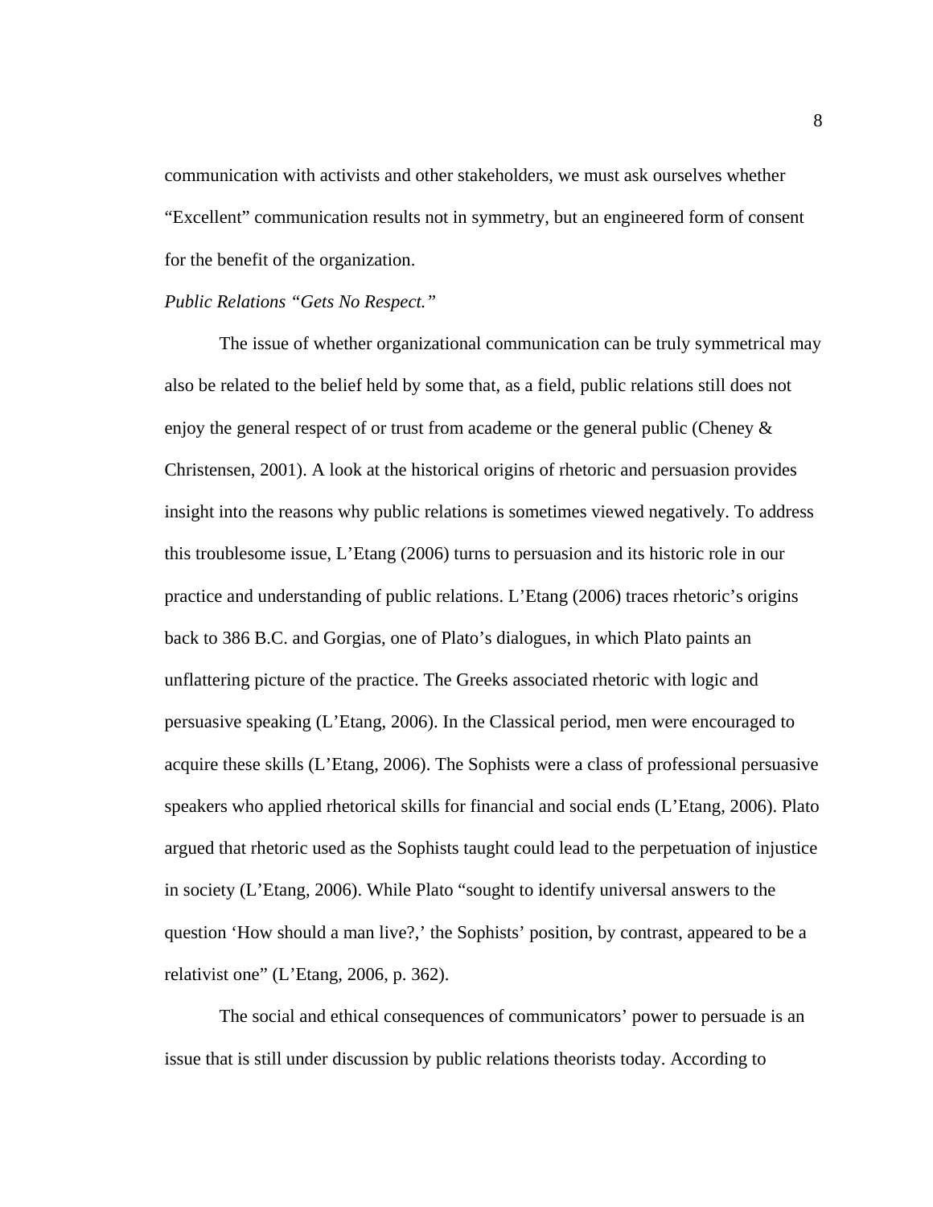communication with activists and other stakeholders, we must ask ourselves whether "Excellent" communication results not in symmetry, but an engineered form of consent for the benefit of the organization.

*Public Relations "Gets No Respect."*

The issue of whether organizational communication can be truly symmetrical may also be related to the belief held by some that, as a field, public relations still does not enjoy the general respect of or trust from academe or the general public (Cheney & Christensen, 2001). A look at the historical origins of rhetoric and persuasion provides insight into the reasons why public relations is sometimes viewed negatively. To address this troublesome issue, L'Etang (2006) turns to persuasion and its historic role in our practice and understanding of public relations. L'Etang (2006) traces rhetoric's origins back to 386 B.C. and Gorgias, one of Plato's dialogues, in which Plato paints an unflattering picture of the practice. The Greeks associated rhetoric with logic and persuasive speaking (L'Etang, 2006). In the Classical period, men were encouraged to acquire these skills (L'Etang, 2006). The Sophists were a class of professional persuasive speakers who applied rhetorical skills for financial and social ends (L'Etang, 2006). Plato argued that rhetoric used as the Sophists taught could lead to the perpetuation of injustice in society (L'Etang, 2006). While Plato "sought to identify universal answers to the question 'How should a man live?,' the Sophists' position, by contrast, appeared to be a relativist one" (L'Etang, 2006, p. 362).

The social and ethical consequences of communicators' power to persuade is an issue that is still under discussion by public relations theorists today. According to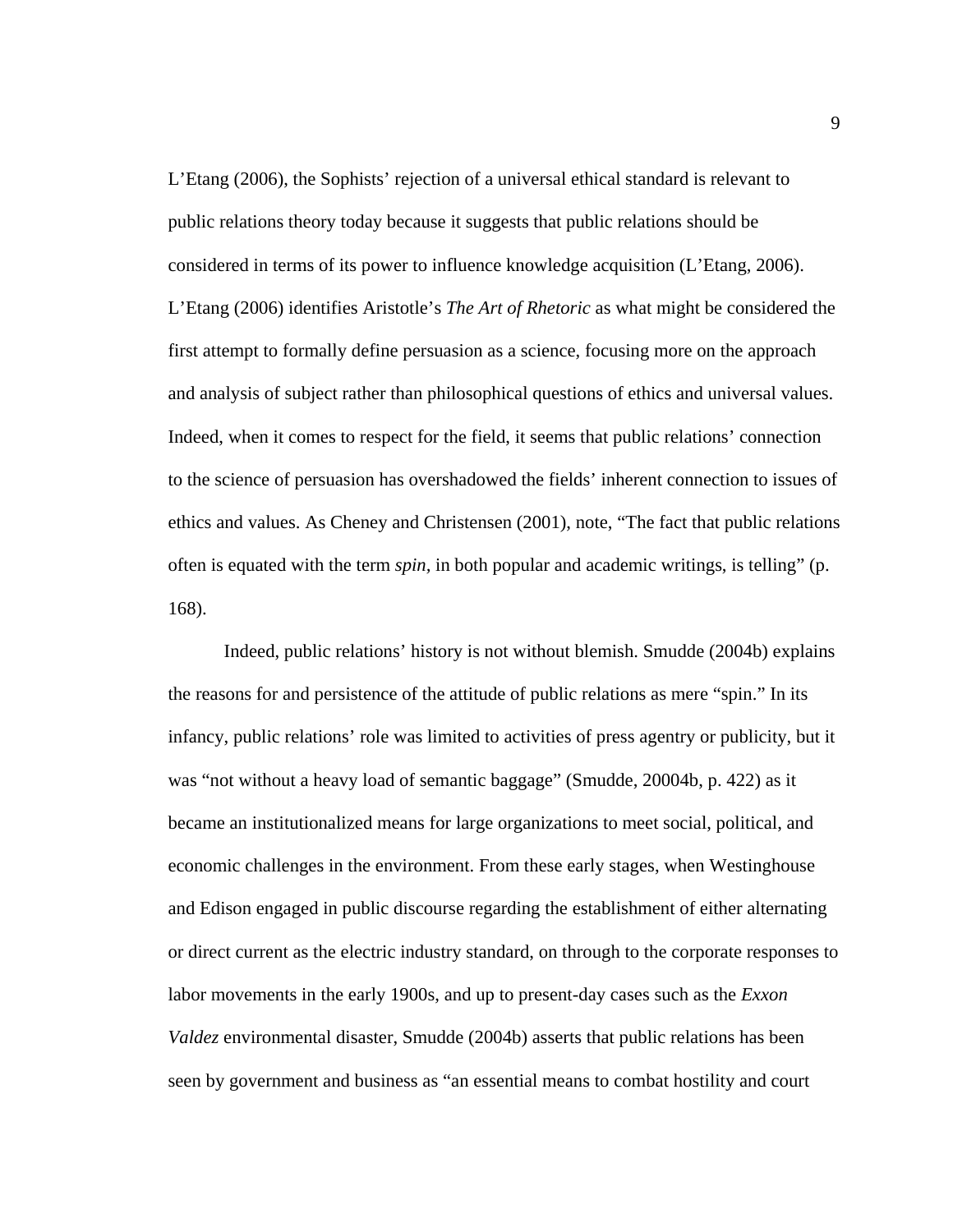L'Etang (2006), the Sophists' rejection of a universal ethical standard is relevant to public relations theory today because it suggests that public relations should be considered in terms of its power to influence knowledge acquisition (L'Etang, 2006). L'Etang (2006) identifies Aristotle's *The Art of Rhetoric* as what might be considered the first attempt to formally define persuasion as a science, focusing more on the approach and analysis of subject rather than philosophical questions of ethics and universal values. Indeed, when it comes to respect for the field, it seems that public relations' connection to the science of persuasion has overshadowed the fields' inherent connection to issues of ethics and values. As Cheney and Christensen (2001), note, "The fact that public relations often is equated with the term *spin,* in both popular and academic writings, is telling" (p. 168).

Indeed, public relations' history is not without blemish. Smudde (2004b) explains the reasons for and persistence of the attitude of public relations as mere "spin." In its infancy, public relations' role was limited to activities of press agentry or publicity, but it was "not without a heavy load of semantic baggage" (Smudde, 20004b, p. 422) as it became an institutionalized means for large organizations to meet social, political, and economic challenges in the environment. From these early stages, when Westinghouse and Edison engaged in public discourse regarding the establishment of either alternating or direct current as the electric industry standard, on through to the corporate responses to labor movements in the early 1900s, and up to present-day cases such as the *Exxon Valdez* environmental disaster, Smudde (2004b) asserts that public relations has been seen by government and business as "an essential means to combat hostility and court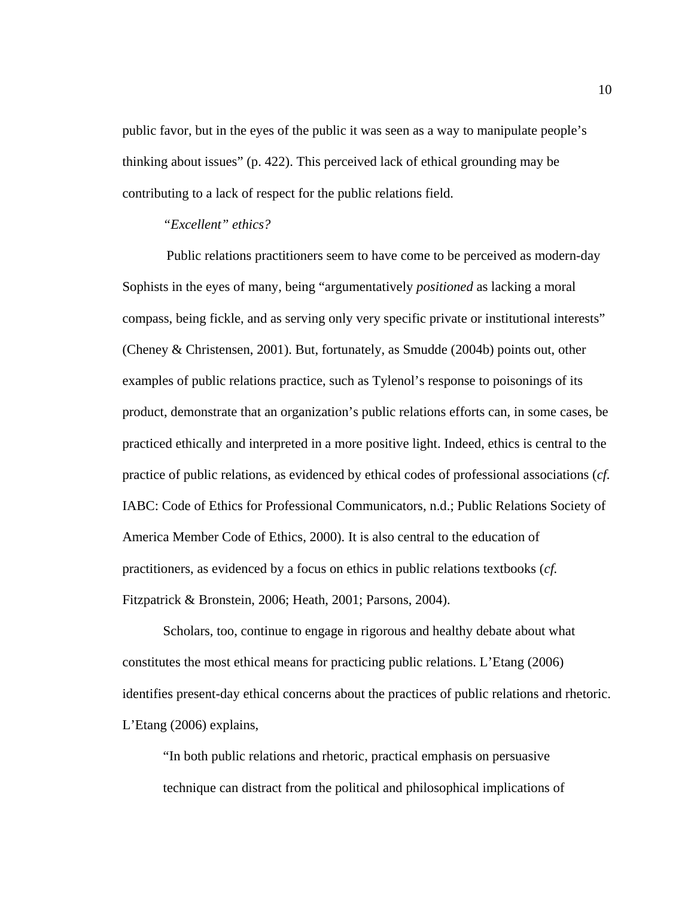public favor, but in the eyes of the public it was seen as a way to manipulate people's thinking about issues" (p. 422). This perceived lack of ethical grounding may be contributing to a lack of respect for the public relations field.

### *"Excellent" ethics?*

Public relations practitioners seem to have come to be perceived as modern-day Sophists in the eyes of many, being "argumentatively *positioned* as lacking a moral compass, being fickle, and as serving only very specific private or institutional interests" (Cheney & Christensen, 2001). But, fortunately, as Smudde (2004b) points out, other examples of public relations practice, such as Tylenol's response to poisonings of its product, demonstrate that an organization's public relations efforts can, in some cases, be practiced ethically and interpreted in a more positive light. Indeed, ethics is central to the practice of public relations, as evidenced by ethical codes of professional associations (*cf.* IABC: Code of Ethics for Professional Communicators, n.d.; Public Relations Society of America Member Code of Ethics, 2000). It is also central to the education of practitioners, as evidenced by a focus on ethics in public relations textbooks (*cf.* Fitzpatrick & Bronstein, 2006; Heath, 2001; Parsons, 2004).

Scholars, too, continue to engage in rigorous and healthy debate about what constitutes the most ethical means for practicing public relations. L'Etang (2006) identifies present-day ethical concerns about the practices of public relations and rhetoric. L'Etang (2006) explains,

> "In both public relations and rhetoric, practical emphasis on persuasive technique can distract from the political and philosophical implications of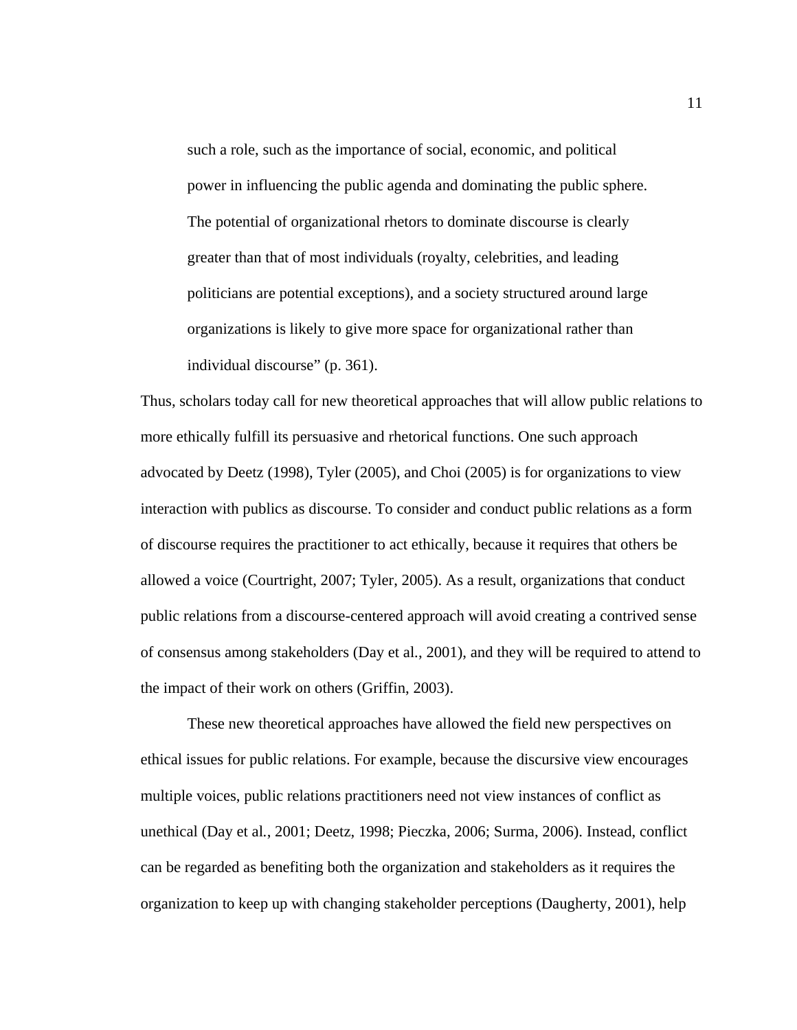> such a role, such as the importance of social, economic, and political power in influencing the public agenda and dominating the public sphere. The potential of organizational rhetors to dominate discourse is clearly greater than that of most individuals (royalty, celebrities, and leading politicians are potential exceptions), and a society structured around large organizations is likely to give more space for organizational rather than individual discourse" (p. 361).

Thus, scholars today call for new theoretical approaches that will allow public relations to more ethically fulfill its persuasive and rhetorical functions. One such approach advocated by Deetz (1998), Tyler (2005), and Choi (2005) is for organizations to view interaction with publics as discourse. To consider and conduct public relations as a form of discourse requires the practitioner to act ethically, because it requires that others be allowed a voice (Courtright, 2007; Tyler, 2005). As a result, organizations that conduct public relations from a discourse-centered approach will avoid creating a contrived sense of consensus among stakeholders (Day et al., 2001), and they will be required to attend to the impact of their work on others (Griffin, 2003).

These new theoretical approaches have allowed the field new perspectives on ethical issues for public relations. For example, because the discursive view encourages multiple voices, public relations practitioners need not view instances of conflict as unethical (Day et al., 2001; Deetz, 1998; Pieczka, 2006; Surma, 2006). Instead, conflict can be regarded as benefiting both the organization and stakeholders as it requires the organization to keep up with changing stakeholder perceptions (Daugherty, 2001), help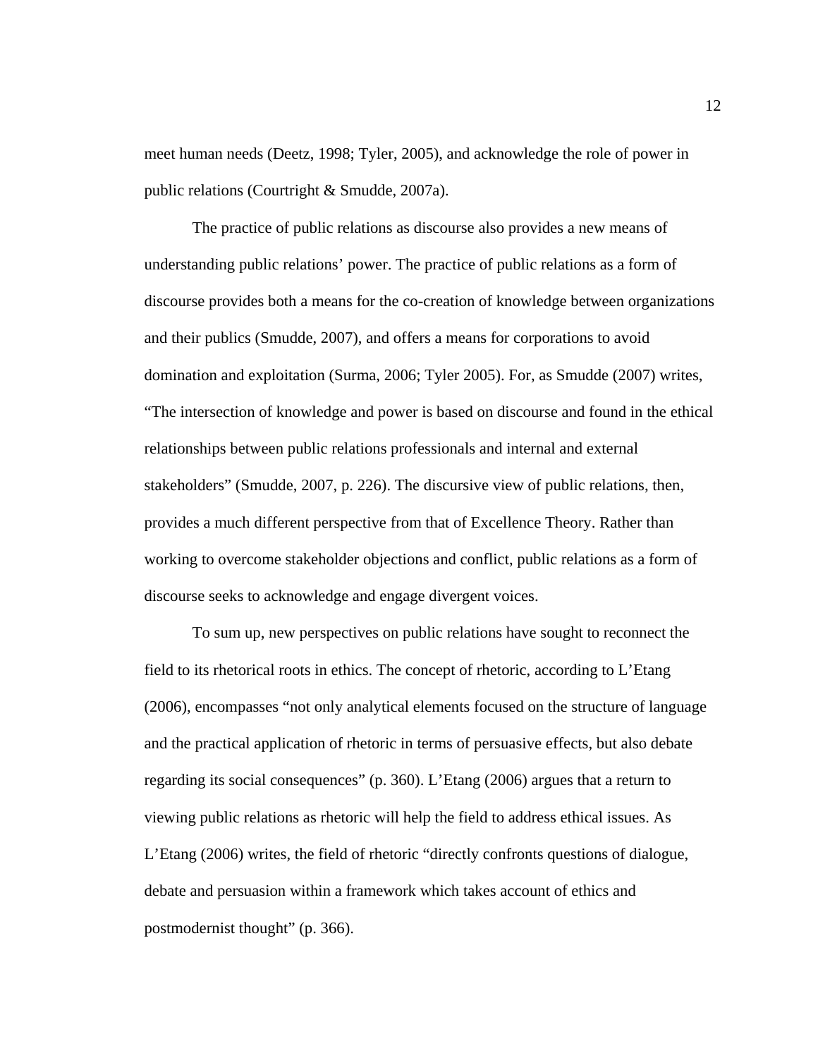meet human needs (Deetz, 1998; Tyler, 2005), and acknowledge the role of power in public relations (Courtright & Smudde, 2007a).

The practice of public relations as discourse also provides a new means of understanding public relations' power. The practice of public relations as a form of discourse provides both a means for the co-creation of knowledge between organizations and their publics (Smudde, 2007), and offers a means for corporations to avoid domination and exploitation (Surma, 2006; Tyler 2005). For, as Smudde (2007) writes, "The intersection of knowledge and power is based on discourse and found in the ethical relationships between public relations professionals and internal and external stakeholders" (Smudde, 2007, p. 226). The discursive view of public relations, then, provides a much different perspective from that of Excellence Theory. Rather than working to overcome stakeholder objections and conflict, public relations as a form of discourse seeks to acknowledge and engage divergent voices.

To sum up, new perspectives on public relations have sought to reconnect the field to its rhetorical roots in ethics. The concept of rhetoric, according to L'Etang (2006), encompasses "not only analytical elements focused on the structure of language and the practical application of rhetoric in terms of persuasive effects, but also debate regarding its social consequences" (p. 360). L'Etang (2006) argues that a return to viewing public relations as rhetoric will help the field to address ethical issues. As L'Etang (2006) writes, the field of rhetoric "directly confronts questions of dialogue, debate and persuasion within a framework which takes account of ethics and postmodernist thought" (p. 366).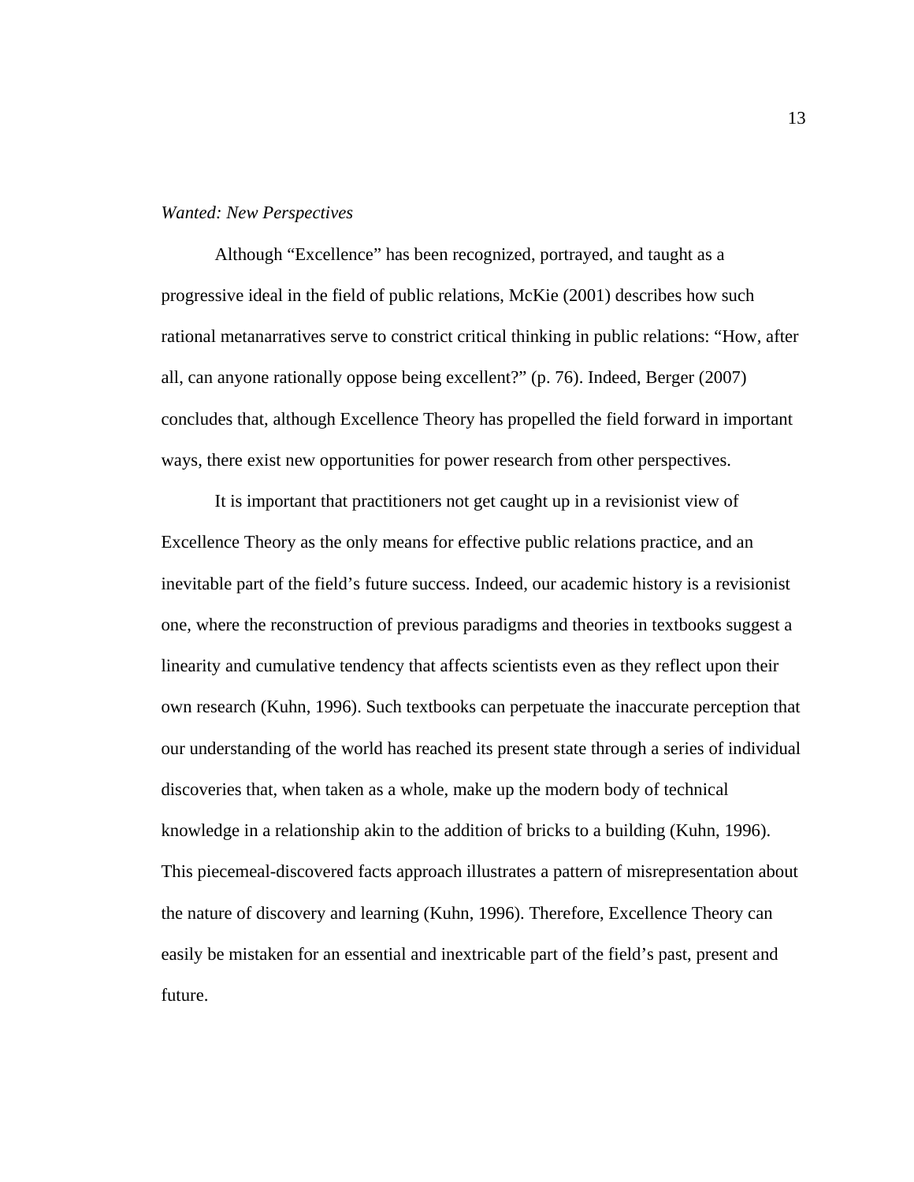*Wanted: New Perspectives*

Although “Excellence” has been recognized, portrayed, and taught as a progressive ideal in the field of public relations, McKie (2001) describes how such rational metanarratives serve to constrict critical thinking in public relations: “How, after all, can anyone rationally oppose being excellent?” (p. 76). Indeed, Berger (2007) concludes that, although Excellence Theory has propelled the field forward in important ways, there exist new opportunities for power research from other perspectives.

It is important that practitioners not get caught up in a revisionist view of Excellence Theory as the only means for effective public relations practice, and an inevitable part of the field’s future success. Indeed, our academic history is a revisionist one, where the reconstruction of previous paradigms and theories in textbooks suggest a linearity and cumulative tendency that affects scientists even as they reflect upon their own research (Kuhn, 1996). Such textbooks can perpetuate the inaccurate perception that our understanding of the world has reached its present state through a series of individual discoveries that, when taken as a whole, make up the modern body of technical knowledge in a relationship akin to the addition of bricks to a building (Kuhn, 1996). This piecemeal-discovered facts approach illustrates a pattern of misrepresentation about the nature of discovery and learning (Kuhn, 1996). Therefore, Excellence Theory can easily be mistaken for an essential and inextricable part of the field’s past, present and future.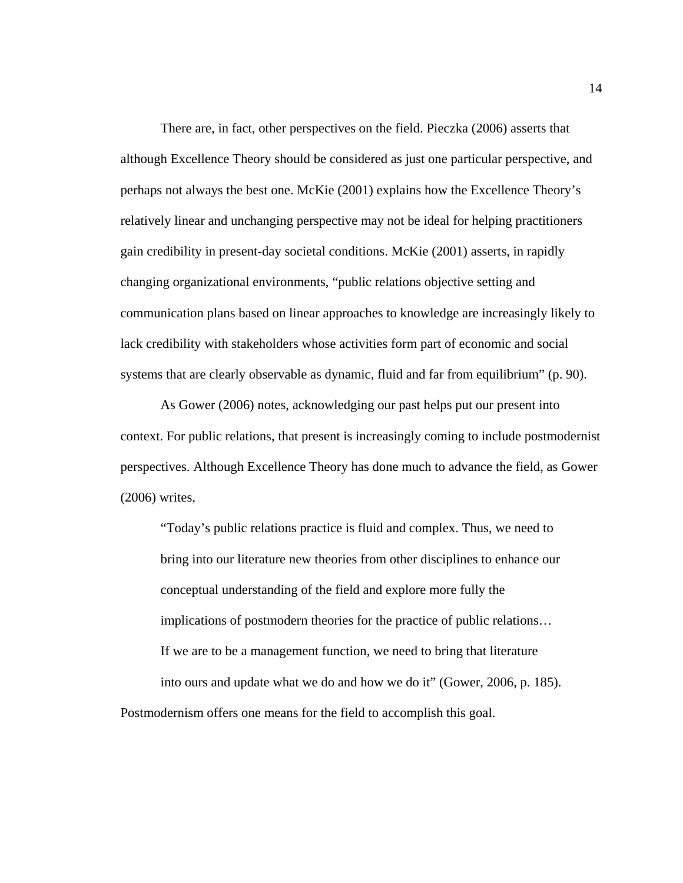There are, in fact, other perspectives on the field. Pieczka (2006) asserts that although Excellence Theory should be considered as just one particular perspective, and perhaps not always the best one. McKie (2001) explains how the Excellence Theory's relatively linear and unchanging perspective may not be ideal for helping practitioners gain credibility in present-day societal conditions. McKie (2001) asserts, in rapidly changing organizational environments, "public relations objective setting and communication plans based on linear approaches to knowledge are increasingly likely to lack credibility with stakeholders whose activities form part of economic and social systems that are clearly observable as dynamic, fluid and far from equilibrium" (p. 90).

As Gower (2006) notes, acknowledging our past helps put our present into context. For public relations, that present is increasingly coming to include postmodernist perspectives. Although Excellence Theory has done much to advance the field, as Gower (2006) writes,

> "Today's public relations practice is fluid and complex. Thus, we need to bring into our literature new theories from other disciplines to enhance our conceptual understanding of the field and explore more fully the implications of postmodern theories for the practice of public relations… If we are to be a management function, we need to bring that literature into ours and update what we do and how we do it" (Gower, 2006, p. 185).

Postmodernism offers one means for the field to accomplish this goal.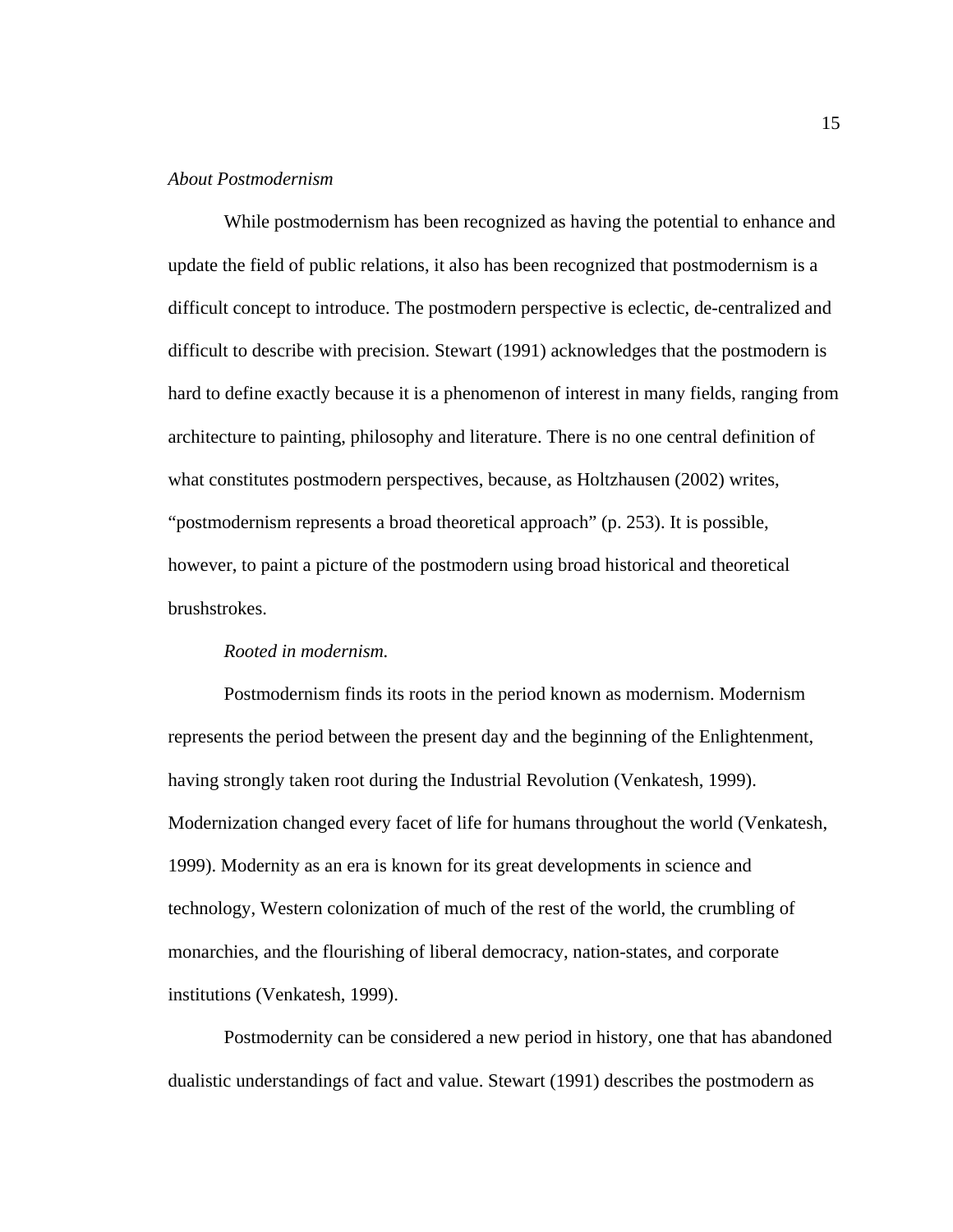*About Postmodernism*

While postmodernism has been recognized as having the potential to enhance and update the field of public relations, it also has been recognized that postmodernism is a difficult concept to introduce. The postmodern perspective is eclectic, de-centralized and difficult to describe with precision. Stewart (1991) acknowledges that the postmodern is hard to define exactly because it is a phenomenon of interest in many fields, ranging from architecture to painting, philosophy and literature. There is no one central definition of what constitutes postmodern perspectives, because, as Holtzhausen (2002) writes, "postmodernism represents a broad theoretical approach" (p. 253). It is possible, however, to paint a picture of the postmodern using broad historical and theoretical brushstrokes.

*Rooted in modernism.*

Postmodernism finds its roots in the period known as modernism. Modernism represents the period between the present day and the beginning of the Enlightenment, having strongly taken root during the Industrial Revolution (Venkatesh, 1999). Modernization changed every facet of life for humans throughout the world (Venkatesh, 1999). Modernity as an era is known for its great developments in science and technology, Western colonization of much of the rest of the world, the crumbling of monarchies, and the flourishing of liberal democracy, nation-states, and corporate institutions (Venkatesh, 1999).

Postmodernity can be considered a new period in history, one that has abandoned dualistic understandings of fact and value. Stewart (1991) describes the postmodern as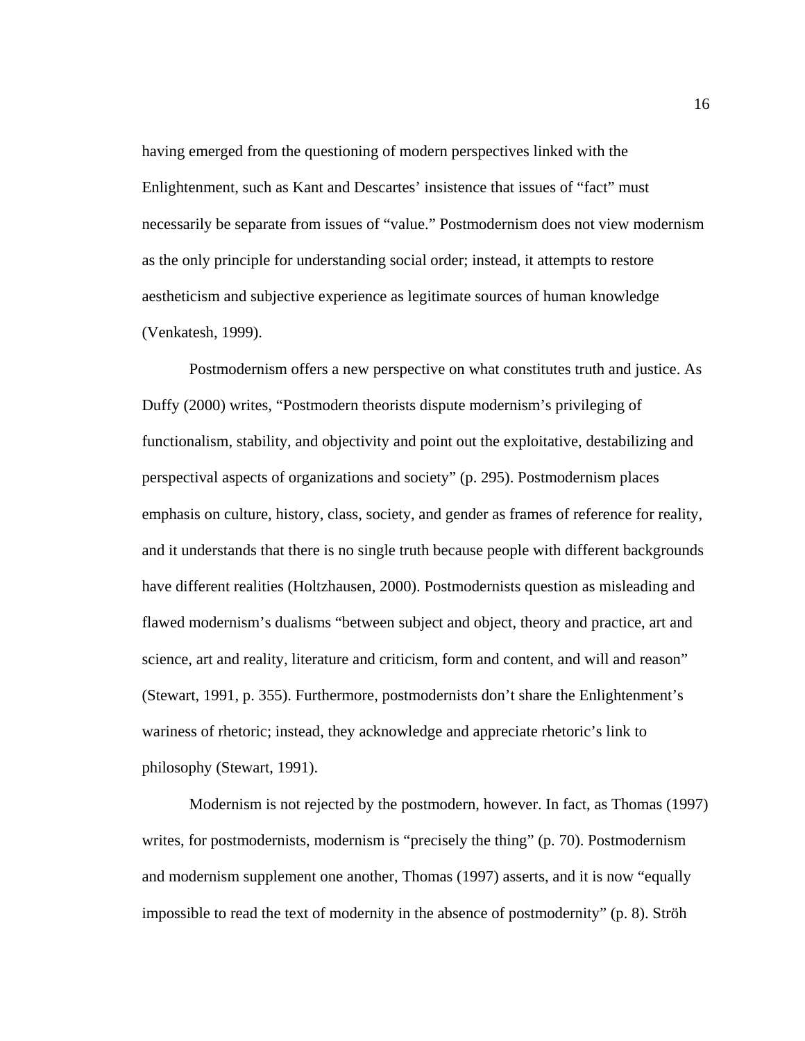having emerged from the questioning of modern perspectives linked with the Enlightenment, such as Kant and Descartes' insistence that issues of "fact" must necessarily be separate from issues of "value." Postmodernism does not view modernism as the only principle for understanding social order; instead, it attempts to restore aestheticism and subjective experience as legitimate sources of human knowledge (Venkatesh, 1999).

Postmodernism offers a new perspective on what constitutes truth and justice. As Duffy (2000) writes, "Postmodern theorists dispute modernism's privileging of functionalism, stability, and objectivity and point out the exploitative, destabilizing and perspectival aspects of organizations and society" (p. 295). Postmodernism places emphasis on culture, history, class, society, and gender as frames of reference for reality, and it understands that there is no single truth because people with different backgrounds have different realities (Holtzhausen, 2000). Postmodernists question as misleading and flawed modernism's dualisms "between subject and object, theory and practice, art and science, art and reality, literature and criticism, form and content, and will and reason" (Stewart, 1991, p. 355). Furthermore, postmodernists don't share the Enlightenment's wariness of rhetoric; instead, they acknowledge and appreciate rhetoric's link to philosophy (Stewart, 1991).

Modernism is not rejected by the postmodern, however. In fact, as Thomas (1997) writes, for postmodernists, modernism is "precisely the thing" (p. 70). Postmodernism and modernism supplement one another, Thomas (1997) asserts, and it is now "equally impossible to read the text of modernity in the absence of postmodernity" (p. 8). Ströh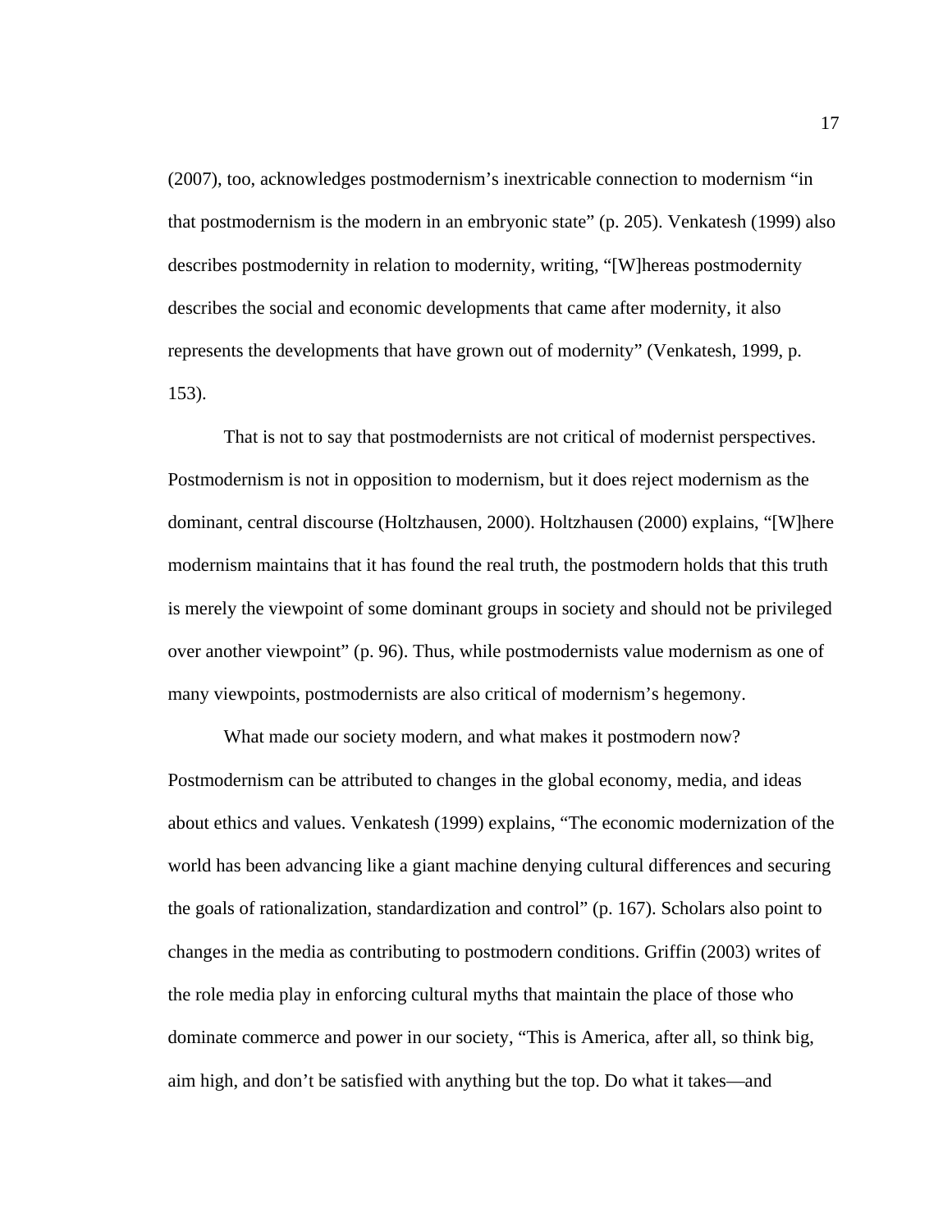(2007), too, acknowledges postmodernism's inextricable connection to modernism "in that postmodernism is the modern in an embryonic state" (p. 205). Venkatesh (1999) also describes postmodernity in relation to modernity, writing, "[W]hereas postmodernity describes the social and economic developments that came after modernity, it also represents the developments that have grown out of modernity" (Venkatesh, 1999, p. 153).

That is not to say that postmodernists are not critical of modernist perspectives. Postmodernism is not in opposition to modernism, but it does reject modernism as the dominant, central discourse (Holtzhausen, 2000). Holtzhausen (2000) explains, "[W]here modernism maintains that it has found the real truth, the postmodern holds that this truth is merely the viewpoint of some dominant groups in society and should not be privileged over another viewpoint" (p. 96). Thus, while postmodernists value modernism as one of many viewpoints, postmodernists are also critical of modernism's hegemony.

What made our society modern, and what makes it postmodern now? Postmodernism can be attributed to changes in the global economy, media, and ideas about ethics and values. Venkatesh (1999) explains, "The economic modernization of the world has been advancing like a giant machine denying cultural differences and securing the goals of rationalization, standardization and control" (p. 167). Scholars also point to changes in the media as contributing to postmodern conditions. Griffin (2003) writes of the role media play in enforcing cultural myths that maintain the place of those who dominate commerce and power in our society, "This is America, after all, so think big, aim high, and don't be satisfied with anything but the top. Do what it takes—and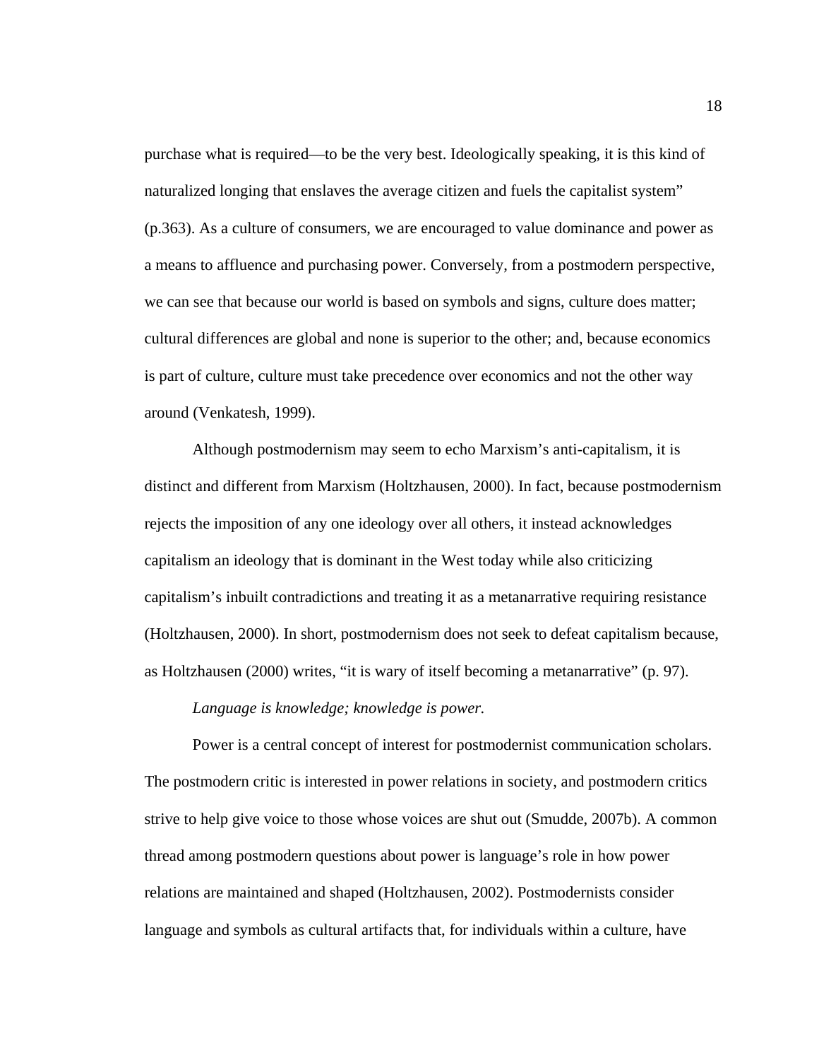purchase what is required—to be the very best. Ideologically speaking, it is this kind of naturalized longing that enslaves the average citizen and fuels the capitalist system" (p.363). As a culture of consumers, we are encouraged to value dominance and power as a means to affluence and purchasing power. Conversely, from a postmodern perspective, we can see that because our world is based on symbols and signs, culture does matter; cultural differences are global and none is superior to the other; and, because economics is part of culture, culture must take precedence over economics and not the other way around (Venkatesh, 1999).

Although postmodernism may seem to echo Marxism's anti-capitalism, it is distinct and different from Marxism (Holtzhausen, 2000). In fact, because postmodernism rejects the imposition of any one ideology over all others, it instead acknowledges capitalism an ideology that is dominant in the West today while also criticizing capitalism's inbuilt contradictions and treating it as a metanarrative requiring resistance (Holtzhausen, 2000). In short, postmodernism does not seek to defeat capitalism because, as Holtzhausen (2000) writes, "it is wary of itself becoming a metanarrative" (p. 97).

*Language is knowledge; knowledge is power.*

Power is a central concept of interest for postmodernist communication scholars. The postmodern critic is interested in power relations in society, and postmodern critics strive to help give voice to those whose voices are shut out (Smudde, 2007b). A common thread among postmodern questions about power is language's role in how power relations are maintained and shaped (Holtzhausen, 2002). Postmodernists consider language and symbols as cultural artifacts that, for individuals within a culture, have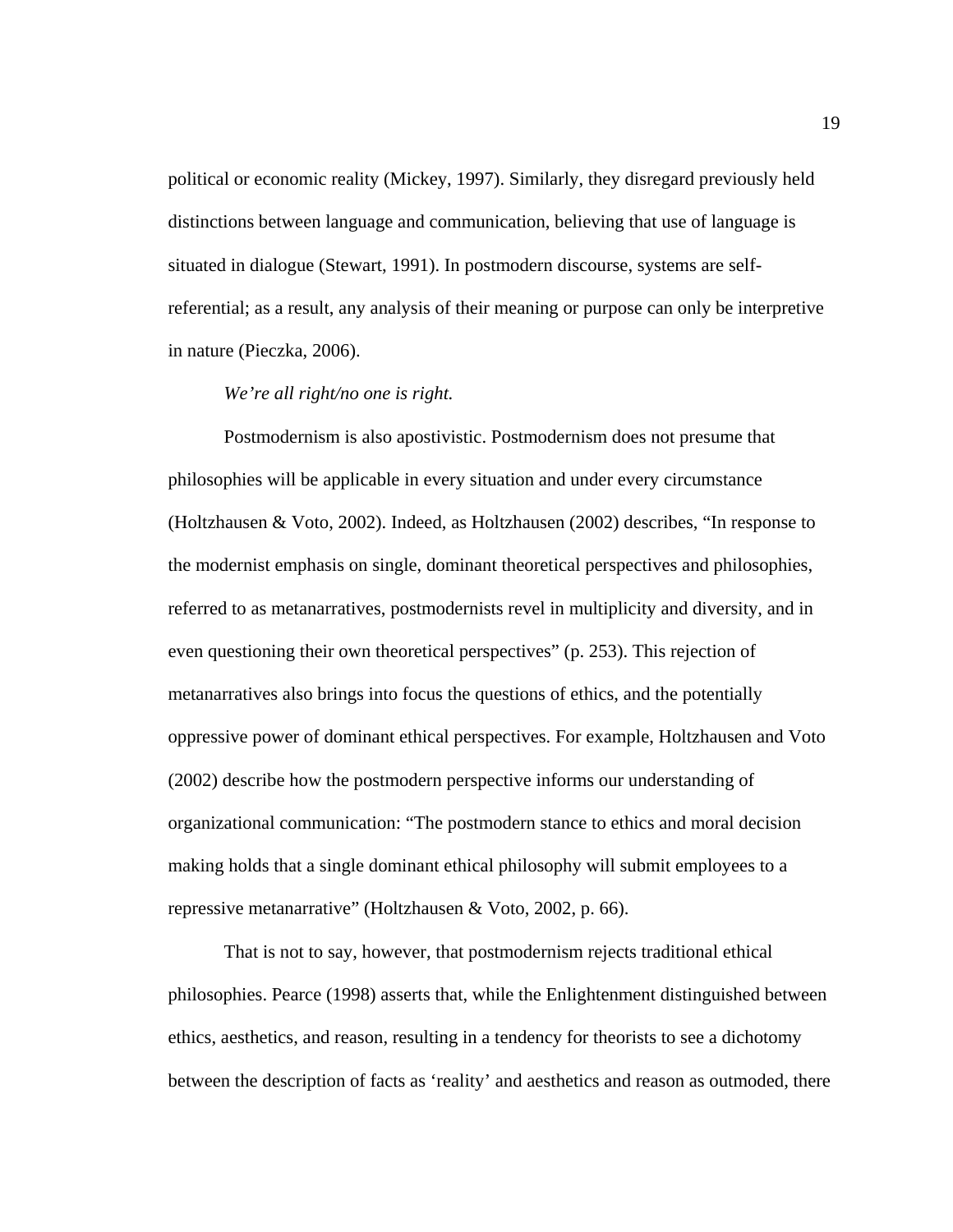political or economic reality (Mickey, 1997). Similarly, they disregard previously held distinctions between language and communication, believing that use of language is situated in dialogue (Stewart, 1991). In postmodern discourse, systems are self-referential; as a result, any analysis of their meaning or purpose can only be interpretive in nature (Pieczka, 2006).

*We're all right/no one is right.*

Postmodernism is also apostivistic. Postmodernism does not presume that philosophies will be applicable in every situation and under every circumstance (Holtzhausen & Voto, 2002). Indeed, as Holtzhausen (2002) describes, "In response to the modernist emphasis on single, dominant theoretical perspectives and philosophies, referred to as metanarratives, postmodernists revel in multiplicity and diversity, and in even questioning their own theoretical perspectives" (p. 253). This rejection of metanarratives also brings into focus the questions of ethics, and the potentially oppressive power of dominant ethical perspectives. For example, Holtzhausen and Voto (2002) describe how the postmodern perspective informs our understanding of organizational communication: "The postmodern stance to ethics and moral decision making holds that a single dominant ethical philosophy will submit employees to a repressive metanarrative" (Holtzhausen & Voto, 2002, p. 66).

That is not to say, however, that postmodernism rejects traditional ethical philosophies. Pearce (1998) asserts that, while the Enlightenment distinguished between ethics, aesthetics, and reason, resulting in a tendency for theorists to see a dichotomy between the description of facts as 'reality' and aesthetics and reason as outmoded, there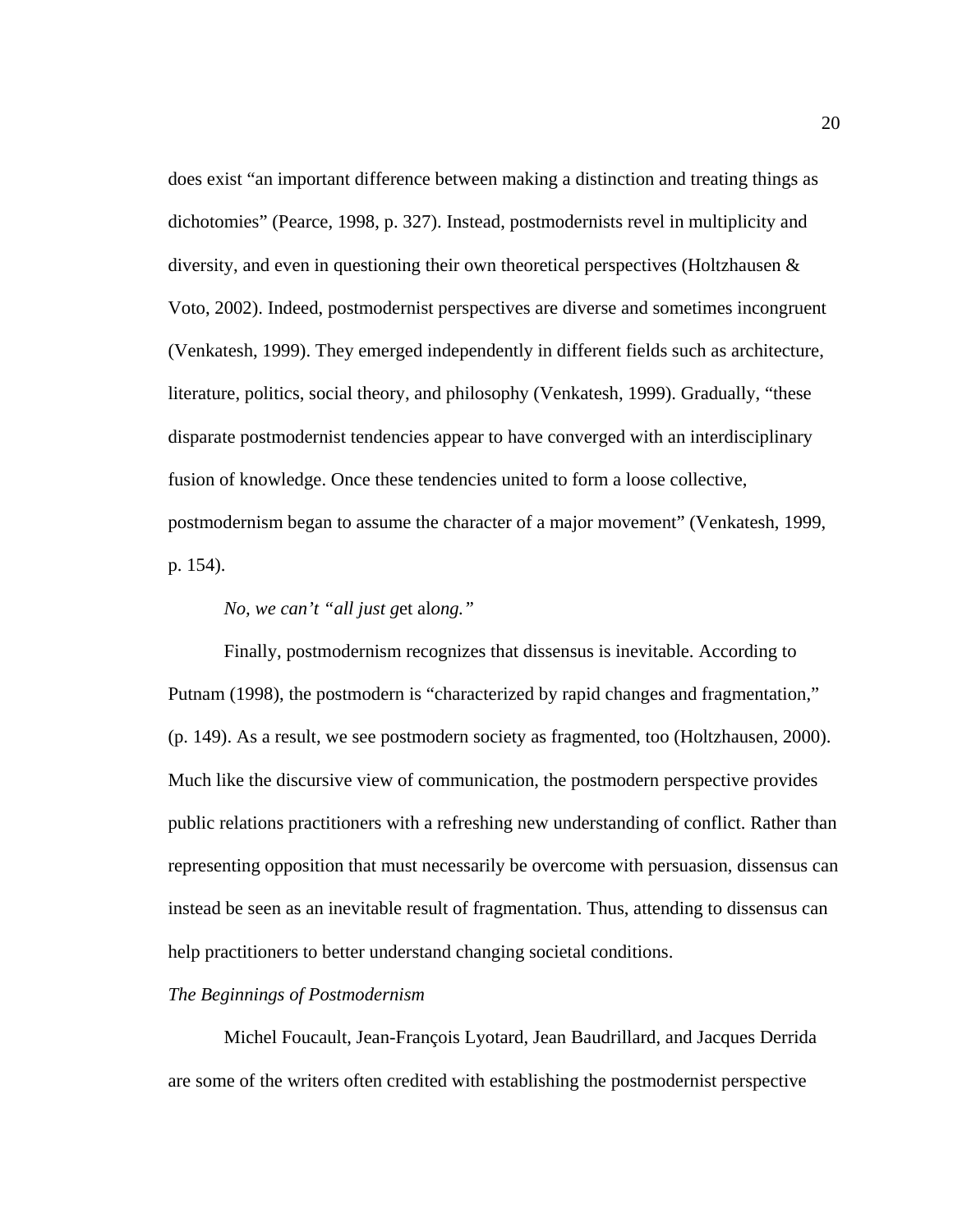does exist "an important difference between making a distinction and treating things as dichotomies" (Pearce, 1998, p. 327). Instead, postmodernists revel in multiplicity and diversity, and even in questioning their own theoretical perspectives (Holtzhausen & Voto, 2002). Indeed, postmodernist perspectives are diverse and sometimes incongruent (Venkatesh, 1999). They emerged independently in different fields such as architecture, literature, politics, social theory, and philosophy (Venkatesh, 1999). Gradually, "these disparate postmodernist tendencies appear to have converged with an interdisciplinary fusion of knowledge. Once these tendencies united to form a loose collective, postmodernism began to assume the character of a major movement" (Venkatesh, 1999, p. 154).

*No, we can't "all just get along."*

Finally, postmodernism recognizes that dissensus is inevitable. According to Putnam (1998), the postmodern is "characterized by rapid changes and fragmentation," (p. 149). As a result, we see postmodern society as fragmented, too (Holtzhausen, 2000). Much like the discursive view of communication, the postmodern perspective provides public relations practitioners with a refreshing new understanding of conflict. Rather than representing opposition that must necessarily be overcome with persuasion, dissensus can instead be seen as an inevitable result of fragmentation. Thus, attending to dissensus can help practitioners to better understand changing societal conditions.

*The Beginnings of Postmodernism*

Michel Foucault, Jean-François Lyotard, Jean Baudrillard, and Jacques Derrida are some of the writers often credited with establishing the postmodernist perspective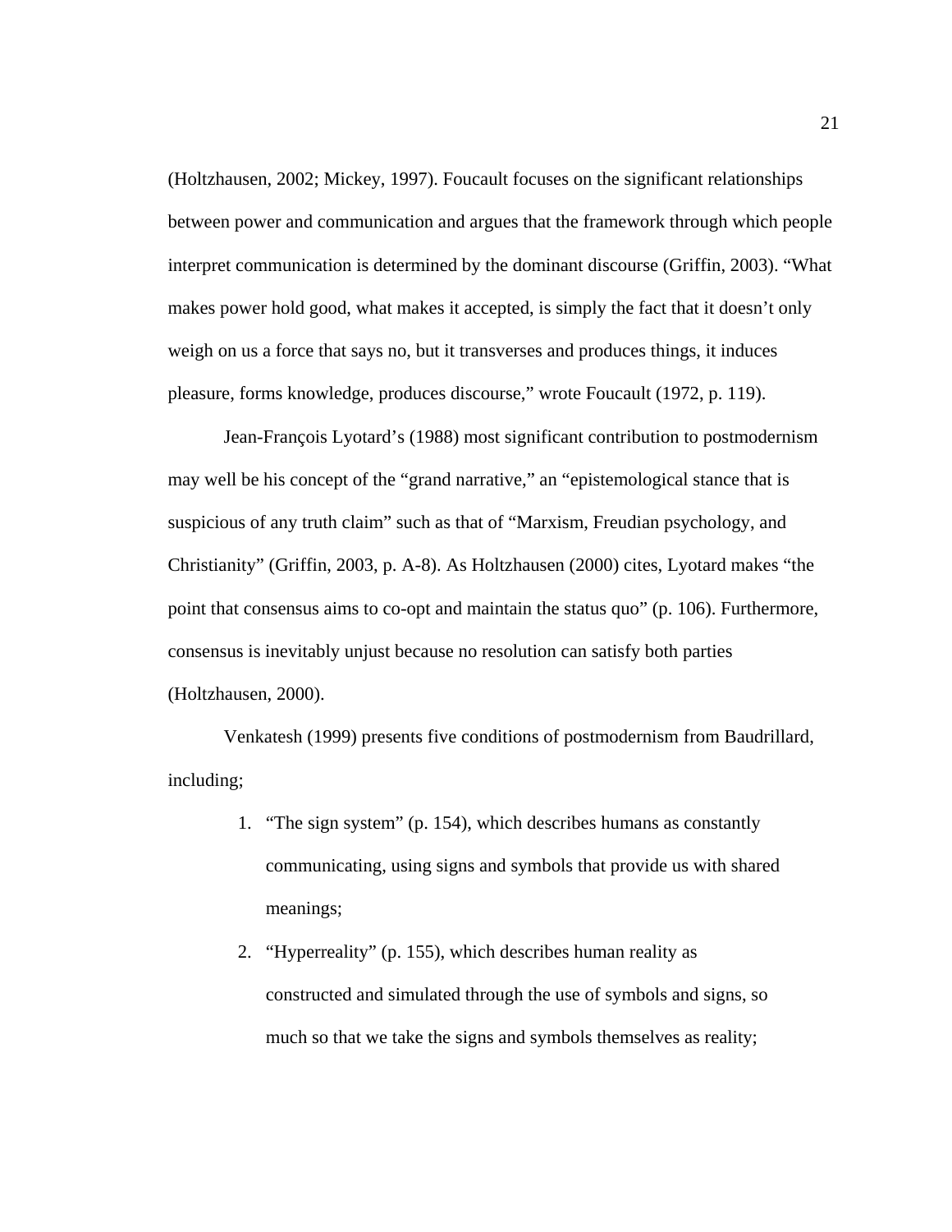(Holtzhausen, 2002; Mickey, 1997). Foucault focuses on the significant relationships between power and communication and argues that the framework through which people interpret communication is determined by the dominant discourse (Griffin, 2003). "What makes power hold good, what makes it accepted, is simply the fact that it doesn't only weigh on us a force that says no, but it transverses and produces things, it induces pleasure, forms knowledge, produces discourse," wrote Foucault (1972, p. 119).

Jean-François Lyotard's (1988) most significant contribution to postmodernism may well be his concept of the "grand narrative," an "epistemological stance that is suspicious of any truth claim" such as that of "Marxism, Freudian psychology, and Christianity" (Griffin, 2003, p. A-8). As Holtzhausen (2000) cites, Lyotard makes "the point that consensus aims to co-opt and maintain the status quo" (p. 106). Furthermore, consensus is inevitably unjust because no resolution can satisfy both parties (Holtzhausen, 2000).

Venkatesh (1999) presents five conditions of postmodernism from Baudrillard, including;

1. "The sign system" (p. 154), which describes humans as constantly communicating, using signs and symbols that provide us with shared meanings;
2. "Hyperreality" (p. 155), which describes human reality as constructed and simulated through the use of symbols and signs, so much so that we take the signs and symbols themselves as reality;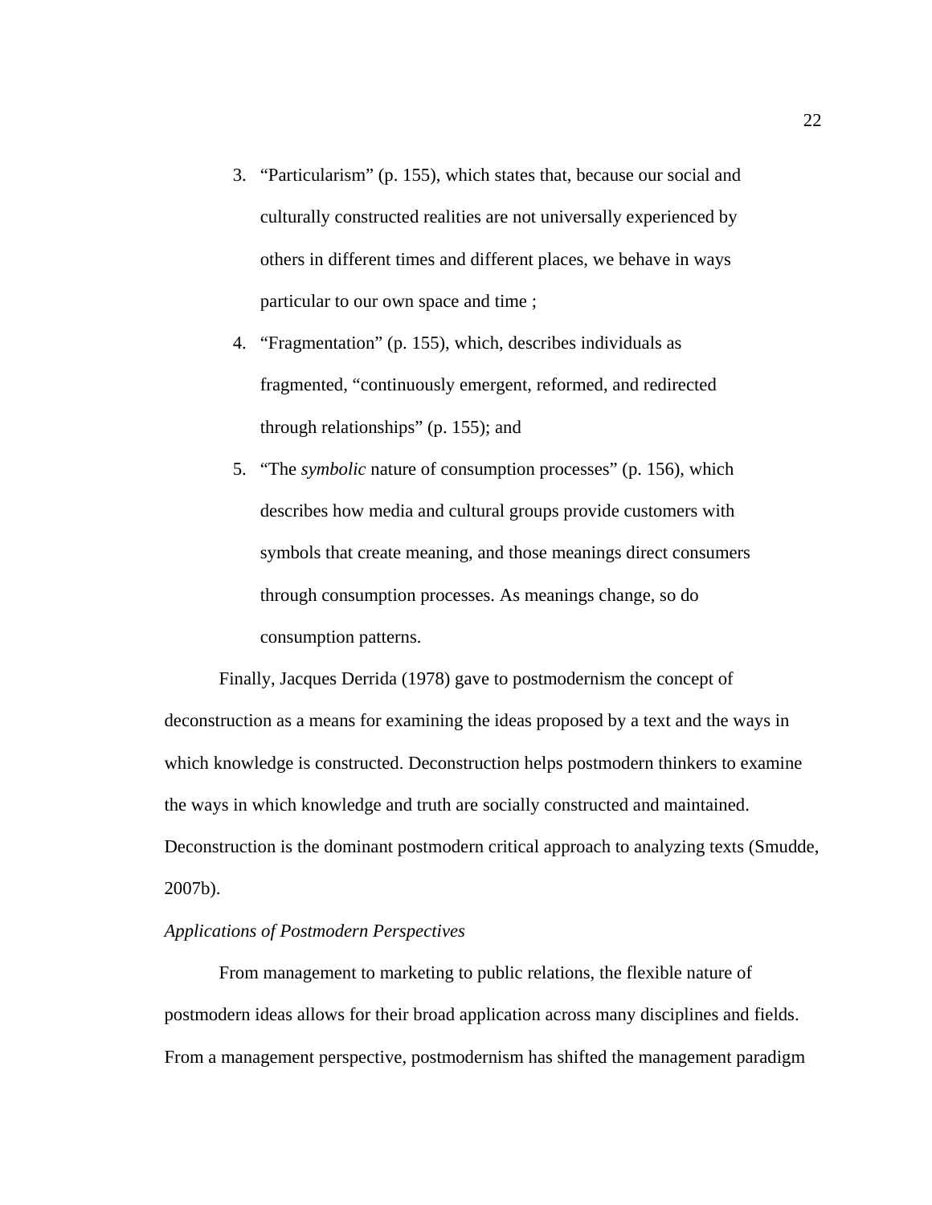3. "Particularism" (p. 155), which states that, because our social and culturally constructed realities are not universally experienced by others in different times and different places, we behave in ways particular to our own space and time ;
4. "Fragmentation" (p. 155), which, describes individuals as fragmented, "continuously emergent, reformed, and redirected through relationships" (p. 155); and
5. "The *symbolic* nature of consumption processes" (p. 156), which describes how media and cultural groups provide customers with symbols that create meaning, and those meanings direct consumers through consumption processes. As meanings change, so do consumption patterns.

Finally, Jacques Derrida (1978) gave to postmodernism the concept of deconstruction as a means for examining the ideas proposed by a text and the ways in which knowledge is constructed. Deconstruction helps postmodern thinkers to examine the ways in which knowledge and truth are socially constructed and maintained. Deconstruction is the dominant postmodern critical approach to analyzing texts (Smudde, 2007b).

*Applications of Postmodern Perspectives*

From management to marketing to public relations, the flexible nature of postmodern ideas allows for their broad application across many disciplines and fields. From a management perspective, postmodernism has shifted the management paradigm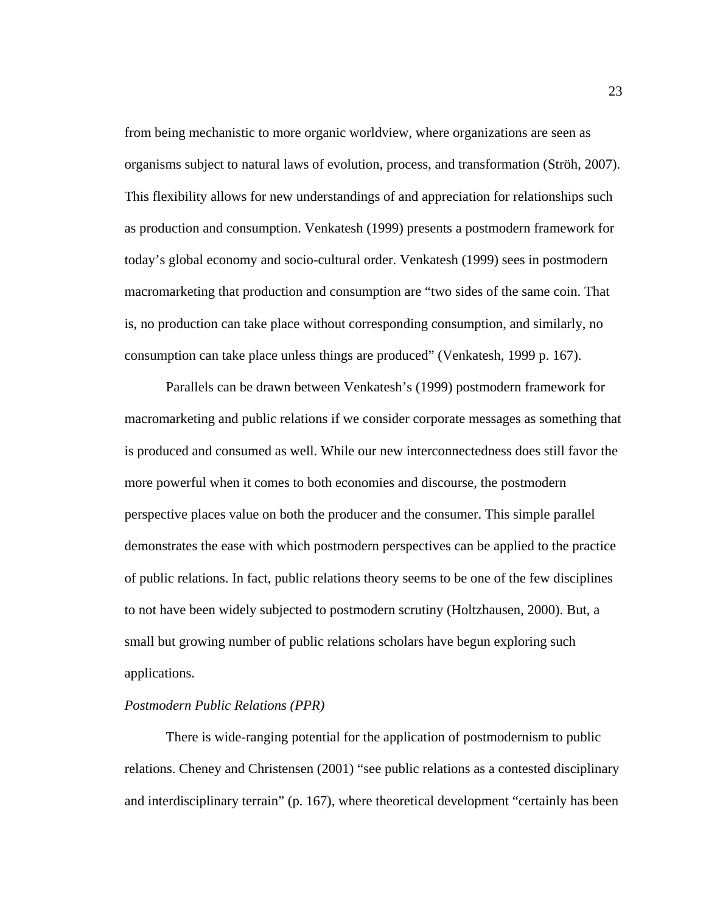from being mechanistic to more organic worldview, where organizations are seen as organisms subject to natural laws of evolution, process, and transformation (Ströh, 2007). This flexibility allows for new understandings of and appreciation for relationships such as production and consumption. Venkatesh (1999) presents a postmodern framework for today's global economy and socio-cultural order. Venkatesh (1999) sees in postmodern macromarketing that production and consumption are "two sides of the same coin. That is, no production can take place without corresponding consumption, and similarly, no consumption can take place unless things are produced" (Venkatesh, 1999 p. 167).

Parallels can be drawn between Venkatesh's (1999) postmodern framework for macromarketing and public relations if we consider corporate messages as something that is produced and consumed as well. While our new interconnectedness does still favor the more powerful when it comes to both economies and discourse, the postmodern perspective places value on both the producer and the consumer. This simple parallel demonstrates the ease with which postmodern perspectives can be applied to the practice of public relations. In fact, public relations theory seems to be one of the few disciplines to not have been widely subjected to postmodern scrutiny (Holtzhausen, 2000). But, a small but growing number of public relations scholars have begun exploring such applications.

*Postmodern Public Relations (PPR)*

There is wide-ranging potential for the application of postmodernism to public relations. Cheney and Christensen (2001) "see public relations as a contested disciplinary and interdisciplinary terrain" (p. 167), where theoretical development "certainly has been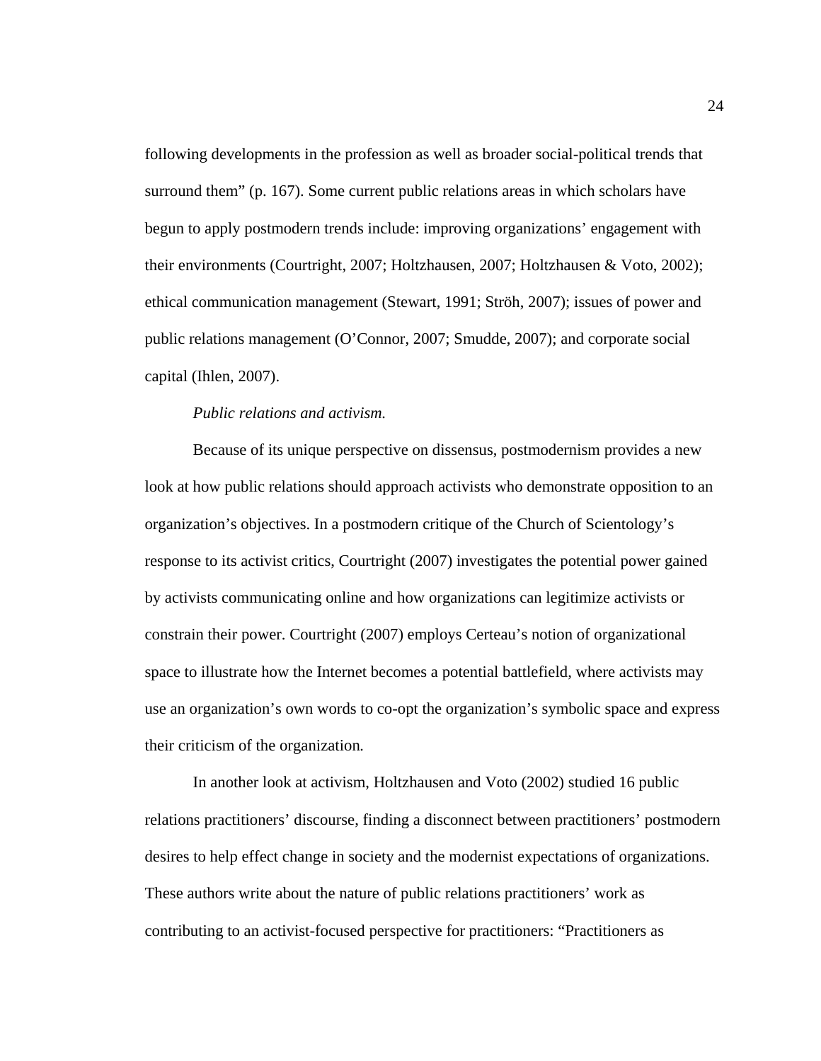following developments in the profession as well as broader social-political trends that surround them" (p. 167). Some current public relations areas in which scholars have begun to apply postmodern trends include: improving organizations' engagement with their environments (Courtright, 2007; Holtzhausen, 2007; Holtzhausen & Voto, 2002); ethical communication management (Stewart, 1991; Ströh, 2007); issues of power and public relations management (O'Connor, 2007; Smudde, 2007); and corporate social capital (Ihlen, 2007).

*Public relations and activism.*

Because of its unique perspective on dissensus, postmodernism provides a new look at how public relations should approach activists who demonstrate opposition to an organization's objectives. In a postmodern critique of the Church of Scientology's response to its activist critics, Courtright (2007) investigates the potential power gained by activists communicating online and how organizations can legitimize activists or constrain their power. Courtright (2007) employs Certeau's notion of organizational space to illustrate how the Internet becomes a potential battlefield, where activists may use an organization's own words to co-opt the organization's symbolic space and express their criticism of the organization.

In another look at activism, Holtzhausen and Voto (2002) studied 16 public relations practitioners' discourse, finding a disconnect between practitioners' postmodern desires to help effect change in society and the modernist expectations of organizations. These authors write about the nature of public relations practitioners' work as contributing to an activist-focused perspective for practitioners: "Practitioners as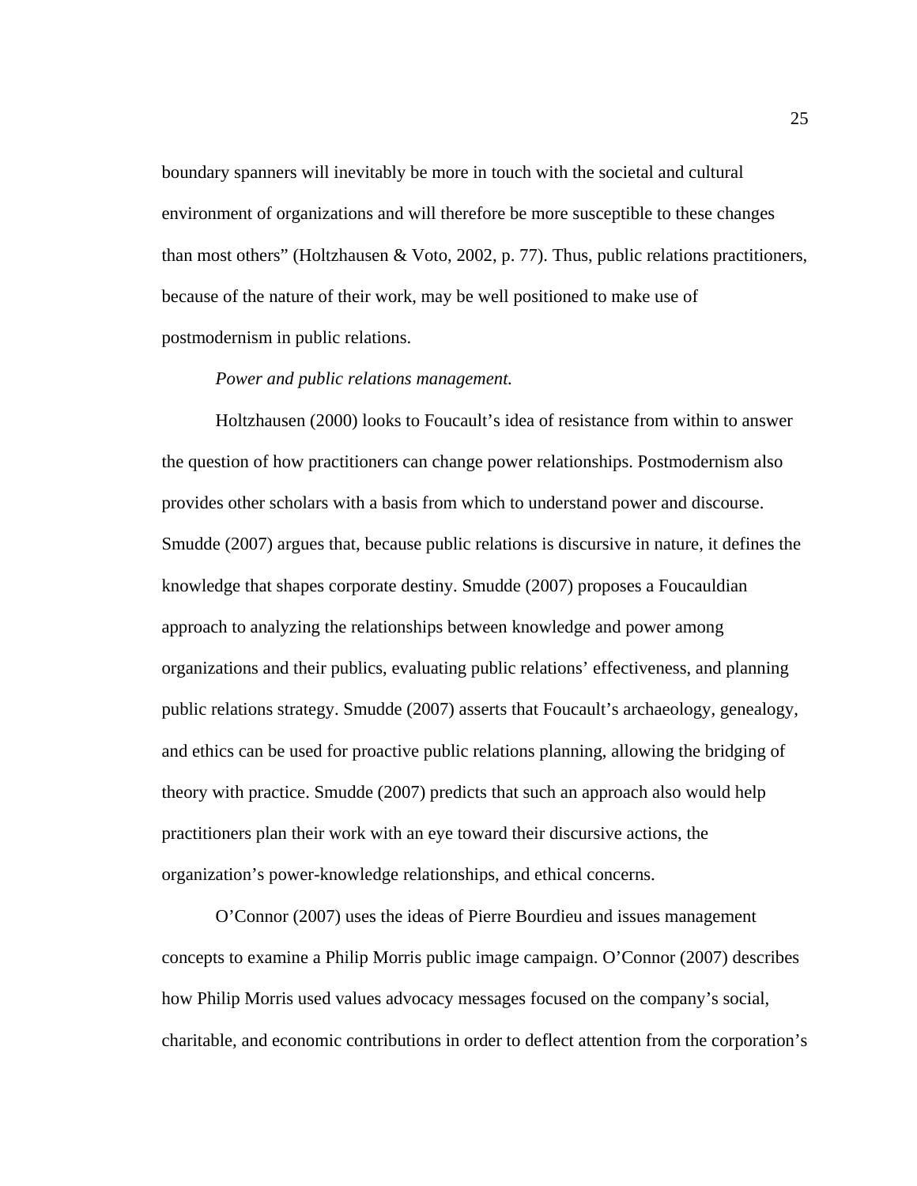boundary spanners will inevitably be more in touch with the societal and cultural environment of organizations and will therefore be more susceptible to these changes than most others" (Holtzhausen & Voto, 2002, p. 77). Thus, public relations practitioners, because of the nature of their work, may be well positioned to make use of postmodernism in public relations.

*Power and public relations management.*

Holtzhausen (2000) looks to Foucault's idea of resistance from within to answer the question of how practitioners can change power relationships. Postmodernism also provides other scholars with a basis from which to understand power and discourse. Smudde (2007) argues that, because public relations is discursive in nature, it defines the knowledge that shapes corporate destiny. Smudde (2007) proposes a Foucauldian approach to analyzing the relationships between knowledge and power among organizations and their publics, evaluating public relations' effectiveness, and planning public relations strategy. Smudde (2007) asserts that Foucault's archaeology, genealogy, and ethics can be used for proactive public relations planning, allowing the bridging of theory with practice. Smudde (2007) predicts that such an approach also would help practitioners plan their work with an eye toward their discursive actions, the organization's power-knowledge relationships, and ethical concerns.

O'Connor (2007) uses the ideas of Pierre Bourdieu and issues management concepts to examine a Philip Morris public image campaign. O'Connor (2007) describes how Philip Morris used values advocacy messages focused on the company's social, charitable, and economic contributions in order to deflect attention from the corporation's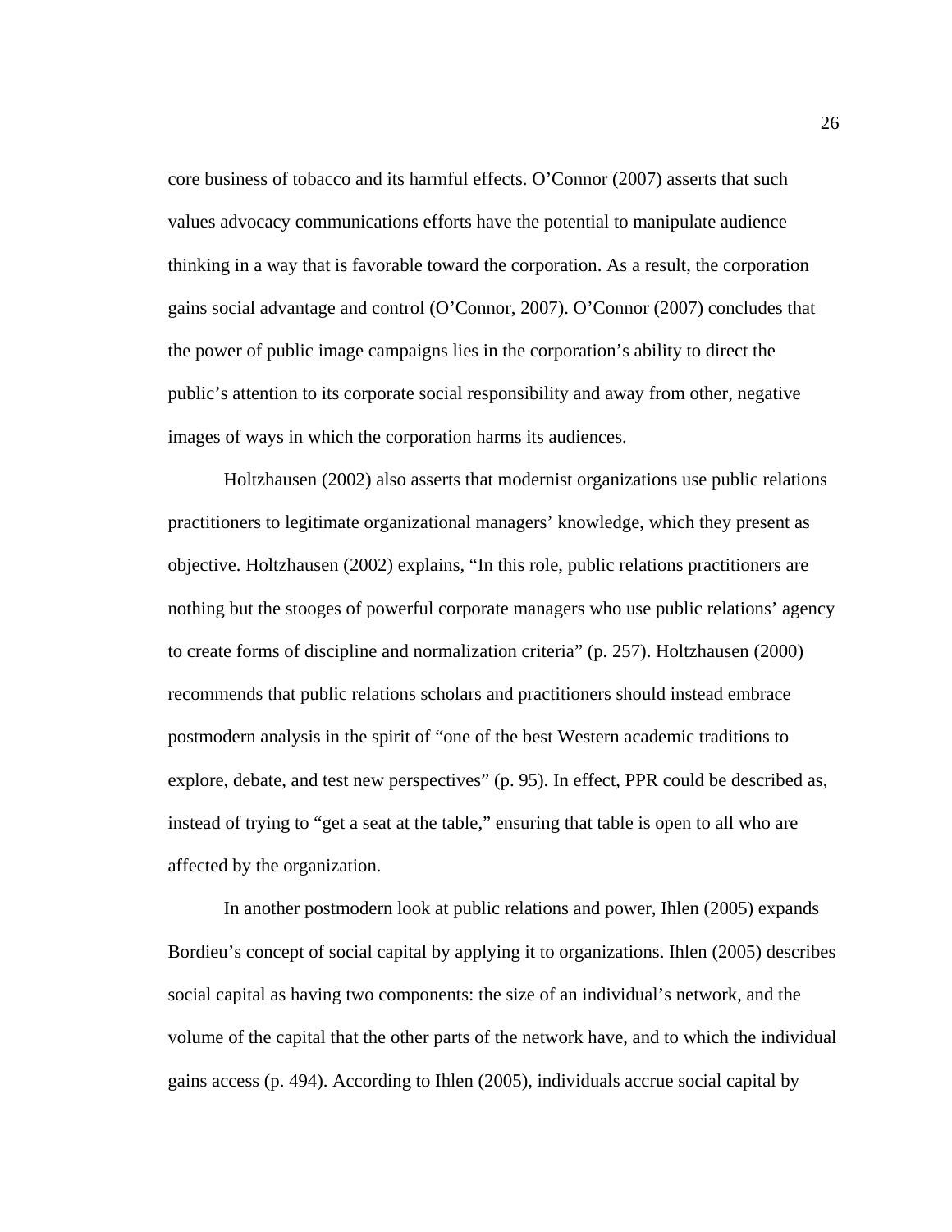core business of tobacco and its harmful effects. O'Connor (2007) asserts that such values advocacy communications efforts have the potential to manipulate audience thinking in a way that is favorable toward the corporation. As a result, the corporation gains social advantage and control (O'Connor, 2007). O'Connor (2007) concludes that the power of public image campaigns lies in the corporation's ability to direct the public's attention to its corporate social responsibility and away from other, negative images of ways in which the corporation harms its audiences.

Holtzhausen (2002) also asserts that modernist organizations use public relations practitioners to legitimate organizational managers' knowledge, which they present as objective. Holtzhausen (2002) explains, "In this role, public relations practitioners are nothing but the stooges of powerful corporate managers who use public relations' agency to create forms of discipline and normalization criteria" (p. 257). Holtzhausen (2000) recommends that public relations scholars and practitioners should instead embrace postmodern analysis in the spirit of "one of the best Western academic traditions to explore, debate, and test new perspectives" (p. 95). In effect, PPR could be described as, instead of trying to "get a seat at the table," ensuring that table is open to all who are affected by the organization.

In another postmodern look at public relations and power, Ihlen (2005) expands Bordieu's concept of social capital by applying it to organizations. Ihlen (2005) describes social capital as having two components: the size of an individual's network, and the volume of the capital that the other parts of the network have, and to which the individual gains access (p. 494). According to Ihlen (2005), individuals accrue social capital by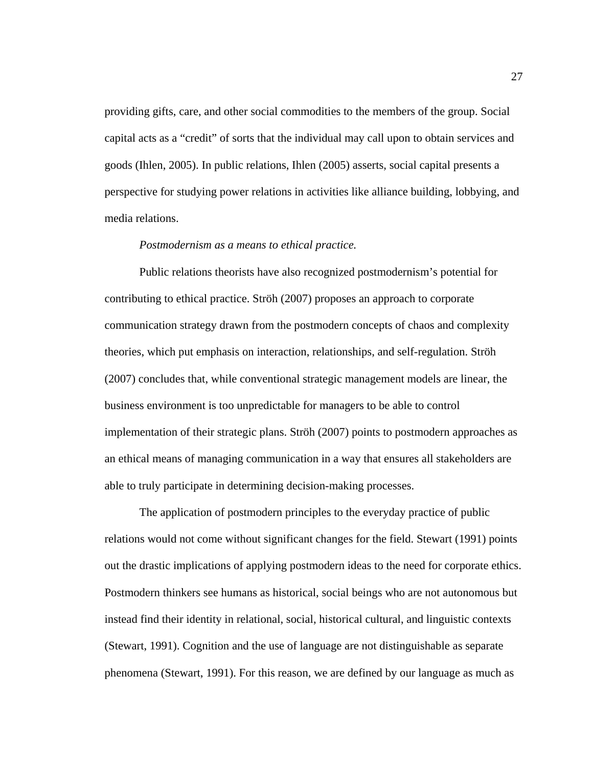providing gifts, care, and other social commodities to the members of the group. Social capital acts as a "credit" of sorts that the individual may call upon to obtain services and goods (Ihlen, 2005). In public relations, Ihlen (2005) asserts, social capital presents a perspective for studying power relations in activities like alliance building, lobbying, and media relations.

*Postmodernism as a means to ethical practice.*

Public relations theorists have also recognized postmodernism's potential for contributing to ethical practice. Ströh (2007) proposes an approach to corporate communication strategy drawn from the postmodern concepts of chaos and complexity theories, which put emphasis on interaction, relationships, and self-regulation. Ströh (2007) concludes that, while conventional strategic management models are linear, the business environment is too unpredictable for managers to be able to control implementation of their strategic plans. Ströh (2007) points to postmodern approaches as an ethical means of managing communication in a way that ensures all stakeholders are able to truly participate in determining decision-making processes.

The application of postmodern principles to the everyday practice of public relations would not come without significant changes for the field. Stewart (1991) points out the drastic implications of applying postmodern ideas to the need for corporate ethics. Postmodern thinkers see humans as historical, social beings who are not autonomous but instead find their identity in relational, social, historical cultural, and linguistic contexts (Stewart, 1991). Cognition and the use of language are not distinguishable as separate phenomena (Stewart, 1991). For this reason, we are defined by our language as much as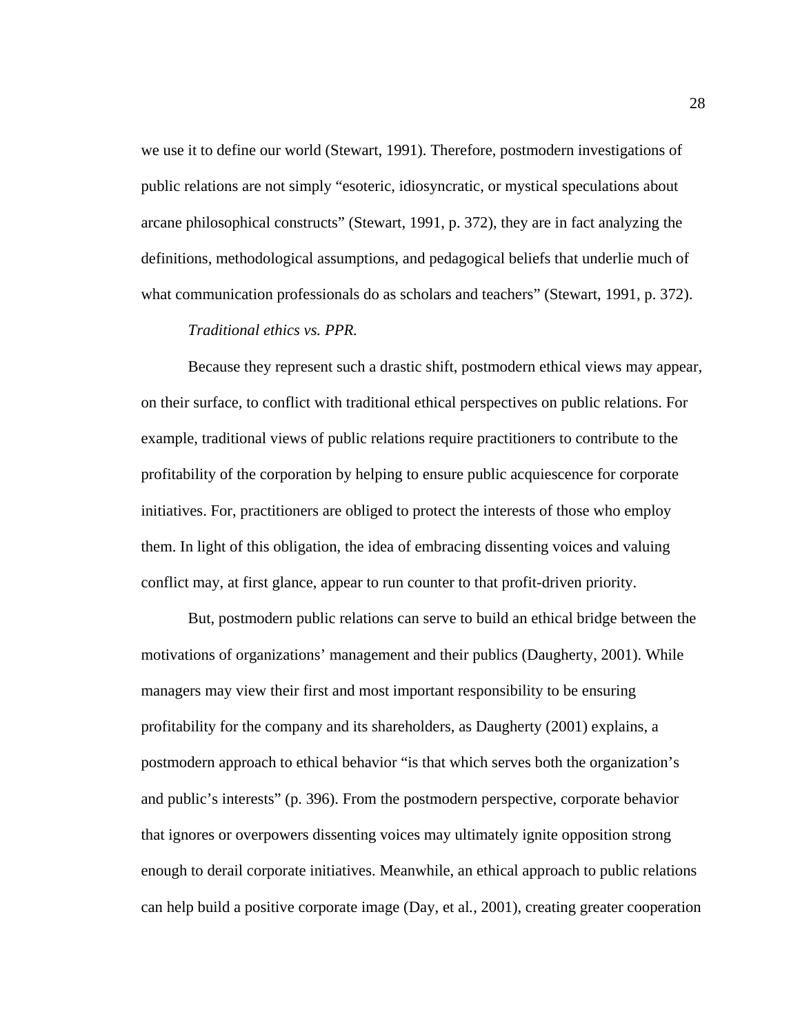we use it to define our world (Stewart, 1991). Therefore, postmodern investigations of public relations are not simply “esoteric, idiosyncratic, or mystical speculations about arcane philosophical constructs” (Stewart, 1991, p. 372), they are in fact analyzing the definitions, methodological assumptions, and pedagogical beliefs that underlie much of what communication professionals do as scholars and teachers” (Stewart, 1991, p. 372).

*Traditional ethics vs. PPR.*

Because they represent such a drastic shift, postmodern ethical views may appear, on their surface, to conflict with traditional ethical perspectives on public relations. For example, traditional views of public relations require practitioners to contribute to the profitability of the corporation by helping to ensure public acquiescence for corporate initiatives. For, practitioners are obliged to protect the interests of those who employ them. In light of this obligation, the idea of embracing dissenting voices and valuing conflict may, at first glance, appear to run counter to that profit-driven priority.

But, postmodern public relations can serve to build an ethical bridge between the motivations of organizations’ management and their publics (Daugherty, 2001). While managers may view their first and most important responsibility to be ensuring profitability for the company and its shareholders, as Daugherty (2001) explains, a postmodern approach to ethical behavior “is that which serves both the organization’s and public’s interests” (p. 396). From the postmodern perspective, corporate behavior that ignores or overpowers dissenting voices may ultimately ignite opposition strong enough to derail corporate initiatives. Meanwhile, an ethical approach to public relations can help build a positive corporate image (Day, et al., 2001), creating greater cooperation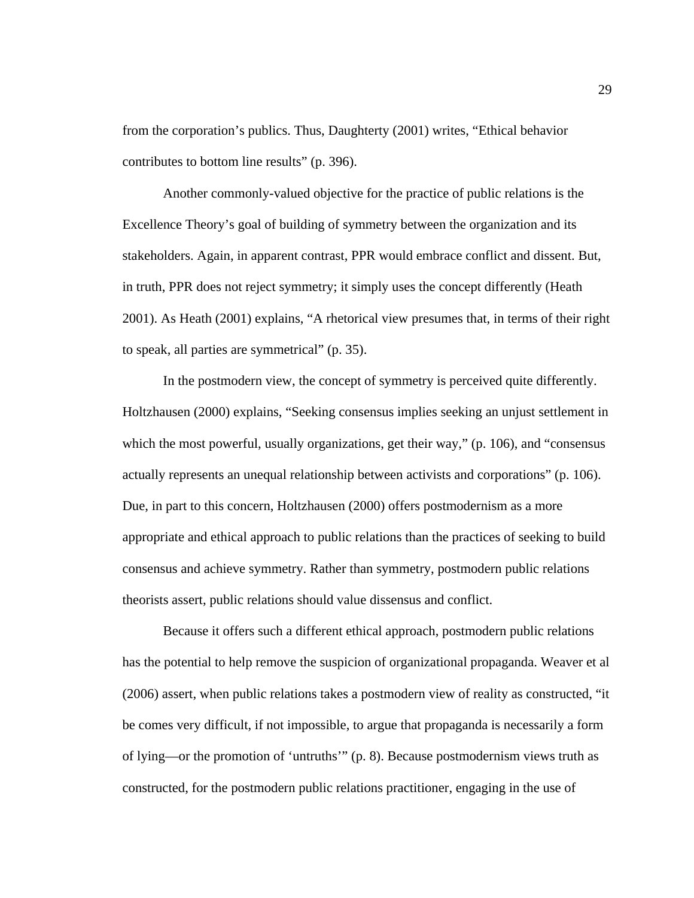from the corporation's publics. Thus, Daughterty (2001) writes, "Ethical behavior contributes to bottom line results" (p. 396).

Another commonly-valued objective for the practice of public relations is the Excellence Theory's goal of building of symmetry between the organization and its stakeholders. Again, in apparent contrast, PPR would embrace conflict and dissent. But, in truth, PPR does not reject symmetry; it simply uses the concept differently (Heath 2001). As Heath (2001) explains, "A rhetorical view presumes that, in terms of their right to speak, all parties are symmetrical" (p. 35).

In the postmodern view, the concept of symmetry is perceived quite differently. Holtzhausen (2000) explains, "Seeking consensus implies seeking an unjust settlement in which the most powerful, usually organizations, get their way," (p. 106), and "consensus actually represents an unequal relationship between activists and corporations" (p. 106). Due, in part to this concern, Holtzhausen (2000) offers postmodernism as a more appropriate and ethical approach to public relations than the practices of seeking to build consensus and achieve symmetry. Rather than symmetry, postmodern public relations theorists assert, public relations should value dissensus and conflict.

Because it offers such a different ethical approach, postmodern public relations has the potential to help remove the suspicion of organizational propaganda. Weaver et al (2006) assert, when public relations takes a postmodern view of reality as constructed, "it be comes very difficult, if not impossible, to argue that propaganda is necessarily a form of lying—or the promotion of 'untruths'" (p. 8). Because postmodernism views truth as constructed, for the postmodern public relations practitioner, engaging in the use of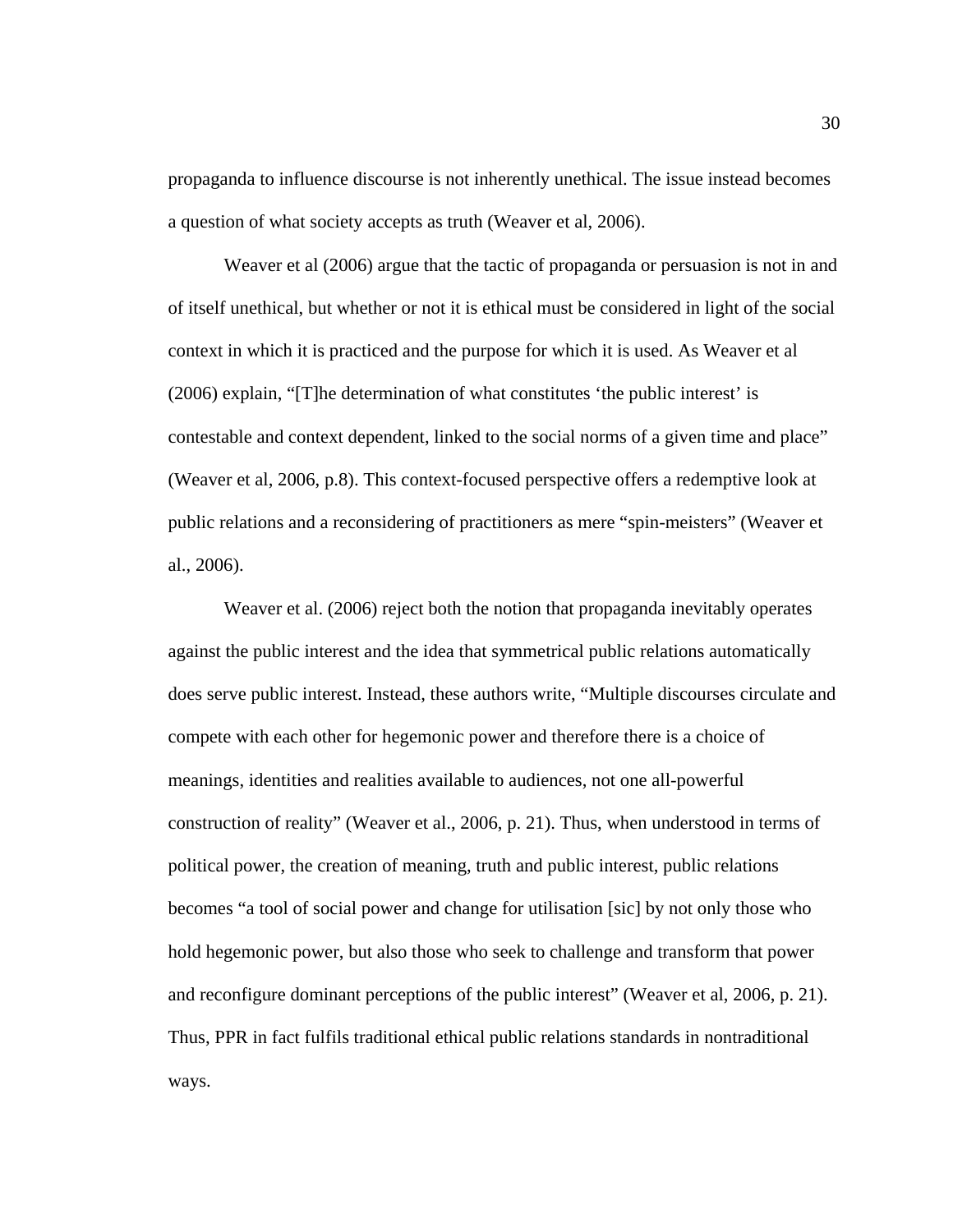propaganda to influence discourse is not inherently unethical. The issue instead becomes a question of what society accepts as truth (Weaver et al, 2006).

Weaver et al (2006) argue that the tactic of propaganda or persuasion is not in and of itself unethical, but whether or not it is ethical must be considered in light of the social context in which it is practiced and the purpose for which it is used. As Weaver et al (2006) explain, "[T]he determination of what constitutes 'the public interest' is contestable and context dependent, linked to the social norms of a given time and place" (Weaver et al, 2006, p.8). This context-focused perspective offers a redemptive look at public relations and a reconsidering of practitioners as mere "spin-meisters" (Weaver et al., 2006).

Weaver et al. (2006) reject both the notion that propaganda inevitably operates against the public interest and the idea that symmetrical public relations automatically does serve public interest. Instead, these authors write, "Multiple discourses circulate and compete with each other for hegemonic power and therefore there is a choice of meanings, identities and realities available to audiences, not one all-powerful construction of reality" (Weaver et al., 2006, p. 21). Thus, when understood in terms of political power, the creation of meaning, truth and public interest, public relations becomes "a tool of social power and change for utilisation [sic] by not only those who hold hegemonic power, but also those who seek to challenge and transform that power and reconfigure dominant perceptions of the public interest" (Weaver et al, 2006, p. 21). Thus, PPR in fact fulfils traditional ethical public relations standards in nontraditional ways.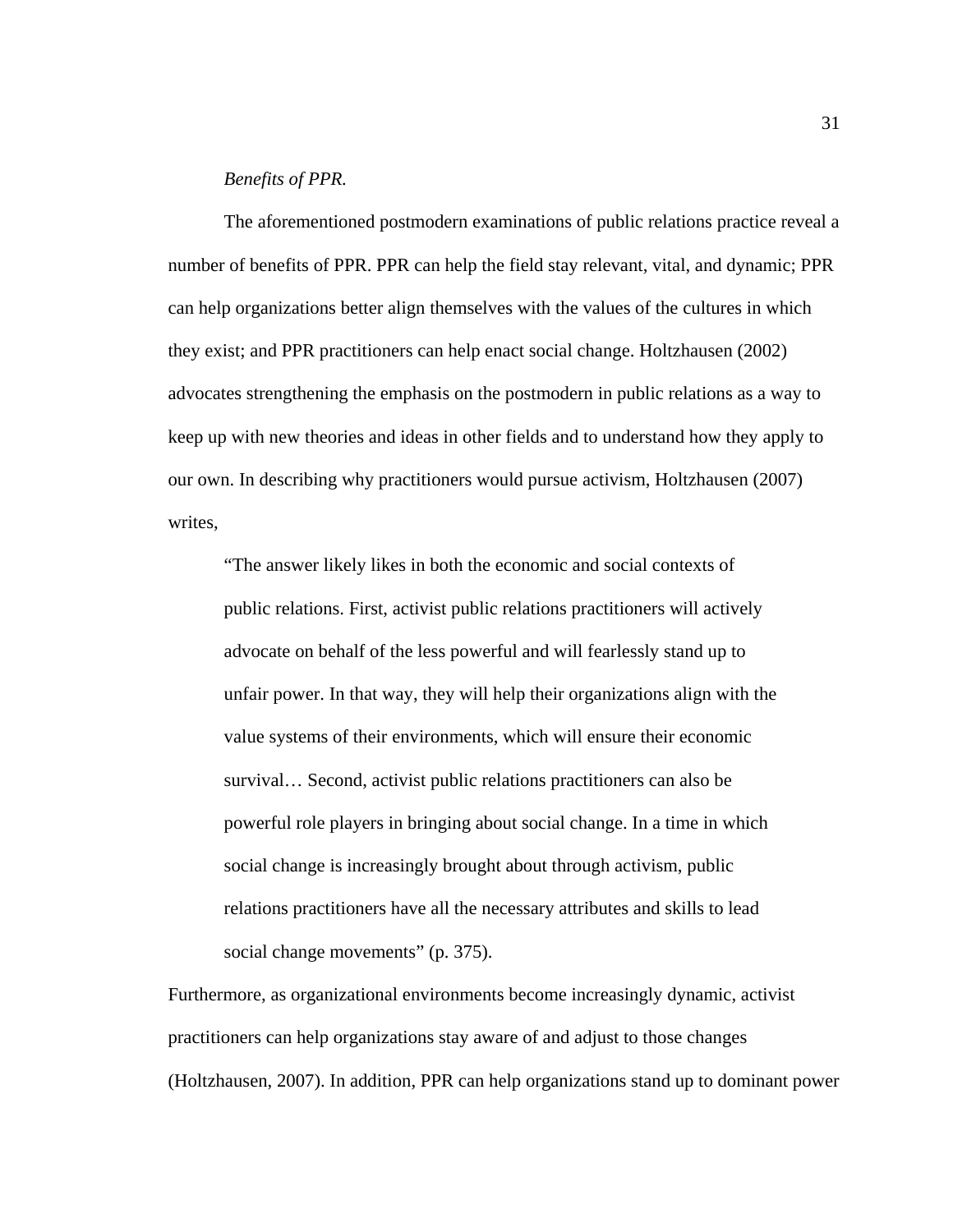*Benefits of PPR.*

The aforementioned postmodern examinations of public relations practice reveal a number of benefits of PPR. PPR can help the field stay relevant, vital, and dynamic; PPR can help organizations better align themselves with the values of the cultures in which they exist; and PPR practitioners can help enact social change. Holtzhausen (2002) advocates strengthening the emphasis on the postmodern in public relations as a way to keep up with new theories and ideas in other fields and to understand how they apply to our own. In describing why practitioners would pursue activism, Holtzhausen (2007) writes,

> "The answer likely likes in both the economic and social contexts of public relations. First, activist public relations practitioners will actively advocate on behalf of the less powerful and will fearlessly stand up to unfair power. In that way, they will help their organizations align with the value systems of their environments, which will ensure their economic survival… Second, activist public relations practitioners can also be powerful role players in bringing about social change. In a time in which social change is increasingly brought about through activism, public relations practitioners have all the necessary attributes and skills to lead social change movements" (p. 375).

Furthermore, as organizational environments become increasingly dynamic, activist practitioners can help organizations stay aware of and adjust to those changes (Holtzhausen, 2007). In addition, PPR can help organizations stand up to dominant power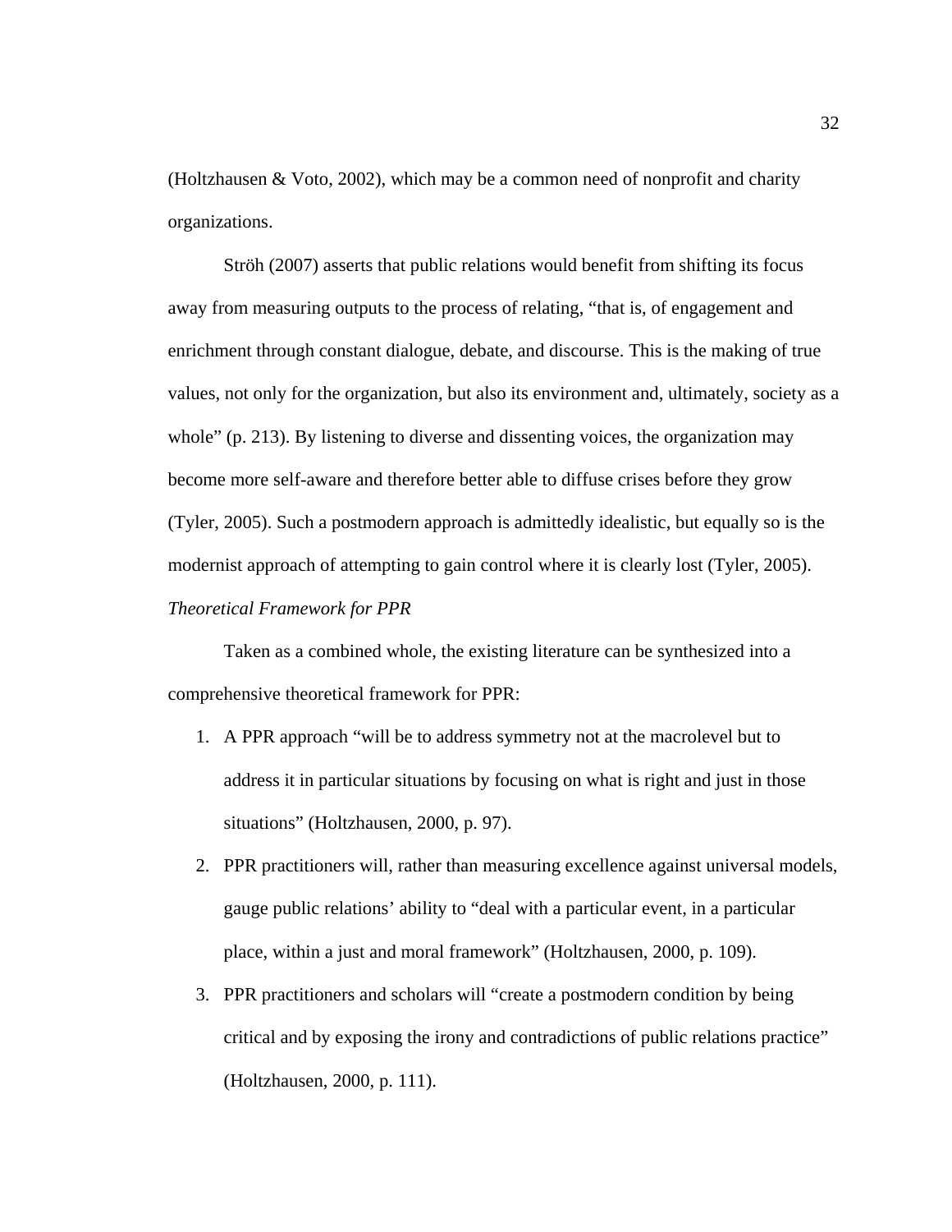(Holtzhausen & Voto, 2002), which may be a common need of nonprofit and charity organizations.

Ströh (2007) asserts that public relations would benefit from shifting its focus away from measuring outputs to the process of relating, "that is, of engagement and enrichment through constant dialogue, debate, and discourse. This is the making of true values, not only for the organization, but also its environment and, ultimately, society as a whole" (p. 213). By listening to diverse and dissenting voices, the organization may become more self-aware and therefore better able to diffuse crises before they grow (Tyler, 2005). Such a postmodern approach is admittedly idealistic, but equally so is the modernist approach of attempting to gain control where it is clearly lost (Tyler, 2005).

*Theoretical Framework for PPR*

Taken as a combined whole, the existing literature can be synthesized into a comprehensive theoretical framework for PPR:

1. A PPR approach "will be to address symmetry not at the macrolevel but to address it in particular situations by focusing on what is right and just in those situations" (Holtzhausen, 2000, p. 97).
2. PPR practitioners will, rather than measuring excellence against universal models, gauge public relations' ability to "deal with a particular event, in a particular place, within a just and moral framework" (Holtzhausen, 2000, p. 109).
3. PPR practitioners and scholars will "create a postmodern condition by being critical and by exposing the irony and contradictions of public relations practice" (Holtzhausen, 2000, p. 111).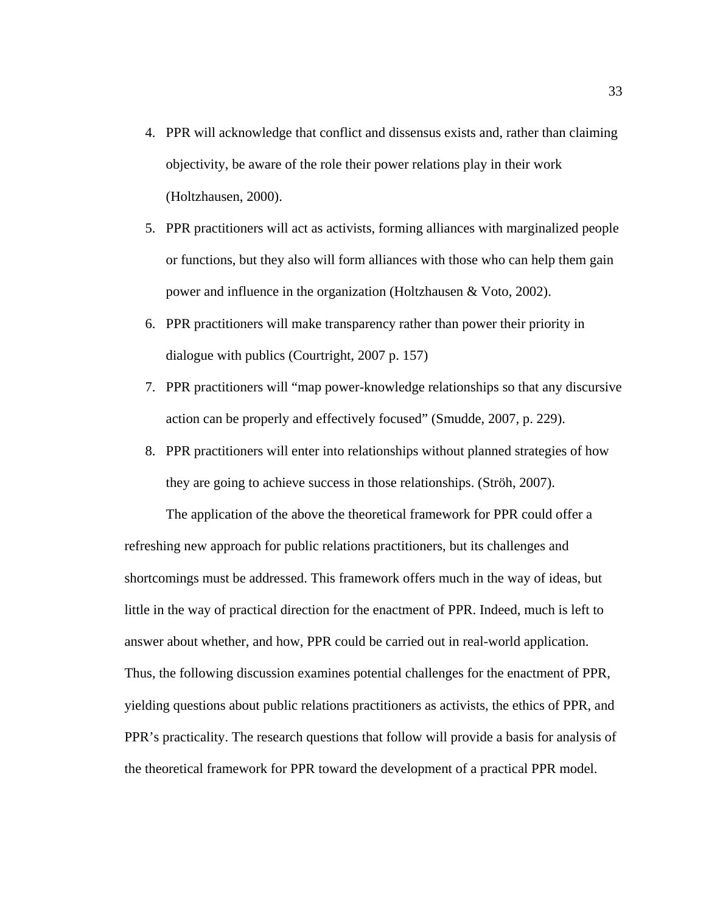4. PPR will acknowledge that conflict and dissensus exists and, rather than claiming objectivity, be aware of the role their power relations play in their work (Holtzhausen, 2000).
5. PPR practitioners will act as activists, forming alliances with marginalized people or functions, but they also will form alliances with those who can help them gain power and influence in the organization (Holtzhausen & Voto, 2002).
6. PPR practitioners will make transparency rather than power their priority in dialogue with publics (Courtright, 2007 p. 157)
7. PPR practitioners will "map power-knowledge relationships so that any discursive action can be properly and effectively focused" (Smudde, 2007, p. 229).
8. PPR practitioners will enter into relationships without planned strategies of how they are going to achieve success in those relationships. (Ströh, 2007).

The application of the above the theoretical framework for PPR could offer a refreshing new approach for public relations practitioners, but its challenges and shortcomings must be addressed. This framework offers much in the way of ideas, but little in the way of practical direction for the enactment of PPR. Indeed, much is left to answer about whether, and how, PPR could be carried out in real-world application. Thus, the following discussion examines potential challenges for the enactment of PPR, yielding questions about public relations practitioners as activists, the ethics of PPR, and PPR's practicality. The research questions that follow will provide a basis for analysis of the theoretical framework for PPR toward the development of a practical PPR model.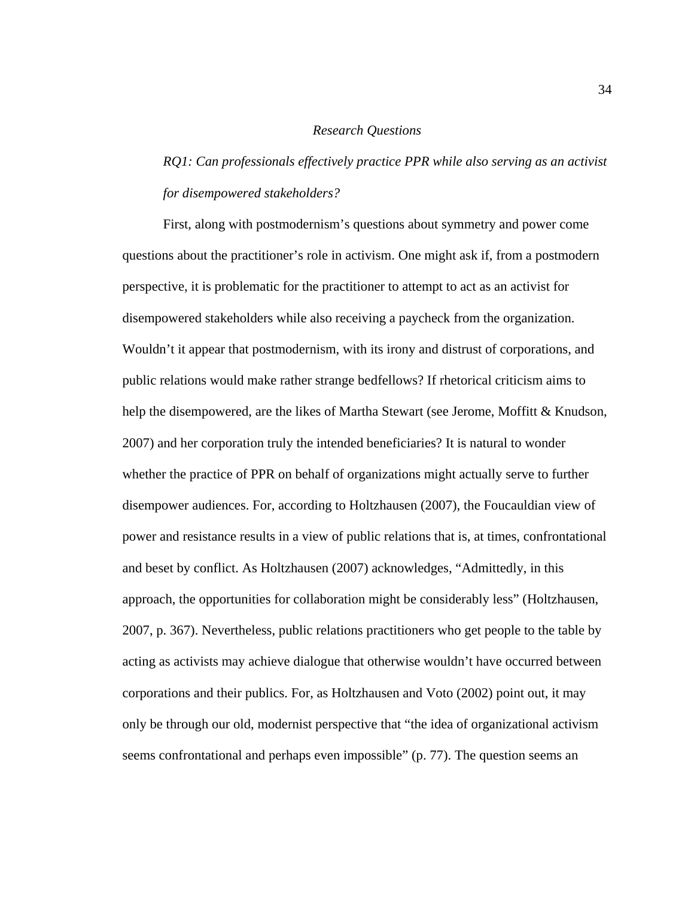*Research Questions*

*RQ1: Can professionals effectively practice PPR while also serving as an activist for disempowered stakeholders?*

First, along with postmodernism's questions about symmetry and power come questions about the practitioner's role in activism. One might ask if, from a postmodern perspective, it is problematic for the practitioner to attempt to act as an activist for disempowered stakeholders while also receiving a paycheck from the organization. Wouldn't it appear that postmodernism, with its irony and distrust of corporations, and public relations would make rather strange bedfellows? If rhetorical criticism aims to help the disempowered, are the likes of Martha Stewart (see Jerome, Moffitt & Knudson, 2007) and her corporation truly the intended beneficiaries? It is natural to wonder whether the practice of PPR on behalf of organizations might actually serve to further disempower audiences. For, according to Holtzhausen (2007), the Foucauldian view of power and resistance results in a view of public relations that is, at times, confrontational and beset by conflict. As Holtzhausen (2007) acknowledges, "Admittedly, in this approach, the opportunities for collaboration might be considerably less" (Holtzhausen, 2007, p. 367). Nevertheless, public relations practitioners who get people to the table by acting as activists may achieve dialogue that otherwise wouldn't have occurred between corporations and their publics. For, as Holtzhausen and Voto (2002) point out, it may only be through our old, modernist perspective that "the idea of organizational activism seems confrontational and perhaps even impossible" (p. 77). The question seems an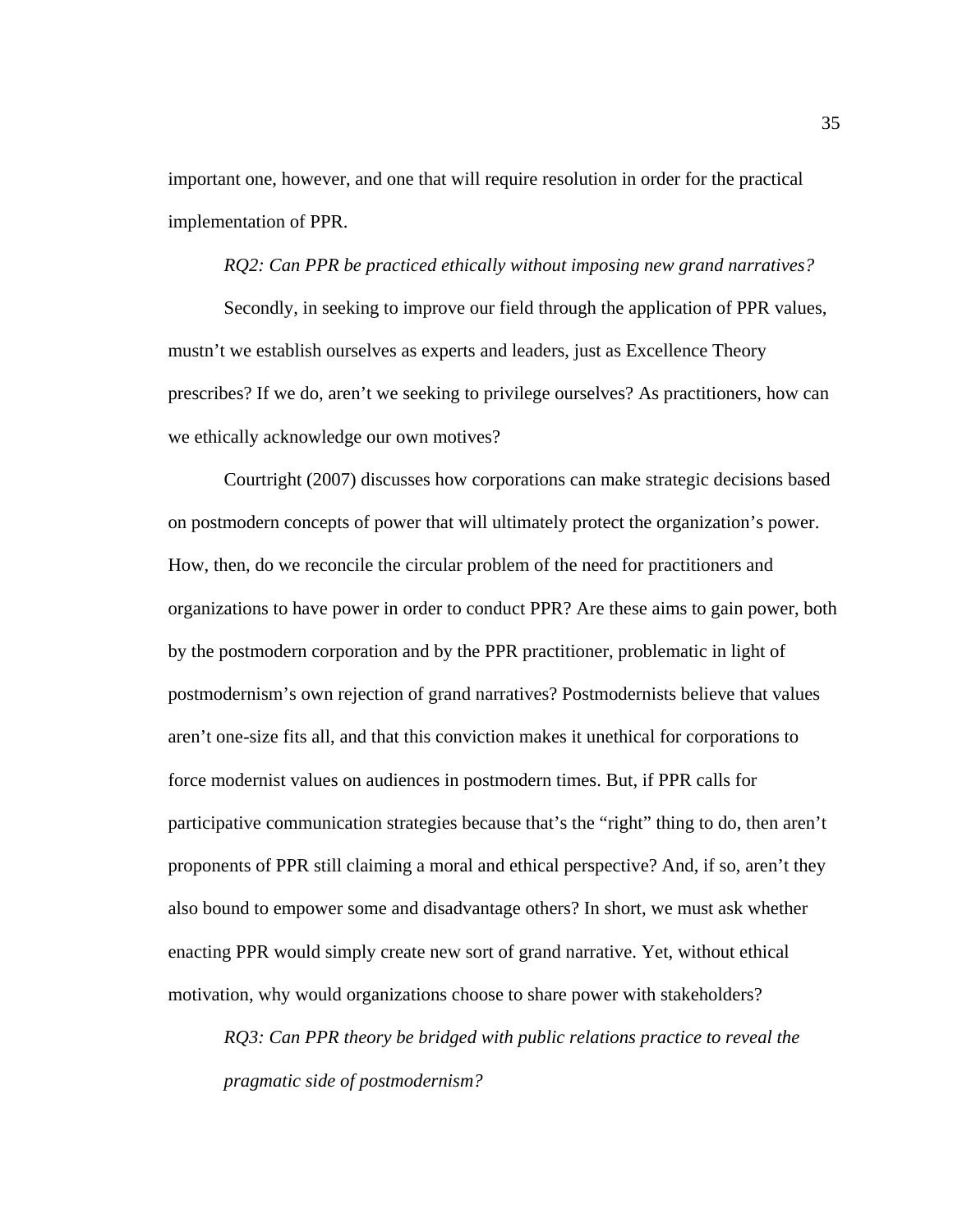important one, however, and one that will require resolution in order for the practical implementation of PPR.

*RQ2: Can PPR be practiced ethically without imposing new grand narratives?*

Secondly, in seeking to improve our field through the application of PPR values, mustn't we establish ourselves as experts and leaders, just as Excellence Theory prescribes? If we do, aren't we seeking to privilege ourselves? As practitioners, how can we ethically acknowledge our own motives?

Courtright (2007) discusses how corporations can make strategic decisions based on postmodern concepts of power that will ultimately protect the organization's power. How, then, do we reconcile the circular problem of the need for practitioners and organizations to have power in order to conduct PPR? Are these aims to gain power, both by the postmodern corporation and by the PPR practitioner, problematic in light of postmodernism's own rejection of grand narratives? Postmodernists believe that values aren't one-size fits all, and that this conviction makes it unethical for corporations to force modernist values on audiences in postmodern times. But, if PPR calls for participative communication strategies because that's the "right" thing to do, then aren't proponents of PPR still claiming a moral and ethical perspective? And, if so, aren't they also bound to empower some and disadvantage others? In short, we must ask whether enacting PPR would simply create new sort of grand narrative. Yet, without ethical motivation, why would organizations choose to share power with stakeholders?

*RQ3: Can PPR theory be bridged with public relations practice to reveal the pragmatic side of postmodernism?*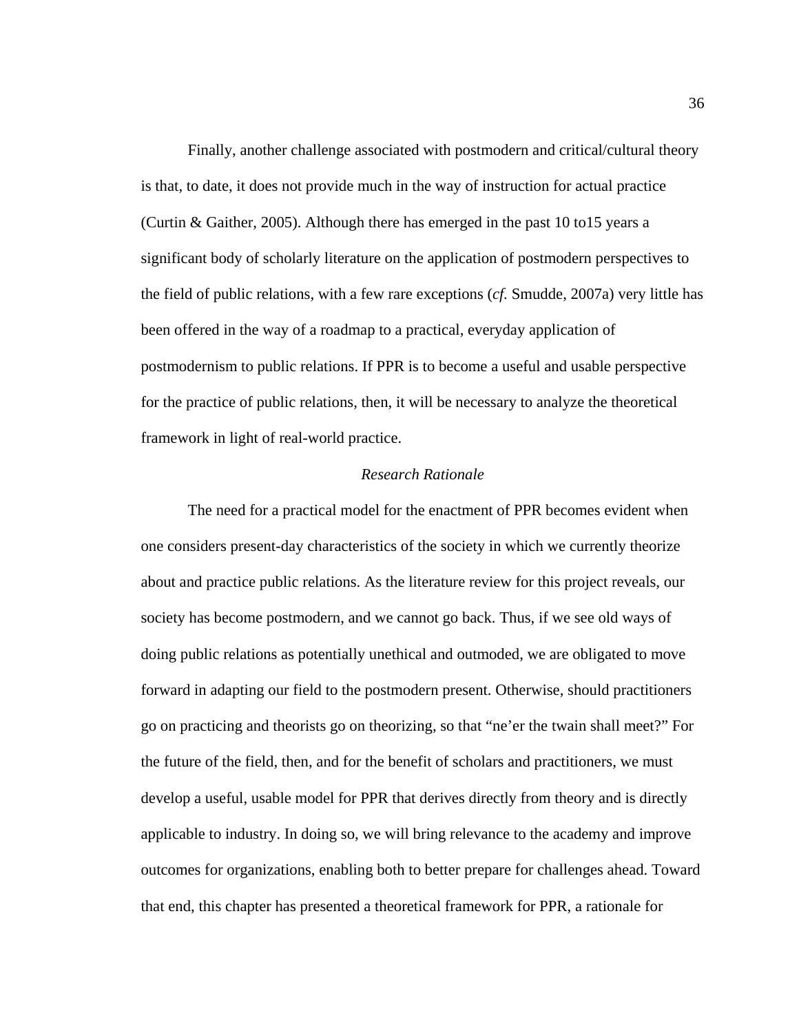Finally, another challenge associated with postmodern and critical/cultural theory is that, to date, it does not provide much in the way of instruction for actual practice (Curtin & Gaither, 2005). Although there has emerged in the past 10 to15 years a significant body of scholarly literature on the application of postmodern perspectives to the field of public relations, with a few rare exceptions (*cf.* Smudde, 2007a) very little has been offered in the way of a roadmap to a practical, everyday application of postmodernism to public relations. If PPR is to become a useful and usable perspective for the practice of public relations, then, it will be necessary to analyze the theoretical framework in light of real-world practice.

### *Research Rationale*

The need for a practical model for the enactment of PPR becomes evident when one considers present-day characteristics of the society in which we currently theorize about and practice public relations. As the literature review for this project reveals, our society has become postmodern, and we cannot go back. Thus, if we see old ways of doing public relations as potentially unethical and outmoded, we are obligated to move forward in adapting our field to the postmodern present. Otherwise, should practitioners go on practicing and theorists go on theorizing, so that "ne'er the twain shall meet?" For the future of the field, then, and for the benefit of scholars and practitioners, we must develop a useful, usable model for PPR that derives directly from theory and is directly applicable to industry. In doing so, we will bring relevance to the academy and improve outcomes for organizations, enabling both to better prepare for challenges ahead. Toward that end, this chapter has presented a theoretical framework for PPR, a rationale for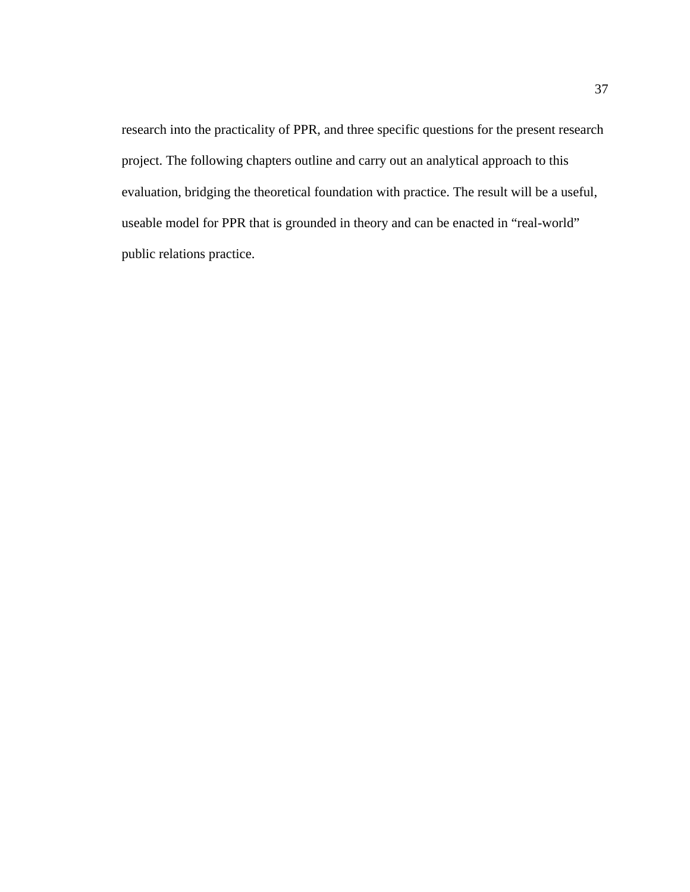research into the practicality of PPR, and three specific questions for the present research project. The following chapters outline and carry out an analytical approach to this evaluation, bridging the theoretical foundation with practice. The result will be a useful, useable model for PPR that is grounded in theory and can be enacted in “real-world” public relations practice.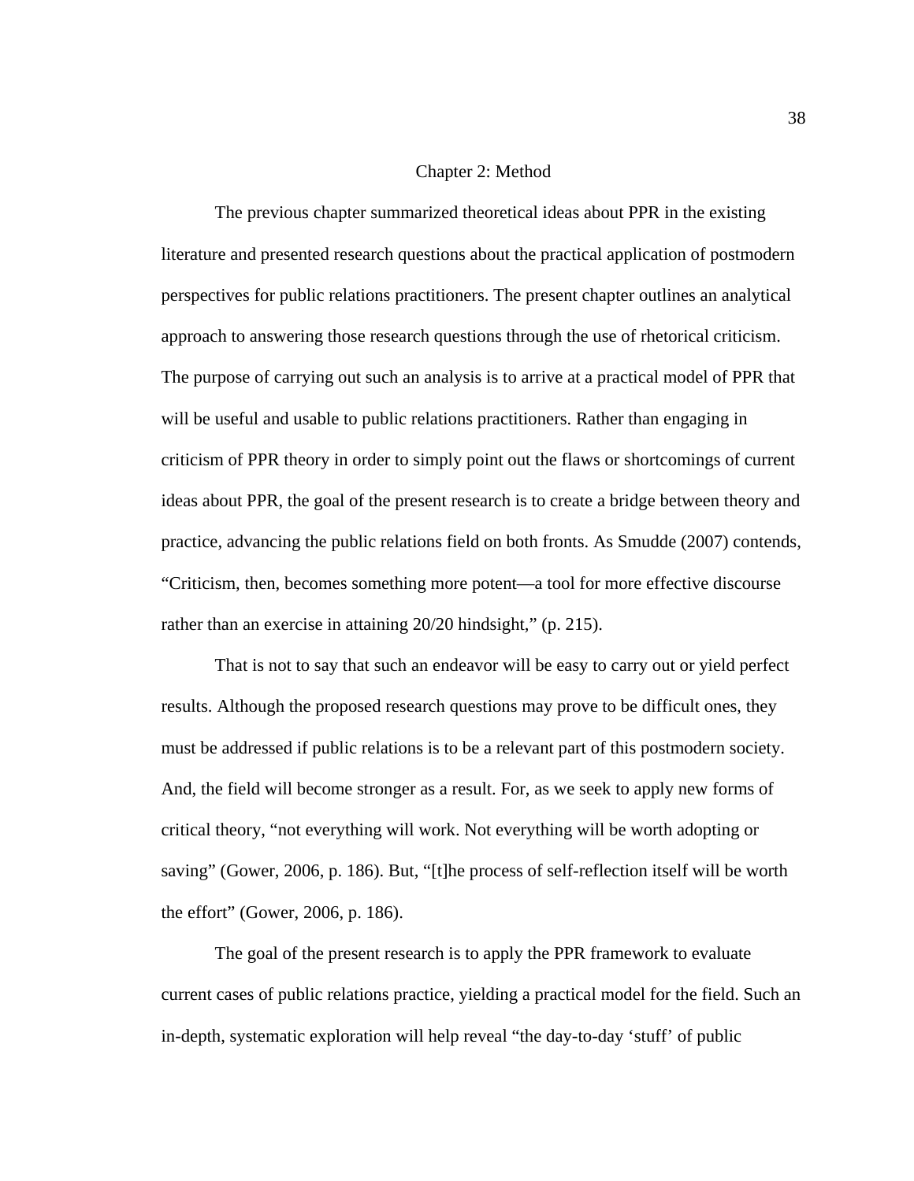# Chapter 2: Method

The previous chapter summarized theoretical ideas about PPR in the existing literature and presented research questions about the practical application of postmodern perspectives for public relations practitioners. The present chapter outlines an analytical approach to answering those research questions through the use of rhetorical criticism. The purpose of carrying out such an analysis is to arrive at a practical model of PPR that will be useful and usable to public relations practitioners. Rather than engaging in criticism of PPR theory in order to simply point out the flaws or shortcomings of current ideas about PPR, the goal of the present research is to create a bridge between theory and practice, advancing the public relations field on both fronts. As Smudde (2007) contends, "Criticism, then, becomes something more potent—a tool for more effective discourse rather than an exercise in attaining 20/20 hindsight," (p. 215).

That is not to say that such an endeavor will be easy to carry out or yield perfect results. Although the proposed research questions may prove to be difficult ones, they must be addressed if public relations is to be a relevant part of this postmodern society. And, the field will become stronger as a result. For, as we seek to apply new forms of critical theory, "not everything will work. Not everything will be worth adopting or saving" (Gower, 2006, p. 186). But, "[t]he process of self-reflection itself will be worth the effort" (Gower, 2006, p. 186).

The goal of the present research is to apply the PPR framework to evaluate current cases of public relations practice, yielding a practical model for the field. Such an in-depth, systematic exploration will help reveal "the day-to-day 'stuff' of public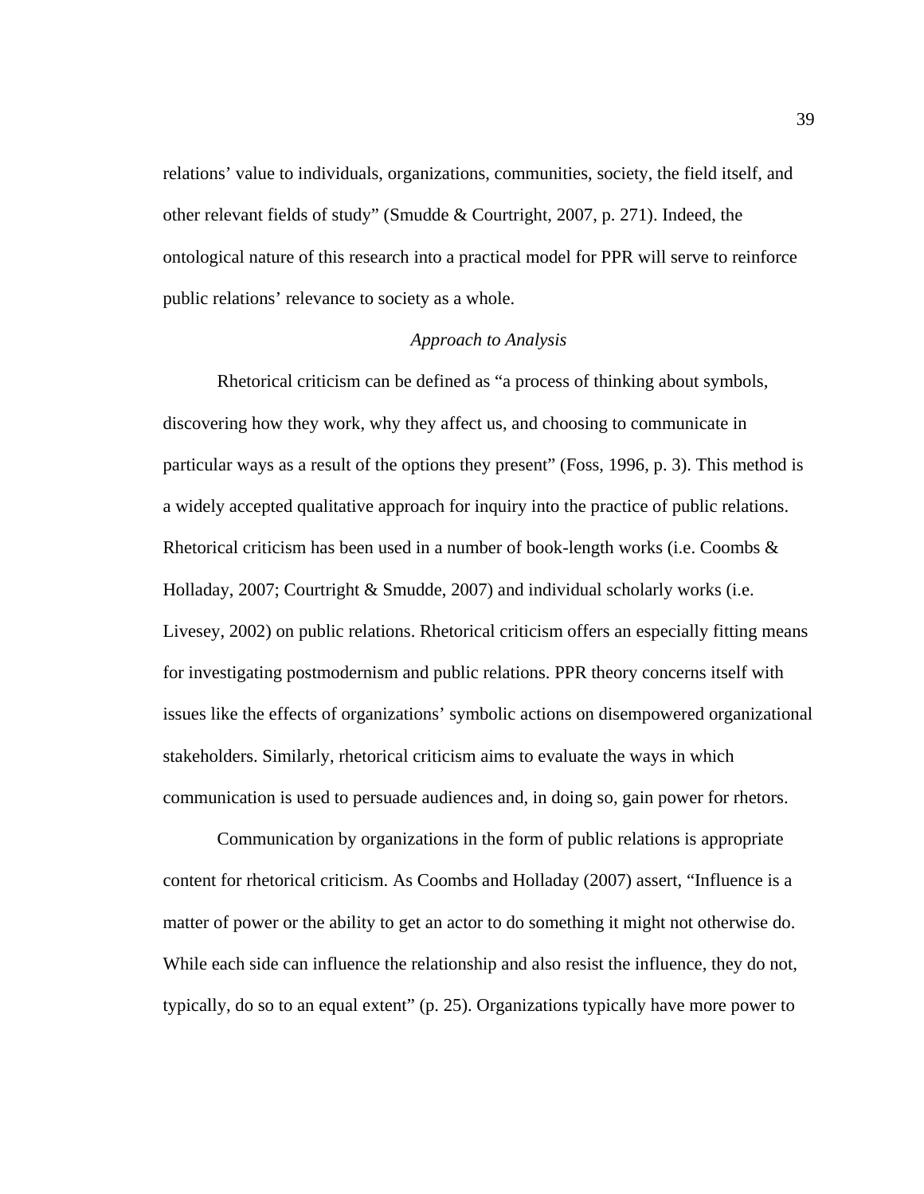relations' value to individuals, organizations, communities, society, the field itself, and other relevant fields of study" (Smudde & Courtright, 2007, p. 271). Indeed, the ontological nature of this research into a practical model for PPR will serve to reinforce public relations' relevance to society as a whole.

### *Approach to Analysis*

Rhetorical criticism can be defined as "a process of thinking about symbols, discovering how they work, why they affect us, and choosing to communicate in particular ways as a result of the options they present" (Foss, 1996, p. 3). This method is a widely accepted qualitative approach for inquiry into the practice of public relations. Rhetorical criticism has been used in a number of book-length works (i.e. Coombs & Holladay, 2007; Courtright & Smudde, 2007) and individual scholarly works (i.e. Livesey, 2002) on public relations. Rhetorical criticism offers an especially fitting means for investigating postmodernism and public relations. PPR theory concerns itself with issues like the effects of organizations' symbolic actions on disempowered organizational stakeholders. Similarly, rhetorical criticism aims to evaluate the ways in which communication is used to persuade audiences and, in doing so, gain power for rhetors.

Communication by organizations in the form of public relations is appropriate content for rhetorical criticism. As Coombs and Holladay (2007) assert, "Influence is a matter of power or the ability to get an actor to do something it might not otherwise do. While each side can influence the relationship and also resist the influence, they do not, typically, do so to an equal extent" (p. 25). Organizations typically have more power to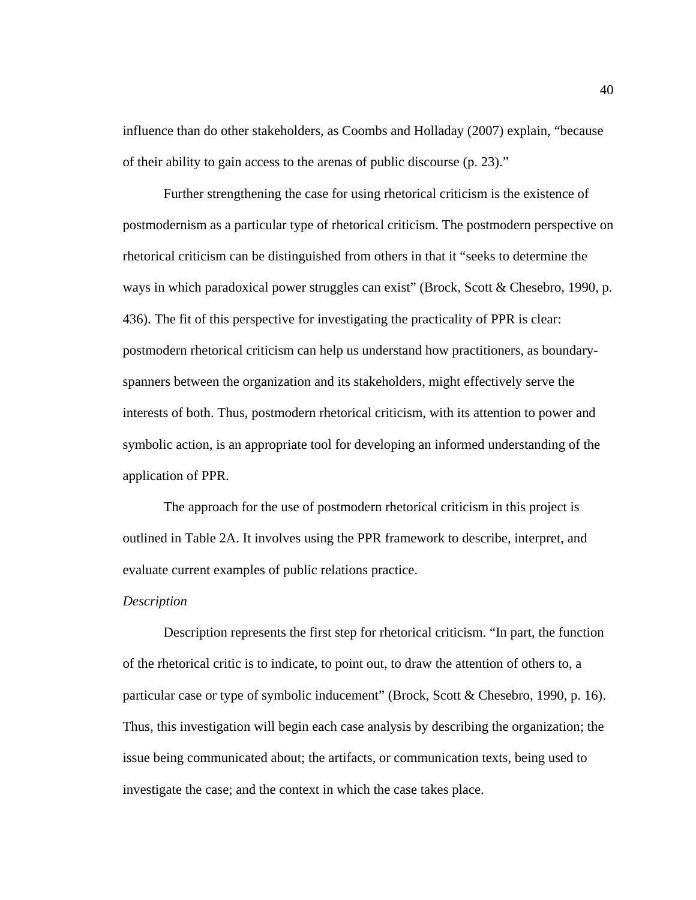influence than do other stakeholders, as Coombs and Holladay (2007) explain, "because of their ability to gain access to the arenas of public discourse (p. 23)."

Further strengthening the case for using rhetorical criticism is the existence of postmodernism as a particular type of rhetorical criticism. The postmodern perspective on rhetorical criticism can be distinguished from others in that it "seeks to determine the ways in which paradoxical power struggles can exist" (Brock, Scott & Chesebro, 1990, p. 436). The fit of this perspective for investigating the practicality of PPR is clear: postmodern rhetorical criticism can help us understand how practitioners, as boundary-spanners between the organization and its stakeholders, might effectively serve the interests of both. Thus, postmodern rhetorical criticism, with its attention to power and symbolic action, is an appropriate tool for developing an informed understanding of the application of PPR.

The approach for the use of postmodern rhetorical criticism in this project is outlined in Table 2A. It involves using the PPR framework to describe, interpret, and evaluate current examples of public relations practice.

*Description*

Description represents the first step for rhetorical criticism. "In part, the function of the rhetorical critic is to indicate, to point out, to draw the attention of others to, a particular case or type of symbolic inducement" (Brock, Scott & Chesebro, 1990, p. 16). Thus, this investigation will begin each case analysis by describing the organization; the issue being communicated about; the artifacts, or communication texts, being used to investigate the case; and the context in which the case takes place.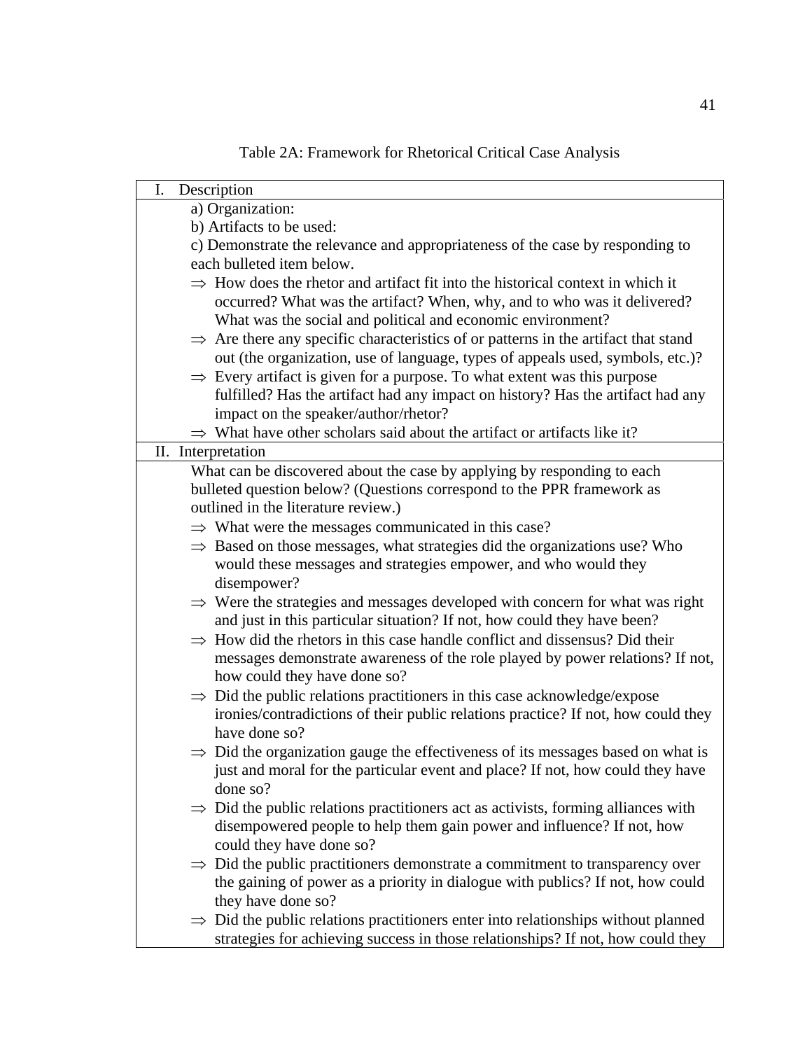Table 2A: Framework for Rhetorical Critical Case Analysis

| I. Description |
|---|
| a) Organization:<br>b) Artifacts to be used:<br>c) Demonstrate the relevance and appropriateness of the case by responding to each bulleted item below.<br>⇒ How does the rhetor and artifact fit into the historical context in which it occurred? What was the artifact? When, why, and to who was it delivered? What was the social and political and economic environment?<br>⇒ Are there any specific characteristics of or patterns in the artifact that stand out (the organization, use of language, types of appeals used, symbols, etc.)?<br>⇒ Every artifact is given for a purpose. To what extent was this purpose fulfilled? Has the artifact had any impact on history? Has the artifact had any impact on the speaker/author/rhetor?<br>⇒ What have other scholars said about the artifact or artifacts like it? |
| II. Interpretation |
| What can be discovered about the case by applying by responding to each bulleted question below? (Questions correspond to the PPR framework as outlined in the literature review.)<br>⇒ What were the messages communicated in this case?<br>⇒ Based on those messages, what strategies did the organizations use? Who would these messages and strategies empower, and who would they disempower?<br>⇒ Were the strategies and messages developed with concern for what was right and just in this particular situation? If not, how could they have been?<br>⇒ How did the rhetors in this case handle conflict and dissensus? Did their messages demonstrate awareness of the role played by power relations? If not, how could they have done so?<br>⇒ Did the public relations practitioners in this case acknowledge/expose ironies/contradictions of their public relations practice? If not, how could they have done so?<br>⇒ Did the organization gauge the effectiveness of its messages based on what is just and moral for the particular event and place? If not, how could they have done so?<br>⇒ Did the public relations practitioners act as activists, forming alliances with disempowered people to help them gain power and influence? If not, how could they have done so?<br>⇒ Did the public practitioners demonstrate a commitment to transparency over the gaining of power as a priority in dialogue with publics? If not, how could they have done so?<br>⇒ Did the public relations practitioners enter into relationships without planned strategies for achieving success in those relationships? If not, how could they |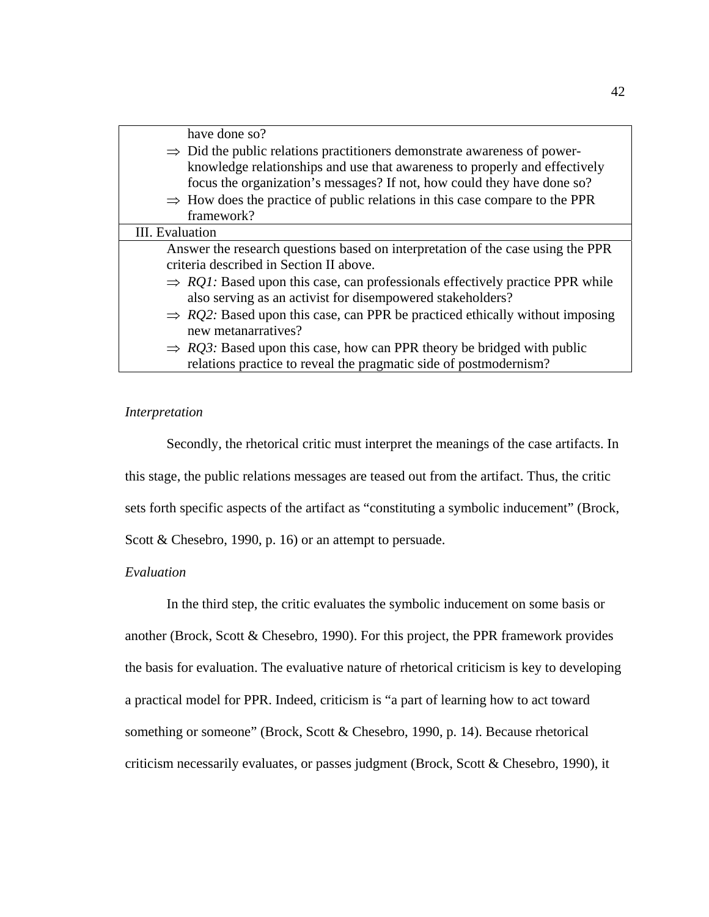| |
|---|
| have done so?<br>⇒ Did the public relations practitioners demonstrate awareness of power-knowledge relationships and use that awareness to properly and effectively focus the organization's messages? If not, how could they have done so?<br>⇒ How does the practice of public relations in this case compare to the PPR framework? |
| III. Evaluation |
| Answer the research questions based on interpretation of the case using the PPR criteria described in Section II above.<br>⇒ *RQ1:* Based upon this case, can professionals effectively practice PPR while also serving as an activist for disempowered stakeholders?<br>⇒ *RQ2:* Based upon this case, can PPR be practiced ethically without imposing new metanarratives?<br>⇒ *RQ3:* Based upon this case, how can PPR theory be bridged with public relations practice to reveal the pragmatic side of postmodernism? |

*Interpretation*

Secondly, the rhetorical critic must interpret the meanings of the case artifacts. In this stage, the public relations messages are teased out from the artifact. Thus, the critic sets forth specific aspects of the artifact as "constituting a symbolic inducement" (Brock, Scott & Chesebro, 1990, p. 16) or an attempt to persuade.

*Evaluation*

In the third step, the critic evaluates the symbolic inducement on some basis or another (Brock, Scott & Chesebro, 1990). For this project, the PPR framework provides the basis for evaluation. The evaluative nature of rhetorical criticism is key to developing a practical model for PPR. Indeed, criticism is "a part of learning how to act toward something or someone" (Brock, Scott & Chesebro, 1990, p. 14). Because rhetorical criticism necessarily evaluates, or passes judgment (Brock, Scott & Chesebro, 1990), it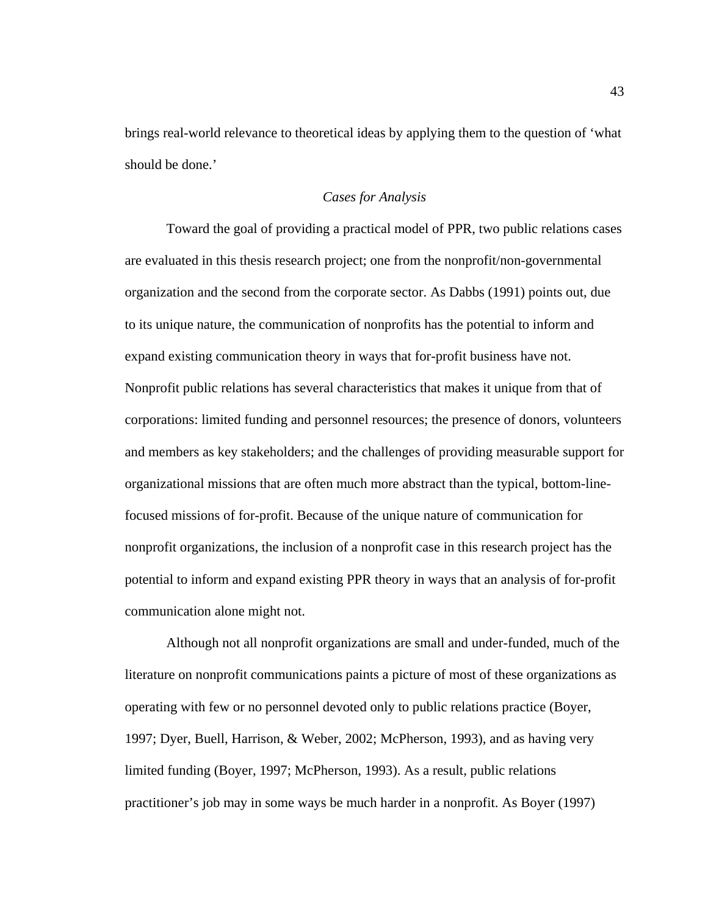brings real-world relevance to theoretical ideas by applying them to the question of 'what should be done.'

### *Cases for Analysis*

Toward the goal of providing a practical model of PPR, two public relations cases are evaluated in this thesis research project; one from the nonprofit/non-governmental organization and the second from the corporate sector. As Dabbs (1991) points out, due to its unique nature, the communication of nonprofits has the potential to inform and expand existing communication theory in ways that for-profit business have not. Nonprofit public relations has several characteristics that makes it unique from that of corporations: limited funding and personnel resources; the presence of donors, volunteers and members as key stakeholders; and the challenges of providing measurable support for organizational missions that are often much more abstract than the typical, bottom-line-focused missions of for-profit. Because of the unique nature of communication for nonprofit organizations, the inclusion of a nonprofit case in this research project has the potential to inform and expand existing PPR theory in ways that an analysis of for-profit communication alone might not.

Although not all nonprofit organizations are small and under-funded, much of the literature on nonprofit communications paints a picture of most of these organizations as operating with few or no personnel devoted only to public relations practice (Boyer, 1997; Dyer, Buell, Harrison, & Weber, 2002; McPherson, 1993), and as having very limited funding (Boyer, 1997; McPherson, 1993). As a result, public relations practitioner's job may in some ways be much harder in a nonprofit. As Boyer (1997)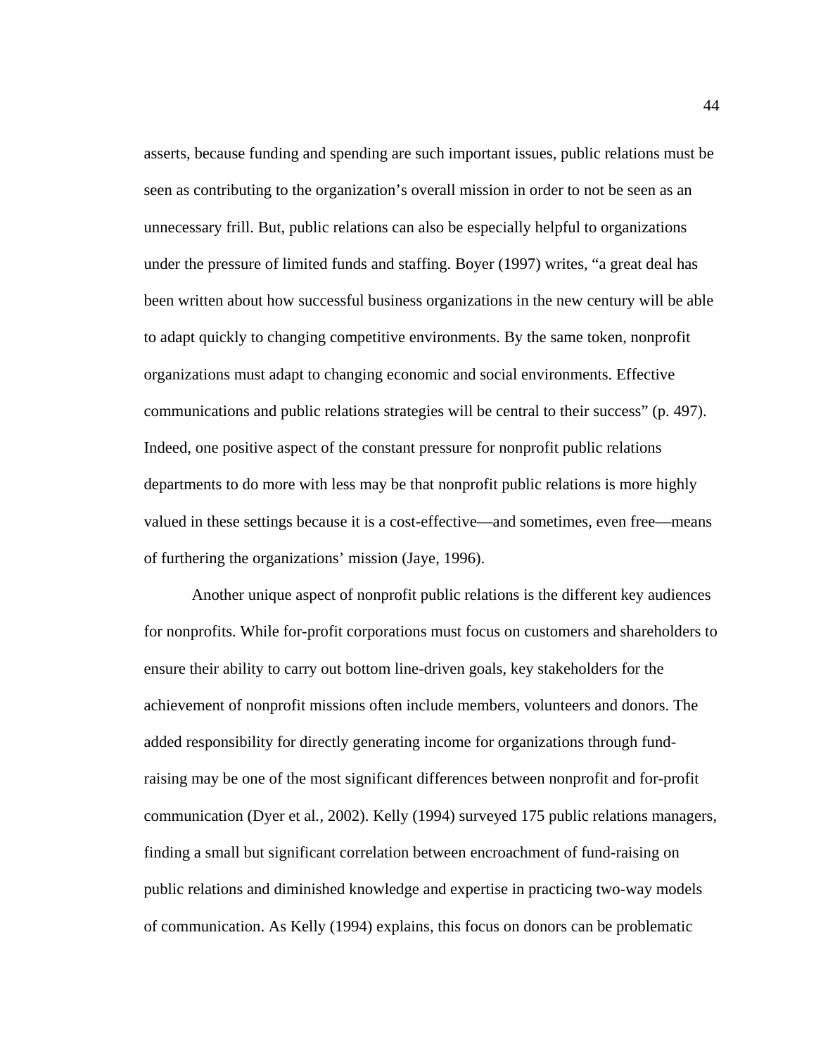asserts, because funding and spending are such important issues, public relations must be seen as contributing to the organization's overall mission in order to not be seen as an unnecessary frill. But, public relations can also be especially helpful to organizations under the pressure of limited funds and staffing. Boyer (1997) writes, "a great deal has been written about how successful business organizations in the new century will be able to adapt quickly to changing competitive environments. By the same token, nonprofit organizations must adapt to changing economic and social environments. Effective communications and public relations strategies will be central to their success" (p. 497). Indeed, one positive aspect of the constant pressure for nonprofit public relations departments to do more with less may be that nonprofit public relations is more highly valued in these settings because it is a cost-effective—and sometimes, even free—means of furthering the organizations' mission (Jaye, 1996).

Another unique aspect of nonprofit public relations is the different key audiences for nonprofits. While for-profit corporations must focus on customers and shareholders to ensure their ability to carry out bottom line-driven goals, key stakeholders for the achievement of nonprofit missions often include members, volunteers and donors. The added responsibility for directly generating income for organizations through fund-raising may be one of the most significant differences between nonprofit and for-profit communication (Dyer et al., 2002). Kelly (1994) surveyed 175 public relations managers, finding a small but significant correlation between encroachment of fund-raising on public relations and diminished knowledge and expertise in practicing two-way models of communication. As Kelly (1994) explains, this focus on donors can be problematic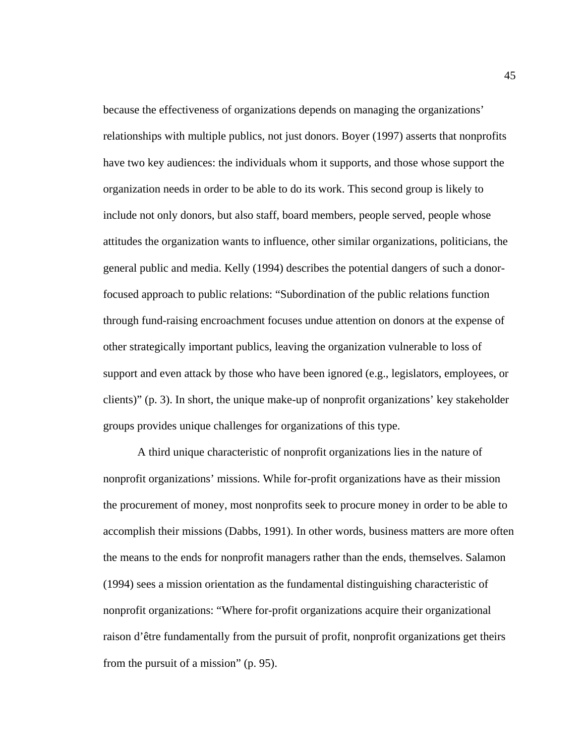because the effectiveness of organizations depends on managing the organizations' relationships with multiple publics, not just donors. Boyer (1997) asserts that nonprofits have two key audiences: the individuals whom it supports, and those whose support the organization needs in order to be able to do its work. This second group is likely to include not only donors, but also staff, board members, people served, people whose attitudes the organization wants to influence, other similar organizations, politicians, the general public and media. Kelly (1994) describes the potential dangers of such a donor-focused approach to public relations: "Subordination of the public relations function through fund-raising encroachment focuses undue attention on donors at the expense of other strategically important publics, leaving the organization vulnerable to loss of support and even attack by those who have been ignored (e.g., legislators, employees, or clients)" (p. 3). In short, the unique make-up of nonprofit organizations' key stakeholder groups provides unique challenges for organizations of this type.

A third unique characteristic of nonprofit organizations lies in the nature of nonprofit organizations' missions. While for-profit organizations have as their mission the procurement of money, most nonprofits seek to procure money in order to be able to accomplish their missions (Dabbs, 1991). In other words, business matters are more often the means to the ends for nonprofit managers rather than the ends, themselves. Salamon (1994) sees a mission orientation as the fundamental distinguishing characteristic of nonprofit organizations: "Where for-profit organizations acquire their organizational raison d'être fundamentally from the pursuit of profit, nonprofit organizations get theirs from the pursuit of a mission" (p. 95).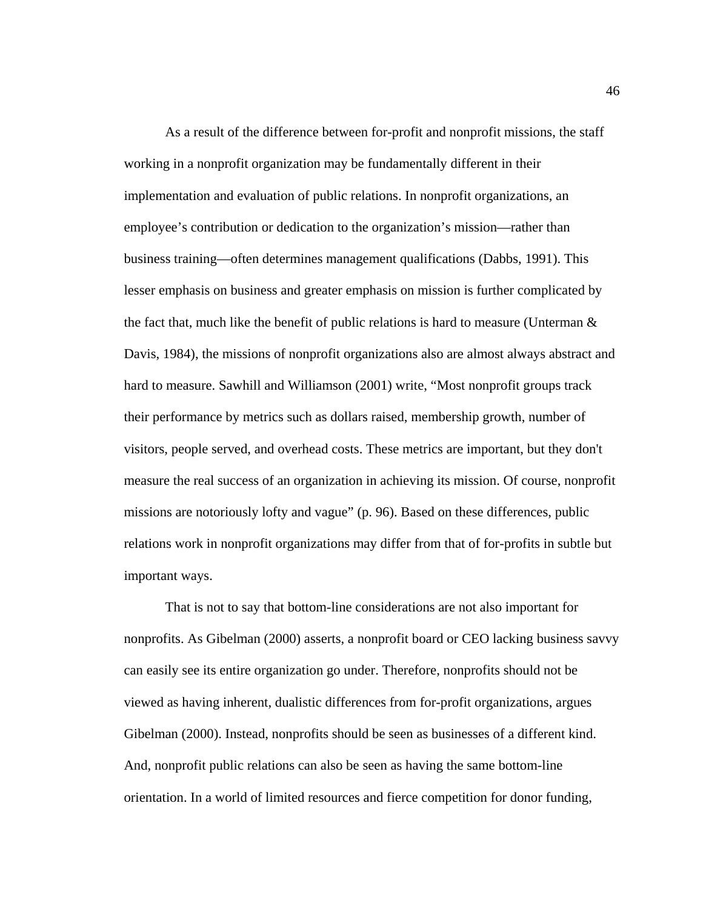As a result of the difference between for-profit and nonprofit missions, the staff working in a nonprofit organization may be fundamentally different in their implementation and evaluation of public relations. In nonprofit organizations, an employee's contribution or dedication to the organization's mission—rather than business training—often determines management qualifications (Dabbs, 1991). This lesser emphasis on business and greater emphasis on mission is further complicated by the fact that, much like the benefit of public relations is hard to measure (Unterman & Davis, 1984), the missions of nonprofit organizations also are almost always abstract and hard to measure. Sawhill and Williamson (2001) write, "Most nonprofit groups track their performance by metrics such as dollars raised, membership growth, number of visitors, people served, and overhead costs. These metrics are important, but they don't measure the real success of an organization in achieving its mission. Of course, nonprofit missions are notoriously lofty and vague" (p. 96). Based on these differences, public relations work in nonprofit organizations may differ from that of for-profits in subtle but important ways.

That is not to say that bottom-line considerations are not also important for nonprofits. As Gibelman (2000) asserts, a nonprofit board or CEO lacking business savvy can easily see its entire organization go under. Therefore, nonprofits should not be viewed as having inherent, dualistic differences from for-profit organizations, argues Gibelman (2000). Instead, nonprofits should be seen as businesses of a different kind. And, nonprofit public relations can also be seen as having the same bottom-line orientation. In a world of limited resources and fierce competition for donor funding,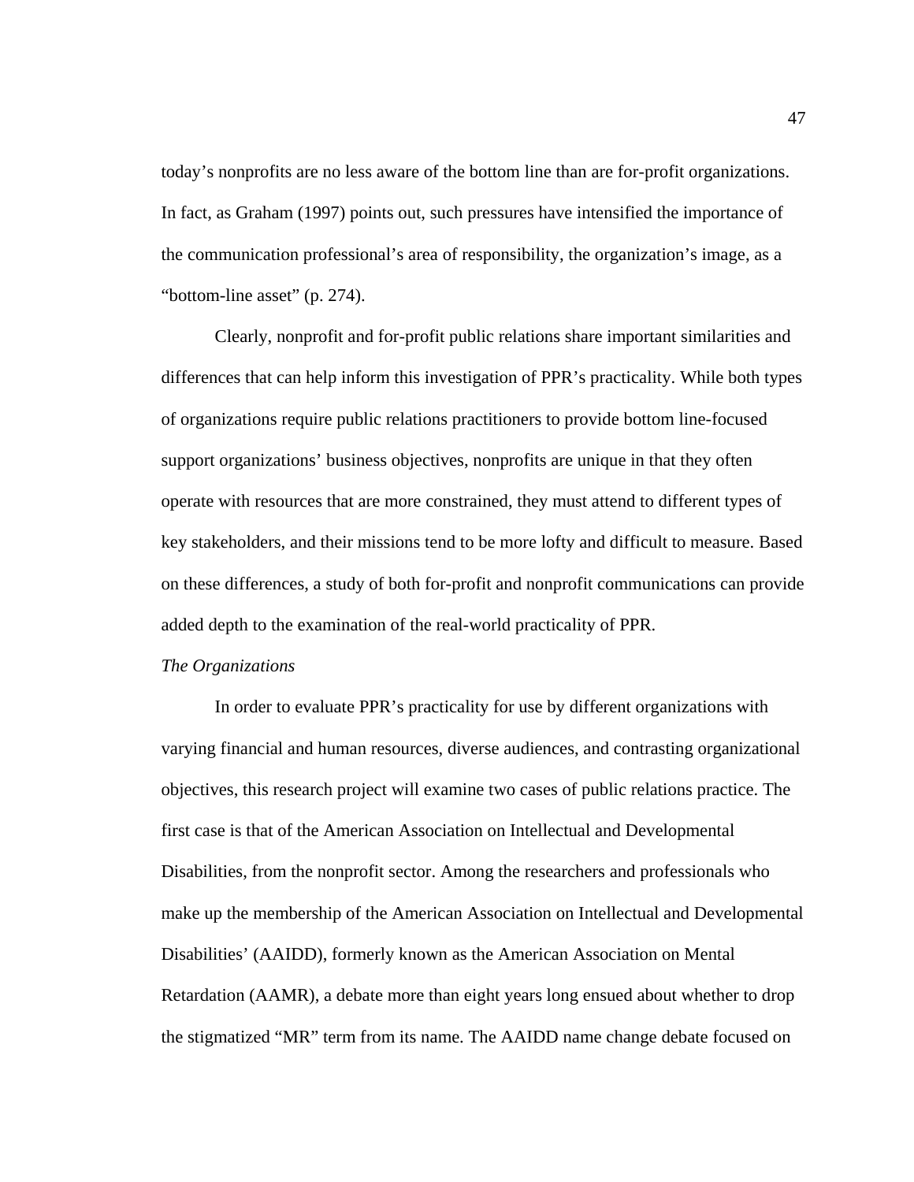today's nonprofits are no less aware of the bottom line than are for-profit organizations. In fact, as Graham (1997) points out, such pressures have intensified the importance of the communication professional's area of responsibility, the organization's image, as a "bottom-line asset" (p. 274).

Clearly, nonprofit and for-profit public relations share important similarities and differences that can help inform this investigation of PPR's practicality. While both types of organizations require public relations practitioners to provide bottom line-focused support organizations' business objectives, nonprofits are unique in that they often operate with resources that are more constrained, they must attend to different types of key stakeholders, and their missions tend to be more lofty and difficult to measure. Based on these differences, a study of both for-profit and nonprofit communications can provide added depth to the examination of the real-world practicality of PPR.

*The Organizations*

In order to evaluate PPR's practicality for use by different organizations with varying financial and human resources, diverse audiences, and contrasting organizational objectives, this research project will examine two cases of public relations practice. The first case is that of the American Association on Intellectual and Developmental Disabilities, from the nonprofit sector. Among the researchers and professionals who make up the membership of the American Association on Intellectual and Developmental Disabilities' (AAIDD), formerly known as the American Association on Mental Retardation (AAMR), a debate more than eight years long ensued about whether to drop the stigmatized "MR" term from its name. The AAIDD name change debate focused on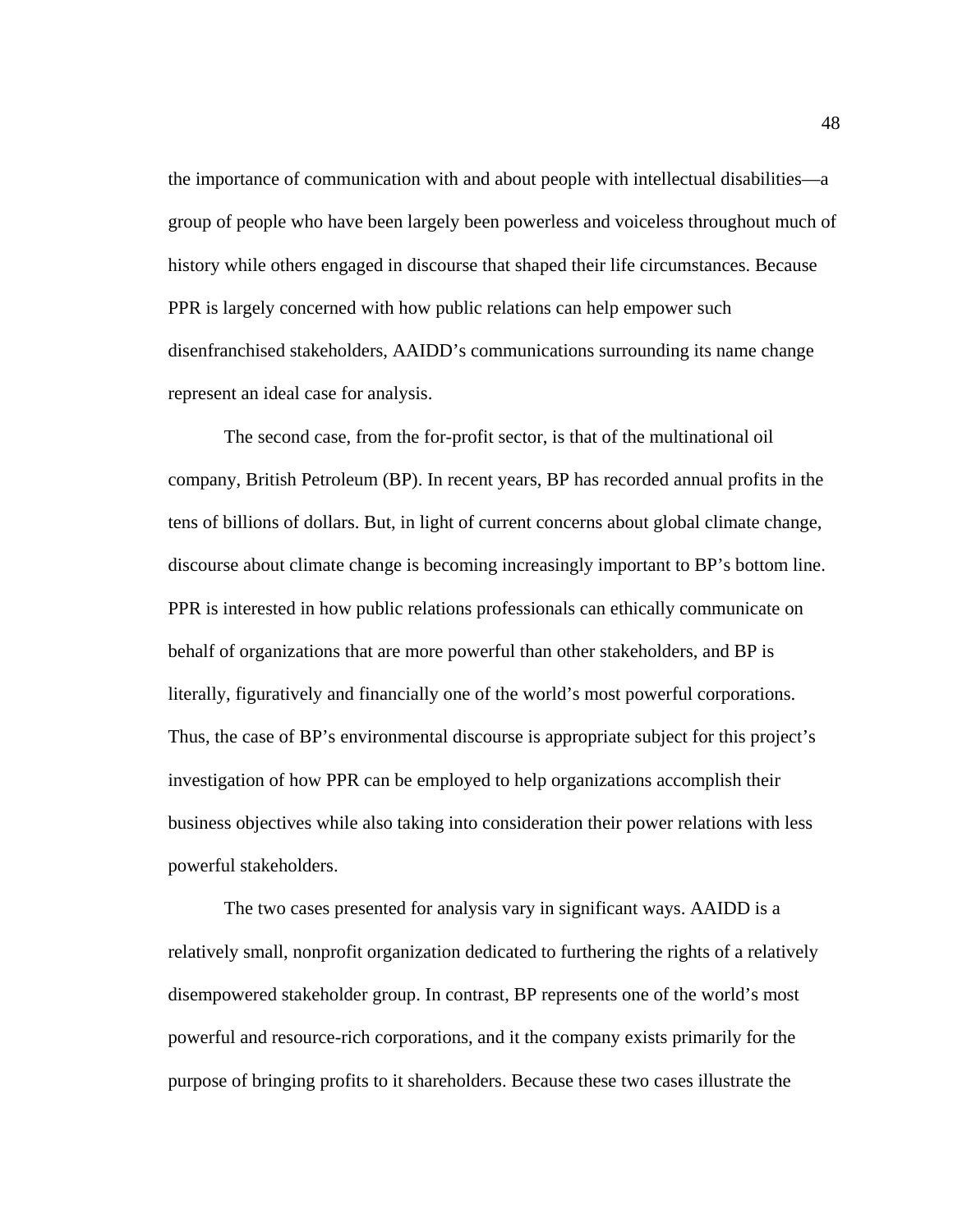the importance of communication with and about people with intellectual disabilities—a group of people who have been largely been powerless and voiceless throughout much of history while others engaged in discourse that shaped their life circumstances. Because PPR is largely concerned with how public relations can help empower such disenfranchised stakeholders, AAIDD's communications surrounding its name change represent an ideal case for analysis.

The second case, from the for-profit sector, is that of the multinational oil company, British Petroleum (BP). In recent years, BP has recorded annual profits in the tens of billions of dollars. But, in light of current concerns about global climate change, discourse about climate change is becoming increasingly important to BP's bottom line. PPR is interested in how public relations professionals can ethically communicate on behalf of organizations that are more powerful than other stakeholders, and BP is literally, figuratively and financially one of the world's most powerful corporations. Thus, the case of BP's environmental discourse is appropriate subject for this project's investigation of how PPR can be employed to help organizations accomplish their business objectives while also taking into consideration their power relations with less powerful stakeholders.

The two cases presented for analysis vary in significant ways. AAIDD is a relatively small, nonprofit organization dedicated to furthering the rights of a relatively disempowered stakeholder group. In contrast, BP represents one of the world's most powerful and resource-rich corporations, and it the company exists primarily for the purpose of bringing profits to it shareholders. Because these two cases illustrate the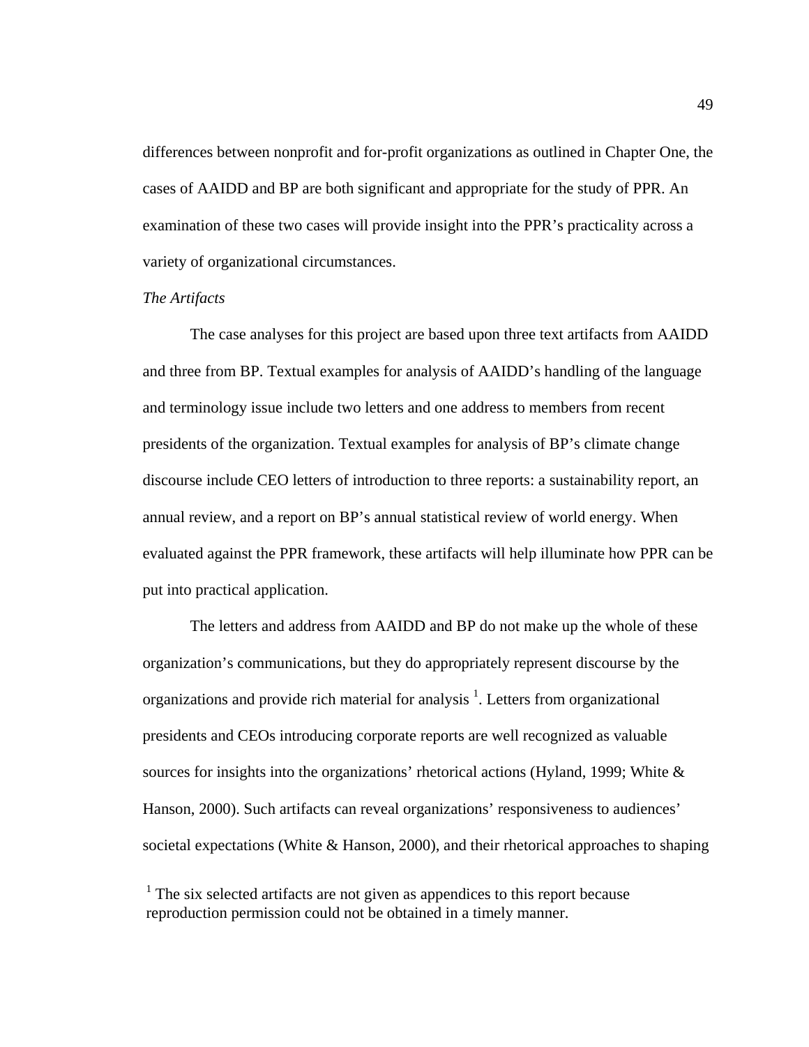differences between nonprofit and for-profit organizations as outlined in Chapter One, the cases of AAIDD and BP are both significant and appropriate for the study of PPR. An examination of these two cases will provide insight into the PPR's practicality across a variety of organizational circumstances.

*The Artifacts*

The case analyses for this project are based upon three text artifacts from AAIDD and three from BP. Textual examples for analysis of AAIDD's handling of the language and terminology issue include two letters and one address to members from recent presidents of the organization. Textual examples for analysis of BP's climate change discourse include CEO letters of introduction to three reports: a sustainability report, an annual review, and a report on BP's annual statistical review of world energy. When evaluated against the PPR framework, these artifacts will help illuminate how PPR can be put into practical application.

The letters and address from AAIDD and BP do not make up the whole of these organization's communications, but they do appropriately represent discourse by the organizations and provide rich material for analysis [1]. Letters from organizational presidents and CEOs introducing corporate reports are well recognized as valuable sources for insights into the organizations' rhetorical actions (Hyland, 1999; White & Hanson, 2000). Such artifacts can reveal organizations' responsiveness to audiences' societal expectations (White & Hanson, 2000), and their rhetorical approaches to shaping

[1] The six selected artifacts are not given as appendices to this report because reproduction permission could not be obtained in a timely manner.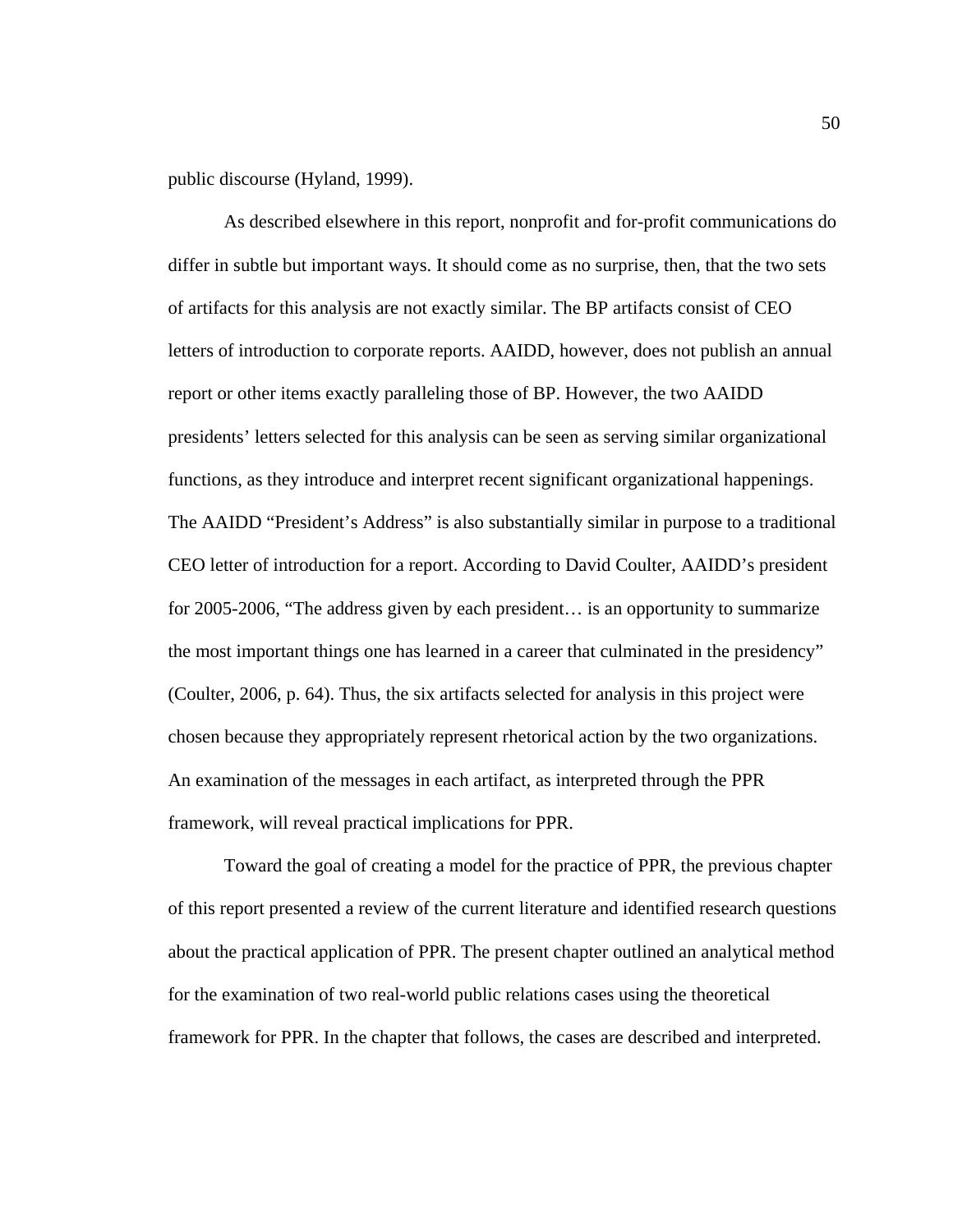public discourse (Hyland, 1999).

As described elsewhere in this report, nonprofit and for-profit communications do differ in subtle but important ways. It should come as no surprise, then, that the two sets of artifacts for this analysis are not exactly similar. The BP artifacts consist of CEO letters of introduction to corporate reports. AAIDD, however, does not publish an annual report or other items exactly paralleling those of BP. However, the two AAIDD presidents' letters selected for this analysis can be seen as serving similar organizational functions, as they introduce and interpret recent significant organizational happenings. The AAIDD "President's Address" is also substantially similar in purpose to a traditional CEO letter of introduction for a report. According to David Coulter, AAIDD's president for 2005-2006, "The address given by each president… is an opportunity to summarize the most important things one has learned in a career that culminated in the presidency" (Coulter, 2006, p. 64). Thus, the six artifacts selected for analysis in this project were chosen because they appropriately represent rhetorical action by the two organizations. An examination of the messages in each artifact, as interpreted through the PPR framework, will reveal practical implications for PPR.

Toward the goal of creating a model for the practice of PPR, the previous chapter of this report presented a review of the current literature and identified research questions about the practical application of PPR. The present chapter outlined an analytical method for the examination of two real-world public relations cases using the theoretical framework for PPR. In the chapter that follows, the cases are described and interpreted.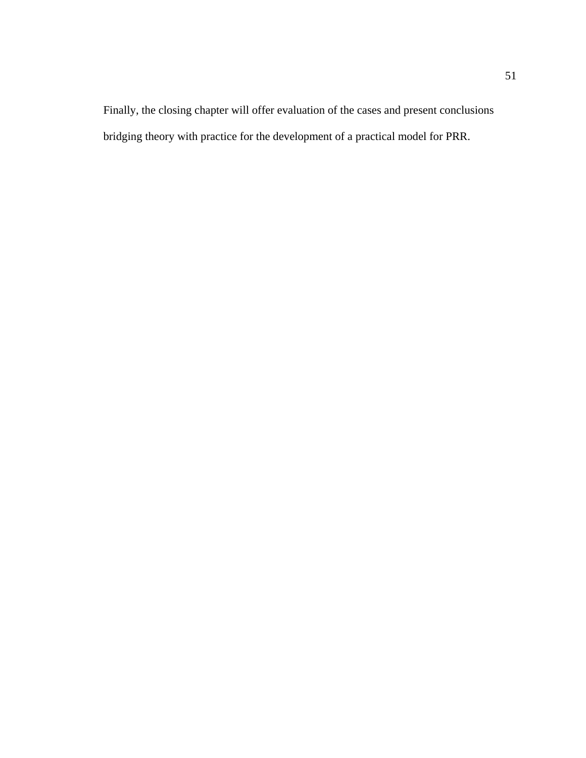Finally, the closing chapter will offer evaluation of the cases and present conclusions bridging theory with practice for the development of a practical model for PRR.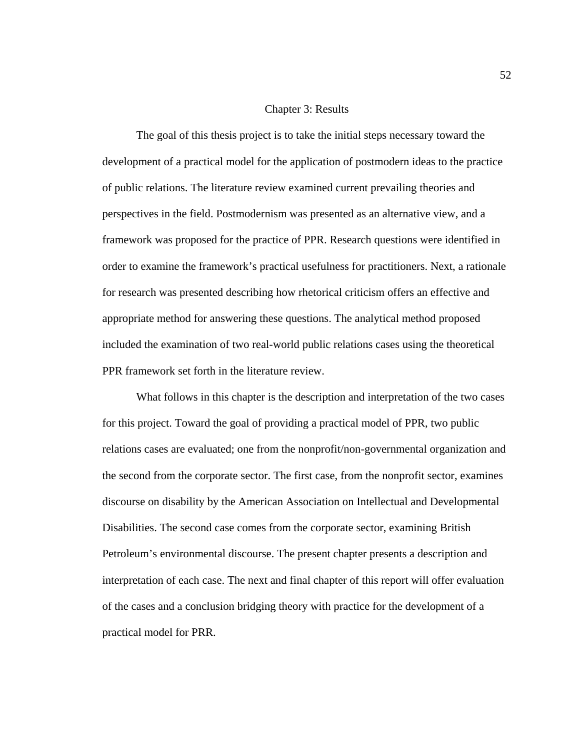# Chapter 3: Results

The goal of this thesis project is to take the initial steps necessary toward the development of a practical model for the application of postmodern ideas to the practice of public relations. The literature review examined current prevailing theories and perspectives in the field. Postmodernism was presented as an alternative view, and a framework was proposed for the practice of PPR. Research questions were identified in order to examine the framework's practical usefulness for practitioners. Next, a rationale for research was presented describing how rhetorical criticism offers an effective and appropriate method for answering these questions. The analytical method proposed included the examination of two real-world public relations cases using the theoretical PPR framework set forth in the literature review.

What follows in this chapter is the description and interpretation of the two cases for this project. Toward the goal of providing a practical model of PPR, two public relations cases are evaluated; one from the nonprofit/non-governmental organization and the second from the corporate sector. The first case, from the nonprofit sector, examines discourse on disability by the American Association on Intellectual and Developmental Disabilities. The second case comes from the corporate sector, examining British Petroleum's environmental discourse. The present chapter presents a description and interpretation of each case. The next and final chapter of this report will offer evaluation of the cases and a conclusion bridging theory with practice for the development of a practical model for PRR.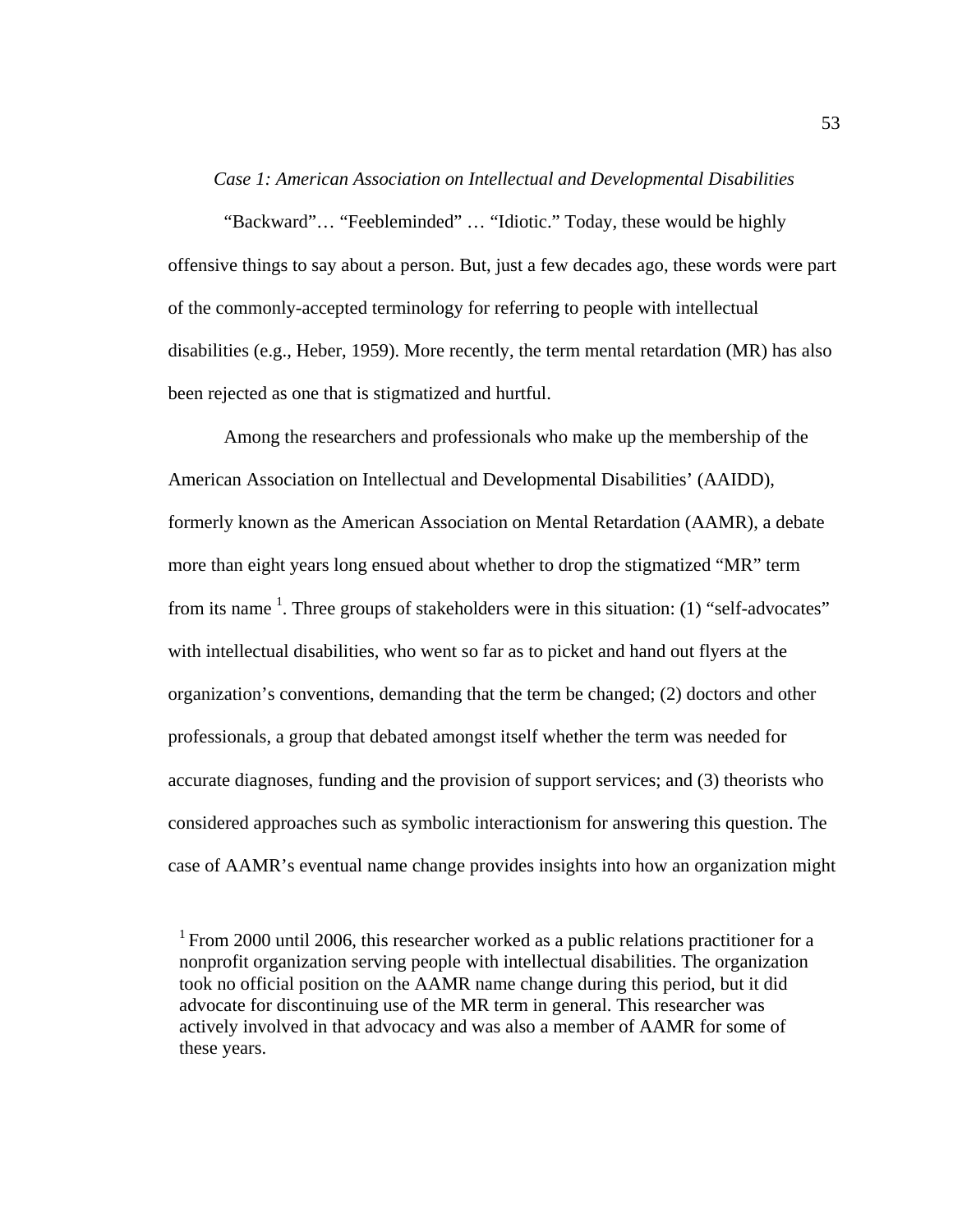*Case 1: American Association on Intellectual and Developmental Disabilities*

"Backward"… "Feebleminded" … "Idiotic." Today, these would be highly offensive things to say about a person. But, just a few decades ago, these words were part of the commonly-accepted terminology for referring to people with intellectual disabilities (e.g., Heber, 1959). More recently, the term mental retardation (MR) has also been rejected as one that is stigmatized and hurtful.

Among the researchers and professionals who make up the membership of the American Association on Intellectual and Developmental Disabilities' (AAIDD), formerly known as the American Association on Mental Retardation (AAMR), a debate more than eight years long ensued about whether to drop the stigmatized "MR" term from its name [1]. Three groups of stakeholders were in this situation: (1) "self-advocates" with intellectual disabilities, who went so far as to picket and hand out flyers at the organization's conventions, demanding that the term be changed; (2) doctors and other professionals, a group that debated amongst itself whether the term was needed for accurate diagnoses, funding and the provision of support services; and (3) theorists who considered approaches such as symbolic interactionism for answering this question. The case of AAMR's eventual name change provides insights into how an organization might

[1] From 2000 until 2006, this researcher worked as a public relations practitioner for a nonprofit organization serving people with intellectual disabilities. The organization took no official position on the AAMR name change during this period, but it did advocate for discontinuing use of the MR term in general. This researcher was actively involved in that advocacy and was also a member of AAMR for some of these years.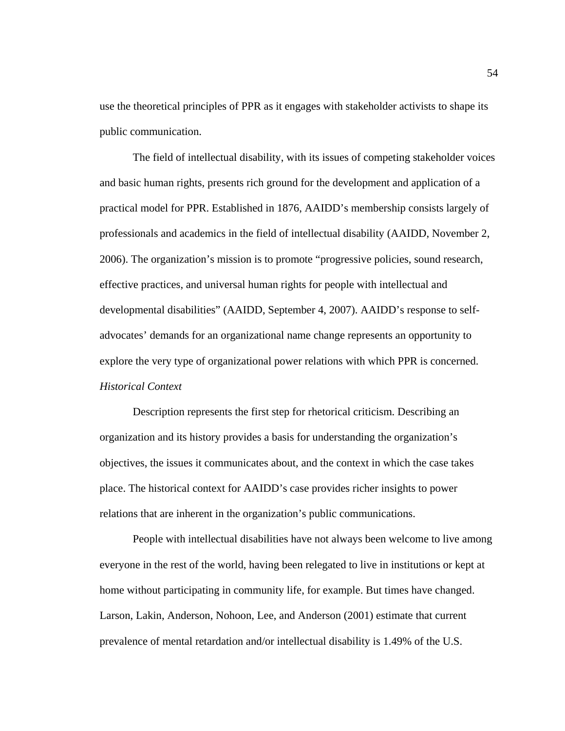use the theoretical principles of PPR as it engages with stakeholder activists to shape its public communication.

The field of intellectual disability, with its issues of competing stakeholder voices and basic human rights, presents rich ground for the development and application of a practical model for PPR. Established in 1876, AAIDD's membership consists largely of professionals and academics in the field of intellectual disability (AAIDD, November 2, 2006). The organization's mission is to promote "progressive policies, sound research, effective practices, and universal human rights for people with intellectual and developmental disabilities" (AAIDD, September 4, 2007). AAIDD's response to self-advocates' demands for an organizational name change represents an opportunity to explore the very type of organizational power relations with which PPR is concerned.

*Historical Context*

Description represents the first step for rhetorical criticism. Describing an organization and its history provides a basis for understanding the organization's objectives, the issues it communicates about, and the context in which the case takes place. The historical context for AAIDD's case provides richer insights to power relations that are inherent in the organization's public communications.

People with intellectual disabilities have not always been welcome to live among everyone in the rest of the world, having been relegated to live in institutions or kept at home without participating in community life, for example. But times have changed. Larson, Lakin, Anderson, Nohoon, Lee, and Anderson (2001) estimate that current prevalence of mental retardation and/or intellectual disability is 1.49% of the U.S.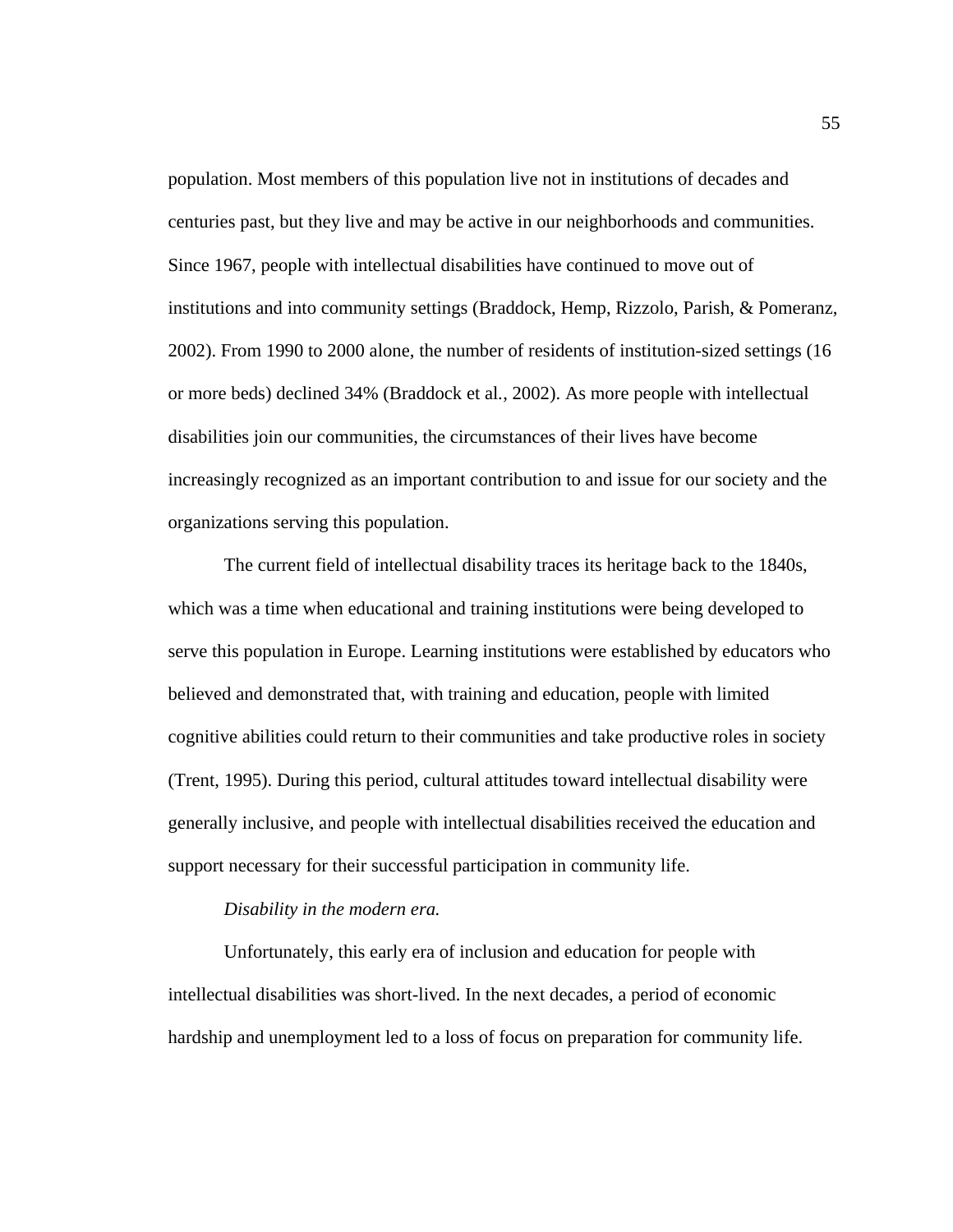population. Most members of this population live not in institutions of decades and centuries past, but they live and may be active in our neighborhoods and communities. Since 1967, people with intellectual disabilities have continued to move out of institutions and into community settings (Braddock, Hemp, Rizzolo, Parish, & Pomeranz, 2002). From 1990 to 2000 alone, the number of residents of institution-sized settings (16 or more beds) declined 34% (Braddock et al., 2002). As more people with intellectual disabilities join our communities, the circumstances of their lives have become increasingly recognized as an important contribution to and issue for our society and the organizations serving this population.

The current field of intellectual disability traces its heritage back to the 1840s, which was a time when educational and training institutions were being developed to serve this population in Europe. Learning institutions were established by educators who believed and demonstrated that, with training and education, people with limited cognitive abilities could return to their communities and take productive roles in society (Trent, 1995). During this period, cultural attitudes toward intellectual disability were generally inclusive, and people with intellectual disabilities received the education and support necessary for their successful participation in community life.

*Disability in the modern era.*

Unfortunately, this early era of inclusion and education for people with intellectual disabilities was short-lived. In the next decades, a period of economic hardship and unemployment led to a loss of focus on preparation for community life.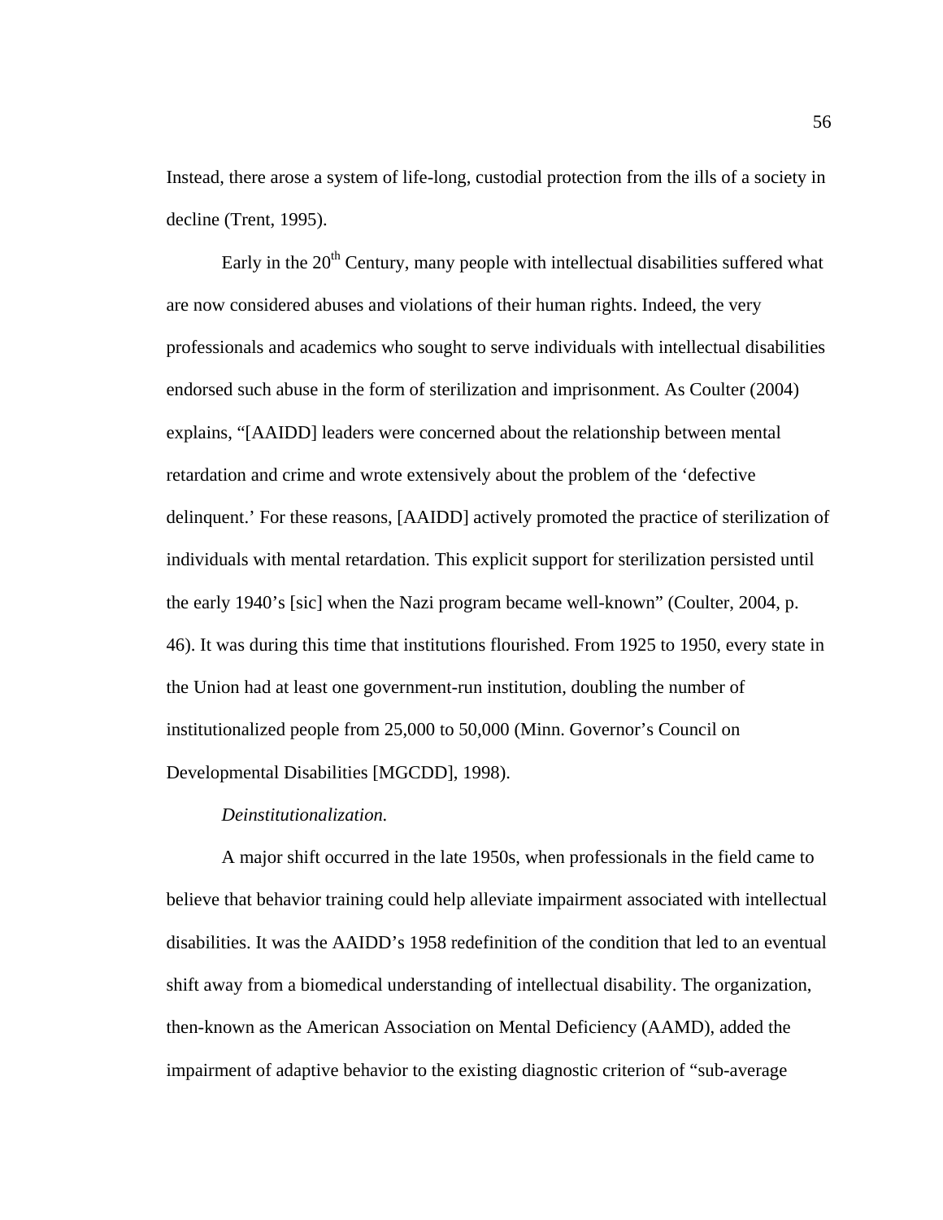Instead, there arose a system of life-long, custodial protection from the ills of a society in decline (Trent, 1995).

Early in the 20th Century, many people with intellectual disabilities suffered what are now considered abuses and violations of their human rights. Indeed, the very professionals and academics who sought to serve individuals with intellectual disabilities endorsed such abuse in the form of sterilization and imprisonment. As Coulter (2004) explains, "[AAIDD] leaders were concerned about the relationship between mental retardation and crime and wrote extensively about the problem of the 'defective delinquent.' For these reasons, [AAIDD] actively promoted the practice of sterilization of individuals with mental retardation. This explicit support for sterilization persisted until the early 1940's [sic] when the Nazi program became well-known" (Coulter, 2004, p. 46). It was during this time that institutions flourished. From 1925 to 1950, every state in the Union had at least one government-run institution, doubling the number of institutionalized people from 25,000 to 50,000 (Minn. Governor's Council on Developmental Disabilities [MGCDD], 1998).

*Deinstitutionalization.*

A major shift occurred in the late 1950s, when professionals in the field came to believe that behavior training could help alleviate impairment associated with intellectual disabilities. It was the AAIDD's 1958 redefinition of the condition that led to an eventual shift away from a biomedical understanding of intellectual disability. The organization, then-known as the American Association on Mental Deficiency (AAMD), added the impairment of adaptive behavior to the existing diagnostic criterion of "sub-average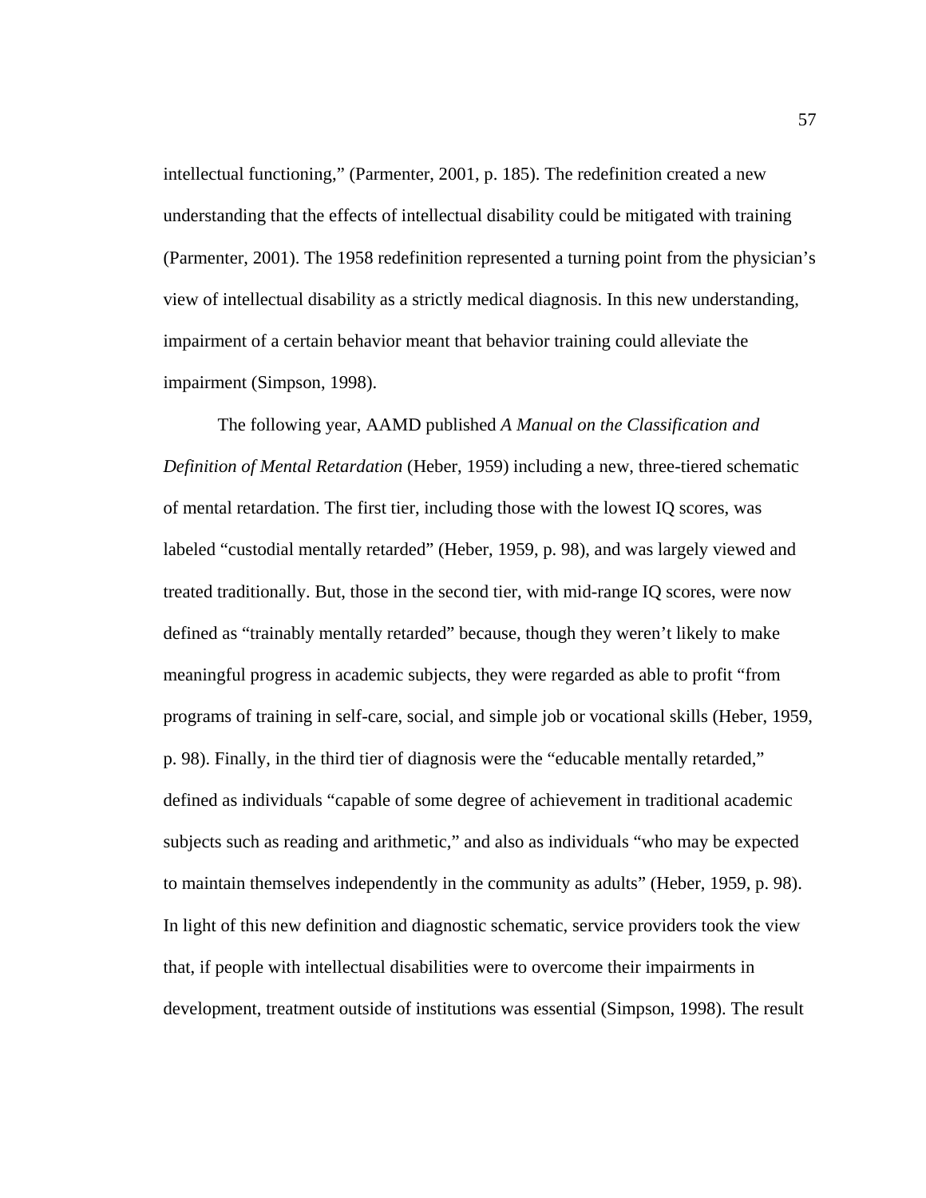intellectual functioning," (Parmenter, 2001, p. 185). The redefinition created a new understanding that the effects of intellectual disability could be mitigated with training (Parmenter, 2001). The 1958 redefinition represented a turning point from the physician's view of intellectual disability as a strictly medical diagnosis. In this new understanding, impairment of a certain behavior meant that behavior training could alleviate the impairment (Simpson, 1998).

The following year, AAMD published *A Manual on the Classification and Definition of Mental Retardation* (Heber, 1959) including a new, three-tiered schematic of mental retardation. The first tier, including those with the lowest IQ scores, was labeled "custodial mentally retarded" (Heber, 1959, p. 98), and was largely viewed and treated traditionally. But, those in the second tier, with mid-range IQ scores, were now defined as "trainably mentally retarded" because, though they weren't likely to make meaningful progress in academic subjects, they were regarded as able to profit "from programs of training in self-care, social, and simple job or vocational skills (Heber, 1959, p. 98). Finally, in the third tier of diagnosis were the "educable mentally retarded," defined as individuals "capable of some degree of achievement in traditional academic subjects such as reading and arithmetic," and also as individuals "who may be expected to maintain themselves independently in the community as adults" (Heber, 1959, p. 98). In light of this new definition and diagnostic schematic, service providers took the view that, if people with intellectual disabilities were to overcome their impairments in development, treatment outside of institutions was essential (Simpson, 1998). The result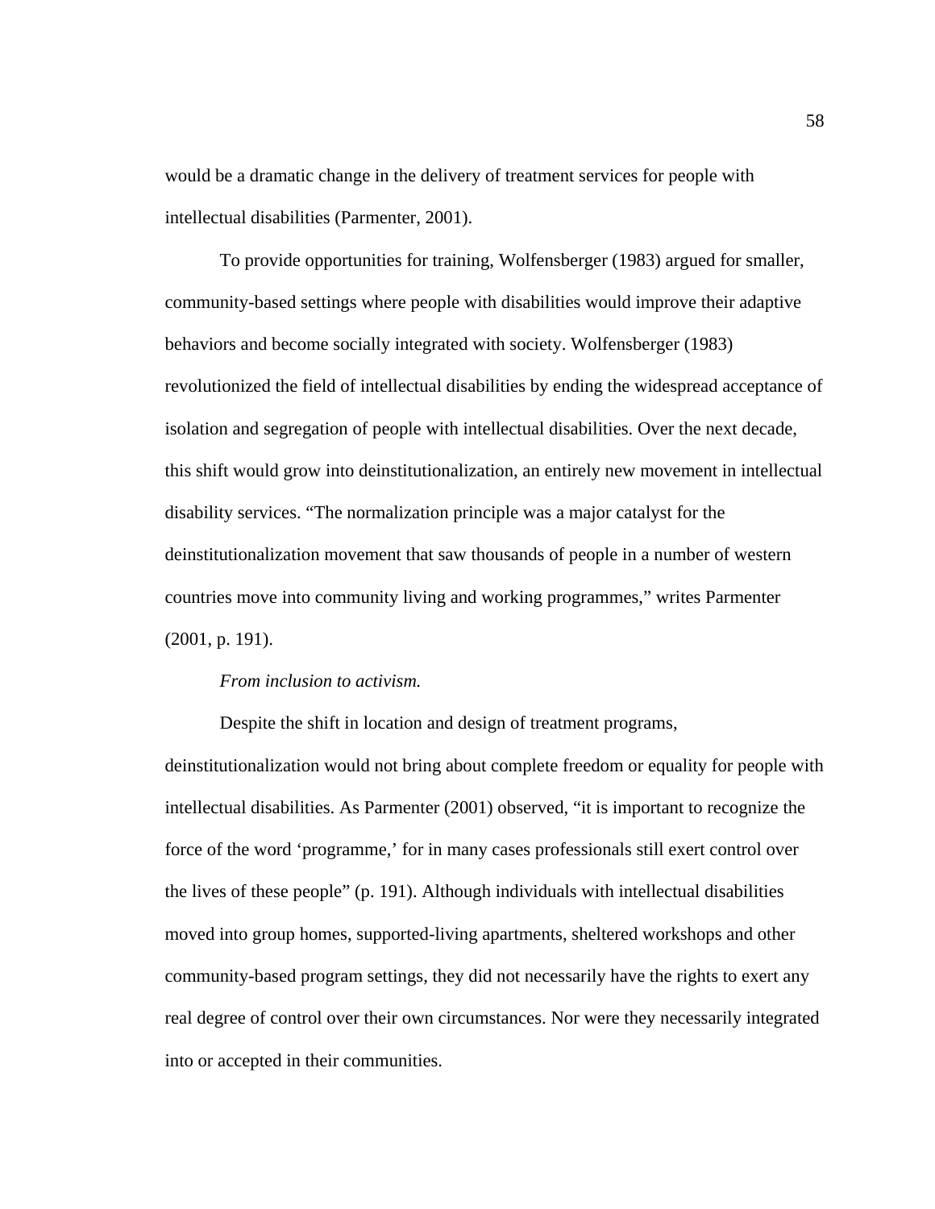would be a dramatic change in the delivery of treatment services for people with intellectual disabilities (Parmenter, 2001).

To provide opportunities for training, Wolfensberger (1983) argued for smaller, community-based settings where people with disabilities would improve their adaptive behaviors and become socially integrated with society. Wolfensberger (1983) revolutionized the field of intellectual disabilities by ending the widespread acceptance of isolation and segregation of people with intellectual disabilities. Over the next decade, this shift would grow into deinstitutionalization, an entirely new movement in intellectual disability services. "The normalization principle was a major catalyst for the deinstitutionalization movement that saw thousands of people in a number of western countries move into community living and working programmes," writes Parmenter (2001, p. 191).

*From inclusion to activism.*

Despite the shift in location and design of treatment programs, deinstitutionalization would not bring about complete freedom or equality for people with intellectual disabilities. As Parmenter (2001) observed, "it is important to recognize the force of the word 'programme,' for in many cases professionals still exert control over the lives of these people" (p. 191). Although individuals with intellectual disabilities moved into group homes, supported-living apartments, sheltered workshops and other community-based program settings, they did not necessarily have the rights to exert any real degree of control over their own circumstances. Nor were they necessarily integrated into or accepted in their communities.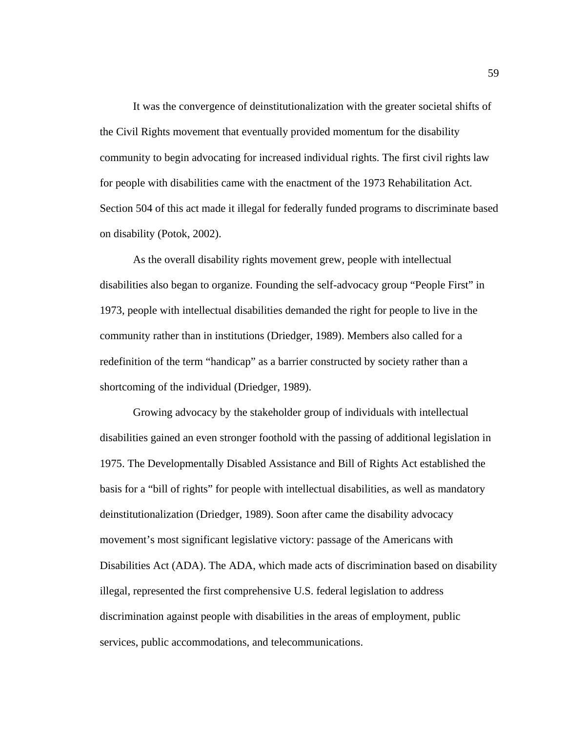It was the convergence of deinstitutionalization with the greater societal shifts of the Civil Rights movement that eventually provided momentum for the disability community to begin advocating for increased individual rights. The first civil rights law for people with disabilities came with the enactment of the 1973 Rehabilitation Act. Section 504 of this act made it illegal for federally funded programs to discriminate based on disability (Potok, 2002).

As the overall disability rights movement grew, people with intellectual disabilities also began to organize. Founding the self-advocacy group "People First" in 1973, people with intellectual disabilities demanded the right for people to live in the community rather than in institutions (Driedger, 1989). Members also called for a redefinition of the term "handicap" as a barrier constructed by society rather than a shortcoming of the individual (Driedger, 1989).

Growing advocacy by the stakeholder group of individuals with intellectual disabilities gained an even stronger foothold with the passing of additional legislation in 1975. The Developmentally Disabled Assistance and Bill of Rights Act established the basis for a "bill of rights" for people with intellectual disabilities, as well as mandatory deinstitutionalization (Driedger, 1989). Soon after came the disability advocacy movement's most significant legislative victory: passage of the Americans with Disabilities Act (ADA). The ADA, which made acts of discrimination based on disability illegal, represented the first comprehensive U.S. federal legislation to address discrimination against people with disabilities in the areas of employment, public services, public accommodations, and telecommunications.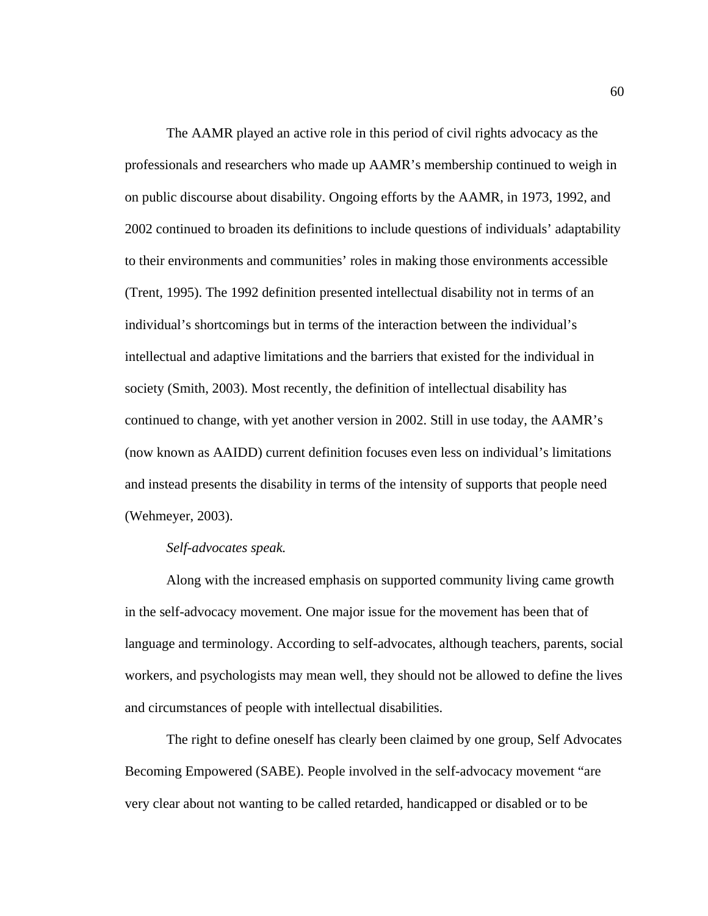The AAMR played an active role in this period of civil rights advocacy as the professionals and researchers who made up AAMR's membership continued to weigh in on public discourse about disability. Ongoing efforts by the AAMR, in 1973, 1992, and 2002 continued to broaden its definitions to include questions of individuals' adaptability to their environments and communities' roles in making those environments accessible (Trent, 1995). The 1992 definition presented intellectual disability not in terms of an individual's shortcomings but in terms of the interaction between the individual's intellectual and adaptive limitations and the barriers that existed for the individual in society (Smith, 2003). Most recently, the definition of intellectual disability has continued to change, with yet another version in 2002. Still in use today, the AAMR's (now known as AAIDD) current definition focuses even less on individual's limitations and instead presents the disability in terms of the intensity of supports that people need (Wehmeyer, 2003).

*Self-advocates speak.*

Along with the increased emphasis on supported community living came growth in the self-advocacy movement. One major issue for the movement has been that of language and terminology. According to self-advocates, although teachers, parents, social workers, and psychologists may mean well, they should not be allowed to define the lives and circumstances of people with intellectual disabilities.

The right to define oneself has clearly been claimed by one group, Self Advocates Becoming Empowered (SABE). People involved in the self-advocacy movement "are very clear about not wanting to be called retarded, handicapped or disabled or to be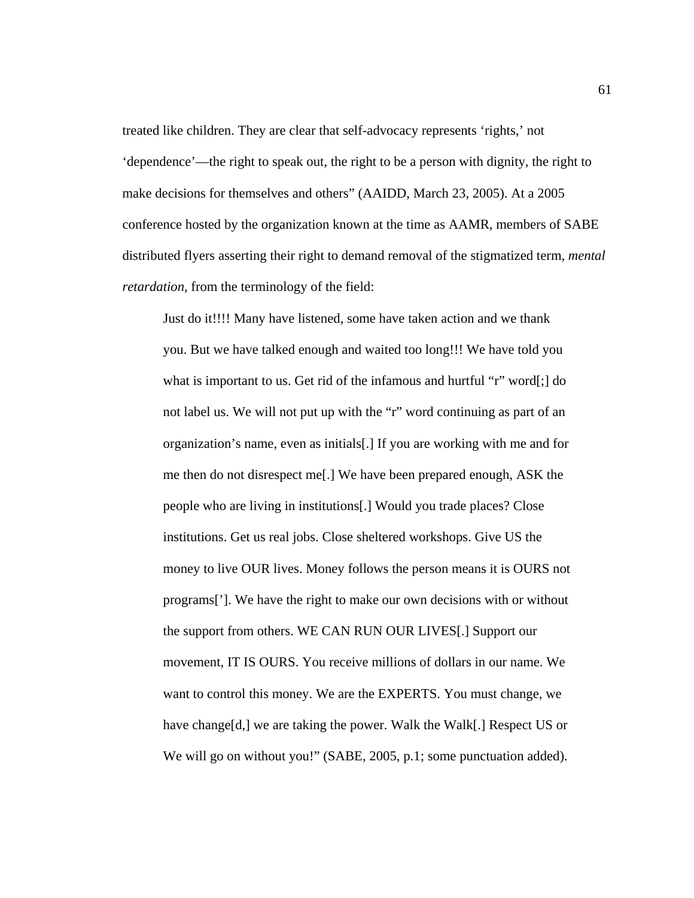treated like children. They are clear that self-advocacy represents 'rights,' not 'dependence'—the right to speak out, the right to be a person with dignity, the right to make decisions for themselves and others" (AAIDD, March 23, 2005). At a 2005 conference hosted by the organization known at the time as AAMR, members of SABE distributed flyers asserting their right to demand removal of the stigmatized term, *mental retardation*, from the terminology of the field:

> Just do it!!!! Many have listened, some have taken action and we thank you. But we have talked enough and waited too long!!! We have told you what is important to us. Get rid of the infamous and hurtful "r" word[;] do not label us. We will not put up with the "r" word continuing as part of an organization's name, even as initials[.] If you are working with me and for me then do not disrespect me[.] We have been prepared enough, ASK the people who are living in institutions[.] Would you trade places? Close institutions. Get us real jobs. Close sheltered workshops. Give US the money to live OUR lives. Money follows the person means it is OURS not programs[']. We have the right to make our own decisions with or without the support from others. WE CAN RUN OUR LIVES[.] Support our movement, IT IS OURS. You receive millions of dollars in our name. We want to control this money. We are the EXPERTS. You must change, we have change[d,] we are taking the power. Walk the Walk[.] Respect US or We will go on without you!" (SABE, 2005, p.1; some punctuation added).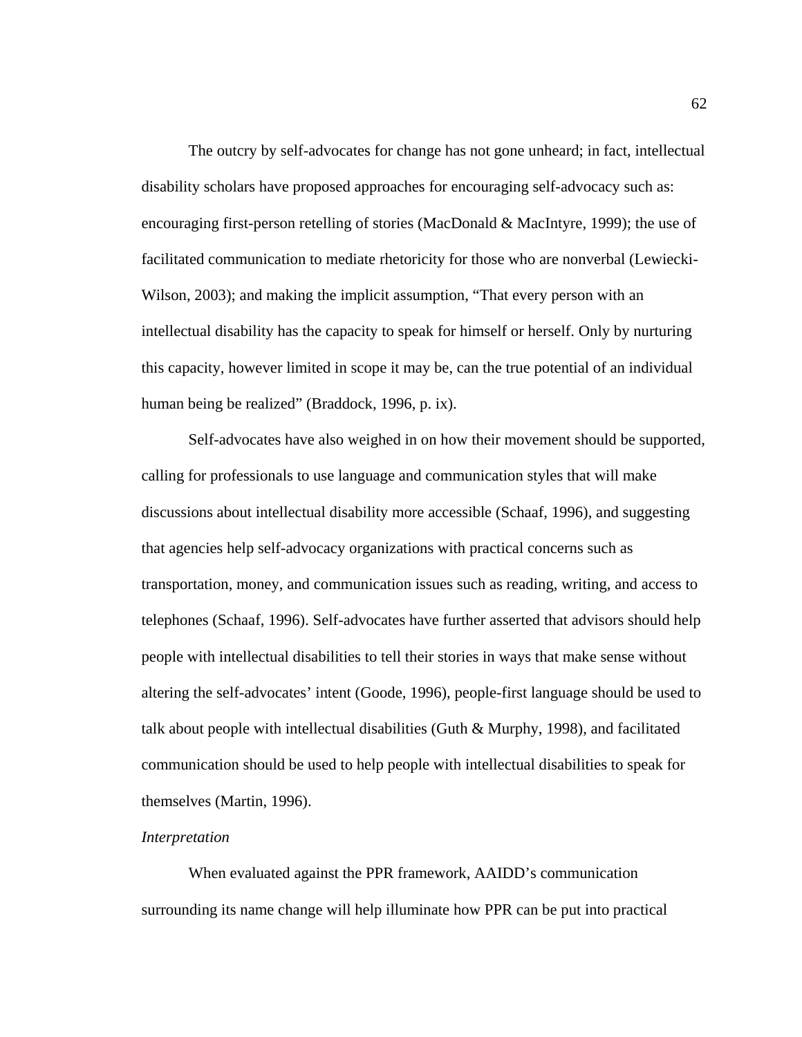The outcry by self-advocates for change has not gone unheard; in fact, intellectual disability scholars have proposed approaches for encouraging self-advocacy such as: encouraging first-person retelling of stories (MacDonald & MacIntyre, 1999); the use of facilitated communication to mediate rhetoricity for those who are nonverbal (Lewiecki-Wilson, 2003); and making the implicit assumption, "That every person with an intellectual disability has the capacity to speak for himself or herself. Only by nurturing this capacity, however limited in scope it may be, can the true potential of an individual human being be realized" (Braddock, 1996, p. ix).

Self-advocates have also weighed in on how their movement should be supported, calling for professionals to use language and communication styles that will make discussions about intellectual disability more accessible (Schaaf, 1996), and suggesting that agencies help self-advocacy organizations with practical concerns such as transportation, money, and communication issues such as reading, writing, and access to telephones (Schaaf, 1996). Self-advocates have further asserted that advisors should help people with intellectual disabilities to tell their stories in ways that make sense without altering the self-advocates' intent (Goode, 1996), people-first language should be used to talk about people with intellectual disabilities (Guth & Murphy, 1998), and facilitated communication should be used to help people with intellectual disabilities to speak for themselves (Martin, 1996).

*Interpretation*

When evaluated against the PPR framework, AAIDD's communication surrounding its name change will help illuminate how PPR can be put into practical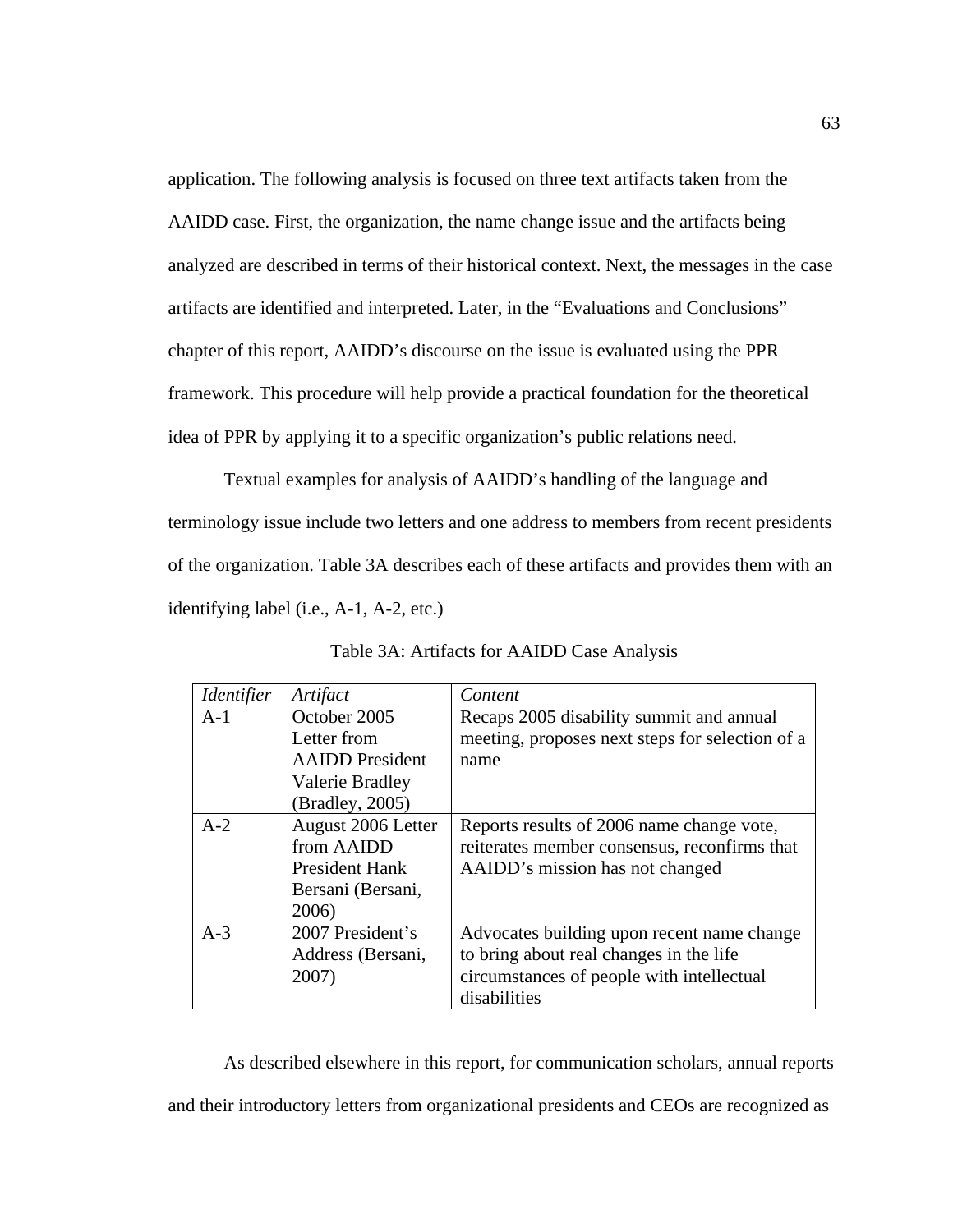application. The following analysis is focused on three text artifacts taken from the AAIDD case. First, the organization, the name change issue and the artifacts being analyzed are described in terms of their historical context. Next, the messages in the case artifacts are identified and interpreted. Later, in the "Evaluations and Conclusions" chapter of this report, AAIDD's discourse on the issue is evaluated using the PPR framework. This procedure will help provide a practical foundation for the theoretical idea of PPR by applying it to a specific organization's public relations need.

Textual examples for analysis of AAIDD's handling of the language and terminology issue include two letters and one address to members from recent presidents of the organization. Table 3A describes each of these artifacts and provides them with an identifying label (i.e., A-1, A-2, etc.)

Table 3A: Artifacts for AAIDD Case Analysis

| *Identifier* | *Artifact* | *Content* |
|---|---|---|
| A-1 | October 2005 Letter from AAIDD President Valerie Bradley (Bradley, 2005) | Recaps 2005 disability summit and annual meeting, proposes next steps for selection of a name |
| A-2 | August 2006 Letter from AAIDD President Hank Bersani (Bersani, 2006) | Reports results of 2006 name change vote, reiterates member consensus, reconfirms that AAIDD's mission has not changed |
| A-3 | 2007 President's Address (Bersani, 2007) | Advocates building upon recent name change to bring about real changes in the life circumstances of people with intellectual disabilities |

As described elsewhere in this report, for communication scholars, annual reports and their introductory letters from organizational presidents and CEOs are recognized as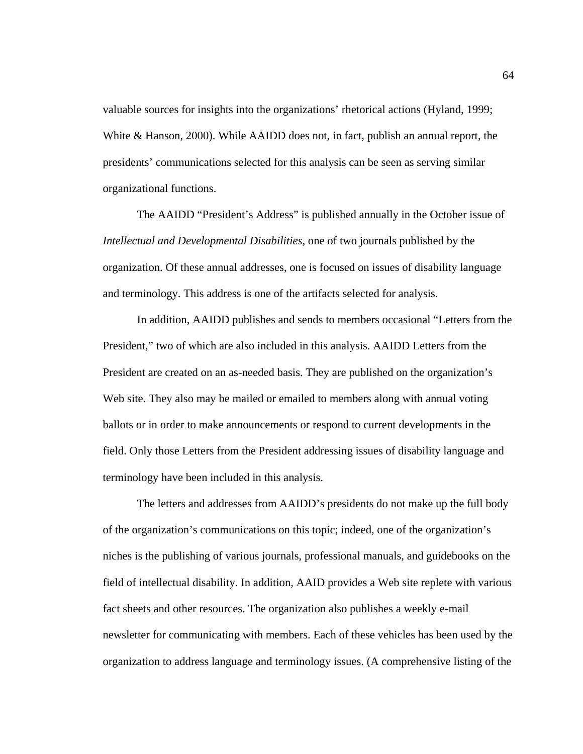valuable sources for insights into the organizations' rhetorical actions (Hyland, 1999; White & Hanson, 2000). While AAIDD does not, in fact, publish an annual report, the presidents' communications selected for this analysis can be seen as serving similar organizational functions.

The AAIDD "President's Address" is published annually in the October issue of *Intellectual and Developmental Disabilities*, one of two journals published by the organization. Of these annual addresses, one is focused on issues of disability language and terminology. This address is one of the artifacts selected for analysis.

In addition, AAIDD publishes and sends to members occasional "Letters from the President," two of which are also included in this analysis. AAIDD Letters from the President are created on an as-needed basis. They are published on the organization's Web site. They also may be mailed or emailed to members along with annual voting ballots or in order to make announcements or respond to current developments in the field. Only those Letters from the President addressing issues of disability language and terminology have been included in this analysis.

The letters and addresses from AAIDD's presidents do not make up the full body of the organization's communications on this topic; indeed, one of the organization's niches is the publishing of various journals, professional manuals, and guidebooks on the field of intellectual disability. In addition, AAID provides a Web site replete with various fact sheets and other resources. The organization also publishes a weekly e-mail newsletter for communicating with members. Each of these vehicles has been used by the organization to address language and terminology issues. (A comprehensive listing of the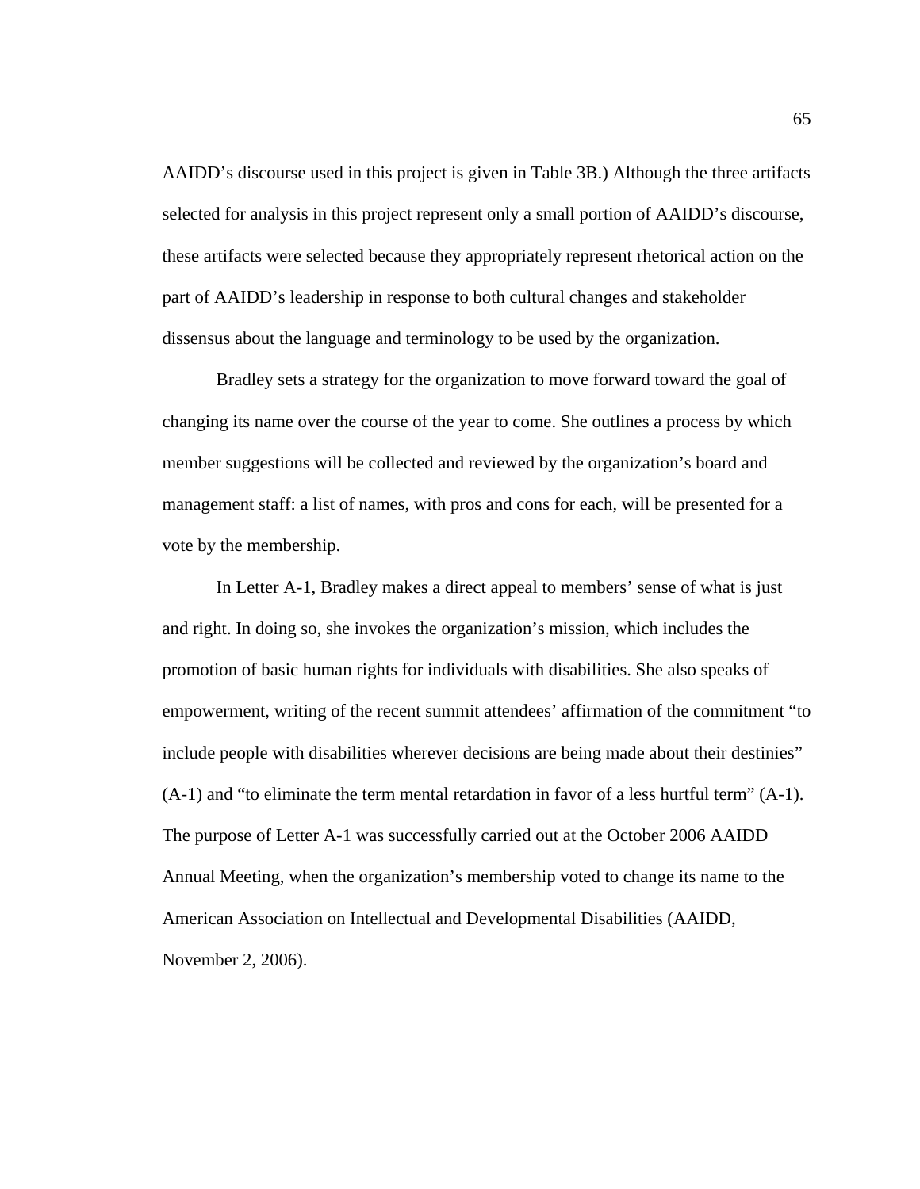AAIDD's discourse used in this project is given in Table 3B.) Although the three artifacts selected for analysis in this project represent only a small portion of AAIDD's discourse, these artifacts were selected because they appropriately represent rhetorical action on the part of AAIDD's leadership in response to both cultural changes and stakeholder dissensus about the language and terminology to be used by the organization.

Bradley sets a strategy for the organization to move forward toward the goal of changing its name over the course of the year to come. She outlines a process by which member suggestions will be collected and reviewed by the organization's board and management staff: a list of names, with pros and cons for each, will be presented for a vote by the membership.

In Letter A-1, Bradley makes a direct appeal to members' sense of what is just and right. In doing so, she invokes the organization's mission, which includes the promotion of basic human rights for individuals with disabilities. She also speaks of empowerment, writing of the recent summit attendees' affirmation of the commitment "to include people with disabilities wherever decisions are being made about their destinies" (A-1) and "to eliminate the term mental retardation in favor of a less hurtful term" (A-1). The purpose of Letter A-1 was successfully carried out at the October 2006 AAIDD Annual Meeting, when the organization's membership voted to change its name to the American Association on Intellectual and Developmental Disabilities (AAIDD, November 2, 2006).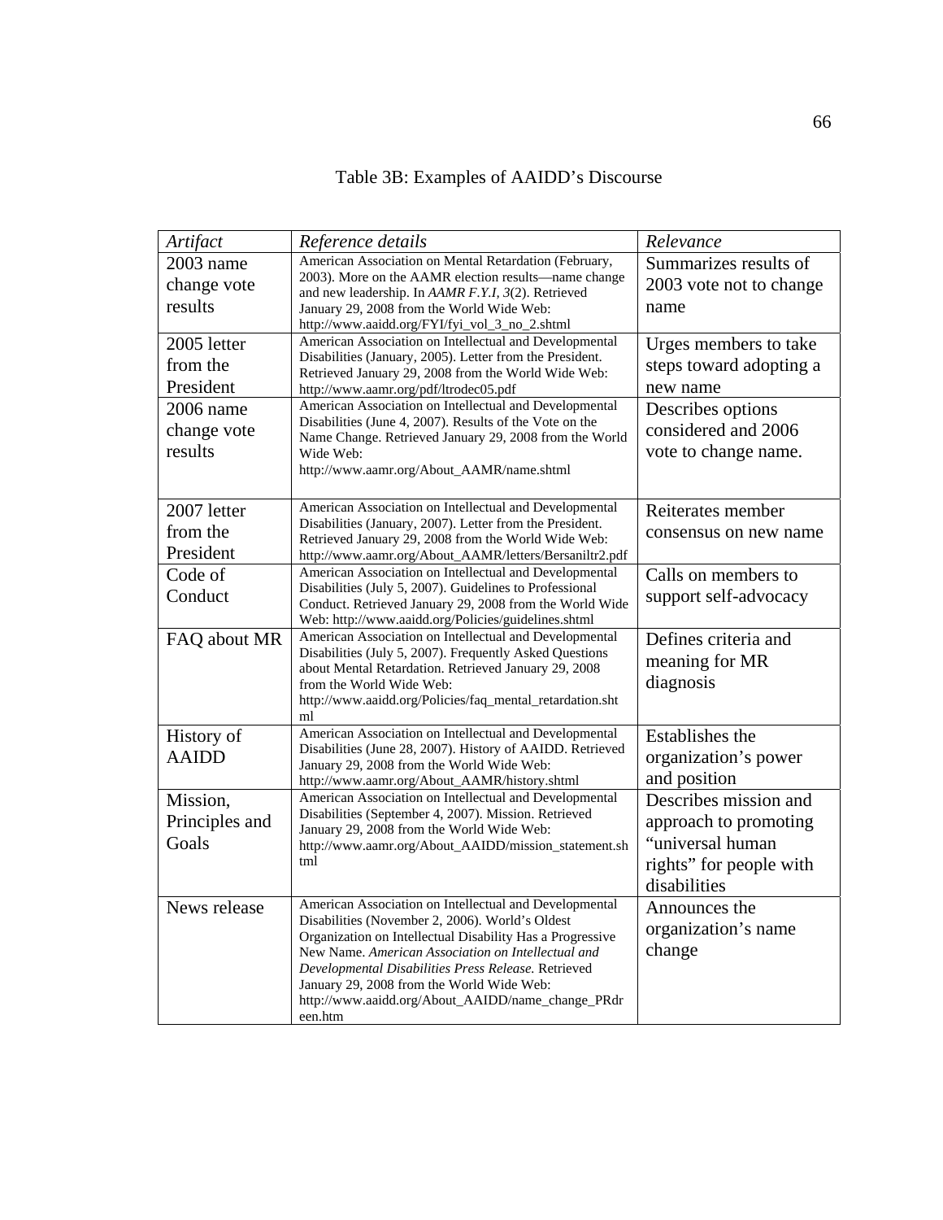Table 3B: Examples of AAIDD's Discourse

| *Artifact* | *Reference details* | *Relevance* |
|---|---|---|
| 2003 name change vote results | American Association on Mental Retardation (February, 2003). More on the AAMR election results—name change and new leadership. In *AAMR F.Y.I, 3*(2). Retrieved January 29, 2008 from the World Wide Web: http://www.aaidd.org/FYI/fyi_vol_3_no_2.shtml | Summarizes results of 2003 vote not to change name |
| 2005 letter from the President | American Association on Intellectual and Developmental Disabilities (January, 2005). Letter from the President. Retrieved January 29, 2008 from the World Wide Web: http://www.aamr.org/pdf/ltrodec05.pdf | Urges members to take steps toward adopting a new name |
| 2006 name change vote results | American Association on Intellectual and Developmental Disabilities (June 4, 2007). Results of the Vote on the Name Change. Retrieved January 29, 2008 from the World Wide Web: http://www.aamr.org/About_AAMR/name.shtml | Describes options considered and 2006 vote to change name. |
| 2007 letter from the President | American Association on Intellectual and Developmental Disabilities (January, 2007). Letter from the President. Retrieved January 29, 2008 from the World Wide Web: http://www.aamr.org/About_AAMR/letters/Bersaniltr2.pdf | Reiterates member consensus on new name |
| Code of Conduct | American Association on Intellectual and Developmental Disabilities (July 5, 2007). Guidelines to Professional Conduct. Retrieved January 29, 2008 from the World Wide Web: http://www.aaidd.org/Policies/guidelines.shtml | Calls on members to support self-advocacy |
| FAQ about MR | American Association on Intellectual and Developmental Disabilities (July 5, 2007). Frequently Asked Questions about Mental Retardation. Retrieved January 29, 2008 from the World Wide Web: http://www.aaidd.org/Policies/faq_mental_retardation.shtml | Defines criteria and meaning for MR diagnosis |
| History of AAIDD | American Association on Intellectual and Developmental Disabilities (June 28, 2007). History of AAIDD. Retrieved January 29, 2008 from the World Wide Web: http://www.aamr.org/About_AAMR/history.shtml | Establishes the organization's power and position |
| Mission, Principles and Goals | American Association on Intellectual and Developmental Disabilities (September 4, 2007). Mission. Retrieved January 29, 2008 from the World Wide Web: http://www.aamr.org/About_AAIDD/mission_statement.shtml | Describes mission and approach to promoting "universal human rights" for people with disabilities |
| News release | American Association on Intellectual and Developmental Disabilities (November 2, 2006). World's Oldest Organization on Intellectual Disability Has a Progressive New Name. *American Association on Intellectual and Developmental Disabilities Press Release.* Retrieved January 29, 2008 from the World Wide Web: http://www.aaidd.org/About_AAIDD/name_change_PRdreen.htm | Announces the organization's name change |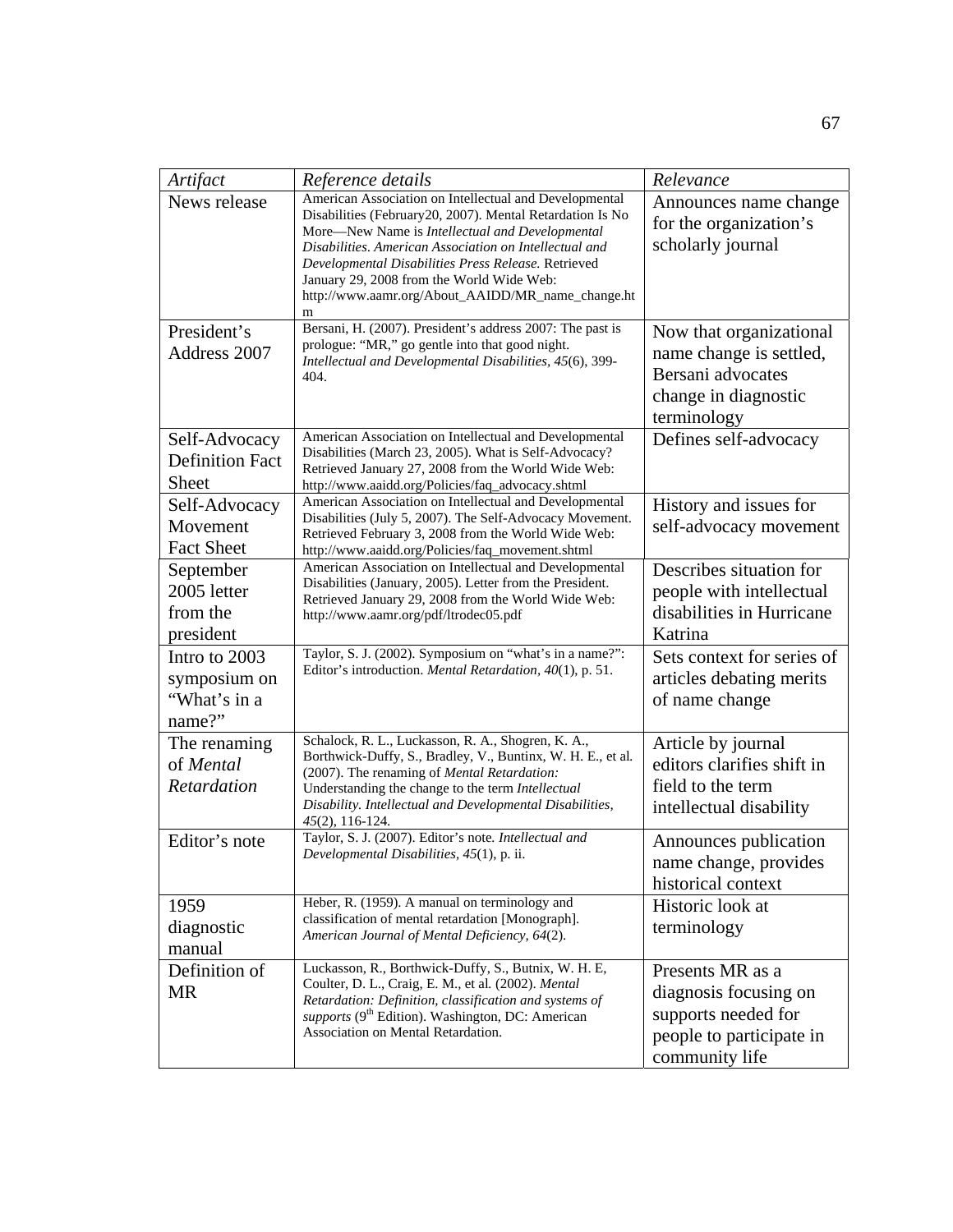| *Artifact* | *Reference details* | *Relevance* |
|---|---|---|
| News release | American Association on Intellectual and Developmental Disabilities (February20, 2007). Mental Retardation Is No More—New Name is *Intellectual and Developmental Disabilities*. *American Association on Intellectual and Developmental Disabilities Press Release.* Retrieved January 29, 2008 from the World Wide Web: http://www.aamr.org/About_AAIDD/MR_name_change.htm | Announces name change for the organization's scholarly journal |
| President's Address 2007 | Bersani, H. (2007). President's address 2007: The past is prologue: "MR," go gentle into that good night. *Intellectual and Developmental Disabilities, 45*(6), 399-404. | Now that organizational name change is settled, Bersani advocates change in diagnostic terminology |
| Self-Advocacy Definition Fact Sheet | American Association on Intellectual and Developmental Disabilities (March 23, 2005). What is Self-Advocacy? Retrieved January 27, 2008 from the World Wide Web: http://www.aaidd.org/Policies/faq_advocacy.shtml | Defines self-advocacy |
| Self-Advocacy Movement Fact Sheet | American Association on Intellectual and Developmental Disabilities (July 5, 2007). The Self-Advocacy Movement. Retrieved February 3, 2008 from the World Wide Web: http://www.aaidd.org/Policies/faq_movement.shtml | History and issues for self-advocacy movement |
| September 2005 letter from the president | American Association on Intellectual and Developmental Disabilities (January, 2005). Letter from the President. Retrieved January 29, 2008 from the World Wide Web: http://www.aamr.org/pdf/ltrodec05.pdf | Describes situation for people with intellectual disabilities in Hurricane Katrina |
| Intro to 2003 symposium on "What's in a name?" | Taylor, S. J. (2002). Symposium on "what's in a name?": Editor's introduction. *Mental Retardation, 40*(1), p. 51. | Sets context for series of articles debating merits of name change |
| The renaming of *Mental Retardation* | Schalock, R. L., Luckasson, R. A., Shogren, K. A., Borthwick-Duffy, S., Bradley, V., Buntinx, W. H. E., et al. (2007). The renaming of *Mental Retardation:* Understanding the change to the term *Intellectual Disability. Intellectual and Developmental Disabilities, 45*(2), 116-124. | Article by journal editors clarifies shift in field to the term intellectual disability |
| Editor's note | Taylor, S. J. (2007). Editor's note. *Intellectual and Developmental Disabilities, 45*(1), p. ii. | Announces publication name change, provides historical context |
| 1959 diagnostic manual | Heber, R. (1959). A manual on terminology and classification of mental retardation [Monograph]. *American Journal of Mental Deficiency, 64*(2). | Historic look at terminology |
| Definition of MR | Luckasson, R., Borthwick-Duffy, S., Butnix, W. H. E, Coulter, D. L., Craig, E. M., et al. (2002). *Mental Retardation: Definition, classification and systems of supports* (9th Edition). Washington, DC: American Association on Mental Retardation. | Presents MR as a diagnosis focusing on supports needed for people to participate in community life |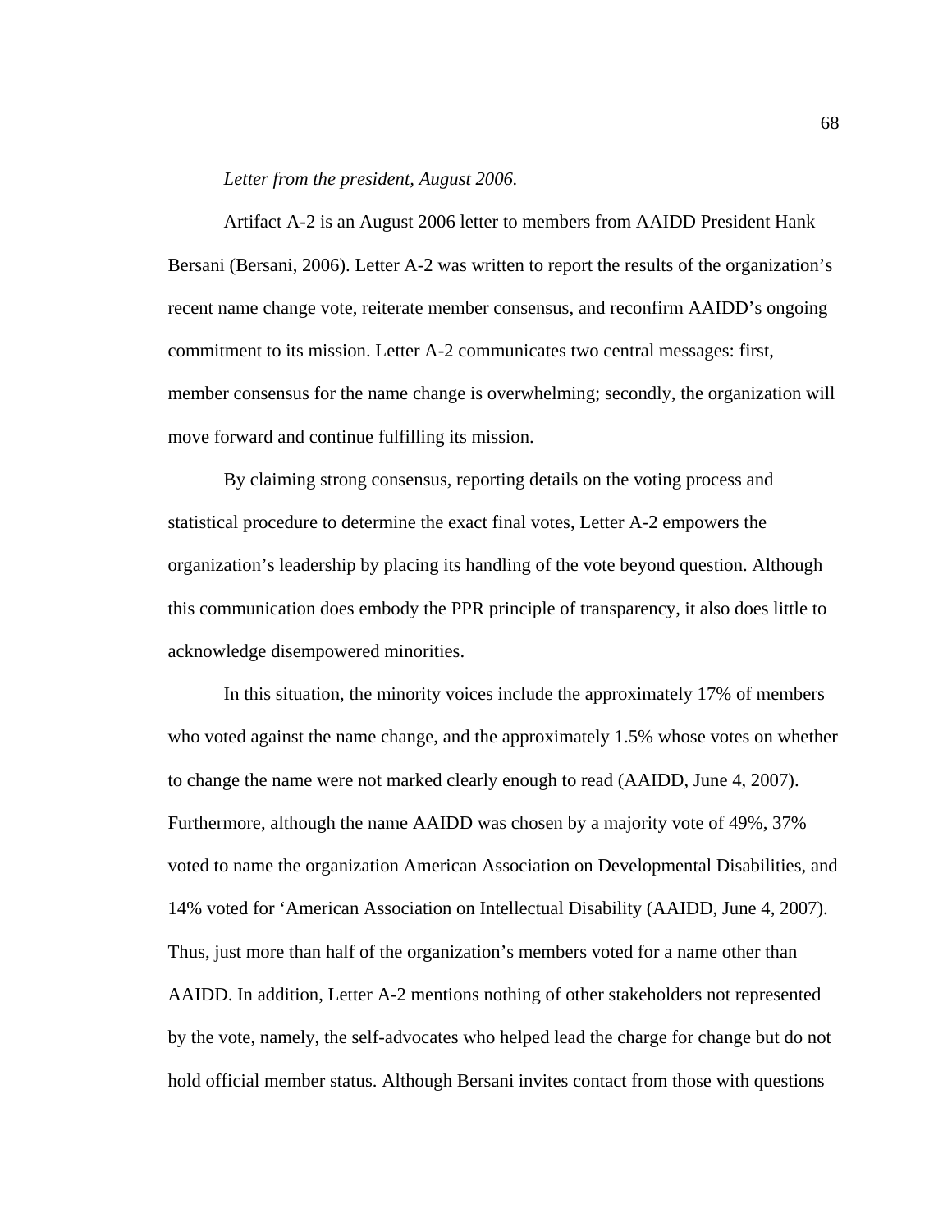*Letter from the president, August 2006.*

Artifact A-2 is an August 2006 letter to members from AAIDD President Hank Bersani (Bersani, 2006). Letter A-2 was written to report the results of the organization's recent name change vote, reiterate member consensus, and reconfirm AAIDD's ongoing commitment to its mission. Letter A-2 communicates two central messages: first, member consensus for the name change is overwhelming; secondly, the organization will move forward and continue fulfilling its mission.

By claiming strong consensus, reporting details on the voting process and statistical procedure to determine the exact final votes, Letter A-2 empowers the organization's leadership by placing its handling of the vote beyond question. Although this communication does embody the PPR principle of transparency, it also does little to acknowledge disempowered minorities.

In this situation, the minority voices include the approximately 17% of members who voted against the name change, and the approximately 1.5% whose votes on whether to change the name were not marked clearly enough to read (AAIDD, June 4, 2007). Furthermore, although the name AAIDD was chosen by a majority vote of 49%, 37% voted to name the organization American Association on Developmental Disabilities, and 14% voted for 'American Association on Intellectual Disability (AAIDD, June 4, 2007). Thus, just more than half of the organization's members voted for a name other than AAIDD. In addition, Letter A-2 mentions nothing of other stakeholders not represented by the vote, namely, the self-advocates who helped lead the charge for change but do not hold official member status. Although Bersani invites contact from those with questions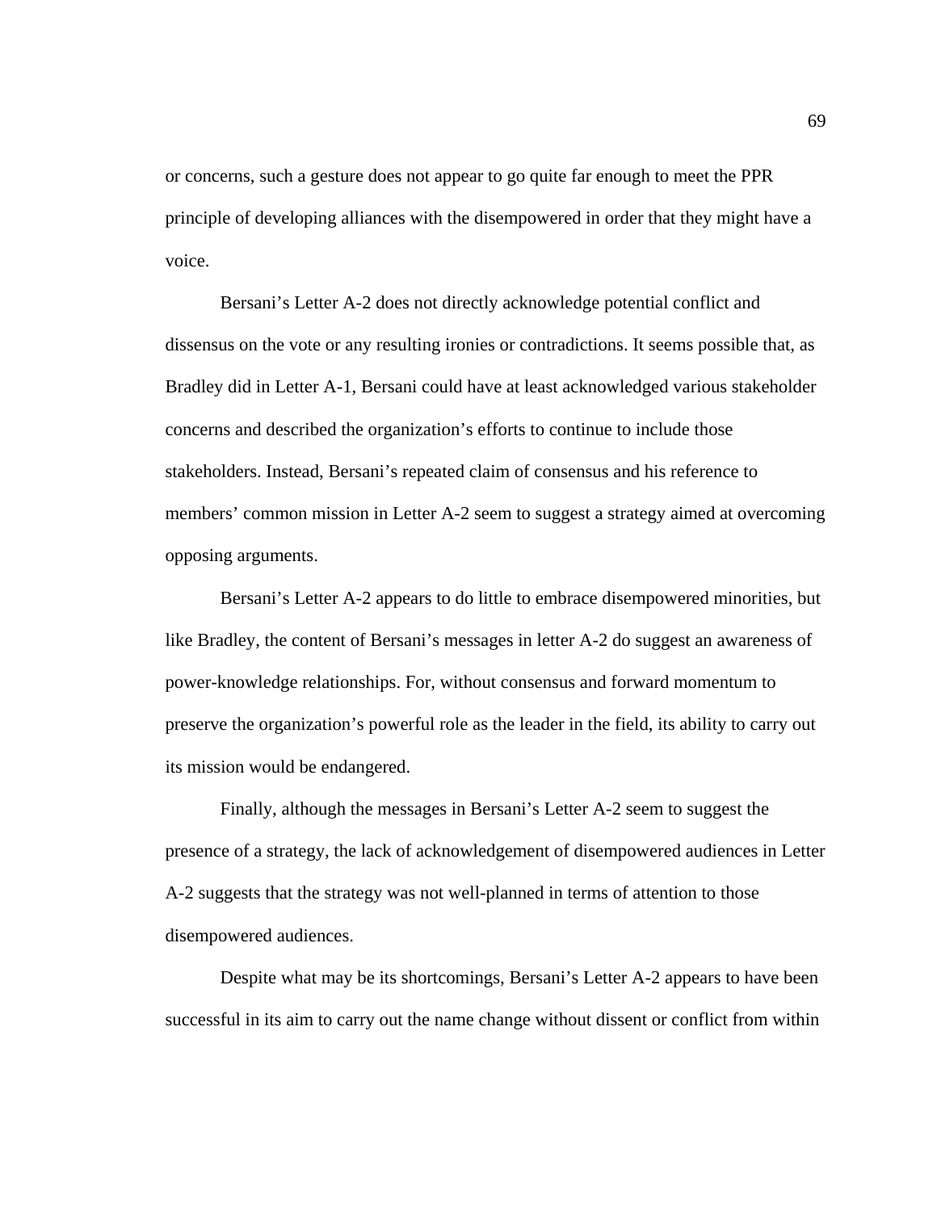or concerns, such a gesture does not appear to go quite far enough to meet the PPR principle of developing alliances with the disempowered in order that they might have a voice.

Bersani’s Letter A-2 does not directly acknowledge potential conflict and dissensus on the vote or any resulting ironies or contradictions. It seems possible that, as Bradley did in Letter A-1, Bersani could have at least acknowledged various stakeholder concerns and described the organization’s efforts to continue to include those stakeholders. Instead, Bersani’s repeated claim of consensus and his reference to members’ common mission in Letter A-2 seem to suggest a strategy aimed at overcoming opposing arguments.

Bersani’s Letter A-2 appears to do little to embrace disempowered minorities, but like Bradley, the content of Bersani’s messages in letter A-2 do suggest an awareness of power-knowledge relationships. For, without consensus and forward momentum to preserve the organization’s powerful role as the leader in the field, its ability to carry out its mission would be endangered.

Finally, although the messages in Bersani’s Letter A-2 seem to suggest the presence of a strategy, the lack of acknowledgement of disempowered audiences in Letter A-2 suggests that the strategy was not well-planned in terms of attention to those disempowered audiences.

Despite what may be its shortcomings, Bersani’s Letter A-2 appears to have been successful in its aim to carry out the name change without dissent or conflict from within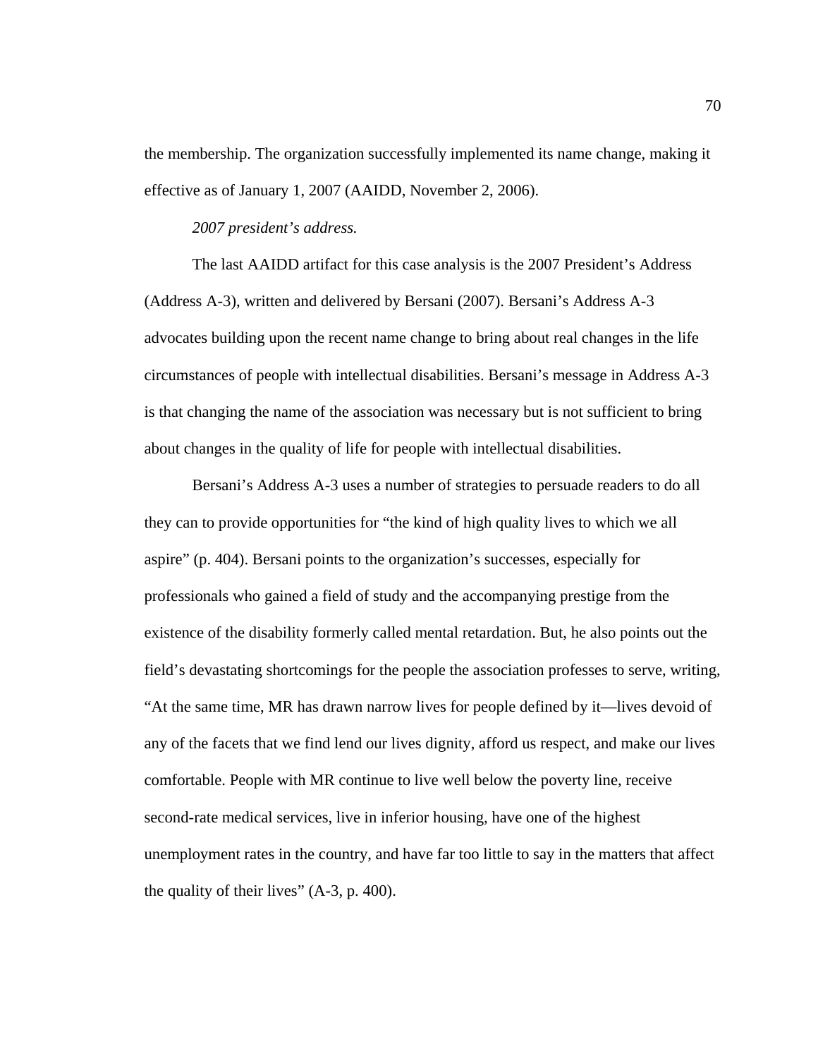the membership. The organization successfully implemented its name change, making it effective as of January 1, 2007 (AAIDD, November 2, 2006).

#### *2007 president's address.*

The last AAIDD artifact for this case analysis is the 2007 President's Address (Address A-3), written and delivered by Bersani (2007). Bersani's Address A-3 advocates building upon the recent name change to bring about real changes in the life circumstances of people with intellectual disabilities. Bersani's message in Address A-3 is that changing the name of the association was necessary but is not sufficient to bring about changes in the quality of life for people with intellectual disabilities.

Bersani's Address A-3 uses a number of strategies to persuade readers to do all they can to provide opportunities for "the kind of high quality lives to which we all aspire" (p. 404). Bersani points to the organization's successes, especially for professionals who gained a field of study and the accompanying prestige from the existence of the disability formerly called mental retardation. But, he also points out the field's devastating shortcomings for the people the association professes to serve, writing, "At the same time, MR has drawn narrow lives for people defined by it—lives devoid of any of the facets that we find lend our lives dignity, afford us respect, and make our lives comfortable. People with MR continue to live well below the poverty line, receive second-rate medical services, live in inferior housing, have one of the highest unemployment rates in the country, and have far too little to say in the matters that affect the quality of their lives" (A-3, p. 400).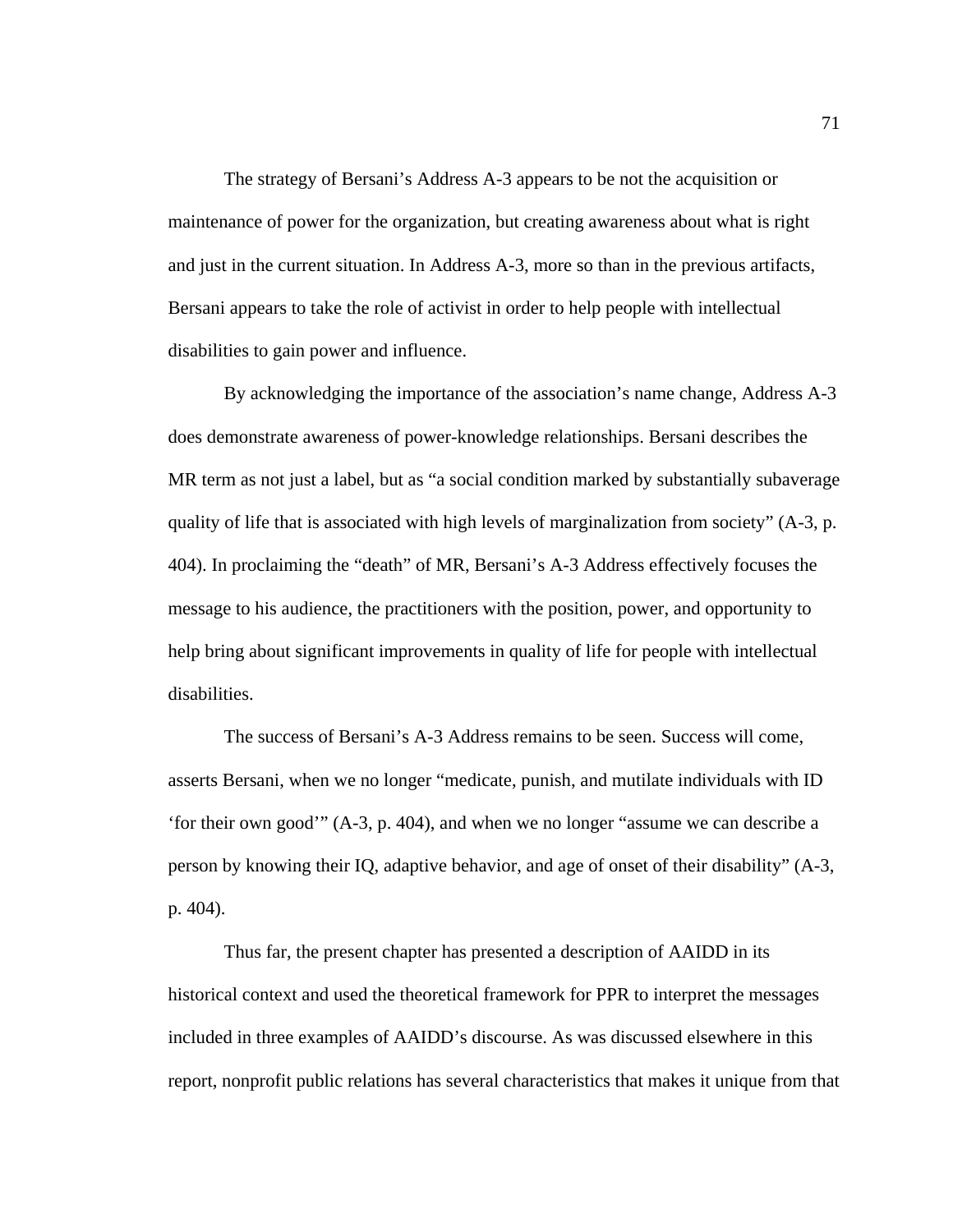The strategy of Bersani's Address A-3 appears to be not the acquisition or maintenance of power for the organization, but creating awareness about what is right and just in the current situation. In Address A-3, more so than in the previous artifacts, Bersani appears to take the role of activist in order to help people with intellectual disabilities to gain power and influence.

By acknowledging the importance of the association's name change, Address A-3 does demonstrate awareness of power-knowledge relationships. Bersani describes the MR term as not just a label, but as "a social condition marked by substantially subaverage quality of life that is associated with high levels of marginalization from society" (A-3, p. 404). In proclaiming the "death" of MR, Bersani's A-3 Address effectively focuses the message to his audience, the practitioners with the position, power, and opportunity to help bring about significant improvements in quality of life for people with intellectual disabilities.

The success of Bersani's A-3 Address remains to be seen. Success will come, asserts Bersani, when we no longer "medicate, punish, and mutilate individuals with ID 'for their own good'" (A-3, p. 404), and when we no longer "assume we can describe a person by knowing their IQ, adaptive behavior, and age of onset of their disability" (A-3, p. 404).

Thus far, the present chapter has presented a description of AAIDD in its historical context and used the theoretical framework for PPR to interpret the messages included in three examples of AAIDD's discourse. As was discussed elsewhere in this report, nonprofit public relations has several characteristics that makes it unique from that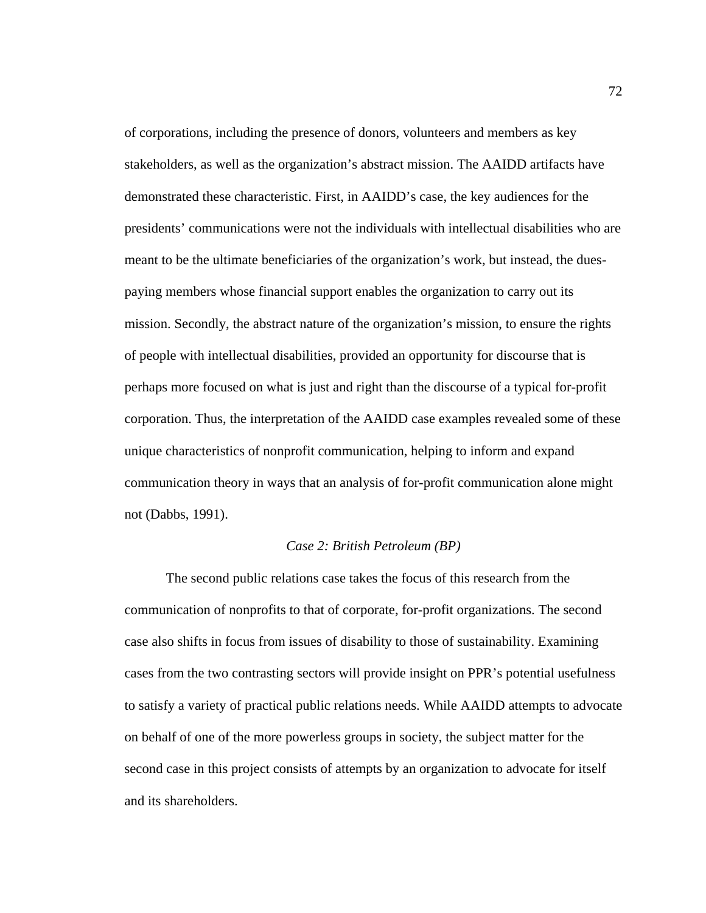of corporations, including the presence of donors, volunteers and members as key stakeholders, as well as the organization's abstract mission. The AAIDD artifacts have demonstrated these characteristic. First, in AAIDD's case, the key audiences for the presidents' communications were not the individuals with intellectual disabilities who are meant to be the ultimate beneficiaries of the organization's work, but instead, the dues-paying members whose financial support enables the organization to carry out its mission. Secondly, the abstract nature of the organization's mission, to ensure the rights of people with intellectual disabilities, provided an opportunity for discourse that is perhaps more focused on what is just and right than the discourse of a typical for-profit corporation. Thus, the interpretation of the AAIDD case examples revealed some of these unique characteristics of nonprofit communication, helping to inform and expand communication theory in ways that an analysis of for-profit communication alone might not (Dabbs, 1991).

### *Case 2: British Petroleum (BP)*

The second public relations case takes the focus of this research from the communication of nonprofits to that of corporate, for-profit organizations. The second case also shifts in focus from issues of disability to those of sustainability. Examining cases from the two contrasting sectors will provide insight on PPR's potential usefulness to satisfy a variety of practical public relations needs. While AAIDD attempts to advocate on behalf of one of the more powerless groups in society, the subject matter for the second case in this project consists of attempts by an organization to advocate for itself and its shareholders.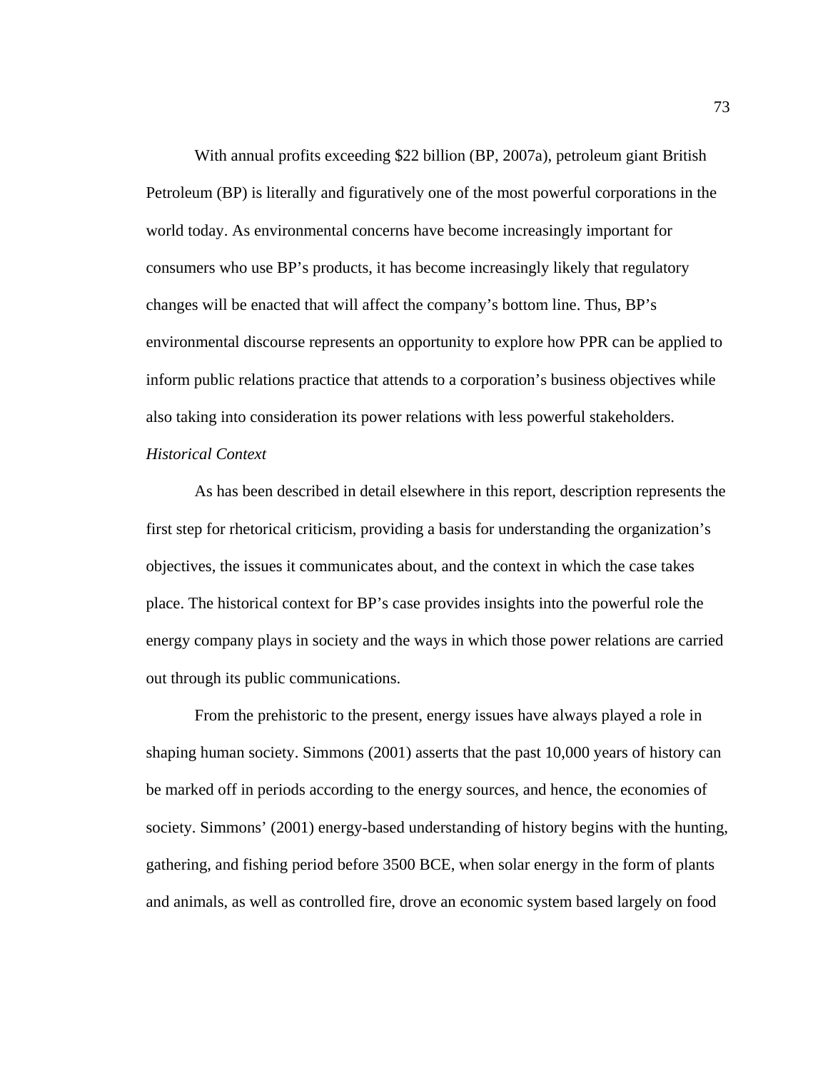With annual profits exceeding $22 billion (BP, 2007a), petroleum giant British Petroleum (BP) is literally and figuratively one of the most powerful corporations in the world today. As environmental concerns have become increasingly important for consumers who use BP's products, it has become increasingly likely that regulatory changes will be enacted that will affect the company's bottom line. Thus, BP's environmental discourse represents an opportunity to explore how PPR can be applied to inform public relations practice that attends to a corporation's business objectives while also taking into consideration its power relations with less powerful stakeholders.

*Historical Context*

As has been described in detail elsewhere in this report, description represents the first step for rhetorical criticism, providing a basis for understanding the organization's objectives, the issues it communicates about, and the context in which the case takes place. The historical context for BP's case provides insights into the powerful role the energy company plays in society and the ways in which those power relations are carried out through its public communications.

From the prehistoric to the present, energy issues have always played a role in shaping human society. Simmons (2001) asserts that the past 10,000 years of history can be marked off in periods according to the energy sources, and hence, the economies of society. Simmons' (2001) energy-based understanding of history begins with the hunting, gathering, and fishing period before 3500 BCE, when solar energy in the form of plants and animals, as well as controlled fire, drove an economic system based largely on food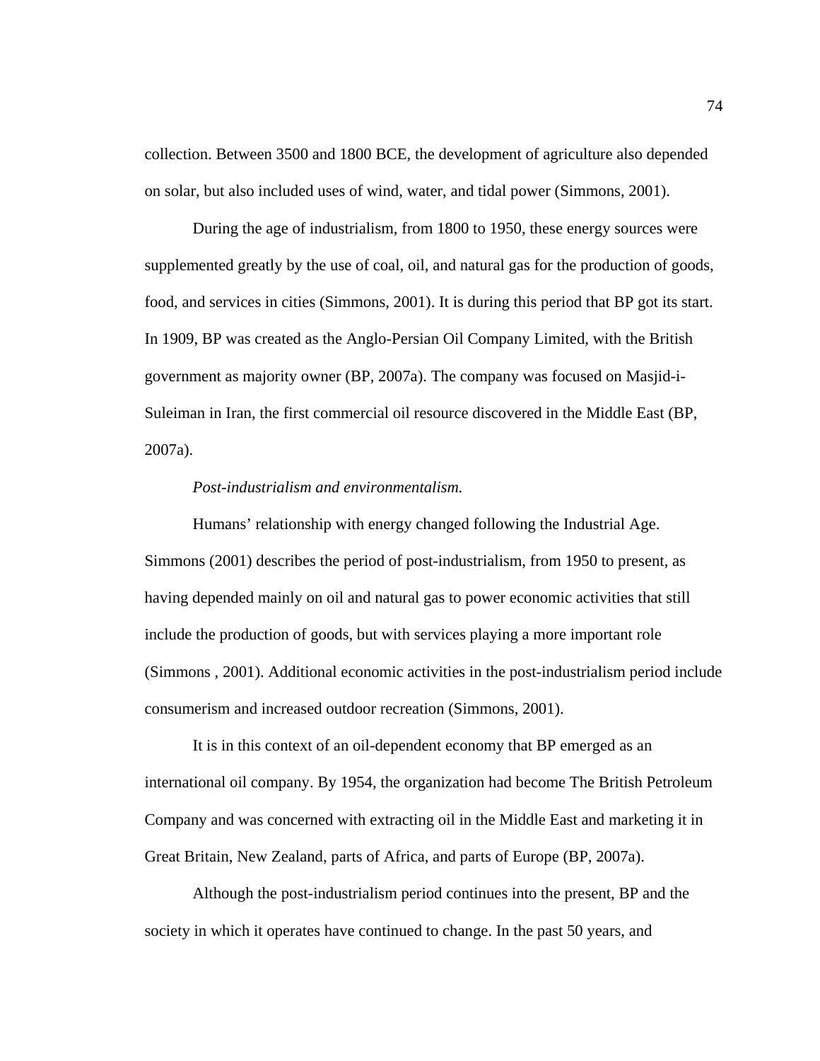collection. Between 3500 and 1800 BCE, the development of agriculture also depended on solar, but also included uses of wind, water, and tidal power (Simmons, 2001).

During the age of industrialism, from 1800 to 1950, these energy sources were supplemented greatly by the use of coal, oil, and natural gas for the production of goods, food, and services in cities (Simmons, 2001). It is during this period that BP got its start. In 1909, BP was created as the Anglo-Persian Oil Company Limited, with the British government as majority owner (BP, 2007a). The company was focused on Masjid-i-Suleiman in Iran, the first commercial oil resource discovered in the Middle East (BP, 2007a).

*Post-industrialism and environmentalism.*

Humans' relationship with energy changed following the Industrial Age. Simmons (2001) describes the period of post-industrialism, from 1950 to present, as having depended mainly on oil and natural gas to power economic activities that still include the production of goods, but with services playing a more important role (Simmons , 2001). Additional economic activities in the post-industrialism period include consumerism and increased outdoor recreation (Simmons, 2001).

It is in this context of an oil-dependent economy that BP emerged as an international oil company. By 1954, the organization had become The British Petroleum Company and was concerned with extracting oil in the Middle East and marketing it in Great Britain, New Zealand, parts of Africa, and parts of Europe (BP, 2007a).

Although the post-industrialism period continues into the present, BP and the society in which it operates have continued to change. In the past 50 years, and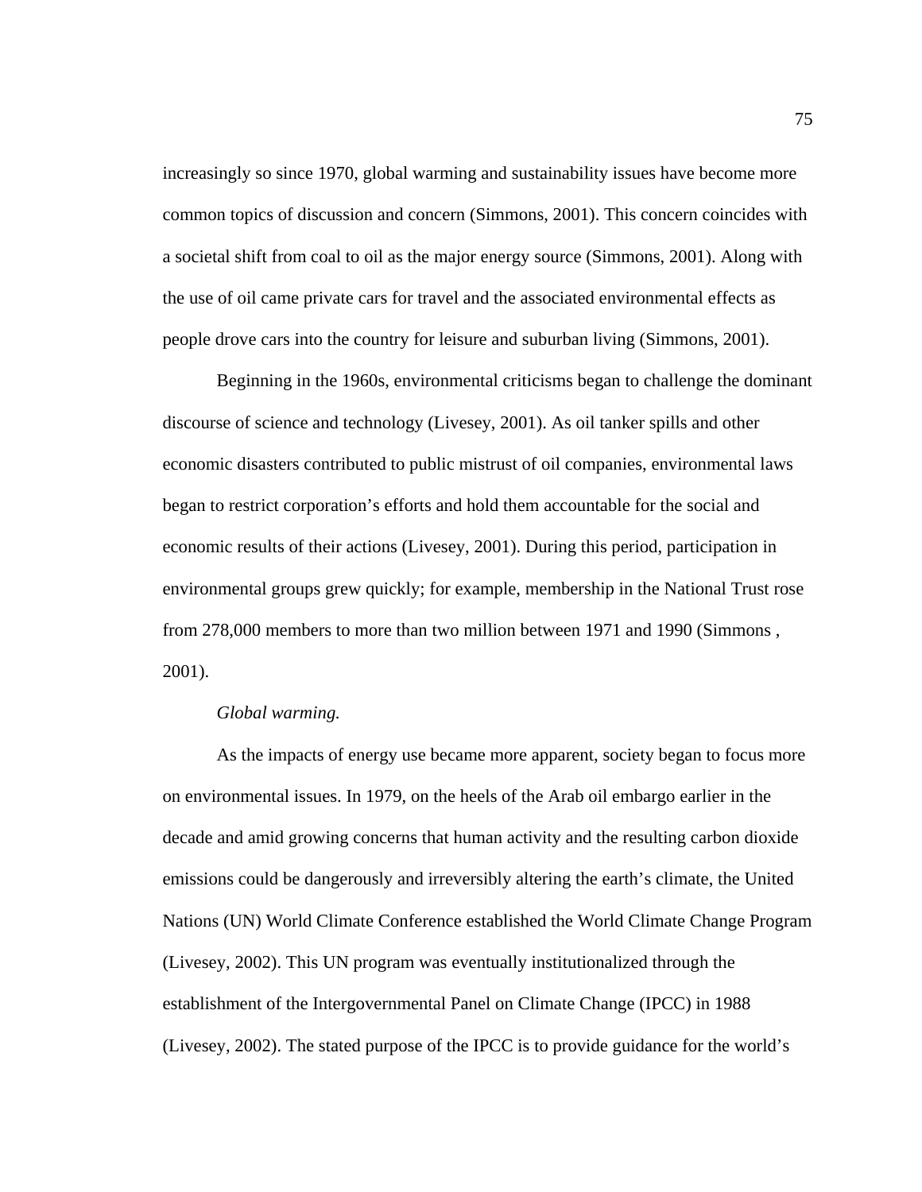increasingly so since 1970, global warming and sustainability issues have become more common topics of discussion and concern (Simmons, 2001). This concern coincides with a societal shift from coal to oil as the major energy source (Simmons, 2001). Along with the use of oil came private cars for travel and the associated environmental effects as people drove cars into the country for leisure and suburban living (Simmons, 2001).

Beginning in the 1960s, environmental criticisms began to challenge the dominant discourse of science and technology (Livesey, 2001). As oil tanker spills and other economic disasters contributed to public mistrust of oil companies, environmental laws began to restrict corporation's efforts and hold them accountable for the social and economic results of their actions (Livesey, 2001). During this period, participation in environmental groups grew quickly; for example, membership in the National Trust rose from 278,000 members to more than two million between 1971 and 1990 (Simmons , 2001).

*Global warming.*

As the impacts of energy use became more apparent, society began to focus more on environmental issues. In 1979, on the heels of the Arab oil embargo earlier in the decade and amid growing concerns that human activity and the resulting carbon dioxide emissions could be dangerously and irreversibly altering the earth's climate, the United Nations (UN) World Climate Conference established the World Climate Change Program (Livesey, 2002). This UN program was eventually institutionalized through the establishment of the Intergovernmental Panel on Climate Change (IPCC) in 1988 (Livesey, 2002). The stated purpose of the IPCC is to provide guidance for the world's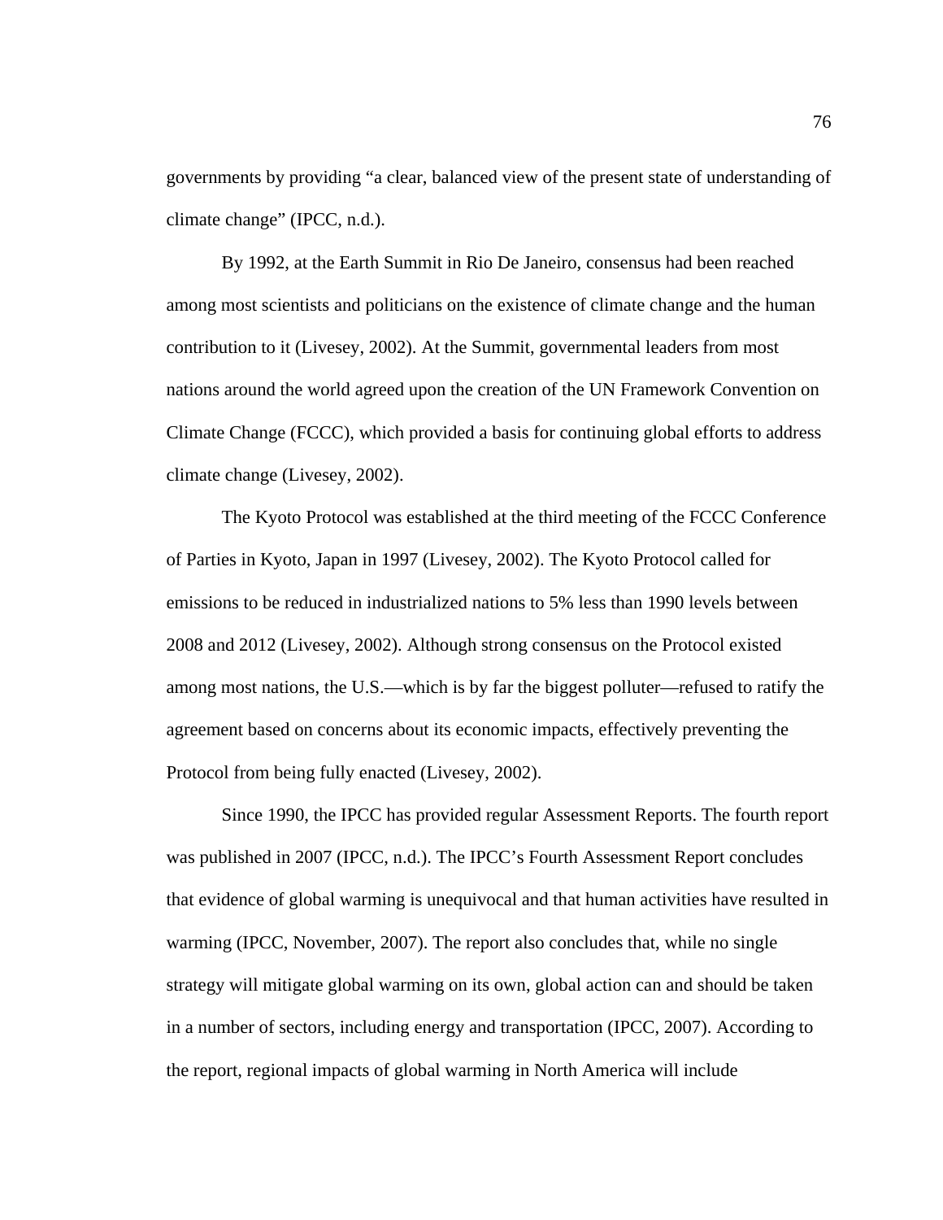governments by providing “a clear, balanced view of the present state of understanding of climate change” (IPCC, n.d.).

By 1992, at the Earth Summit in Rio De Janeiro, consensus had been reached among most scientists and politicians on the existence of climate change and the human contribution to it (Livesey, 2002). At the Summit, governmental leaders from most nations around the world agreed upon the creation of the UN Framework Convention on Climate Change (FCCC), which provided a basis for continuing global efforts to address climate change (Livesey, 2002).

The Kyoto Protocol was established at the third meeting of the FCCC Conference of Parties in Kyoto, Japan in 1997 (Livesey, 2002). The Kyoto Protocol called for emissions to be reduced in industrialized nations to 5% less than 1990 levels between 2008 and 2012 (Livesey, 2002). Although strong consensus on the Protocol existed among most nations, the U.S.—which is by far the biggest polluter—refused to ratify the agreement based on concerns about its economic impacts, effectively preventing the Protocol from being fully enacted (Livesey, 2002).

Since 1990, the IPCC has provided regular Assessment Reports. The fourth report was published in 2007 (IPCC, n.d.). The IPCC’s Fourth Assessment Report concludes that evidence of global warming is unequivocal and that human activities have resulted in warming (IPCC, November, 2007). The report also concludes that, while no single strategy will mitigate global warming on its own, global action can and should be taken in a number of sectors, including energy and transportation (IPCC, 2007). According to the report, regional impacts of global warming in North America will include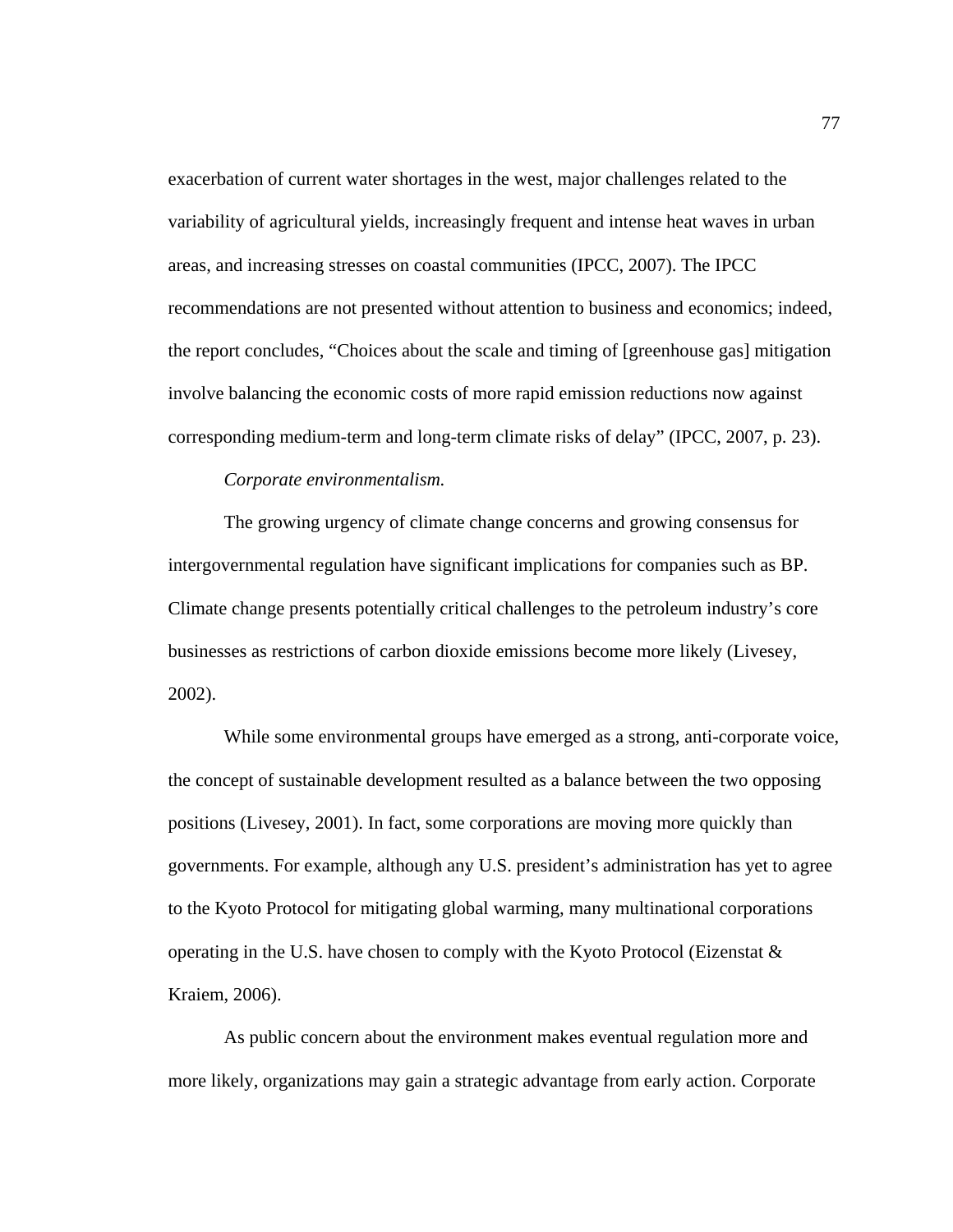exacerbation of current water shortages in the west, major challenges related to the variability of agricultural yields, increasingly frequent and intense heat waves in urban areas, and increasing stresses on coastal communities (IPCC, 2007). The IPCC recommendations are not presented without attention to business and economics; indeed, the report concludes, "Choices about the scale and timing of [greenhouse gas] mitigation involve balancing the economic costs of more rapid emission reductions now against corresponding medium-term and long-term climate risks of delay" (IPCC, 2007, p. 23).

*Corporate environmentalism.*

The growing urgency of climate change concerns and growing consensus for intergovernmental regulation have significant implications for companies such as BP. Climate change presents potentially critical challenges to the petroleum industry's core businesses as restrictions of carbon dioxide emissions become more likely (Livesey, 2002).

While some environmental groups have emerged as a strong, anti-corporate voice, the concept of sustainable development resulted as a balance between the two opposing positions (Livesey, 2001). In fact, some corporations are moving more quickly than governments. For example, although any U.S. president's administration has yet to agree to the Kyoto Protocol for mitigating global warming, many multinational corporations operating in the U.S. have chosen to comply with the Kyoto Protocol (Eizenstat & Kraiem, 2006).

As public concern about the environment makes eventual regulation more and more likely, organizations may gain a strategic advantage from early action. Corporate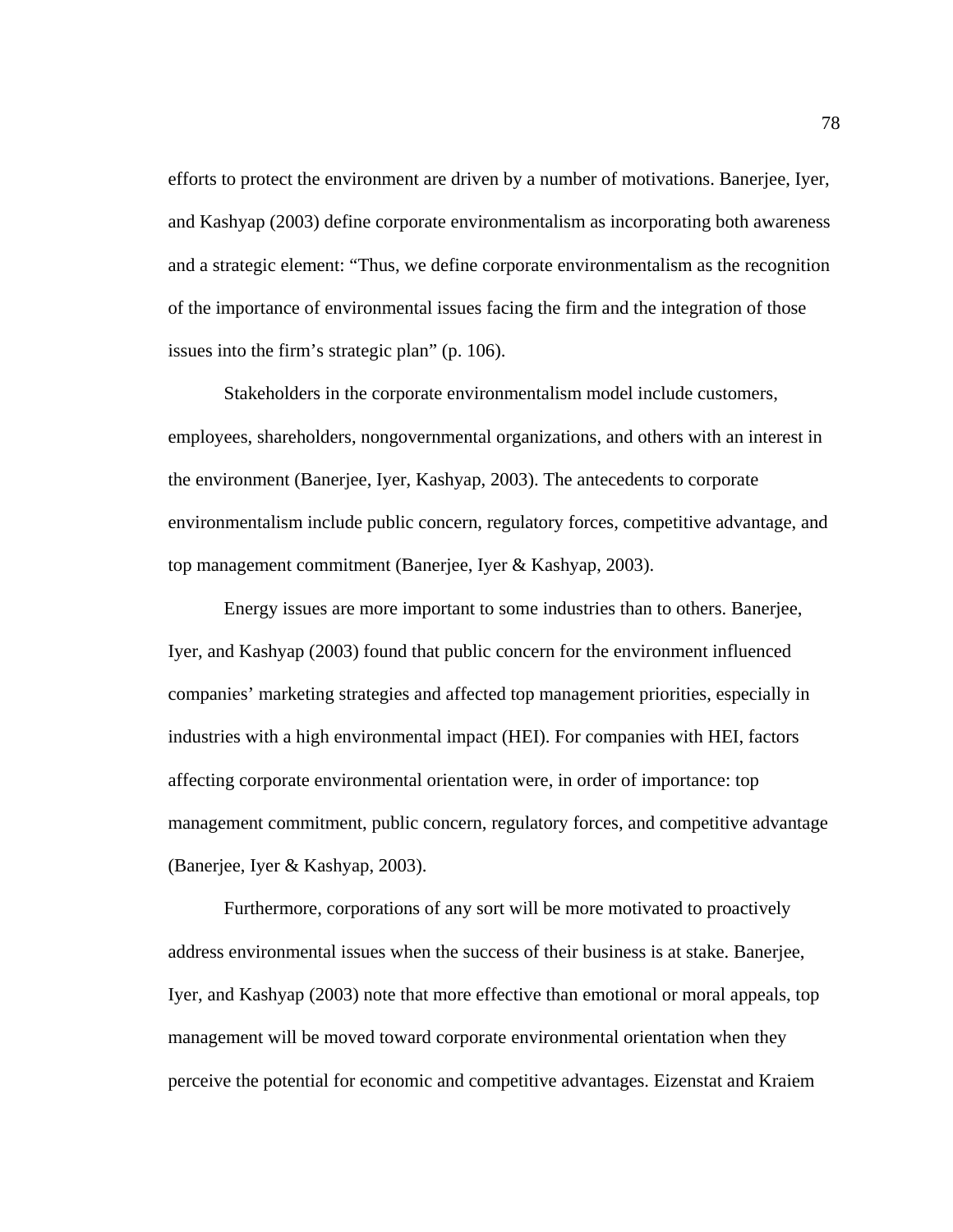efforts to protect the environment are driven by a number of motivations. Banerjee, Iyer, and Kashyap (2003) define corporate environmentalism as incorporating both awareness and a strategic element: “Thus, we define corporate environmentalism as the recognition of the importance of environmental issues facing the firm and the integration of those issues into the firm’s strategic plan” (p. 106).

Stakeholders in the corporate environmentalism model include customers, employees, shareholders, nongovernmental organizations, and others with an interest in the environment (Banerjee, Iyer, Kashyap, 2003). The antecedents to corporate environmentalism include public concern, regulatory forces, competitive advantage, and top management commitment (Banerjee, Iyer & Kashyap, 2003).

Energy issues are more important to some industries than to others. Banerjee, Iyer, and Kashyap (2003) found that public concern for the environment influenced companies’ marketing strategies and affected top management priorities, especially in industries with a high environmental impact (HEI). For companies with HEI, factors affecting corporate environmental orientation were, in order of importance: top management commitment, public concern, regulatory forces, and competitive advantage (Banerjee, Iyer & Kashyap, 2003).

Furthermore, corporations of any sort will be more motivated to proactively address environmental issues when the success of their business is at stake. Banerjee, Iyer, and Kashyap (2003) note that more effective than emotional or moral appeals, top management will be moved toward corporate environmental orientation when they perceive the potential for economic and competitive advantages. Eizenstat and Kraiem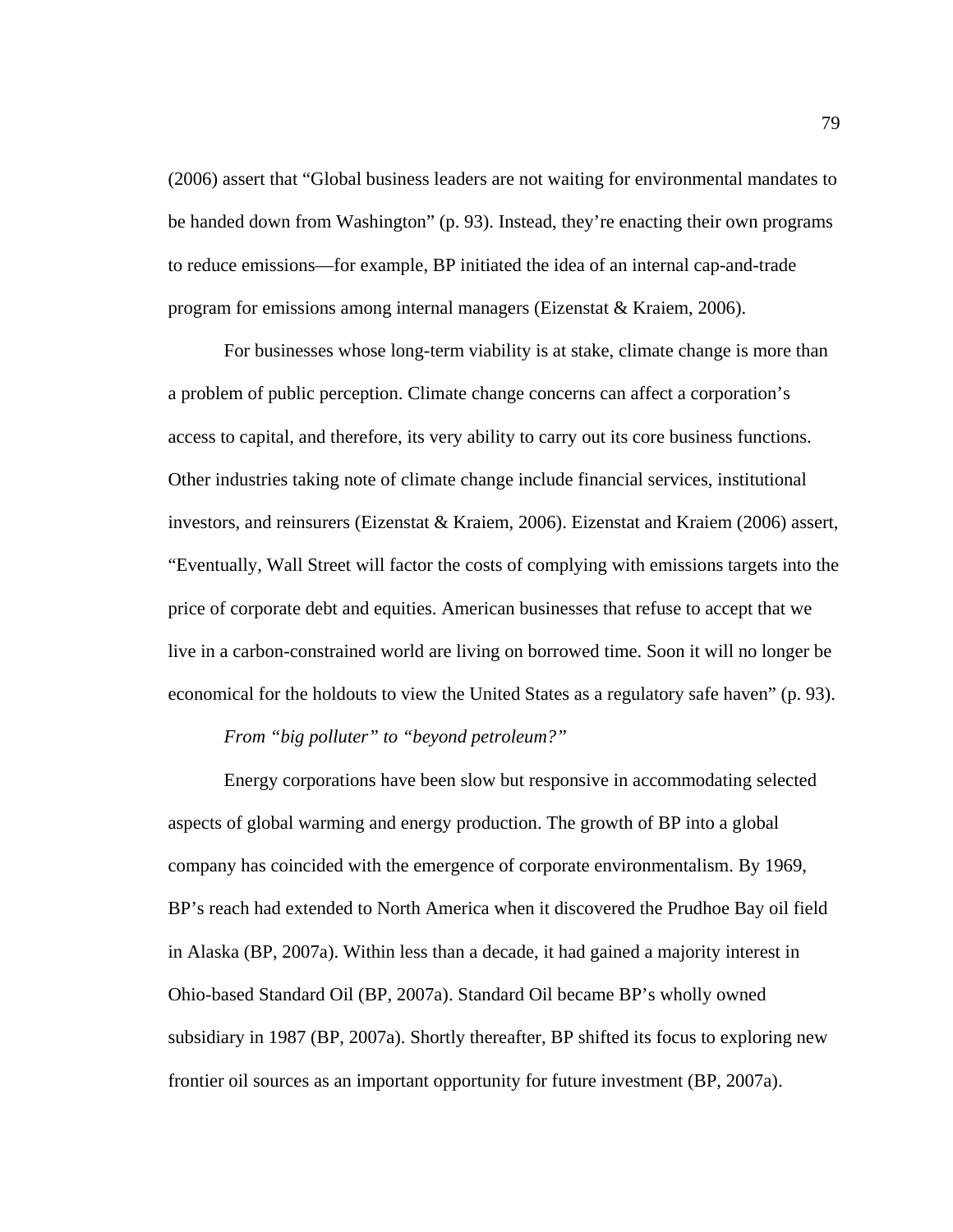(2006) assert that “Global business leaders are not waiting for environmental mandates to be handed down from Washington” (p. 93). Instead, they’re enacting their own programs to reduce emissions—for example, BP initiated the idea of an internal cap-and-trade program for emissions among internal managers (Eizenstat & Kraiem, 2006).

For businesses whose long-term viability is at stake, climate change is more than a problem of public perception. Climate change concerns can affect a corporation’s access to capital, and therefore, its very ability to carry out its core business functions. Other industries taking note of climate change include financial services, institutional investors, and reinsurers (Eizenstat & Kraiem, 2006). Eizenstat and Kraiem (2006) assert, “Eventually, Wall Street will factor the costs of complying with emissions targets into the price of corporate debt and equities. American businesses that refuse to accept that we live in a carbon-constrained world are living on borrowed time. Soon it will no longer be economical for the holdouts to view the United States as a regulatory safe haven” (p. 93).

*From “big polluter” to “beyond petroleum?”*

Energy corporations have been slow but responsive in accommodating selected aspects of global warming and energy production. The growth of BP into a global company has coincided with the emergence of corporate environmentalism. By 1969, BP’s reach had extended to North America when it discovered the Prudhoe Bay oil field in Alaska (BP, 2007a). Within less than a decade, it had gained a majority interest in Ohio-based Standard Oil (BP, 2007a). Standard Oil became BP’s wholly owned subsidiary in 1987 (BP, 2007a). Shortly thereafter, BP shifted its focus to exploring new frontier oil sources as an important opportunity for future investment (BP, 2007a).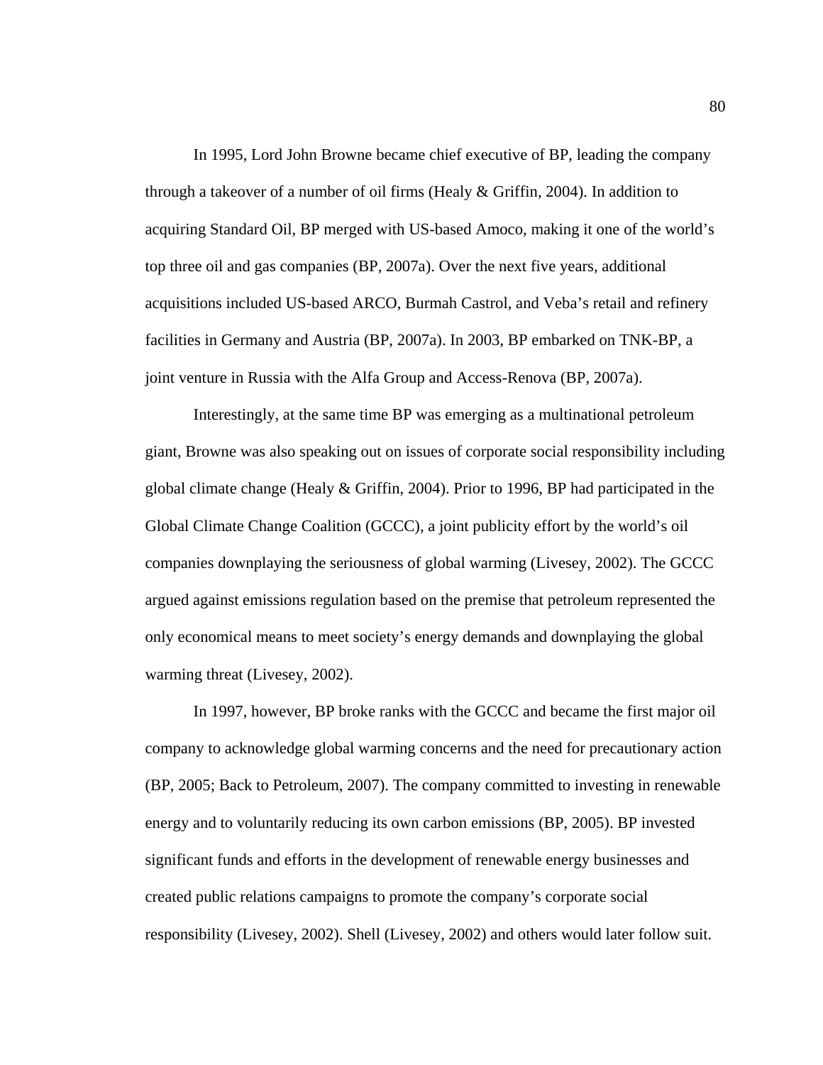In 1995, Lord John Browne became chief executive of BP, leading the company through a takeover of a number of oil firms (Healy & Griffin, 2004). In addition to acquiring Standard Oil, BP merged with US-based Amoco, making it one of the world's top three oil and gas companies (BP, 2007a). Over the next five years, additional acquisitions included US-based ARCO, Burmah Castrol, and Veba's retail and refinery facilities in Germany and Austria (BP, 2007a). In 2003, BP embarked on TNK-BP, a joint venture in Russia with the Alfa Group and Access-Renova (BP, 2007a).

Interestingly, at the same time BP was emerging as a multinational petroleum giant, Browne was also speaking out on issues of corporate social responsibility including global climate change (Healy & Griffin, 2004). Prior to 1996, BP had participated in the Global Climate Change Coalition (GCCC), a joint publicity effort by the world's oil companies downplaying the seriousness of global warming (Livesey, 2002). The GCCC argued against emissions regulation based on the premise that petroleum represented the only economical means to meet society's energy demands and downplaying the global warming threat (Livesey, 2002).

In 1997, however, BP broke ranks with the GCCC and became the first major oil company to acknowledge global warming concerns and the need for precautionary action (BP, 2005; Back to Petroleum, 2007). The company committed to investing in renewable energy and to voluntarily reducing its own carbon emissions (BP, 2005). BP invested significant funds and efforts in the development of renewable energy businesses and created public relations campaigns to promote the company's corporate social responsibility (Livesey, 2002). Shell (Livesey, 2002) and others would later follow suit.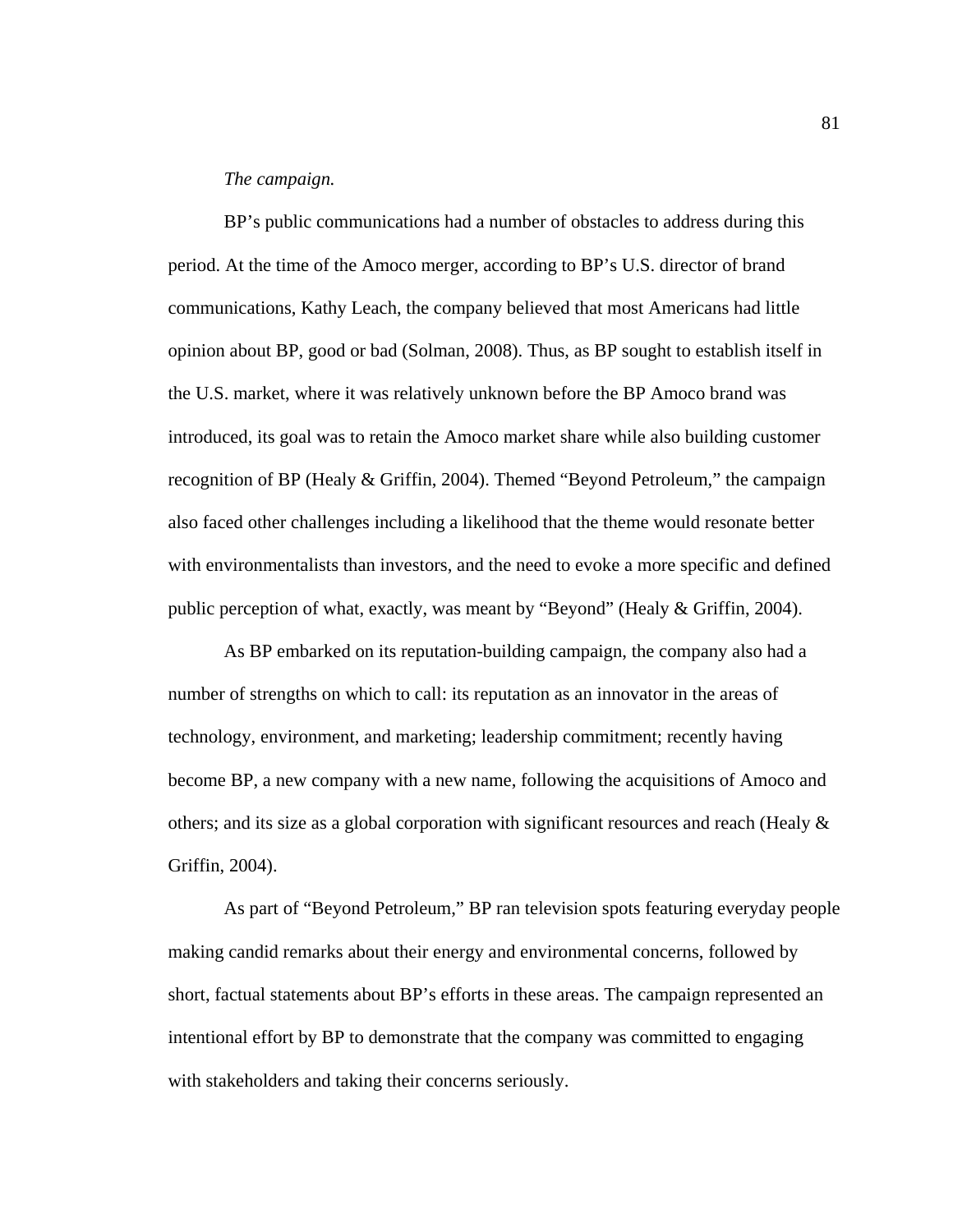*The campaign.*

BP's public communications had a number of obstacles to address during this period. At the time of the Amoco merger, according to BP's U.S. director of brand communications, Kathy Leach, the company believed that most Americans had little opinion about BP, good or bad (Solman, 2008). Thus, as BP sought to establish itself in the U.S. market, where it was relatively unknown before the BP Amoco brand was introduced, its goal was to retain the Amoco market share while also building customer recognition of BP (Healy & Griffin, 2004). Themed "Beyond Petroleum," the campaign also faced other challenges including a likelihood that the theme would resonate better with environmentalists than investors, and the need to evoke a more specific and defined public perception of what, exactly, was meant by "Beyond" (Healy & Griffin, 2004).

As BP embarked on its reputation-building campaign, the company also had a number of strengths on which to call: its reputation as an innovator in the areas of technology, environment, and marketing; leadership commitment; recently having become BP, a new company with a new name, following the acquisitions of Amoco and others; and its size as a global corporation with significant resources and reach (Healy & Griffin, 2004).

As part of "Beyond Petroleum," BP ran television spots featuring everyday people making candid remarks about their energy and environmental concerns, followed by short, factual statements about BP's efforts in these areas. The campaign represented an intentional effort by BP to demonstrate that the company was committed to engaging with stakeholders and taking their concerns seriously.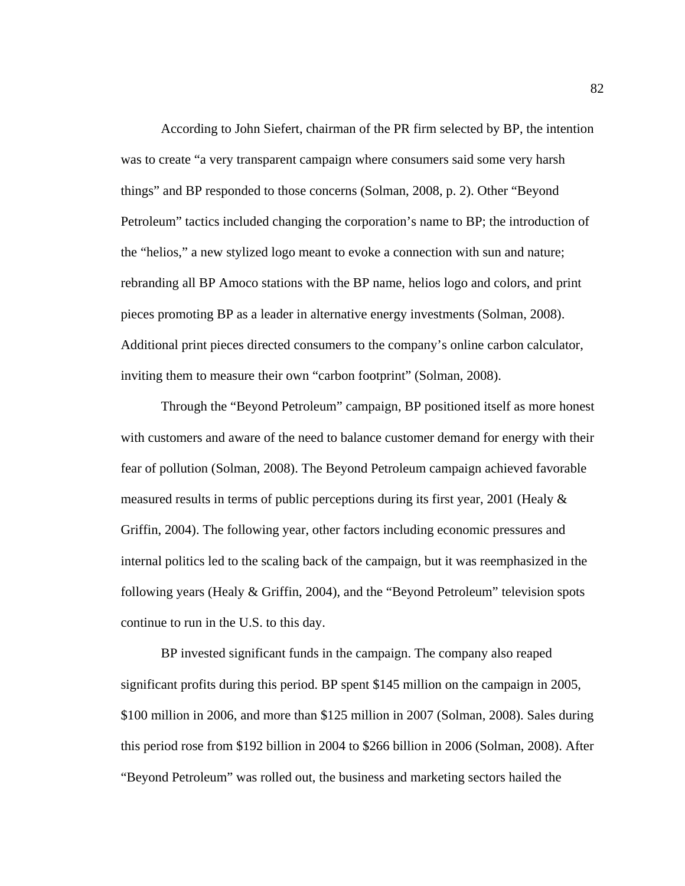According to John Siefert, chairman of the PR firm selected by BP, the intention was to create "a very transparent campaign where consumers said some very harsh things" and BP responded to those concerns (Solman, 2008, p. 2). Other "Beyond Petroleum" tactics included changing the corporation's name to BP; the introduction of the "helios," a new stylized logo meant to evoke a connection with sun and nature; rebranding all BP Amoco stations with the BP name, helios logo and colors, and print pieces promoting BP as a leader in alternative energy investments (Solman, 2008). Additional print pieces directed consumers to the company's online carbon calculator, inviting them to measure their own "carbon footprint" (Solman, 2008).

Through the "Beyond Petroleum" campaign, BP positioned itself as more honest with customers and aware of the need to balance customer demand for energy with their fear of pollution (Solman, 2008). The Beyond Petroleum campaign achieved favorable measured results in terms of public perceptions during its first year, 2001 (Healy & Griffin, 2004). The following year, other factors including economic pressures and internal politics led to the scaling back of the campaign, but it was reemphasized in the following years (Healy & Griffin, 2004), and the "Beyond Petroleum" television spots continue to run in the U.S. to this day.

BP invested significant funds in the campaign. The company also reaped significant profits during this period. BP spent $145 million on the campaign in 2005, $100 million in 2006, and more than $125 million in 2007 (Solman, 2008). Sales during this period rose from $192 billion in 2004 to $266 billion in 2006 (Solman, 2008). After "Beyond Petroleum" was rolled out, the business and marketing sectors hailed the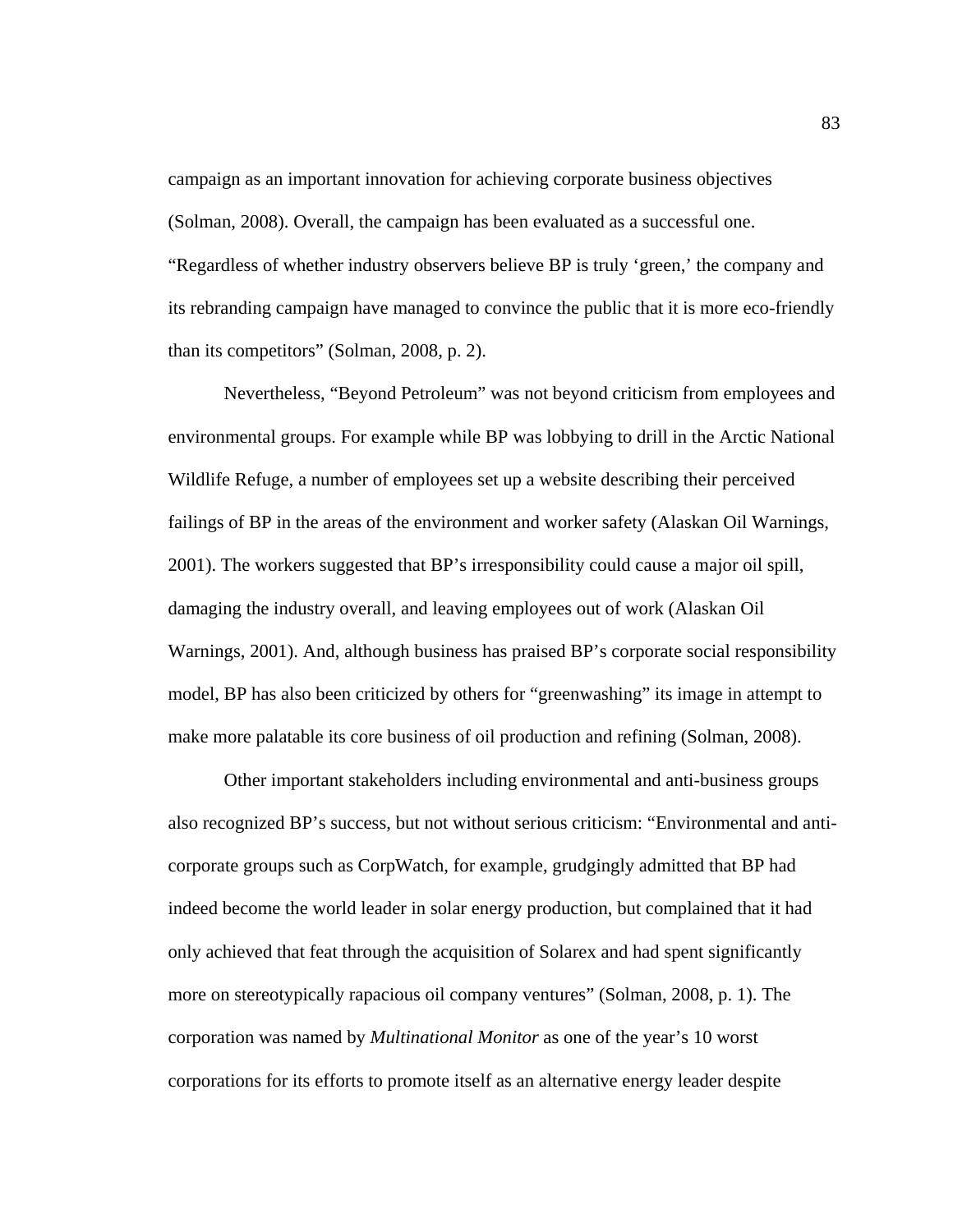campaign as an important innovation for achieving corporate business objectives (Solman, 2008). Overall, the campaign has been evaluated as a successful one. "Regardless of whether industry observers believe BP is truly 'green,' the company and its rebranding campaign have managed to convince the public that it is more eco-friendly than its competitors" (Solman, 2008, p. 2).

Nevertheless, "Beyond Petroleum" was not beyond criticism from employees and environmental groups. For example while BP was lobbying to drill in the Arctic National Wildlife Refuge, a number of employees set up a website describing their perceived failings of BP in the areas of the environment and worker safety (Alaskan Oil Warnings, 2001). The workers suggested that BP's irresponsibility could cause a major oil spill, damaging the industry overall, and leaving employees out of work (Alaskan Oil Warnings, 2001). And, although business has praised BP's corporate social responsibility model, BP has also been criticized by others for "greenwashing" its image in attempt to make more palatable its core business of oil production and refining (Solman, 2008).

Other important stakeholders including environmental and anti-business groups also recognized BP's success, but not without serious criticism: "Environmental and anti-corporate groups such as CorpWatch, for example, grudgingly admitted that BP had indeed become the world leader in solar energy production, but complained that it had only achieved that feat through the acquisition of Solarex and had spent significantly more on stereotypically rapacious oil company ventures" (Solman, 2008, p. 1). The corporation was named by *Multinational Monitor* as one of the year's 10 worst corporations for its efforts to promote itself as an alternative energy leader despite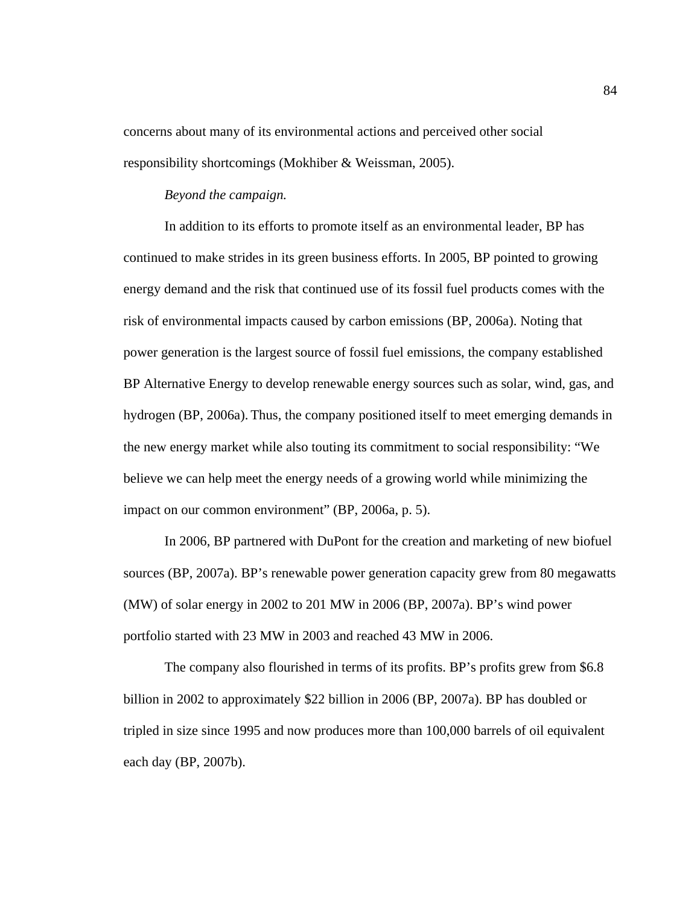concerns about many of its environmental actions and perceived other social responsibility shortcomings (Mokhiber & Weissman, 2005).

*Beyond the campaign.*

In addition to its efforts to promote itself as an environmental leader, BP has continued to make strides in its green business efforts. In 2005, BP pointed to growing energy demand and the risk that continued use of its fossil fuel products comes with the risk of environmental impacts caused by carbon emissions (BP, 2006a). Noting that power generation is the largest source of fossil fuel emissions, the company established BP Alternative Energy to develop renewable energy sources such as solar, wind, gas, and hydrogen (BP, 2006a). Thus, the company positioned itself to meet emerging demands in the new energy market while also touting its commitment to social responsibility: "We believe we can help meet the energy needs of a growing world while minimizing the impact on our common environment" (BP, 2006a, p. 5).

In 2006, BP partnered with DuPont for the creation and marketing of new biofuel sources (BP, 2007a). BP's renewable power generation capacity grew from 80 megawatts (MW) of solar energy in 2002 to 201 MW in 2006 (BP, 2007a). BP's wind power portfolio started with 23 MW in 2003 and reached 43 MW in 2006.

The company also flourished in terms of its profits. BP's profits grew from $6.8 billion in 2002 to approximately $22 billion in 2006 (BP, 2007a). BP has doubled or tripled in size since 1995 and now produces more than 100,000 barrels of oil equivalent each day (BP, 2007b).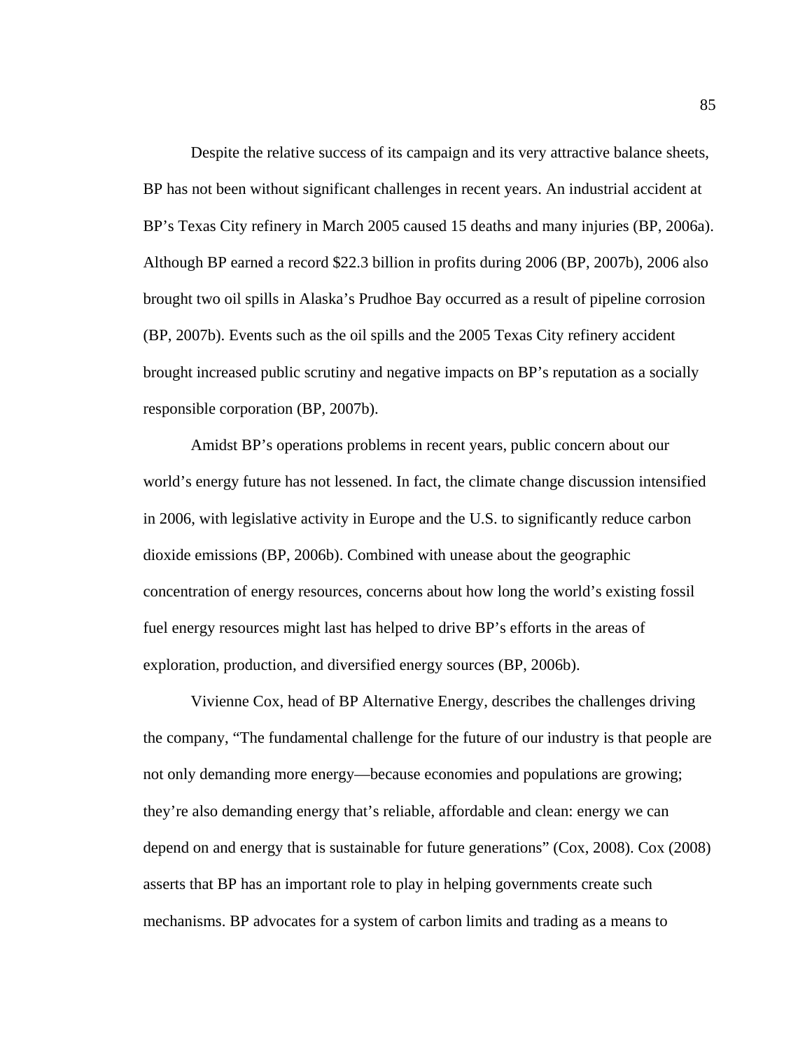Despite the relative success of its campaign and its very attractive balance sheets, BP has not been without significant challenges in recent years. An industrial accident at BP's Texas City refinery in March 2005 caused 15 deaths and many injuries (BP, 2006a). Although BP earned a record $22.3 billion in profits during 2006 (BP, 2007b), 2006 also brought two oil spills in Alaska's Prudhoe Bay occurred as a result of pipeline corrosion (BP, 2007b). Events such as the oil spills and the 2005 Texas City refinery accident brought increased public scrutiny and negative impacts on BP's reputation as a socially responsible corporation (BP, 2007b).

Amidst BP's operations problems in recent years, public concern about our world's energy future has not lessened. In fact, the climate change discussion intensified in 2006, with legislative activity in Europe and the U.S. to significantly reduce carbon dioxide emissions (BP, 2006b). Combined with unease about the geographic concentration of energy resources, concerns about how long the world's existing fossil fuel energy resources might last has helped to drive BP's efforts in the areas of exploration, production, and diversified energy sources (BP, 2006b).

Vivienne Cox, head of BP Alternative Energy, describes the challenges driving the company, "The fundamental challenge for the future of our industry is that people are not only demanding more energy—because economies and populations are growing; they're also demanding energy that's reliable, affordable and clean: energy we can depend on and energy that is sustainable for future generations" (Cox, 2008). Cox (2008) asserts that BP has an important role to play in helping governments create such mechanisms. BP advocates for a system of carbon limits and trading as a means to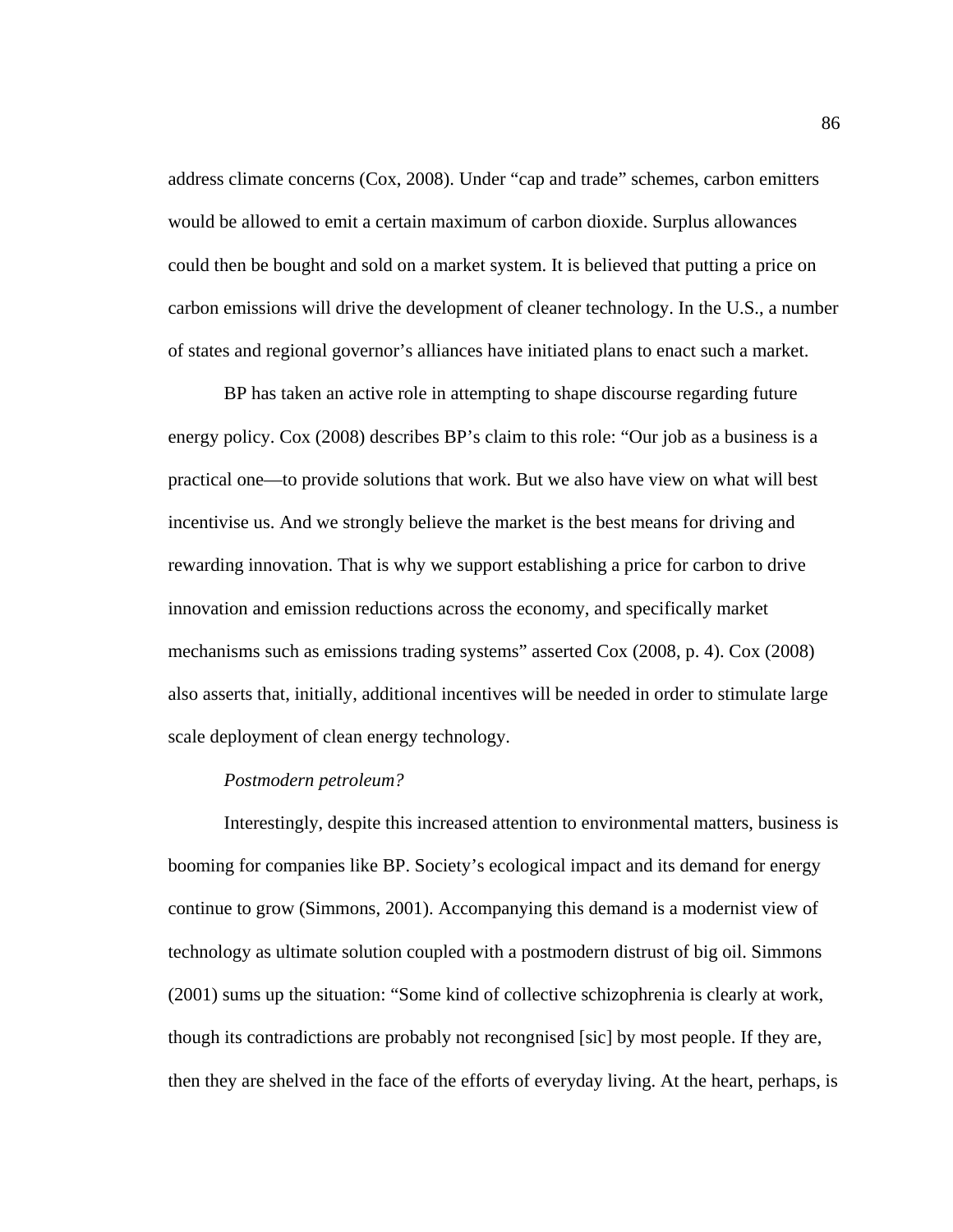address climate concerns (Cox, 2008). Under "cap and trade" schemes, carbon emitters would be allowed to emit a certain maximum of carbon dioxide. Surplus allowances could then be bought and sold on a market system. It is believed that putting a price on carbon emissions will drive the development of cleaner technology. In the U.S., a number of states and regional governor's alliances have initiated plans to enact such a market.

BP has taken an active role in attempting to shape discourse regarding future energy policy. Cox (2008) describes BP's claim to this role: "Our job as a business is a practical one—to provide solutions that work. But we also have view on what will best incentivise us. And we strongly believe the market is the best means for driving and rewarding innovation. That is why we support establishing a price for carbon to drive innovation and emission reductions across the economy, and specifically market mechanisms such as emissions trading systems" asserted Cox (2008, p. 4). Cox (2008) also asserts that, initially, additional incentives will be needed in order to stimulate large scale deployment of clean energy technology.

*Postmodern petroleum?*

Interestingly, despite this increased attention to environmental matters, business is booming for companies like BP. Society's ecological impact and its demand for energy continue to grow (Simmons, 2001). Accompanying this demand is a modernist view of technology as ultimate solution coupled with a postmodern distrust of big oil. Simmons (2001) sums up the situation: "Some kind of collective schizophrenia is clearly at work, though its contradictions are probably not recongnised [sic] by most people. If they are, then they are shelved in the face of the efforts of everyday living. At the heart, perhaps, is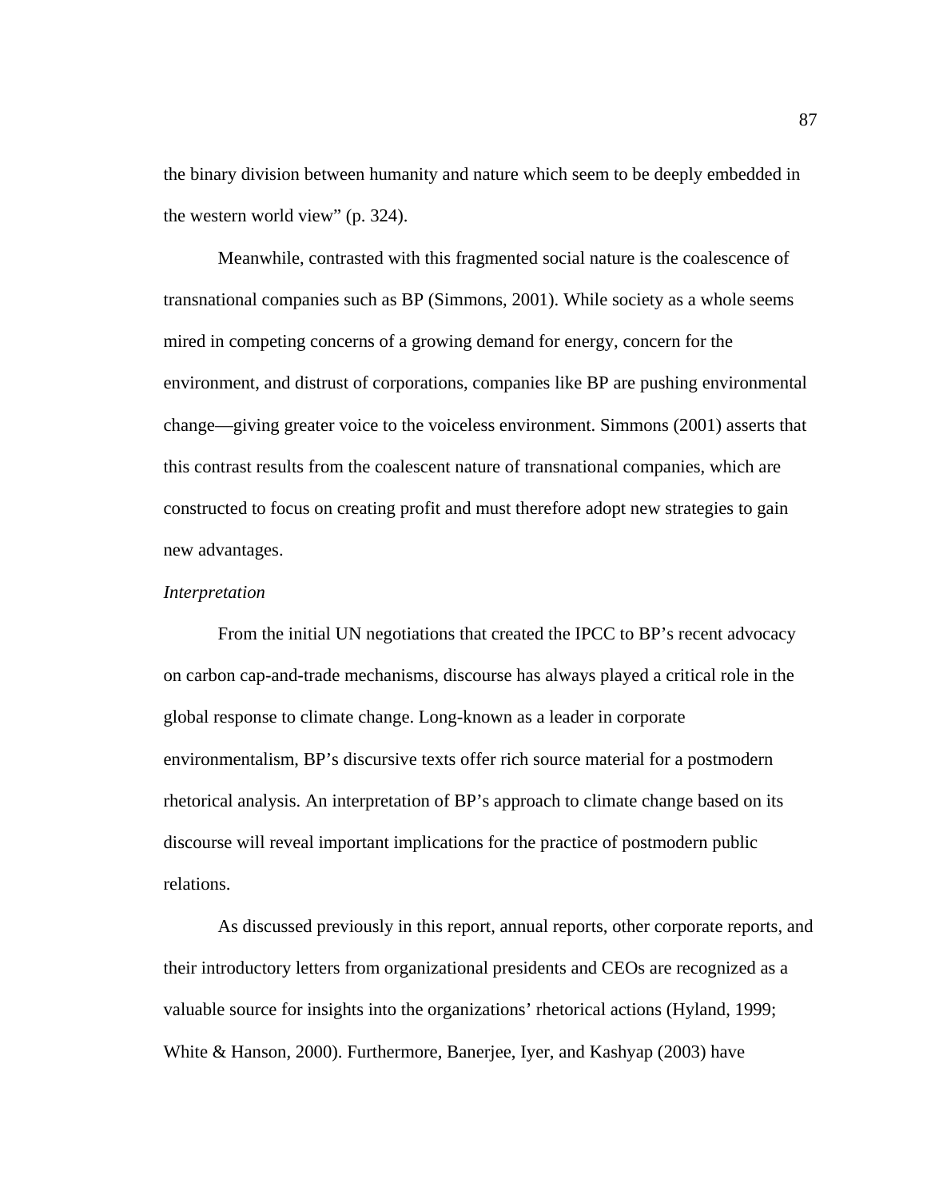the binary division between humanity and nature which seem to be deeply embedded in the western world view" (p. 324).

Meanwhile, contrasted with this fragmented social nature is the coalescence of transnational companies such as BP (Simmons, 2001). While society as a whole seems mired in competing concerns of a growing demand for energy, concern for the environment, and distrust of corporations, companies like BP are pushing environmental change—giving greater voice to the voiceless environment. Simmons (2001) asserts that this contrast results from the coalescent nature of transnational companies, which are constructed to focus on creating profit and must therefore adopt new strategies to gain new advantages.

*Interpretation*

From the initial UN negotiations that created the IPCC to BP's recent advocacy on carbon cap-and-trade mechanisms, discourse has always played a critical role in the global response to climate change. Long-known as a leader in corporate environmentalism, BP's discursive texts offer rich source material for a postmodern rhetorical analysis. An interpretation of BP's approach to climate change based on its discourse will reveal important implications for the practice of postmodern public relations.

As discussed previously in this report, annual reports, other corporate reports, and their introductory letters from organizational presidents and CEOs are recognized as a valuable source for insights into the organizations' rhetorical actions (Hyland, 1999; White & Hanson, 2000). Furthermore, Banerjee, Iyer, and Kashyap (2003) have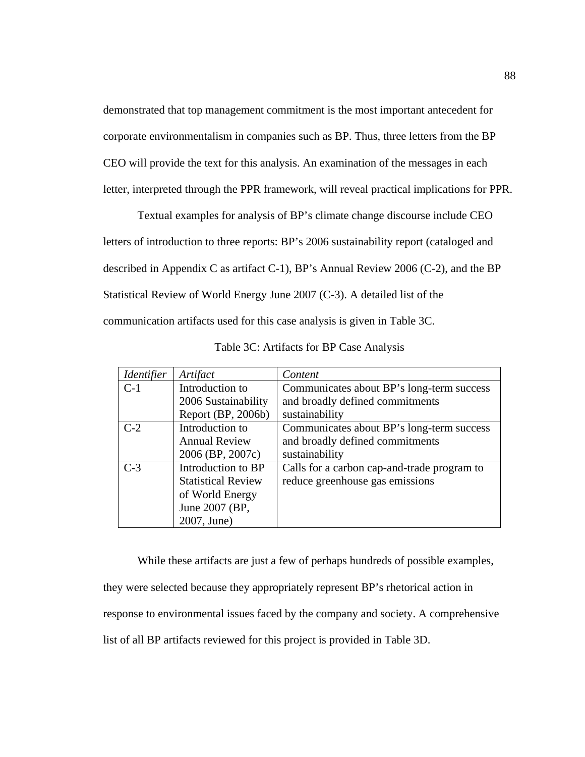demonstrated that top management commitment is the most important antecedent for corporate environmentalism in companies such as BP. Thus, three letters from the BP CEO will provide the text for this analysis. An examination of the messages in each letter, interpreted through the PPR framework, will reveal practical implications for PPR.

Textual examples for analysis of BP's climate change discourse include CEO letters of introduction to three reports: BP's 2006 sustainability report (cataloged and described in Appendix C as artifact C-1), BP's Annual Review 2006 (C-2), and the BP Statistical Review of World Energy June 2007 (C-3). A detailed list of the communication artifacts used for this case analysis is given in Table 3C.

Table 3C: Artifacts for BP Case Analysis

| *Identifier* | *Artifact* | *Content* |
|---|---|---|
| C-1 | Introduction to 2006 Sustainability Report (BP, 2006b) | Communicates about BP's long-term success and broadly defined commitments sustainability |
| C-2 | Introduction to Annual Review 2006 (BP, 2007c) | Communicates about BP's long-term success and broadly defined commitments sustainability |
| C-3 | Introduction to BP Statistical Review of World Energy June 2007 (BP, 2007, June) | Calls for a carbon cap-and-trade program to reduce greenhouse gas emissions |

While these artifacts are just a few of perhaps hundreds of possible examples, they were selected because they appropriately represent BP's rhetorical action in response to environmental issues faced by the company and society. A comprehensive list of all BP artifacts reviewed for this project is provided in Table 3D.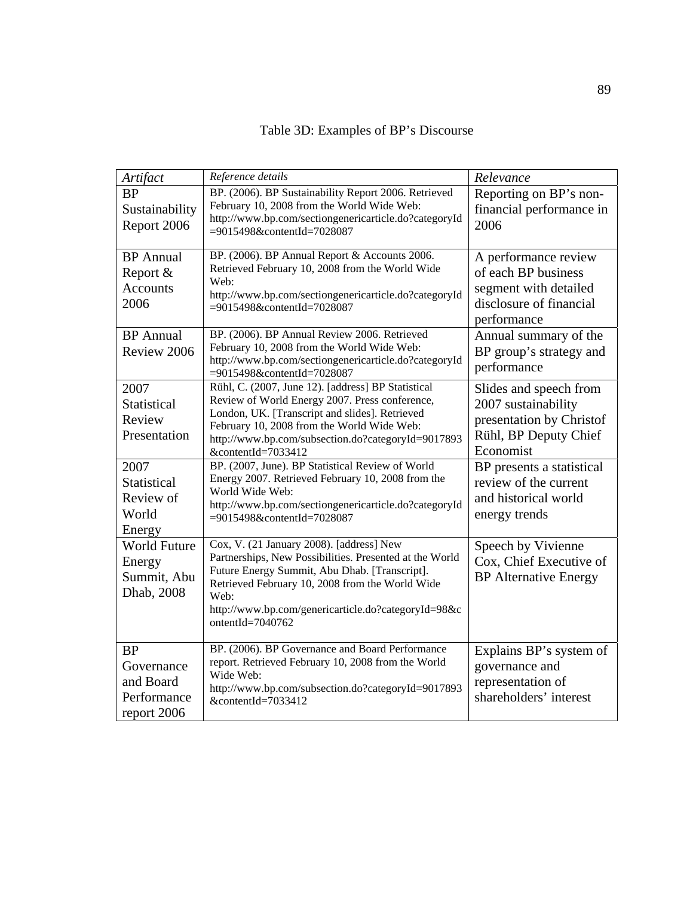Table 3D: Examples of BP's Discourse

| *Artifact* | *Reference details* | *Relevance* |
|---|---|---|
| BP Sustainability Report 2006 | BP. (2006). BP Sustainability Report 2006. Retrieved February 10, 2008 from the World Wide Web: http://www.bp.com/sectiongenericarticle.do?categoryId=9015498&contentId=7028087 | Reporting on BP's non-financial performance in 2006 |
| BP Annual Report & Accounts 2006 | BP. (2006). BP Annual Report & Accounts 2006. Retrieved February 10, 2008 from the World Wide Web: http://www.bp.com/sectiongenericarticle.do?categoryId=9015498&contentId=7028087 | A performance review of each BP business segment with detailed disclosure of financial performance |
| BP Annual Review 2006 | BP. (2006). BP Annual Review 2006. Retrieved February 10, 2008 from the World Wide Web: http://www.bp.com/sectiongenericarticle.do?categoryId=9015498&contentId=7028087 | Annual summary of the BP group's strategy and performance |
| 2007 Statistical Review Presentation | Rühl, C. (2007, June 12). [address] BP Statistical Review of World Energy 2007. Press conference, London, UK. [Transcript and slides]. Retrieved February 10, 2008 from the World Wide Web: http://www.bp.com/subsection.do?categoryId=9017893&contentId=7033412 | Slides and speech from 2007 sustainability presentation by Christof Rühl, BP Deputy Chief Economist |
| 2007 Statistical Review of World Energy | BP. (2007, June). BP Statistical Review of World Energy 2007. Retrieved February 10, 2008 from the World Wide Web: http://www.bp.com/sectiongenericarticle.do?categoryId=9015498&contentId=7028087 | BP presents a statistical review of the current and historical world energy trends |
| World Future Energy Summit, Abu Dhab, 2008 | Cox, V. (21 January 2008). [address] New Partnerships, New Possibilities. Presented at the World Future Energy Summit, Abu Dhab. [Transcript]. Retrieved February 10, 2008 from the World Wide Web: http://www.bp.com/genericarticle.do?categoryId=98&contentId=7040762 | Speech by Vivienne Cox, Chief Executive of BP Alternative Energy |
| BP Governance and Board Performance report 2006 | BP. (2006). BP Governance and Board Performance report. Retrieved February 10, 2008 from the World Wide Web: http://www.bp.com/subsection.do?categoryId=9017893&contentId=7033412 | Explains BP's system of governance and representation of shareholders' interest |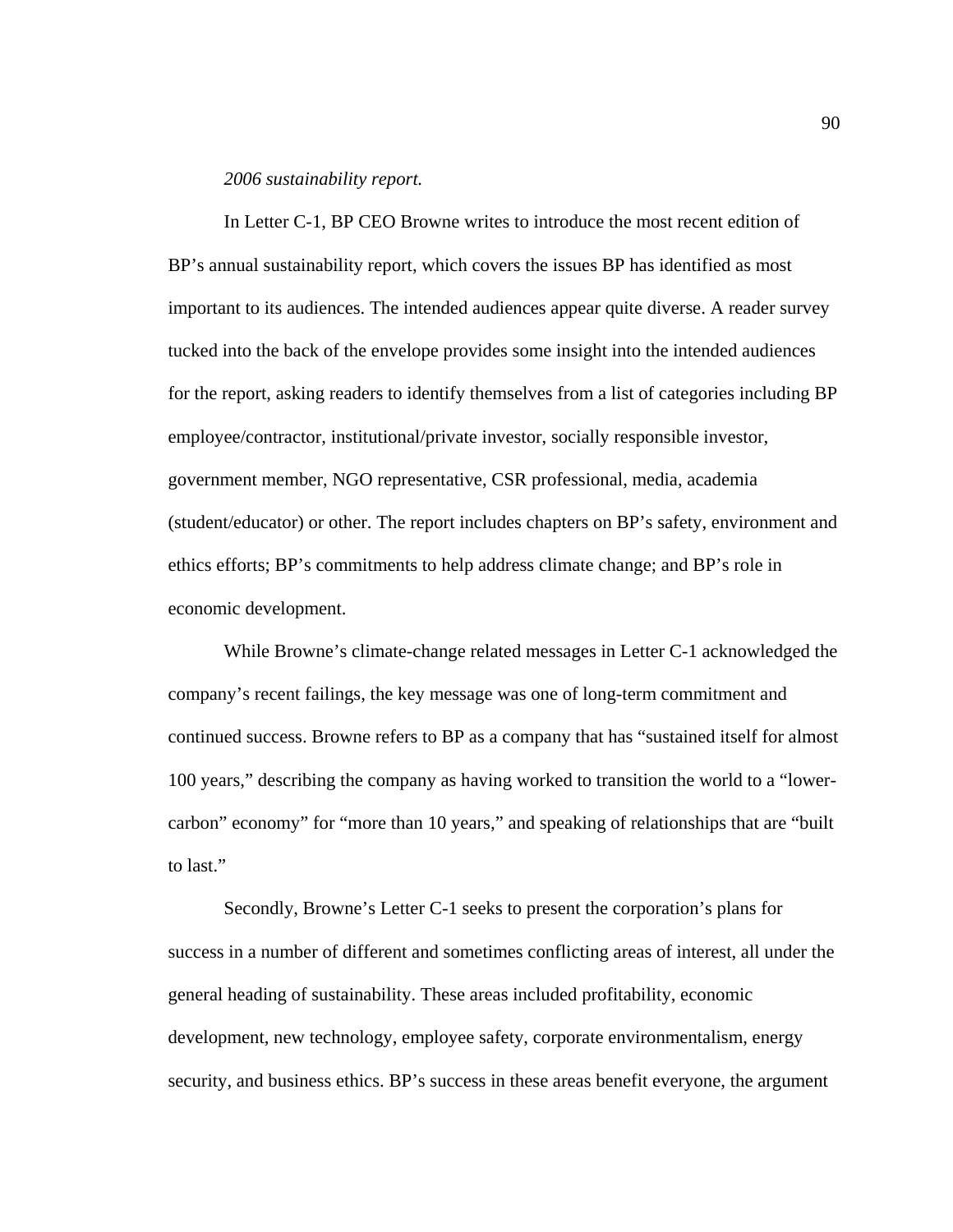*2006 sustainability report.*

In Letter C-1, BP CEO Browne writes to introduce the most recent edition of BP's annual sustainability report, which covers the issues BP has identified as most important to its audiences. The intended audiences appear quite diverse. A reader survey tucked into the back of the envelope provides some insight into the intended audiences for the report, asking readers to identify themselves from a list of categories including BP employee/contractor, institutional/private investor, socially responsible investor, government member, NGO representative, CSR professional, media, academia (student/educator) or other. The report includes chapters on BP's safety, environment and ethics efforts; BP's commitments to help address climate change; and BP's role in economic development.

While Browne's climate-change related messages in Letter C-1 acknowledged the company's recent failings, the key message was one of long-term commitment and continued success. Browne refers to BP as a company that has "sustained itself for almost 100 years," describing the company as having worked to transition the world to a "lower-carbon" economy" for "more than 10 years," and speaking of relationships that are "built to last."

Secondly, Browne's Letter C-1 seeks to present the corporation's plans for success in a number of different and sometimes conflicting areas of interest, all under the general heading of sustainability. These areas included profitability, economic development, new technology, employee safety, corporate environmentalism, energy security, and business ethics. BP's success in these areas benefit everyone, the argument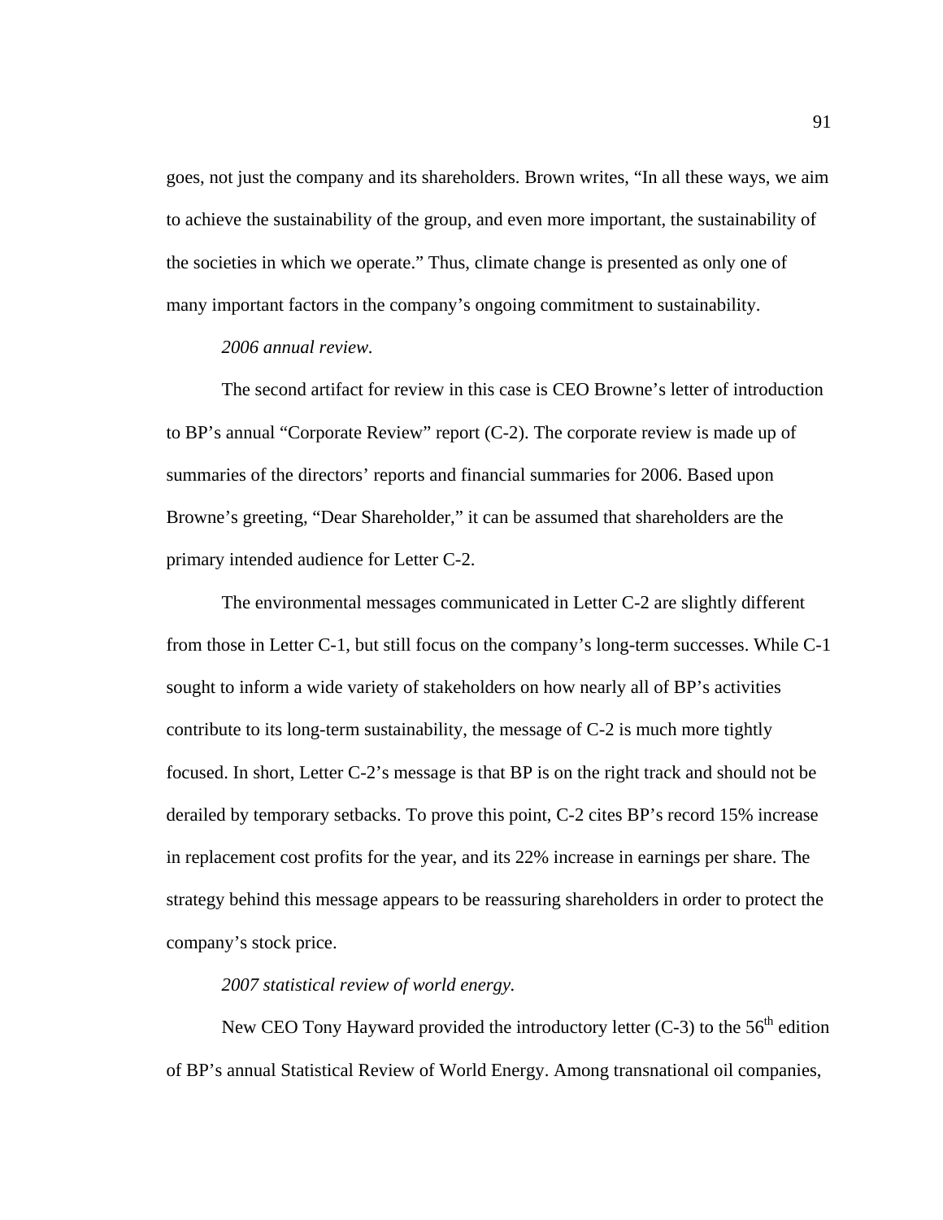goes, not just the company and its shareholders. Brown writes, "In all these ways, we aim to achieve the sustainability of the group, and even more important, the sustainability of the societies in which we operate." Thus, climate change is presented as only one of many important factors in the company's ongoing commitment to sustainability.

*2006 annual review.*

The second artifact for review in this case is CEO Browne's letter of introduction to BP's annual "Corporate Review" report (C-2). The corporate review is made up of summaries of the directors' reports and financial summaries for 2006. Based upon Browne's greeting, "Dear Shareholder," it can be assumed that shareholders are the primary intended audience for Letter C-2.

The environmental messages communicated in Letter C-2 are slightly different from those in Letter C-1, but still focus on the company's long-term successes. While C-1 sought to inform a wide variety of stakeholders on how nearly all of BP's activities contribute to its long-term sustainability, the message of C-2 is much more tightly focused. In short, Letter C-2's message is that BP is on the right track and should not be derailed by temporary setbacks. To prove this point, C-2 cites BP's record 15% increase in replacement cost profits for the year, and its 22% increase in earnings per share. The strategy behind this message appears to be reassuring shareholders in order to protect the company's stock price.

*2007 statistical review of world energy.*

New CEO Tony Hayward provided the introductory letter (C-3) to the 56th edition of BP's annual Statistical Review of World Energy. Among transnational oil companies,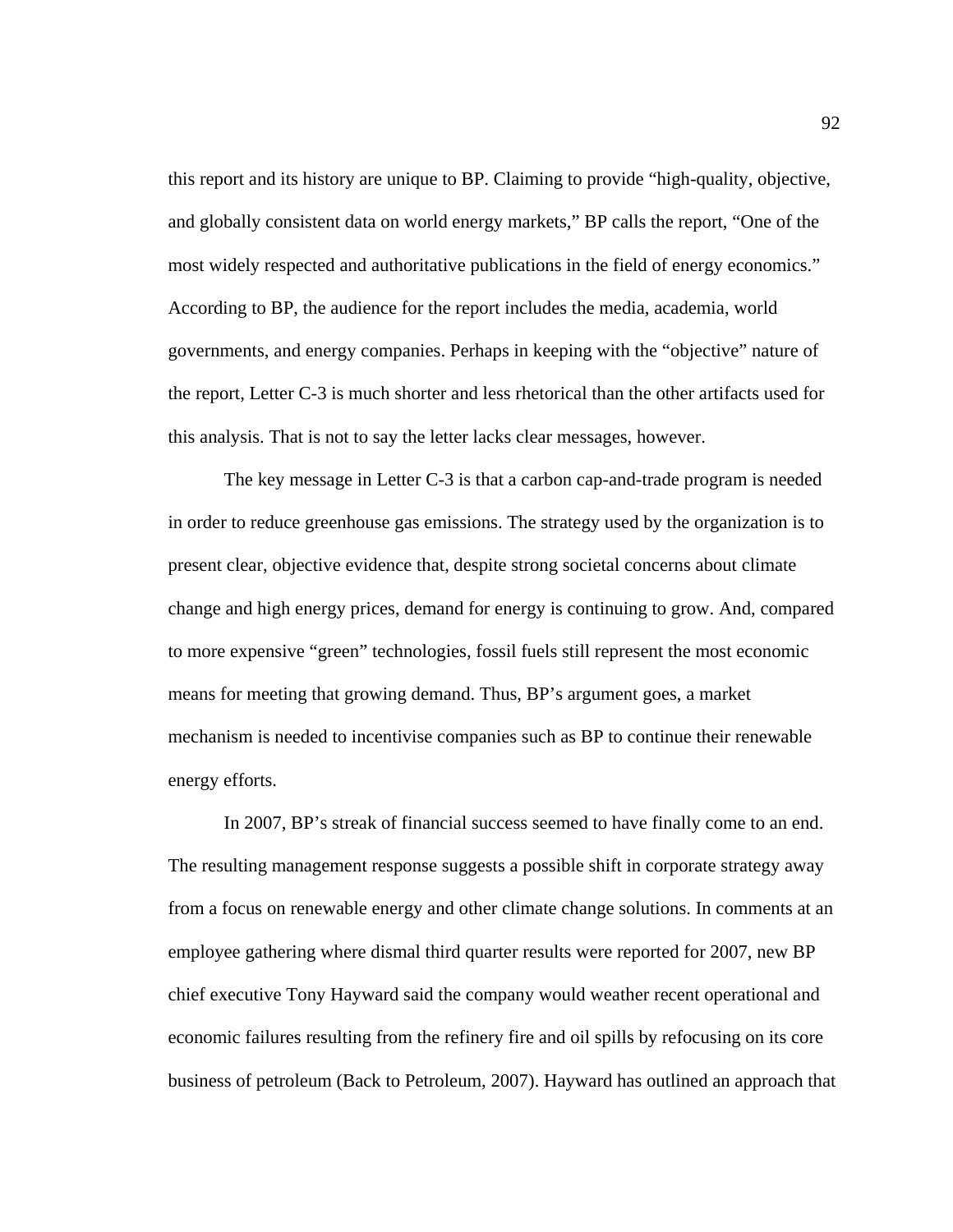this report and its history are unique to BP. Claiming to provide "high-quality, objective, and globally consistent data on world energy markets," BP calls the report, "One of the most widely respected and authoritative publications in the field of energy economics." According to BP, the audience for the report includes the media, academia, world governments, and energy companies. Perhaps in keeping with the "objective" nature of the report, Letter C-3 is much shorter and less rhetorical than the other artifacts used for this analysis. That is not to say the letter lacks clear messages, however.

The key message in Letter C-3 is that a carbon cap-and-trade program is needed in order to reduce greenhouse gas emissions. The strategy used by the organization is to present clear, objective evidence that, despite strong societal concerns about climate change and high energy prices, demand for energy is continuing to grow. And, compared to more expensive "green" technologies, fossil fuels still represent the most economic means for meeting that growing demand. Thus, BP's argument goes, a market mechanism is needed to incentivise companies such as BP to continue their renewable energy efforts.

In 2007, BP's streak of financial success seemed to have finally come to an end. The resulting management response suggests a possible shift in corporate strategy away from a focus on renewable energy and other climate change solutions. In comments at an employee gathering where dismal third quarter results were reported for 2007, new BP chief executive Tony Hayward said the company would weather recent operational and economic failures resulting from the refinery fire and oil spills by refocusing on its core business of petroleum (Back to Petroleum, 2007). Hayward has outlined an approach that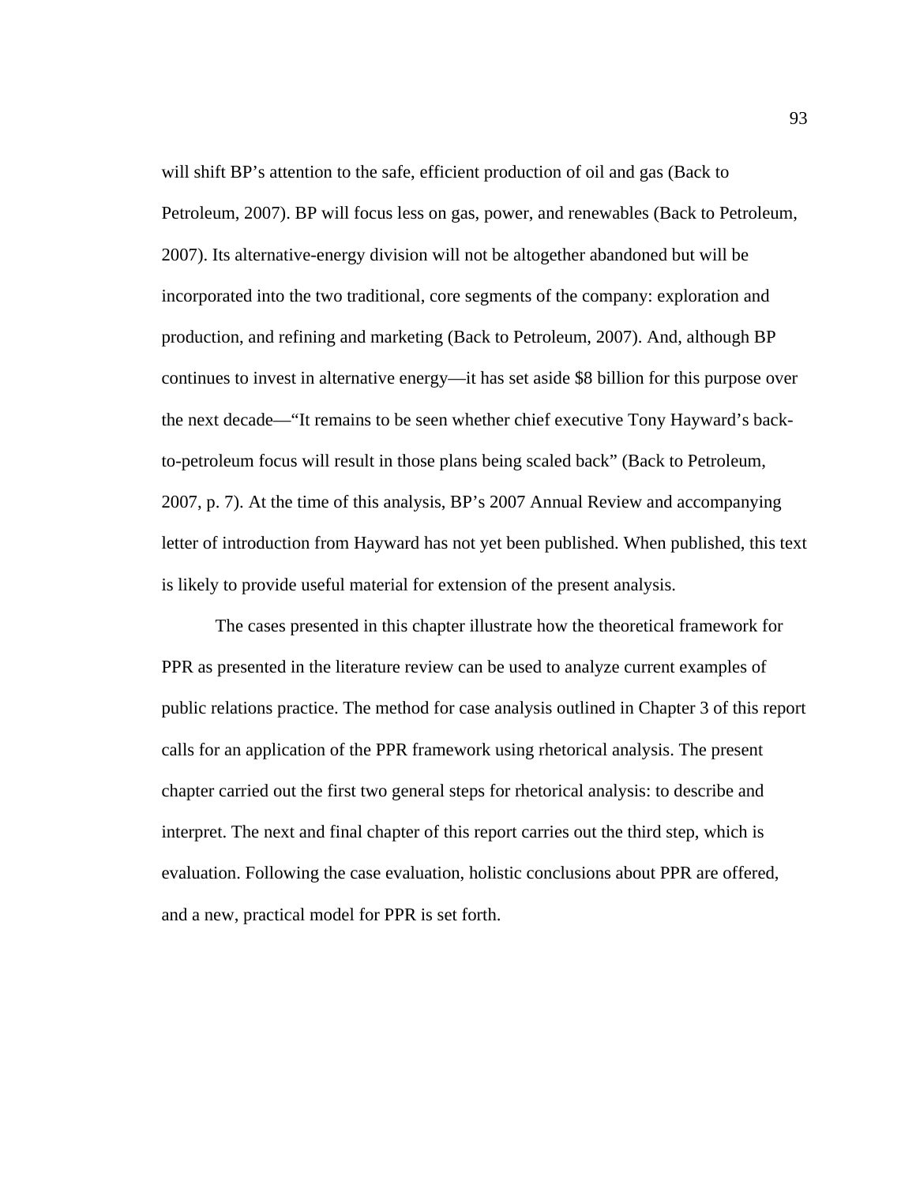will shift BP's attention to the safe, efficient production of oil and gas (Back to Petroleum, 2007). BP will focus less on gas, power, and renewables (Back to Petroleum, 2007). Its alternative-energy division will not be altogether abandoned but will be incorporated into the two traditional, core segments of the company: exploration and production, and refining and marketing (Back to Petroleum, 2007). And, although BP continues to invest in alternative energy—it has set aside $8 billion for this purpose over the next decade—"It remains to be seen whether chief executive Tony Hayward's back-to-petroleum focus will result in those plans being scaled back" (Back to Petroleum, 2007, p. 7). At the time of this analysis, BP's 2007 Annual Review and accompanying letter of introduction from Hayward has not yet been published. When published, this text is likely to provide useful material for extension of the present analysis.

The cases presented in this chapter illustrate how the theoretical framework for PPR as presented in the literature review can be used to analyze current examples of public relations practice. The method for case analysis outlined in Chapter 3 of this report calls for an application of the PPR framework using rhetorical analysis. The present chapter carried out the first two general steps for rhetorical analysis: to describe and interpret. The next and final chapter of this report carries out the third step, which is evaluation. Following the case evaluation, holistic conclusions about PPR are offered, and a new, practical model for PPR is set forth.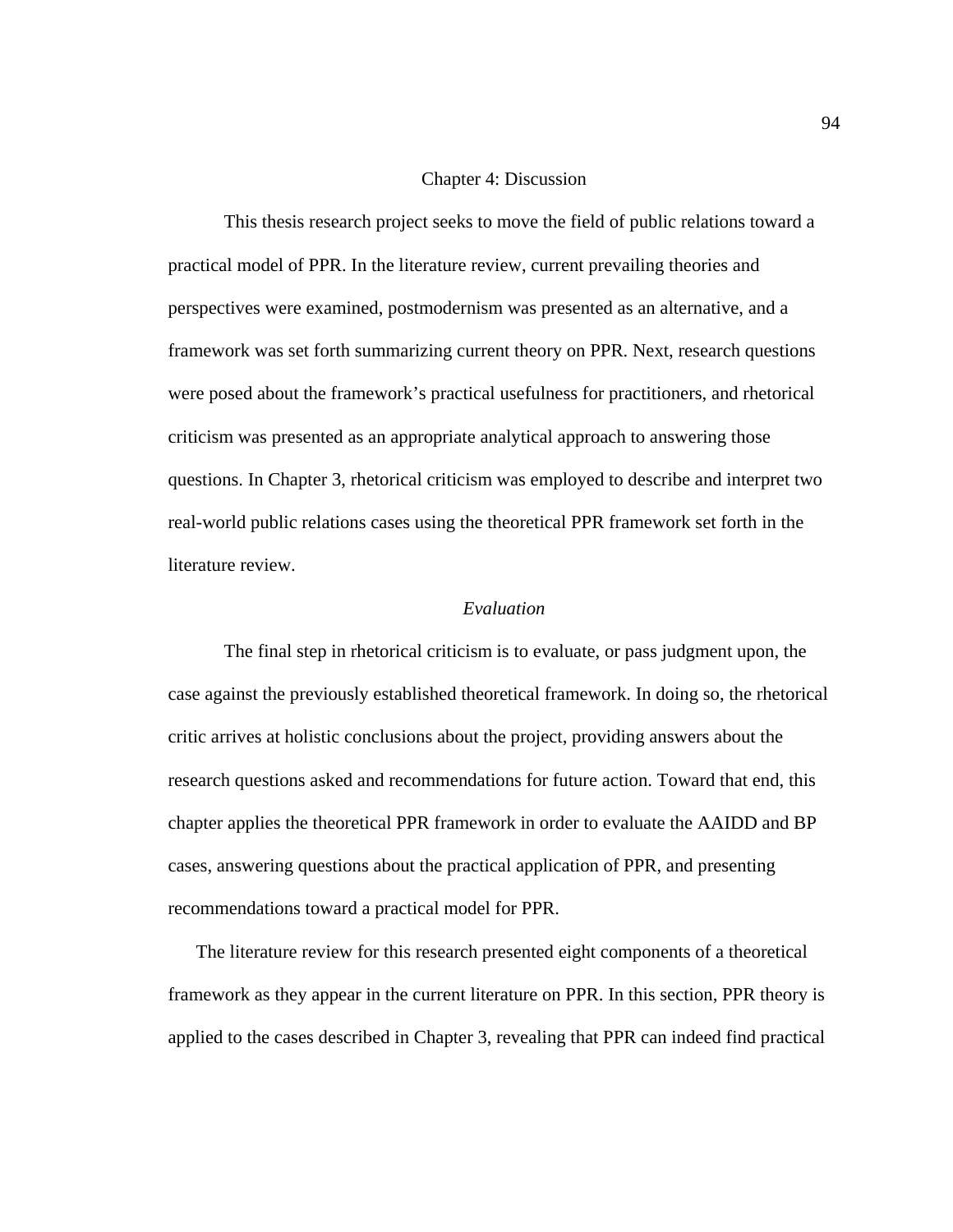# Chapter 4: Discussion

This thesis research project seeks to move the field of public relations toward a practical model of PPR. In the literature review, current prevailing theories and perspectives were examined, postmodernism was presented as an alternative, and a framework was set forth summarizing current theory on PPR. Next, research questions were posed about the framework's practical usefulness for practitioners, and rhetorical criticism was presented as an appropriate analytical approach to answering those questions. In Chapter 3, rhetorical criticism was employed to describe and interpret two real-world public relations cases using the theoretical PPR framework set forth in the literature review.

## *Evaluation*

The final step in rhetorical criticism is to evaluate, or pass judgment upon, the case against the previously established theoretical framework. In doing so, the rhetorical critic arrives at holistic conclusions about the project, providing answers about the research questions asked and recommendations for future action. Toward that end, this chapter applies the theoretical PPR framework in order to evaluate the AAIDD and BP cases, answering questions about the practical application of PPR, and presenting recommendations toward a practical model for PPR.

The literature review for this research presented eight components of a theoretical framework as they appear in the current literature on PPR. In this section, PPR theory is applied to the cases described in Chapter 3, revealing that PPR can indeed find practical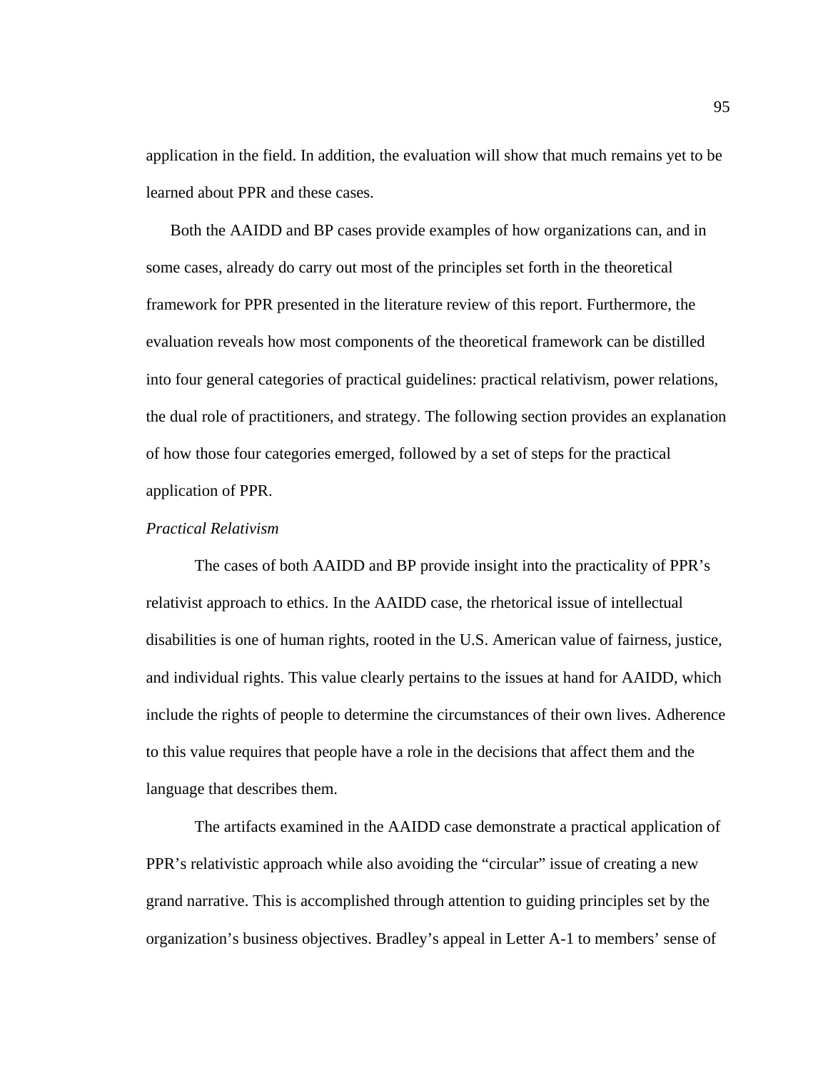application in the field. In addition, the evaluation will show that much remains yet to be learned about PPR and these cases.

Both the AAIDD and BP cases provide examples of how organizations can, and in some cases, already do carry out most of the principles set forth in the theoretical framework for PPR presented in the literature review of this report. Furthermore, the evaluation reveals how most components of the theoretical framework can be distilled into four general categories of practical guidelines: practical relativism, power relations, the dual role of practitioners, and strategy. The following section provides an explanation of how those four categories emerged, followed by a set of steps for the practical application of PPR.

*Practical Relativism*

The cases of both AAIDD and BP provide insight into the practicality of PPR's relativist approach to ethics. In the AAIDD case, the rhetorical issue of intellectual disabilities is one of human rights, rooted in the U.S. American value of fairness, justice, and individual rights. This value clearly pertains to the issues at hand for AAIDD, which include the rights of people to determine the circumstances of their own lives. Adherence to this value requires that people have a role in the decisions that affect them and the language that describes them.

The artifacts examined in the AAIDD case demonstrate a practical application of PPR's relativistic approach while also avoiding the "circular" issue of creating a new grand narrative. This is accomplished through attention to guiding principles set by the organization's business objectives. Bradley's appeal in Letter A-1 to members' sense of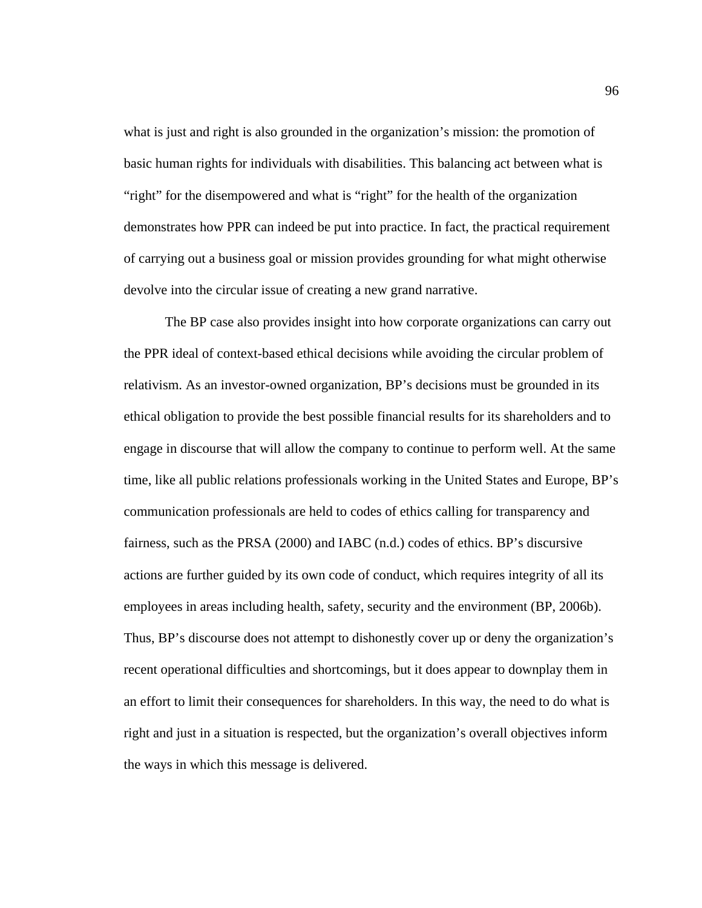what is just and right is also grounded in the organization's mission: the promotion of basic human rights for individuals with disabilities. This balancing act between what is "right" for the disempowered and what is "right" for the health of the organization demonstrates how PPR can indeed be put into practice. In fact, the practical requirement of carrying out a business goal or mission provides grounding for what might otherwise devolve into the circular issue of creating a new grand narrative.

The BP case also provides insight into how corporate organizations can carry out the PPR ideal of context-based ethical decisions while avoiding the circular problem of relativism. As an investor-owned organization, BP's decisions must be grounded in its ethical obligation to provide the best possible financial results for its shareholders and to engage in discourse that will allow the company to continue to perform well. At the same time, like all public relations professionals working in the United States and Europe, BP's communication professionals are held to codes of ethics calling for transparency and fairness, such as the PRSA (2000) and IABC (n.d.) codes of ethics. BP's discursive actions are further guided by its own code of conduct, which requires integrity of all its employees in areas including health, safety, security and the environment (BP, 2006b). Thus, BP's discourse does not attempt to dishonestly cover up or deny the organization's recent operational difficulties and shortcomings, but it does appear to downplay them in an effort to limit their consequences for shareholders. In this way, the need to do what is right and just in a situation is respected, but the organization's overall objectives inform the ways in which this message is delivered.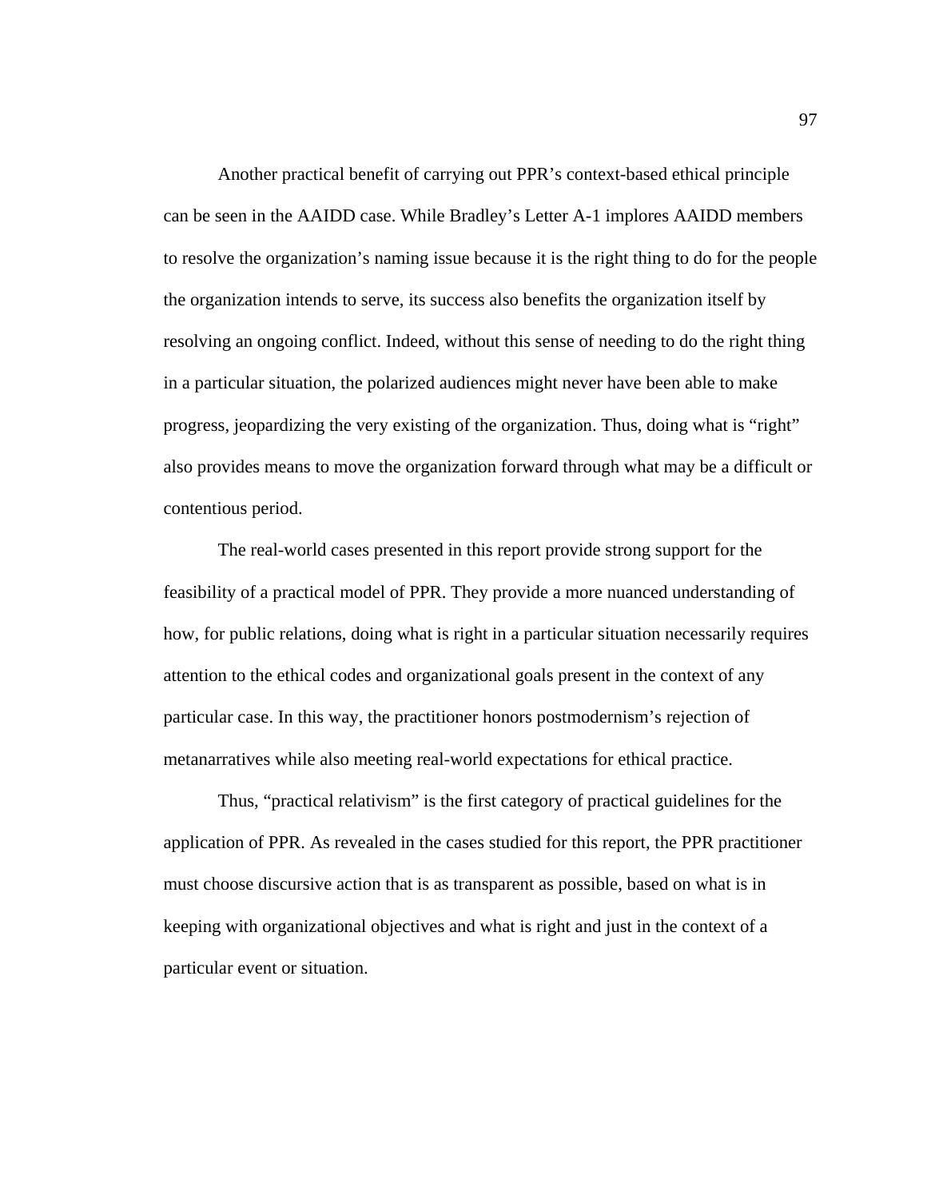Another practical benefit of carrying out PPR's context-based ethical principle can be seen in the AAIDD case. While Bradley's Letter A-1 implores AAIDD members to resolve the organization's naming issue because it is the right thing to do for the people the organization intends to serve, its success also benefits the organization itself by resolving an ongoing conflict. Indeed, without this sense of needing to do the right thing in a particular situation, the polarized audiences might never have been able to make progress, jeopardizing the very existing of the organization. Thus, doing what is "right" also provides means to move the organization forward through what may be a difficult or contentious period.

The real-world cases presented in this report provide strong support for the feasibility of a practical model of PPR. They provide a more nuanced understanding of how, for public relations, doing what is right in a particular situation necessarily requires attention to the ethical codes and organizational goals present in the context of any particular case. In this way, the practitioner honors postmodernism's rejection of metanarratives while also meeting real-world expectations for ethical practice.

Thus, "practical relativism" is the first category of practical guidelines for the application of PPR. As revealed in the cases studied for this report, the PPR practitioner must choose discursive action that is as transparent as possible, based on what is in keeping with organizational objectives and what is right and just in the context of a particular event or situation.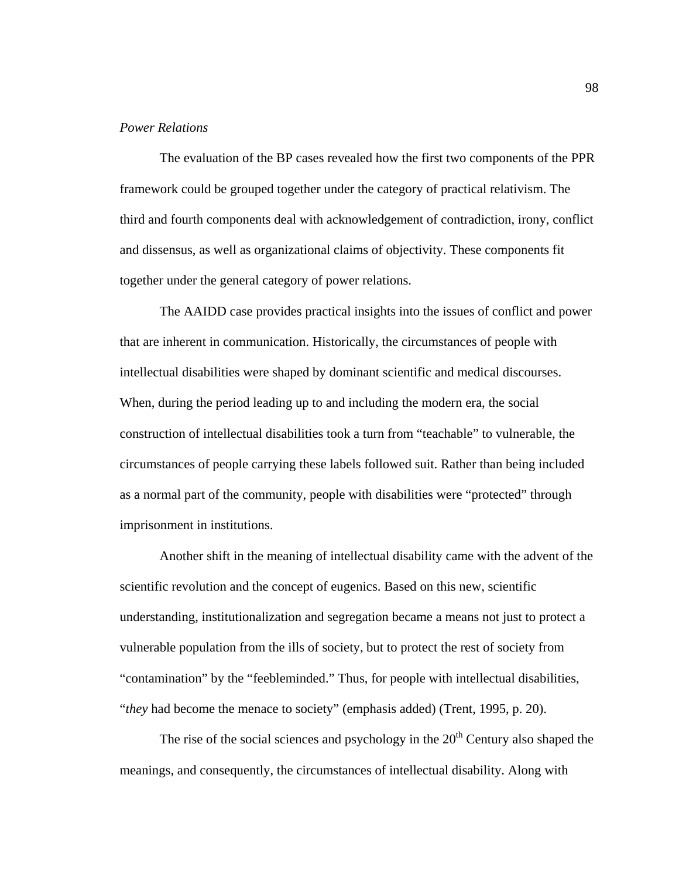*Power Relations*

The evaluation of the BP cases revealed how the first two components of the PPR framework could be grouped together under the category of practical relativism. The third and fourth components deal with acknowledgement of contradiction, irony, conflict and dissensus, as well as organizational claims of objectivity. These components fit together under the general category of power relations.

The AAIDD case provides practical insights into the issues of conflict and power that are inherent in communication. Historically, the circumstances of people with intellectual disabilities were shaped by dominant scientific and medical discourses. When, during the period leading up to and including the modern era, the social construction of intellectual disabilities took a turn from "teachable" to vulnerable, the circumstances of people carrying these labels followed suit. Rather than being included as a normal part of the community, people with disabilities were "protected" through imprisonment in institutions.

Another shift in the meaning of intellectual disability came with the advent of the scientific revolution and the concept of eugenics. Based on this new, scientific understanding, institutionalization and segregation became a means not just to protect a vulnerable population from the ills of society, but to protect the rest of society from "contamination" by the "feebleminded." Thus, for people with intellectual disabilities, "*they* had become the menace to society" (emphasis added) (Trent, 1995, p. 20).

The rise of the social sciences and psychology in the 20th Century also shaped the meanings, and consequently, the circumstances of intellectual disability. Along with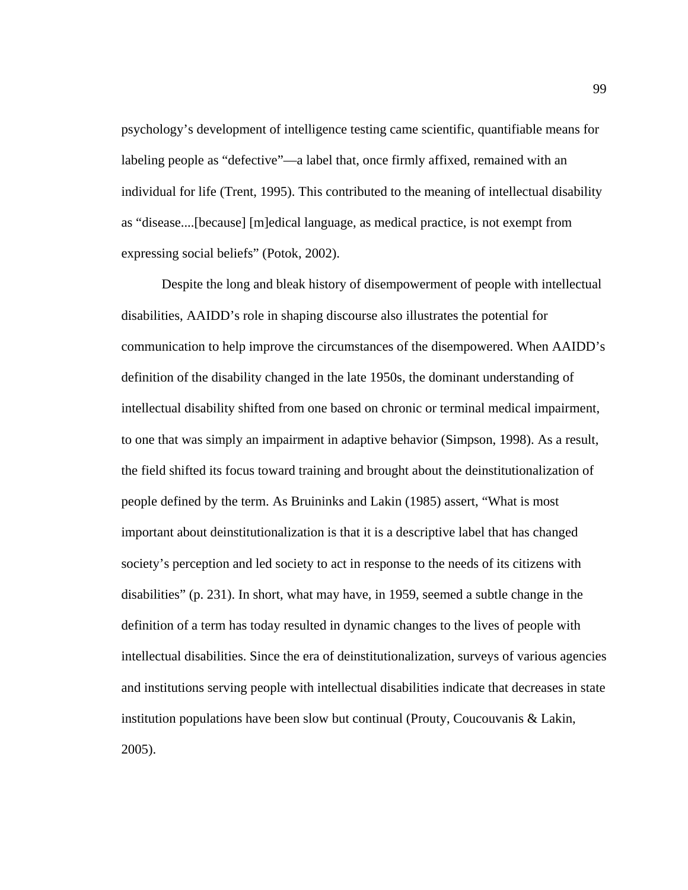psychology's development of intelligence testing came scientific, quantifiable means for labeling people as "defective"—a label that, once firmly affixed, remained with an individual for life (Trent, 1995). This contributed to the meaning of intellectual disability as "disease....[because] [m]edical language, as medical practice, is not exempt from expressing social beliefs" (Potok, 2002).

Despite the long and bleak history of disempowerment of people with intellectual disabilities, AAIDD's role in shaping discourse also illustrates the potential for communication to help improve the circumstances of the disempowered. When AAIDD's definition of the disability changed in the late 1950s, the dominant understanding of intellectual disability shifted from one based on chronic or terminal medical impairment, to one that was simply an impairment in adaptive behavior (Simpson, 1998). As a result, the field shifted its focus toward training and brought about the deinstitutionalization of people defined by the term. As Bruininks and Lakin (1985) assert, "What is most important about deinstitutionalization is that it is a descriptive label that has changed society's perception and led society to act in response to the needs of its citizens with disabilities" (p. 231). In short, what may have, in 1959, seemed a subtle change in the definition of a term has today resulted in dynamic changes to the lives of people with intellectual disabilities. Since the era of deinstitutionalization, surveys of various agencies and institutions serving people with intellectual disabilities indicate that decreases in state institution populations have been slow but continual (Prouty, Coucouvanis & Lakin, 2005).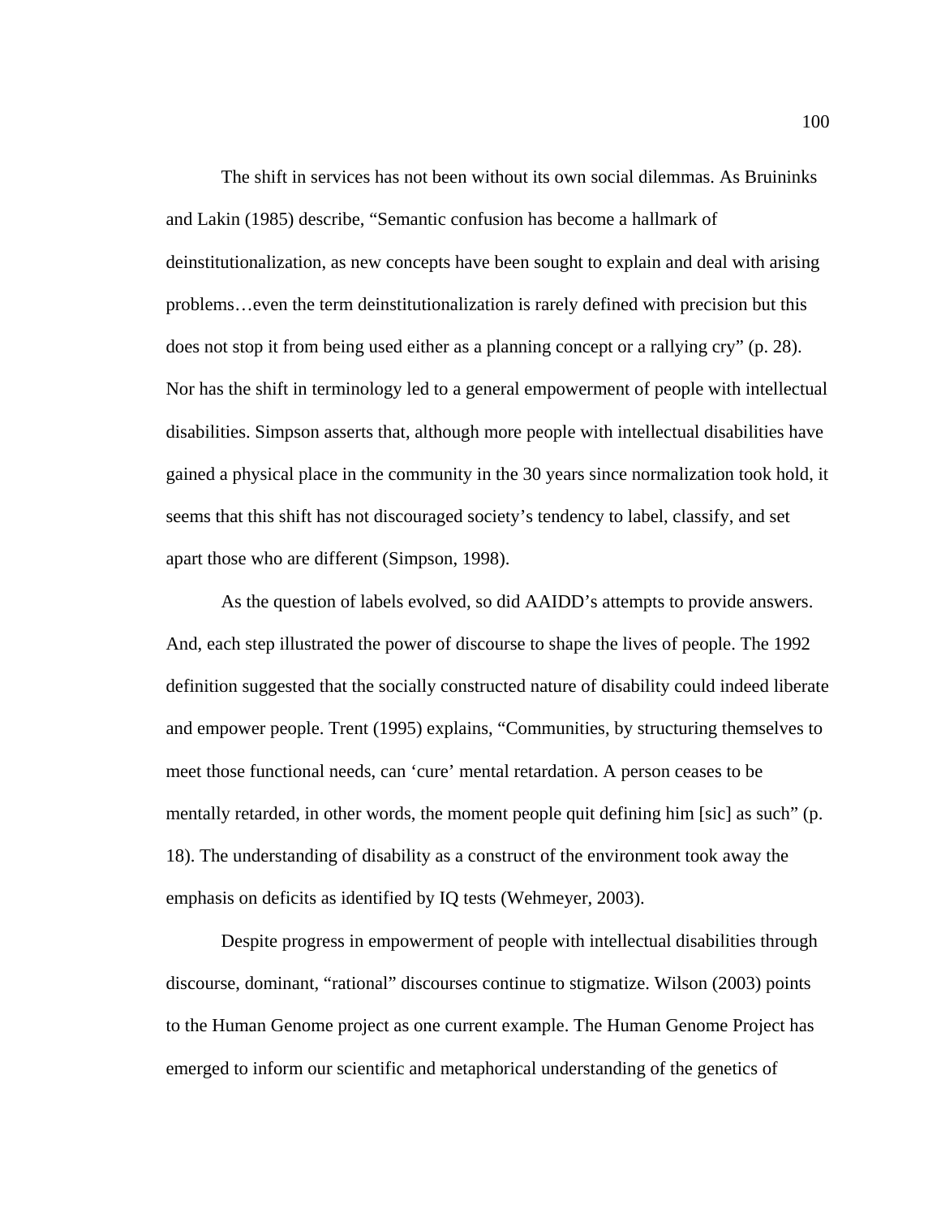The shift in services has not been without its own social dilemmas. As Bruininks and Lakin (1985) describe, “Semantic confusion has become a hallmark of deinstitutionalization, as new concepts have been sought to explain and deal with arising problems…even the term deinstitutionalization is rarely defined with precision but this does not stop it from being used either as a planning concept or a rallying cry” (p. 28). Nor has the shift in terminology led to a general empowerment of people with intellectual disabilities. Simpson asserts that, although more people with intellectual disabilities have gained a physical place in the community in the 30 years since normalization took hold, it seems that this shift has not discouraged society’s tendency to label, classify, and set apart those who are different (Simpson, 1998).

As the question of labels evolved, so did AAIDD’s attempts to provide answers. And, each step illustrated the power of discourse to shape the lives of people. The 1992 definition suggested that the socially constructed nature of disability could indeed liberate and empower people. Trent (1995) explains, “Communities, by structuring themselves to meet those functional needs, can ‘cure’ mental retardation. A person ceases to be mentally retarded, in other words, the moment people quit defining him [sic] as such” (p. 18). The understanding of disability as a construct of the environment took away the emphasis on deficits as identified by IQ tests (Wehmeyer, 2003).

Despite progress in empowerment of people with intellectual disabilities through discourse, dominant, “rational” discourses continue to stigmatize. Wilson (2003) points to the Human Genome project as one current example. The Human Genome Project has emerged to inform our scientific and metaphorical understanding of the genetics of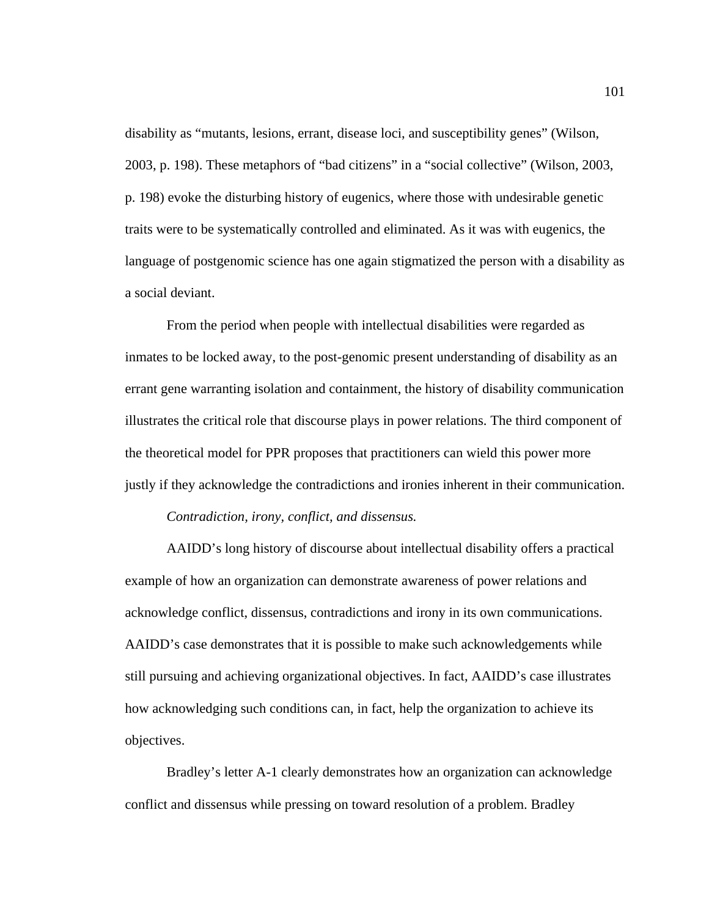disability as “mutants, lesions, errant, disease loci, and susceptibility genes” (Wilson, 2003, p. 198). These metaphors of “bad citizens” in a “social collective” (Wilson, 2003, p. 198) evoke the disturbing history of eugenics, where those with undesirable genetic traits were to be systematically controlled and eliminated. As it was with eugenics, the language of postgenomic science has one again stigmatized the person with a disability as a social deviant.

From the period when people with intellectual disabilities were regarded as inmates to be locked away, to the post-genomic present understanding of disability as an errant gene warranting isolation and containment, the history of disability communication illustrates the critical role that discourse plays in power relations. The third component of the theoretical model for PPR proposes that practitioners can wield this power more justly if they acknowledge the contradictions and ironies inherent in their communication.

*Contradiction, irony, conflict, and dissensus.*

AAIDD’s long history of discourse about intellectual disability offers a practical example of how an organization can demonstrate awareness of power relations and acknowledge conflict, dissensus, contradictions and irony in its own communications. AAIDD’s case demonstrates that it is possible to make such acknowledgements while still pursuing and achieving organizational objectives. In fact, AAIDD’s case illustrates how acknowledging such conditions can, in fact, help the organization to achieve its objectives.

Bradley’s letter A-1 clearly demonstrates how an organization can acknowledge conflict and dissensus while pressing on toward resolution of a problem. Bradley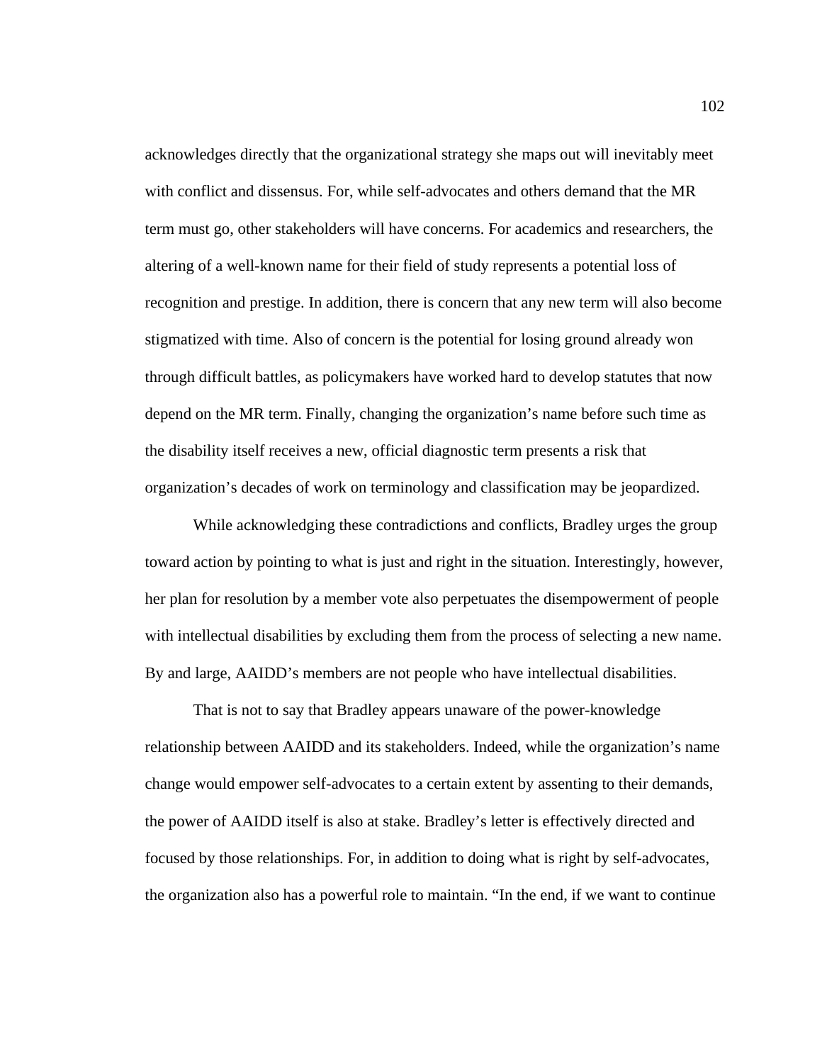acknowledges directly that the organizational strategy she maps out will inevitably meet with conflict and dissensus. For, while self-advocates and others demand that the MR term must go, other stakeholders will have concerns. For academics and researchers, the altering of a well-known name for their field of study represents a potential loss of recognition and prestige. In addition, there is concern that any new term will also become stigmatized with time. Also of concern is the potential for losing ground already won through difficult battles, as policymakers have worked hard to develop statutes that now depend on the MR term. Finally, changing the organization's name before such time as the disability itself receives a new, official diagnostic term presents a risk that organization's decades of work on terminology and classification may be jeopardized.

While acknowledging these contradictions and conflicts, Bradley urges the group toward action by pointing to what is just and right in the situation. Interestingly, however, her plan for resolution by a member vote also perpetuates the disempowerment of people with intellectual disabilities by excluding them from the process of selecting a new name. By and large, AAIDD's members are not people who have intellectual disabilities.

That is not to say that Bradley appears unaware of the power-knowledge relationship between AAIDD and its stakeholders. Indeed, while the organization's name change would empower self-advocates to a certain extent by assenting to their demands, the power of AAIDD itself is also at stake. Bradley's letter is effectively directed and focused by those relationships. For, in addition to doing what is right by self-advocates, the organization also has a powerful role to maintain. "In the end, if we want to continue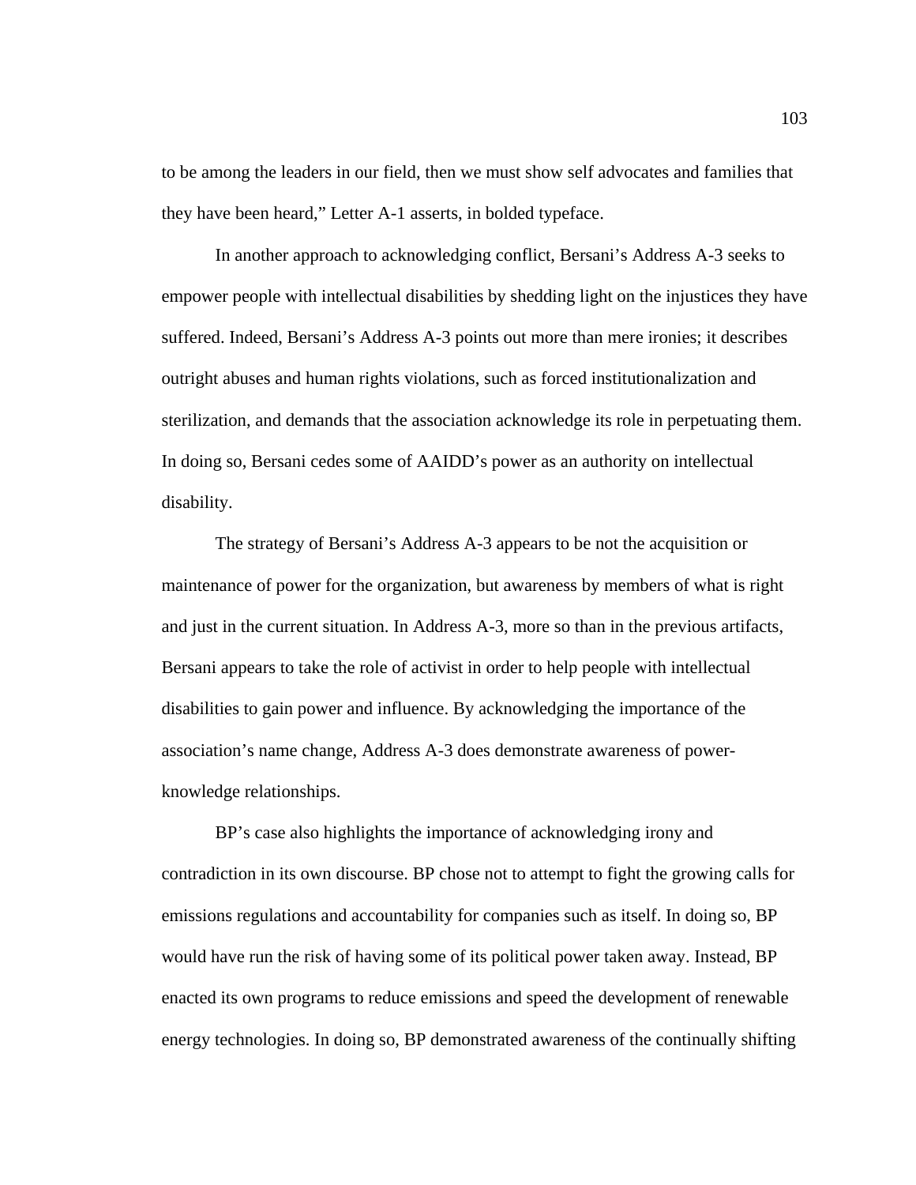to be among the leaders in our field, then we must show self advocates and families that they have been heard," Letter A-1 asserts, in bolded typeface.

In another approach to acknowledging conflict, Bersani's Address A-3 seeks to empower people with intellectual disabilities by shedding light on the injustices they have suffered. Indeed, Bersani's Address A-3 points out more than mere ironies; it describes outright abuses and human rights violations, such as forced institutionalization and sterilization, and demands that the association acknowledge its role in perpetuating them. In doing so, Bersani cedes some of AAIDD's power as an authority on intellectual disability.

The strategy of Bersani's Address A-3 appears to be not the acquisition or maintenance of power for the organization, but awareness by members of what is right and just in the current situation. In Address A-3, more so than in the previous artifacts, Bersani appears to take the role of activist in order to help people with intellectual disabilities to gain power and influence. By acknowledging the importance of the association's name change, Address A-3 does demonstrate awareness of power-knowledge relationships.

BP's case also highlights the importance of acknowledging irony and contradiction in its own discourse. BP chose not to attempt to fight the growing calls for emissions regulations and accountability for companies such as itself. In doing so, BP would have run the risk of having some of its political power taken away. Instead, BP enacted its own programs to reduce emissions and speed the development of renewable energy technologies. In doing so, BP demonstrated awareness of the continually shifting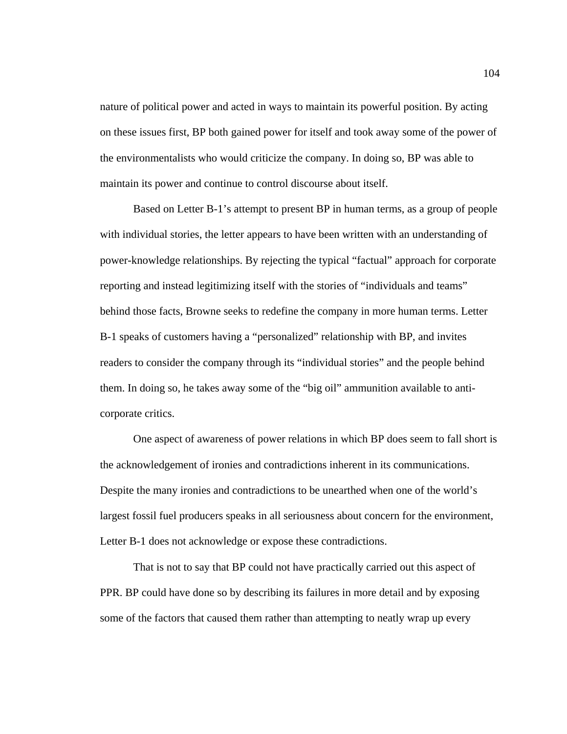nature of political power and acted in ways to maintain its powerful position. By acting on these issues first, BP both gained power for itself and took away some of the power of the environmentalists who would criticize the company. In doing so, BP was able to maintain its power and continue to control discourse about itself.

Based on Letter B-1's attempt to present BP in human terms, as a group of people with individual stories, the letter appears to have been written with an understanding of power-knowledge relationships. By rejecting the typical "factual" approach for corporate reporting and instead legitimizing itself with the stories of "individuals and teams" behind those facts, Browne seeks to redefine the company in more human terms. Letter B-1 speaks of customers having a "personalized" relationship with BP, and invites readers to consider the company through its "individual stories" and the people behind them. In doing so, he takes away some of the "big oil" ammunition available to anti-corporate critics.

One aspect of awareness of power relations in which BP does seem to fall short is the acknowledgement of ironies and contradictions inherent in its communications. Despite the many ironies and contradictions to be unearthed when one of the world's largest fossil fuel producers speaks in all seriousness about concern for the environment, Letter B-1 does not acknowledge or expose these contradictions.

That is not to say that BP could not have practically carried out this aspect of PPR. BP could have done so by describing its failures in more detail and by exposing some of the factors that caused them rather than attempting to neatly wrap up every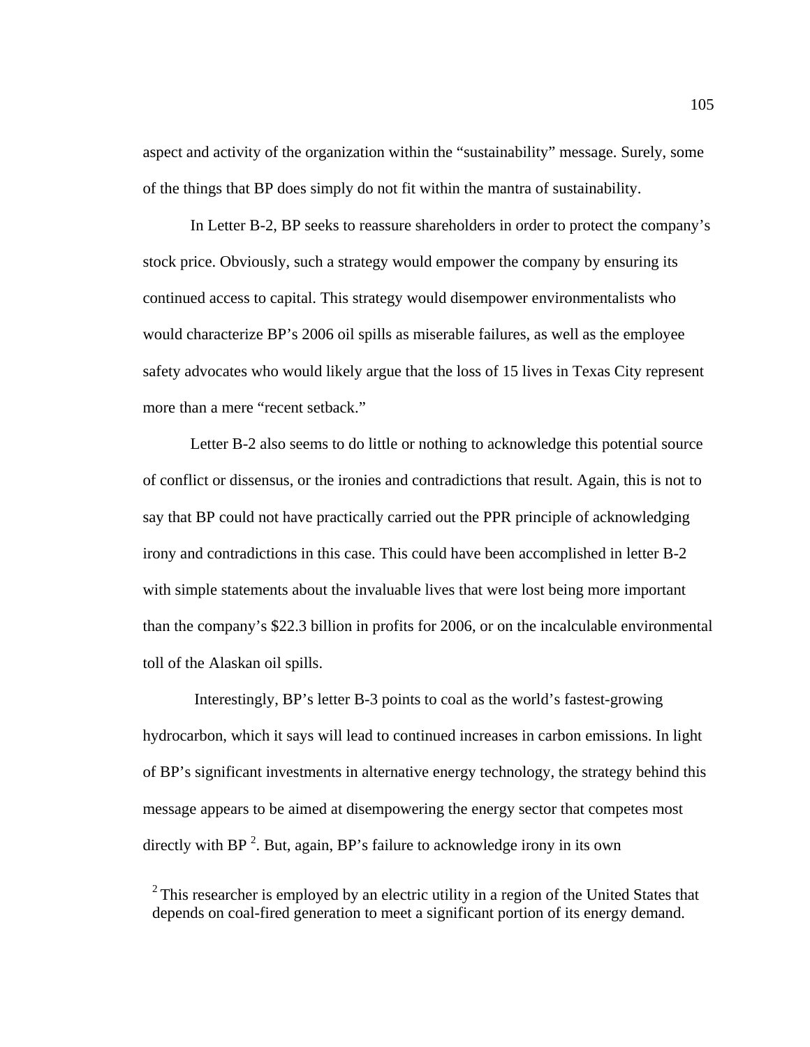aspect and activity of the organization within the “sustainability” message. Surely, some of the things that BP does simply do not fit within the mantra of sustainability.

In Letter B-2, BP seeks to reassure shareholders in order to protect the company’s stock price. Obviously, such a strategy would empower the company by ensuring its continued access to capital. This strategy would disempower environmentalists who would characterize BP’s 2006 oil spills as miserable failures, as well as the employee safety advocates who would likely argue that the loss of 15 lives in Texas City represent more than a mere “recent setback.”

Letter B-2 also seems to do little or nothing to acknowledge this potential source of conflict or dissensus, or the ironies and contradictions that result. Again, this is not to say that BP could not have practically carried out the PPR principle of acknowledging irony and contradictions in this case. This could have been accomplished in letter B-2 with simple statements about the invaluable lives that were lost being more important than the company’s $22.3 billion in profits for 2006, or on the incalculable environmental toll of the Alaskan oil spills.

Interestingly, BP’s letter B-3 points to coal as the world’s fastest-growing hydrocarbon, which it says will lead to continued increases in carbon emissions. In light of BP’s significant investments in alternative energy technology, the strategy behind this message appears to be aimed at disempowering the energy sector that competes most directly with BP [2]. But, again, BP’s failure to acknowledge irony in its own

[2] This researcher is employed by an electric utility in a region of the United States that depends on coal-fired generation to meet a significant portion of its energy demand.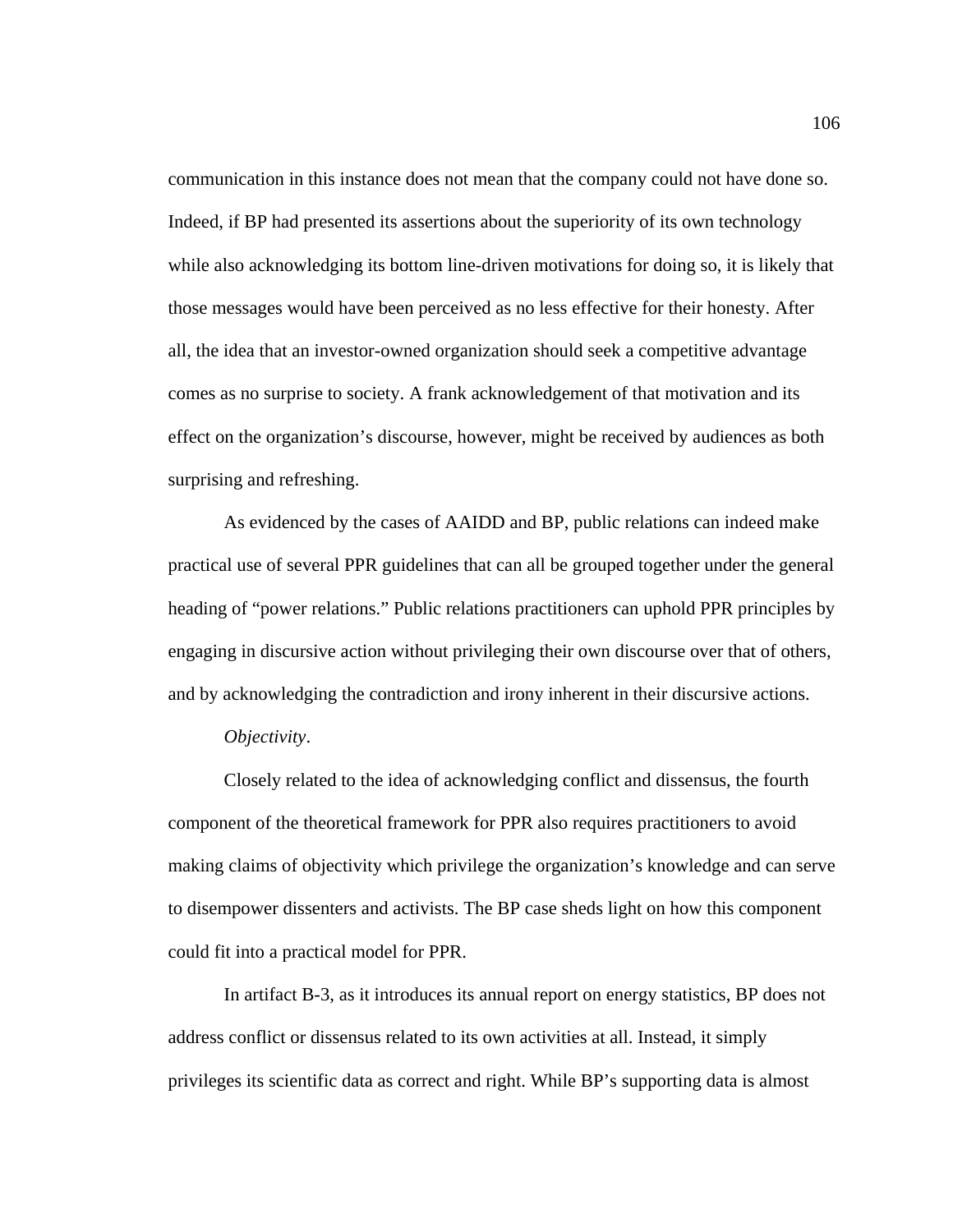communication in this instance does not mean that the company could not have done so. Indeed, if BP had presented its assertions about the superiority of its own technology while also acknowledging its bottom line-driven motivations for doing so, it is likely that those messages would have been perceived as no less effective for their honesty. After all, the idea that an investor-owned organization should seek a competitive advantage comes as no surprise to society. A frank acknowledgement of that motivation and its effect on the organization's discourse, however, might be received by audiences as both surprising and refreshing.

As evidenced by the cases of AAIDD and BP, public relations can indeed make practical use of several PPR guidelines that can all be grouped together under the general heading of "power relations." Public relations practitioners can uphold PPR principles by engaging in discursive action without privileging their own discourse over that of others, and by acknowledging the contradiction and irony inherent in their discursive actions.

*Objectivity*.

Closely related to the idea of acknowledging conflict and dissensus, the fourth component of the theoretical framework for PPR also requires practitioners to avoid making claims of objectivity which privilege the organization's knowledge and can serve to disempower dissenters and activists. The BP case sheds light on how this component could fit into a practical model for PPR.

In artifact B-3, as it introduces its annual report on energy statistics, BP does not address conflict or dissensus related to its own activities at all. Instead, it simply privileges its scientific data as correct and right. While BP's supporting data is almost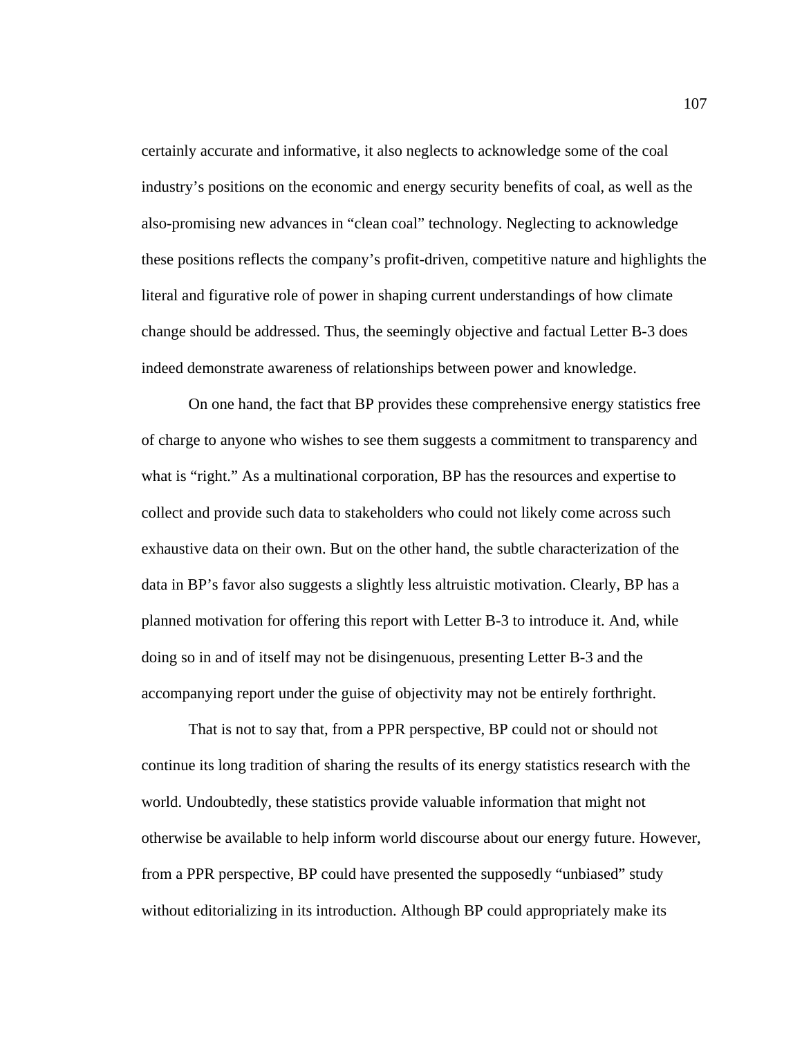certainly accurate and informative, it also neglects to acknowledge some of the coal industry's positions on the economic and energy security benefits of coal, as well as the also-promising new advances in "clean coal" technology. Neglecting to acknowledge these positions reflects the company's profit-driven, competitive nature and highlights the literal and figurative role of power in shaping current understandings of how climate change should be addressed. Thus, the seemingly objective and factual Letter B-3 does indeed demonstrate awareness of relationships between power and knowledge.

On one hand, the fact that BP provides these comprehensive energy statistics free of charge to anyone who wishes to see them suggests a commitment to transparency and what is "right." As a multinational corporation, BP has the resources and expertise to collect and provide such data to stakeholders who could not likely come across such exhaustive data on their own. But on the other hand, the subtle characterization of the data in BP's favor also suggests a slightly less altruistic motivation. Clearly, BP has a planned motivation for offering this report with Letter B-3 to introduce it. And, while doing so in and of itself may not be disingenuous, presenting Letter B-3 and the accompanying report under the guise of objectivity may not be entirely forthright.

That is not to say that, from a PPR perspective, BP could not or should not continue its long tradition of sharing the results of its energy statistics research with the world. Undoubtedly, these statistics provide valuable information that might not otherwise be available to help inform world discourse about our energy future. However, from a PPR perspective, BP could have presented the supposedly "unbiased" study without editorializing in its introduction. Although BP could appropriately make its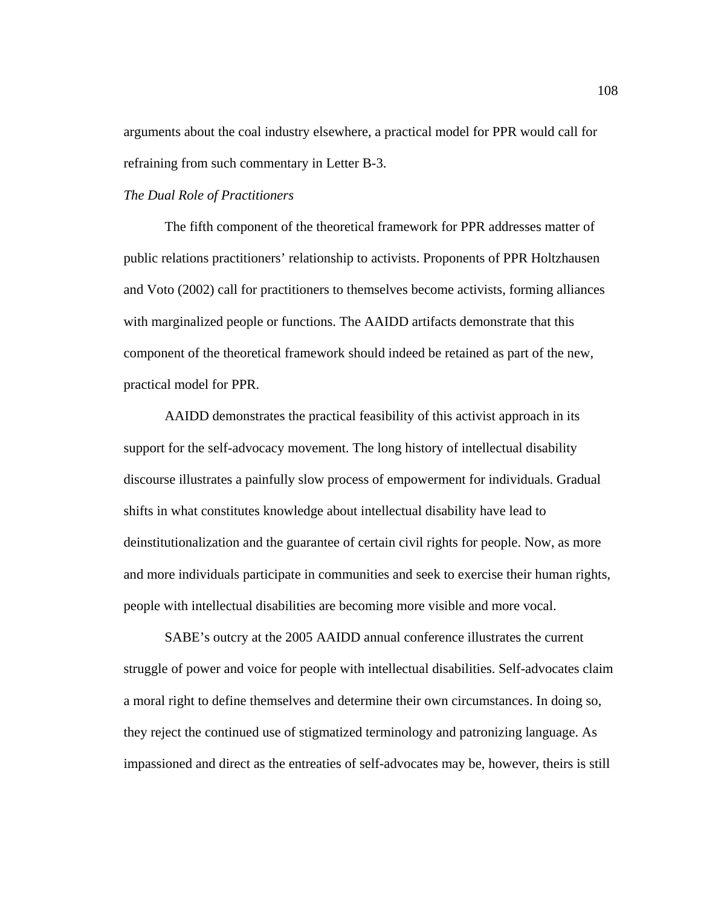arguments about the coal industry elsewhere, a practical model for PPR would call for refraining from such commentary in Letter B-3.

*The Dual Role of Practitioners*

The fifth component of the theoretical framework for PPR addresses matter of public relations practitioners' relationship to activists. Proponents of PPR Holtzhausen and Voto (2002) call for practitioners to themselves become activists, forming alliances with marginalized people or functions. The AAIDD artifacts demonstrate that this component of the theoretical framework should indeed be retained as part of the new, practical model for PPR.

AAIDD demonstrates the practical feasibility of this activist approach in its support for the self-advocacy movement. The long history of intellectual disability discourse illustrates a painfully slow process of empowerment for individuals. Gradual shifts in what constitutes knowledge about intellectual disability have lead to deinstitutionalization and the guarantee of certain civil rights for people. Now, as more and more individuals participate in communities and seek to exercise their human rights, people with intellectual disabilities are becoming more visible and more vocal.

SABE's outcry at the 2005 AAIDD annual conference illustrates the current struggle of power and voice for people with intellectual disabilities. Self-advocates claim a moral right to define themselves and determine their own circumstances. In doing so, they reject the continued use of stigmatized terminology and patronizing language. As impassioned and direct as the entreaties of self-advocates may be, however, theirs is still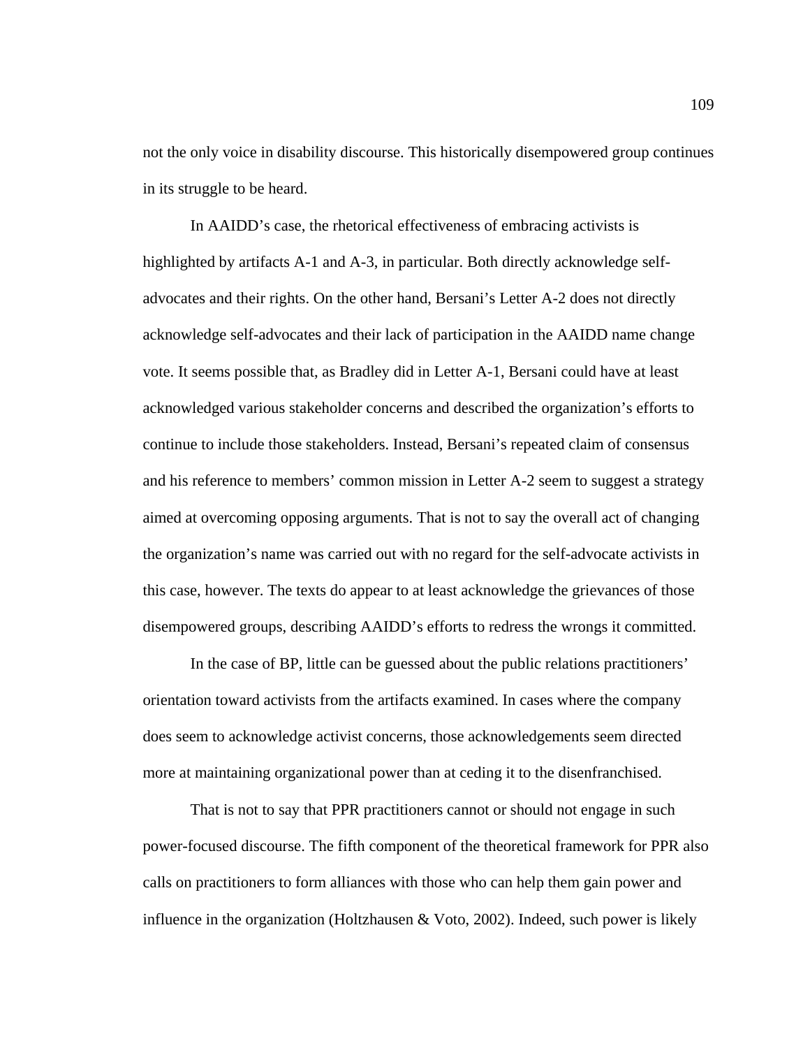not the only voice in disability discourse. This historically disempowered group continues in its struggle to be heard.

In AAIDD's case, the rhetorical effectiveness of embracing activists is highlighted by artifacts A-1 and A-3, in particular. Both directly acknowledge self-advocates and their rights. On the other hand, Bersani's Letter A-2 does not directly acknowledge self-advocates and their lack of participation in the AAIDD name change vote. It seems possible that, as Bradley did in Letter A-1, Bersani could have at least acknowledged various stakeholder concerns and described the organization's efforts to continue to include those stakeholders. Instead, Bersani's repeated claim of consensus and his reference to members' common mission in Letter A-2 seem to suggest a strategy aimed at overcoming opposing arguments. That is not to say the overall act of changing the organization's name was carried out with no regard for the self-advocate activists in this case, however. The texts do appear to at least acknowledge the grievances of those disempowered groups, describing AAIDD's efforts to redress the wrongs it committed.

In the case of BP, little can be guessed about the public relations practitioners' orientation toward activists from the artifacts examined. In cases where the company does seem to acknowledge activist concerns, those acknowledgements seem directed more at maintaining organizational power than at ceding it to the disenfranchised.

That is not to say that PPR practitioners cannot or should not engage in such power-focused discourse. The fifth component of the theoretical framework for PPR also calls on practitioners to form alliances with those who can help them gain power and influence in the organization (Holtzhausen & Voto, 2002). Indeed, such power is likely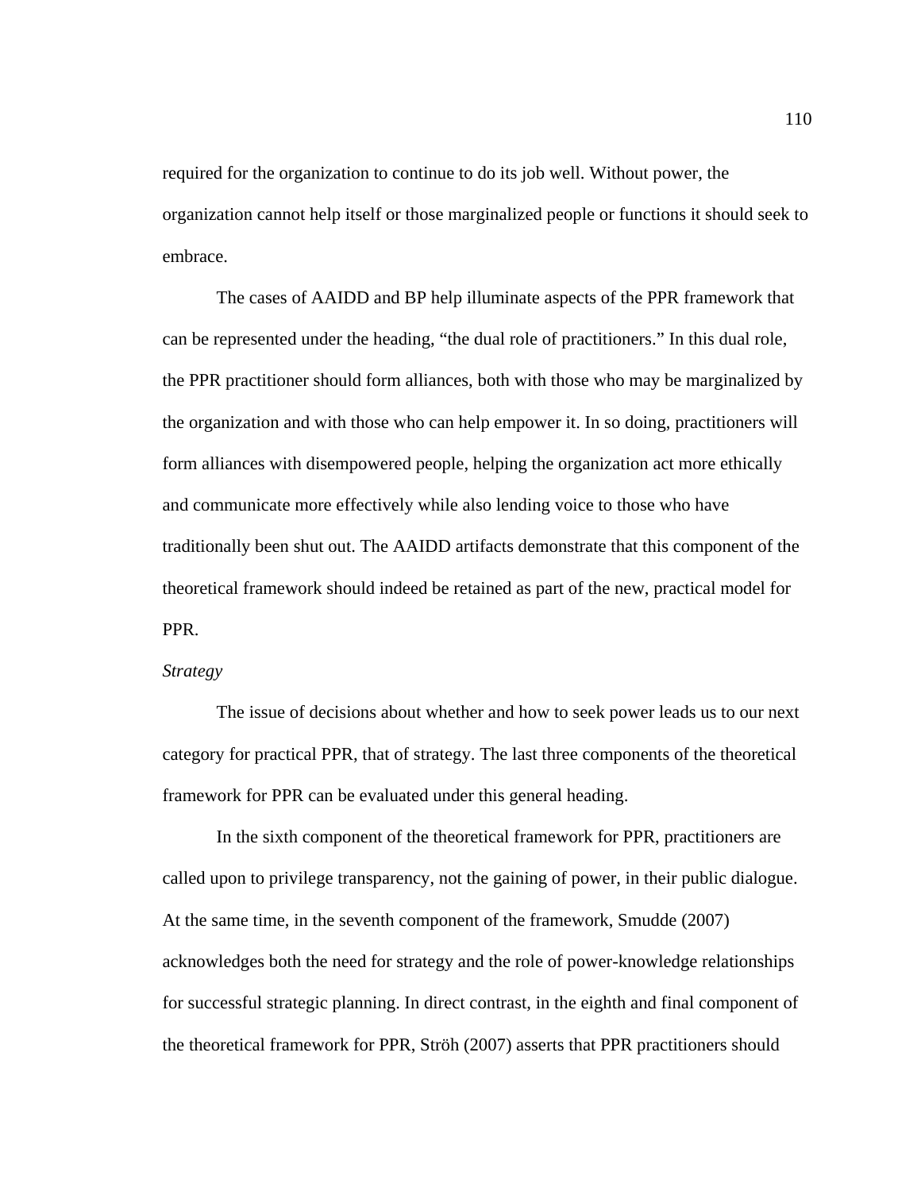required for the organization to continue to do its job well. Without power, the organization cannot help itself or those marginalized people or functions it should seek to embrace.

The cases of AAIDD and BP help illuminate aspects of the PPR framework that can be represented under the heading, "the dual role of practitioners." In this dual role, the PPR practitioner should form alliances, both with those who may be marginalized by the organization and with those who can help empower it. In so doing, practitioners will form alliances with disempowered people, helping the organization act more ethically and communicate more effectively while also lending voice to those who have traditionally been shut out. The AAIDD artifacts demonstrate that this component of the theoretical framework should indeed be retained as part of the new, practical model for PPR.

*Strategy*

The issue of decisions about whether and how to seek power leads us to our next category for practical PPR, that of strategy. The last three components of the theoretical framework for PPR can be evaluated under this general heading.

In the sixth component of the theoretical framework for PPR, practitioners are called upon to privilege transparency, not the gaining of power, in their public dialogue. At the same time, in the seventh component of the framework, Smudde (2007) acknowledges both the need for strategy and the role of power-knowledge relationships for successful strategic planning. In direct contrast, in the eighth and final component of the theoretical framework for PPR, Ströh (2007) asserts that PPR practitioners should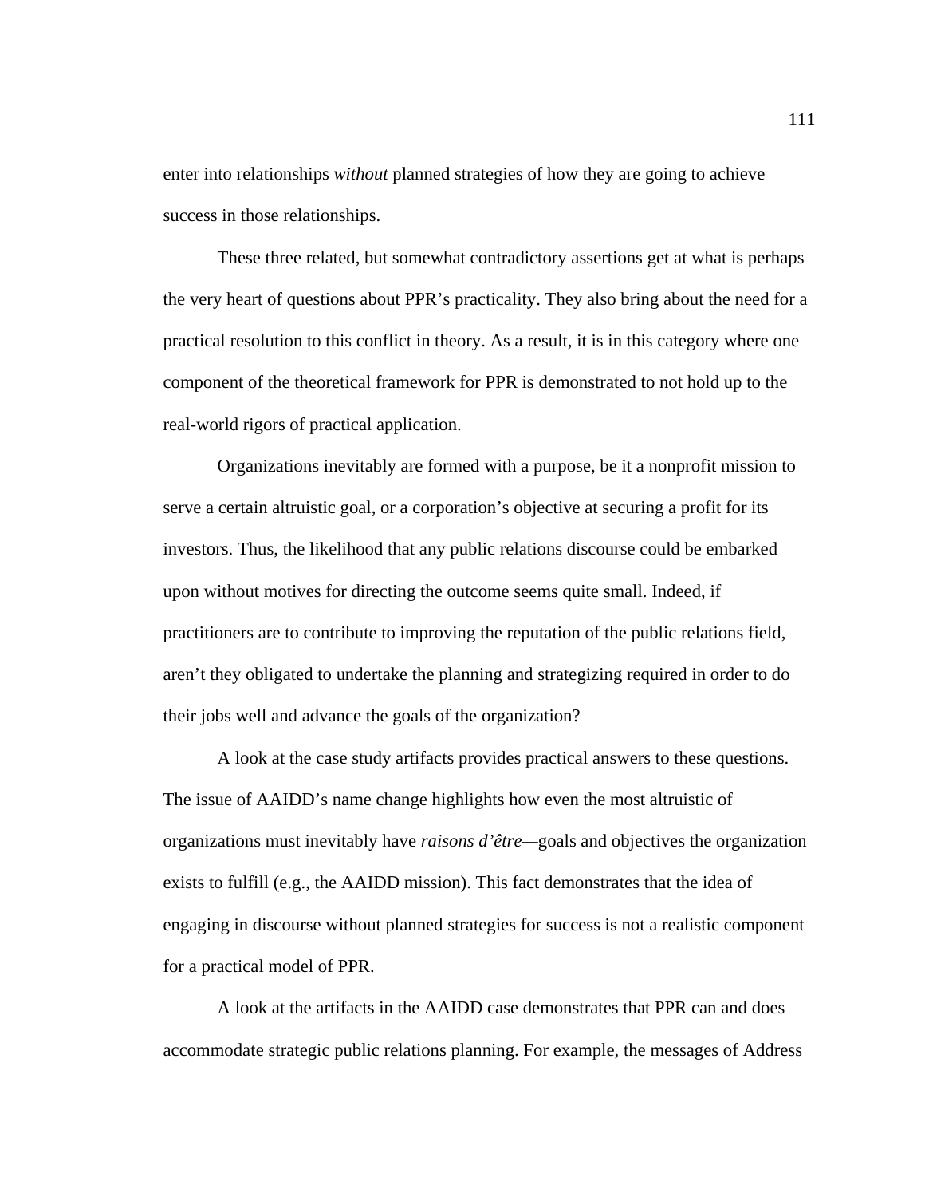enter into relationships *without* planned strategies of how they are going to achieve success in those relationships.

These three related, but somewhat contradictory assertions get at what is perhaps the very heart of questions about PPR's practicality. They also bring about the need for a practical resolution to this conflict in theory. As a result, it is in this category where one component of the theoretical framework for PPR is demonstrated to not hold up to the real-world rigors of practical application.

Organizations inevitably are formed with a purpose, be it a nonprofit mission to serve a certain altruistic goal, or a corporation's objective at securing a profit for its investors. Thus, the likelihood that any public relations discourse could be embarked upon without motives for directing the outcome seems quite small. Indeed, if practitioners are to contribute to improving the reputation of the public relations field, aren't they obligated to undertake the planning and strategizing required in order to do their jobs well and advance the goals of the organization?

A look at the case study artifacts provides practical answers to these questions. The issue of AAIDD's name change highlights how even the most altruistic of organizations must inevitably have *raisons d'être*—goals and objectives the organization exists to fulfill (e.g., the AAIDD mission). This fact demonstrates that the idea of engaging in discourse without planned strategies for success is not a realistic component for a practical model of PPR.

A look at the artifacts in the AAIDD case demonstrates that PPR can and does accommodate strategic public relations planning. For example, the messages of Address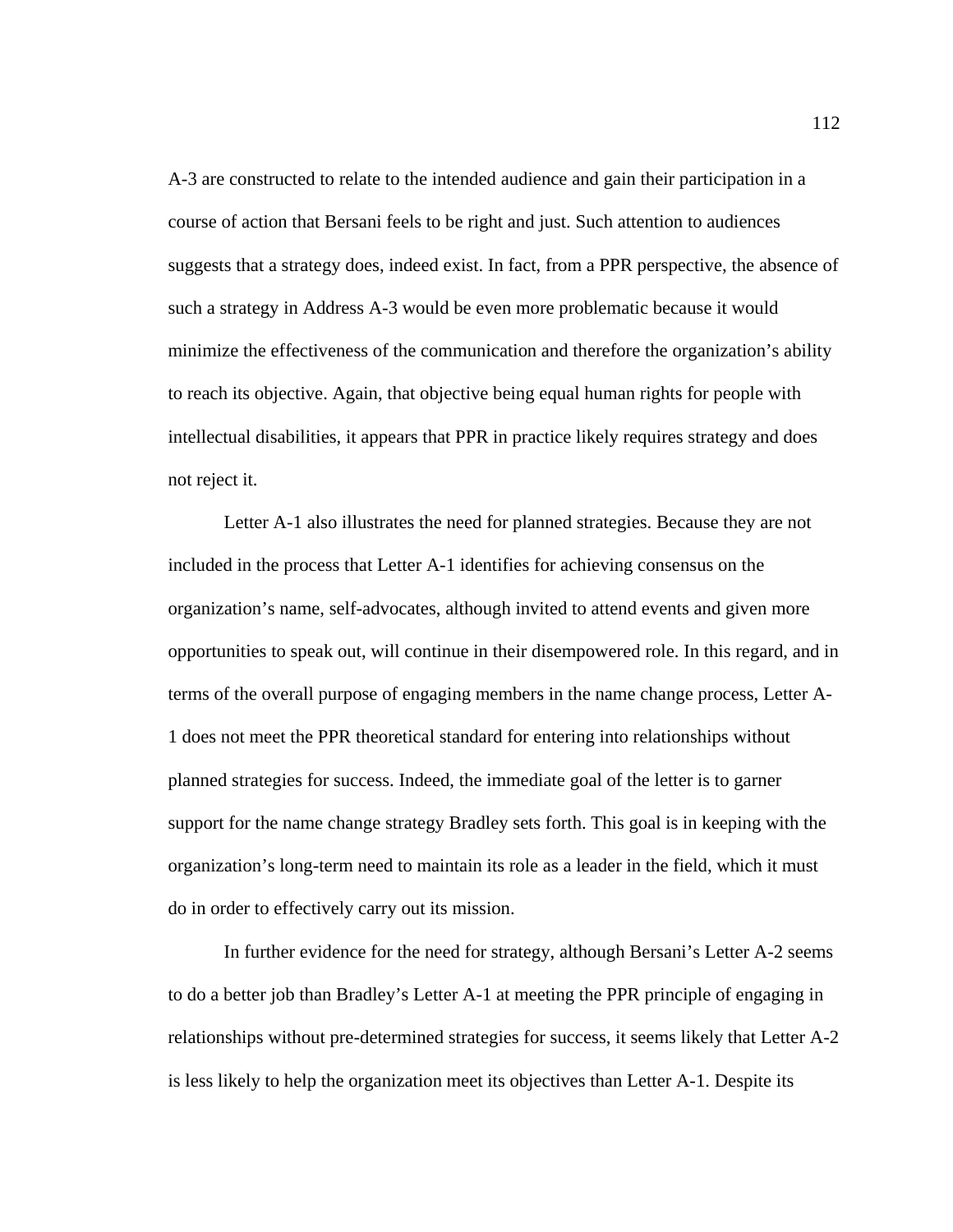A-3 are constructed to relate to the intended audience and gain their participation in a course of action that Bersani feels to be right and just. Such attention to audiences suggests that a strategy does, indeed exist. In fact, from a PPR perspective, the absence of such a strategy in Address A-3 would be even more problematic because it would minimize the effectiveness of the communication and therefore the organization's ability to reach its objective. Again, that objective being equal human rights for people with intellectual disabilities, it appears that PPR in practice likely requires strategy and does not reject it.

Letter A-1 also illustrates the need for planned strategies. Because they are not included in the process that Letter A-1 identifies for achieving consensus on the organization's name, self-advocates, although invited to attend events and given more opportunities to speak out, will continue in their disempowered role. In this regard, and in terms of the overall purpose of engaging members in the name change process, Letter A-1 does not meet the PPR theoretical standard for entering into relationships without planned strategies for success. Indeed, the immediate goal of the letter is to garner support for the name change strategy Bradley sets forth. This goal is in keeping with the organization's long-term need to maintain its role as a leader in the field, which it must do in order to effectively carry out its mission.

In further evidence for the need for strategy, although Bersani's Letter A-2 seems to do a better job than Bradley's Letter A-1 at meeting the PPR principle of engaging in relationships without pre-determined strategies for success, it seems likely that Letter A-2 is less likely to help the organization meet its objectives than Letter A-1. Despite its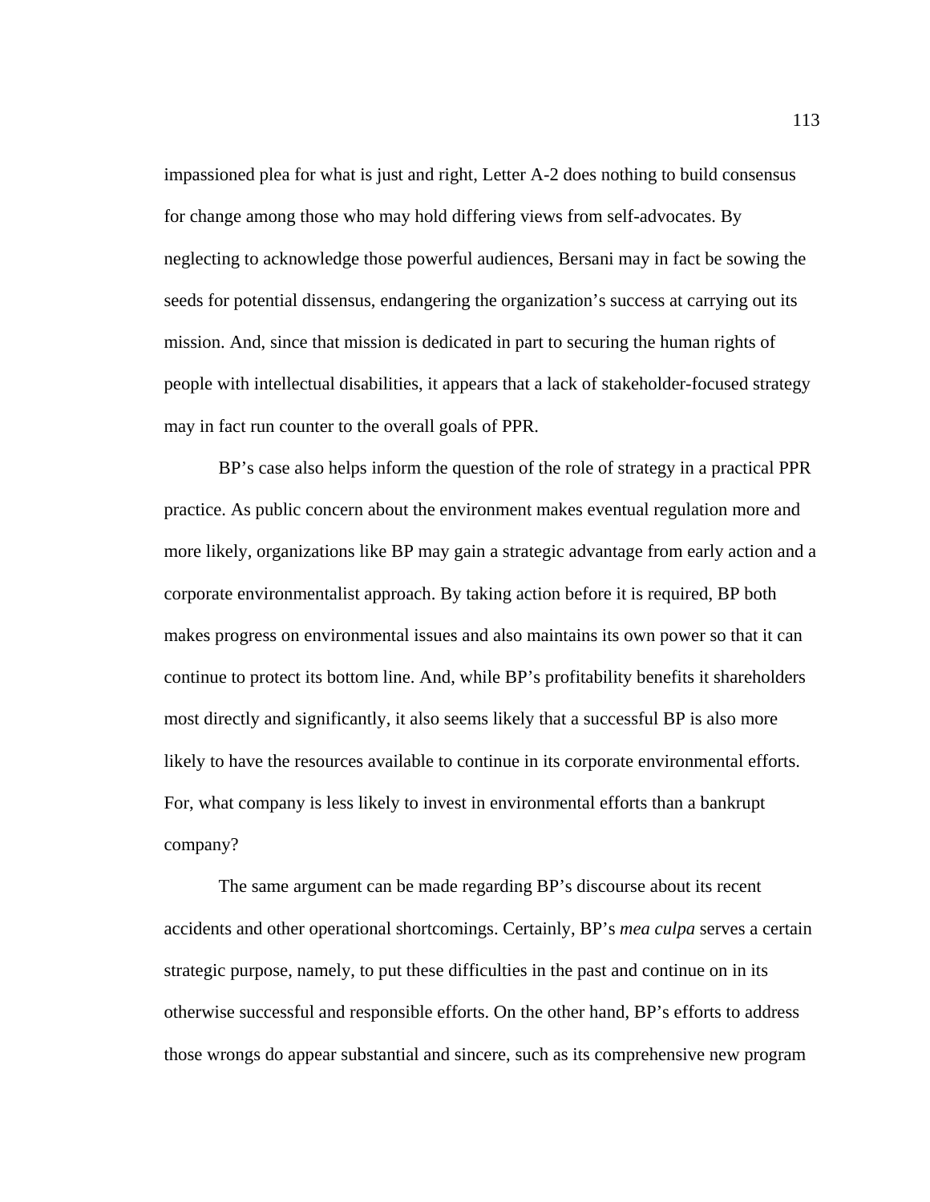impassioned plea for what is just and right, Letter A-2 does nothing to build consensus for change among those who may hold differing views from self-advocates. By neglecting to acknowledge those powerful audiences, Bersani may in fact be sowing the seeds for potential dissensus, endangering the organization's success at carrying out its mission. And, since that mission is dedicated in part to securing the human rights of people with intellectual disabilities, it appears that a lack of stakeholder-focused strategy may in fact run counter to the overall goals of PPR.

BP's case also helps inform the question of the role of strategy in a practical PPR practice. As public concern about the environment makes eventual regulation more and more likely, organizations like BP may gain a strategic advantage from early action and a corporate environmentalist approach. By taking action before it is required, BP both makes progress on environmental issues and also maintains its own power so that it can continue to protect its bottom line. And, while BP's profitability benefits it shareholders most directly and significantly, it also seems likely that a successful BP is also more likely to have the resources available to continue in its corporate environmental efforts. For, what company is less likely to invest in environmental efforts than a bankrupt company?

The same argument can be made regarding BP's discourse about its recent accidents and other operational shortcomings. Certainly, BP's *mea culpa* serves a certain strategic purpose, namely, to put these difficulties in the past and continue on in its otherwise successful and responsible efforts. On the other hand, BP's efforts to address those wrongs do appear substantial and sincere, such as its comprehensive new program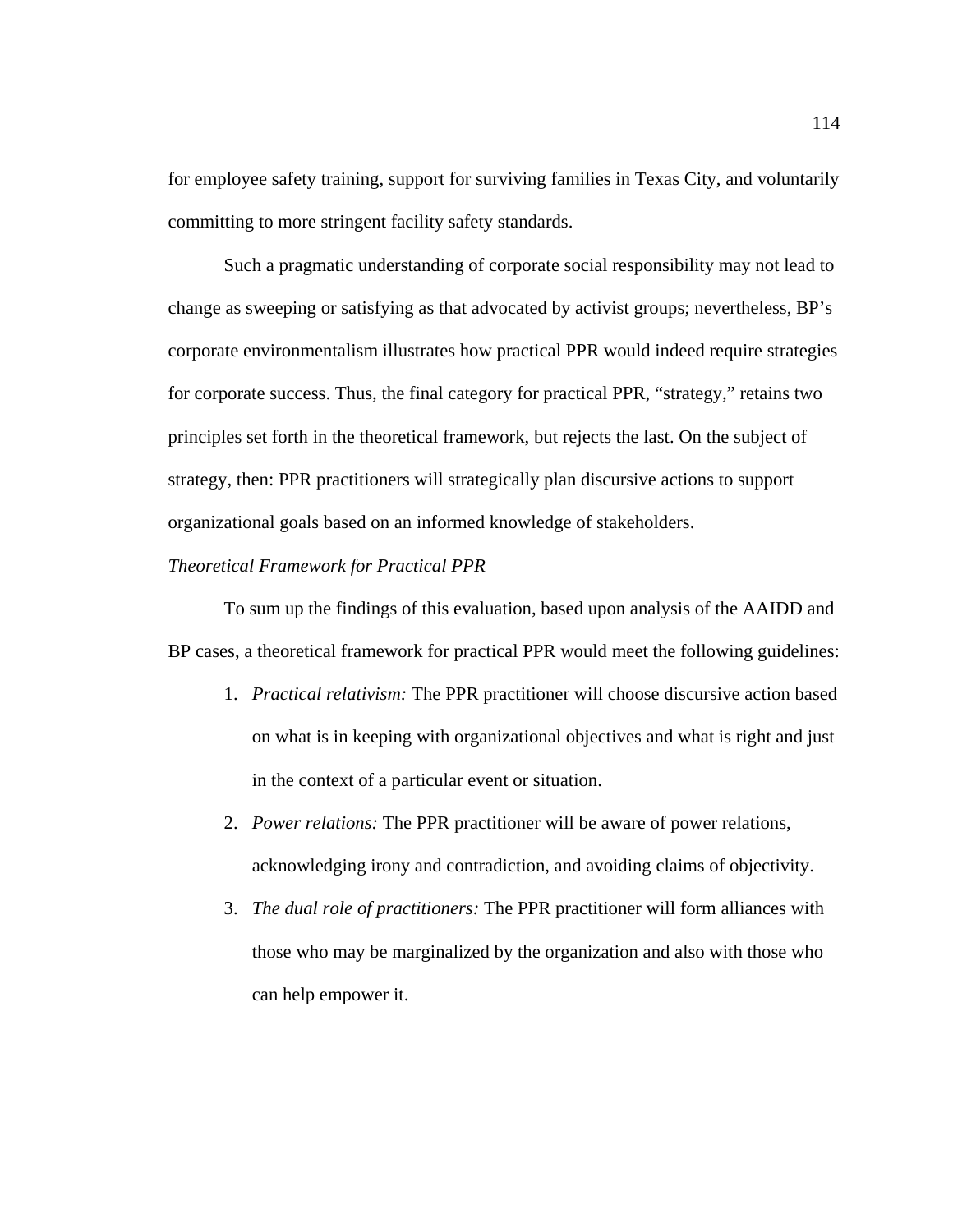for employee safety training, support for surviving families in Texas City, and voluntarily committing to more stringent facility safety standards.

Such a pragmatic understanding of corporate social responsibility may not lead to change as sweeping or satisfying as that advocated by activist groups; nevertheless, BP's corporate environmentalism illustrates how practical PPR would indeed require strategies for corporate success. Thus, the final category for practical PPR, "strategy," retains two principles set forth in the theoretical framework, but rejects the last. On the subject of strategy, then: PPR practitioners will strategically plan discursive actions to support organizational goals based on an informed knowledge of stakeholders.

### *Theoretical Framework for Practical PPR*

To sum up the findings of this evaluation, based upon analysis of the AAIDD and BP cases, a theoretical framework for practical PPR would meet the following guidelines:

1. *Practical relativism:* The PPR practitioner will choose discursive action based on what is in keeping with organizational objectives and what is right and just in the context of a particular event or situation.
2. *Power relations:* The PPR practitioner will be aware of power relations, acknowledging irony and contradiction, and avoiding claims of objectivity.
3. *The dual role of practitioners:* The PPR practitioner will form alliances with those who may be marginalized by the organization and also with those who can help empower it.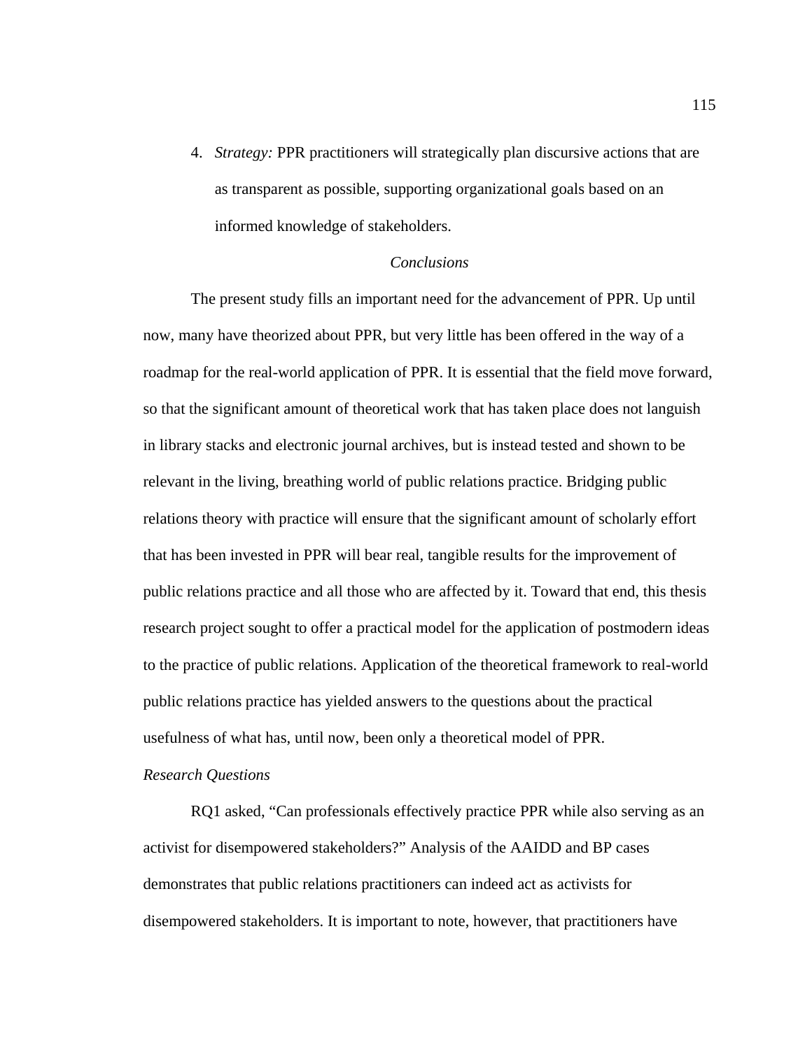4. *Strategy:* PPR practitioners will strategically plan discursive actions that are as transparent as possible, supporting organizational goals based on an informed knowledge of stakeholders.

## *Conclusions*

The present study fills an important need for the advancement of PPR. Up until now, many have theorized about PPR, but very little has been offered in the way of a roadmap for the real-world application of PPR. It is essential that the field move forward, so that the significant amount of theoretical work that has taken place does not languish in library stacks and electronic journal archives, but is instead tested and shown to be relevant in the living, breathing world of public relations practice. Bridging public relations theory with practice will ensure that the significant amount of scholarly effort that has been invested in PPR will bear real, tangible results for the improvement of public relations practice and all those who are affected by it. Toward that end, this thesis research project sought to offer a practical model for the application of postmodern ideas to the practice of public relations. Application of the theoretical framework to real-world public relations practice has yielded answers to the questions about the practical usefulness of what has, until now, been only a theoretical model of PPR.

### *Research Questions*

RQ1 asked, "Can professionals effectively practice PPR while also serving as an activist for disempowered stakeholders?" Analysis of the AAIDD and BP cases demonstrates that public relations practitioners can indeed act as activists for disempowered stakeholders. It is important to note, however, that practitioners have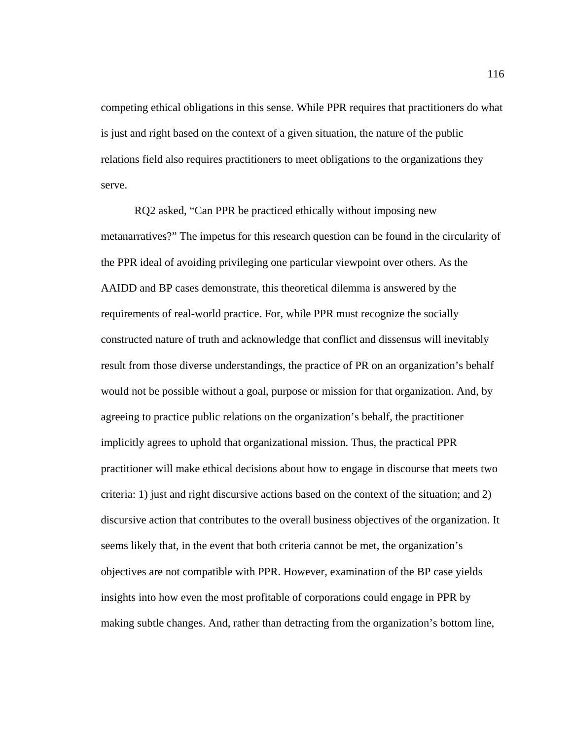competing ethical obligations in this sense. While PPR requires that practitioners do what is just and right based on the context of a given situation, the nature of the public relations field also requires practitioners to meet obligations to the organizations they serve.

RQ2 asked, "Can PPR be practiced ethically without imposing new metanarratives?" The impetus for this research question can be found in the circularity of the PPR ideal of avoiding privileging one particular viewpoint over others. As the AAIDD and BP cases demonstrate, this theoretical dilemma is answered by the requirements of real-world practice. For, while PPR must recognize the socially constructed nature of truth and acknowledge that conflict and dissensus will inevitably result from those diverse understandings, the practice of PR on an organization's behalf would not be possible without a goal, purpose or mission for that organization. And, by agreeing to practice public relations on the organization's behalf, the practitioner implicitly agrees to uphold that organizational mission. Thus, the practical PPR practitioner will make ethical decisions about how to engage in discourse that meets two criteria: 1) just and right discursive actions based on the context of the situation; and 2) discursive action that contributes to the overall business objectives of the organization. It seems likely that, in the event that both criteria cannot be met, the organization's objectives are not compatible with PPR. However, examination of the BP case yields insights into how even the most profitable of corporations could engage in PPR by making subtle changes. And, rather than detracting from the organization's bottom line,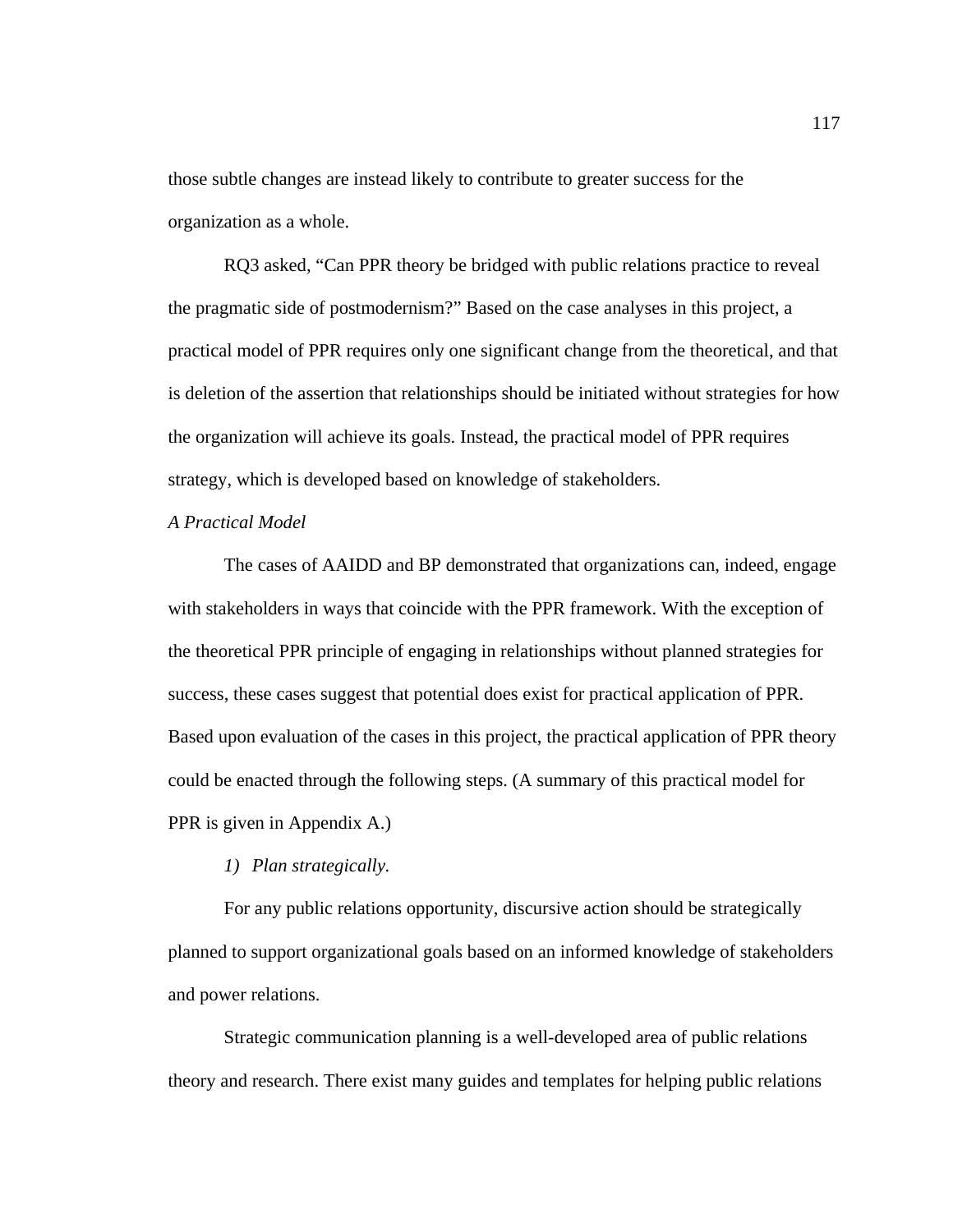those subtle changes are instead likely to contribute to greater success for the organization as a whole.

RQ3 asked, "Can PPR theory be bridged with public relations practice to reveal the pragmatic side of postmodernism?" Based on the case analyses in this project, a practical model of PPR requires only one significant change from the theoretical, and that is deletion of the assertion that relationships should be initiated without strategies for how the organization will achieve its goals. Instead, the practical model of PPR requires strategy, which is developed based on knowledge of stakeholders.

*A Practical Model*

The cases of AAIDD and BP demonstrated that organizations can, indeed, engage with stakeholders in ways that coincide with the PPR framework. With the exception of the theoretical PPR principle of engaging in relationships without planned strategies for success, these cases suggest that potential does exist for practical application of PPR. Based upon evaluation of the cases in this project, the practical application of PPR theory could be enacted through the following steps. (A summary of this practical model for PPR is given in Appendix A.)

1) *Plan strategically.*

For any public relations opportunity, discursive action should be strategically planned to support organizational goals based on an informed knowledge of stakeholders and power relations.

Strategic communication planning is a well-developed area of public relations theory and research. There exist many guides and templates for helping public relations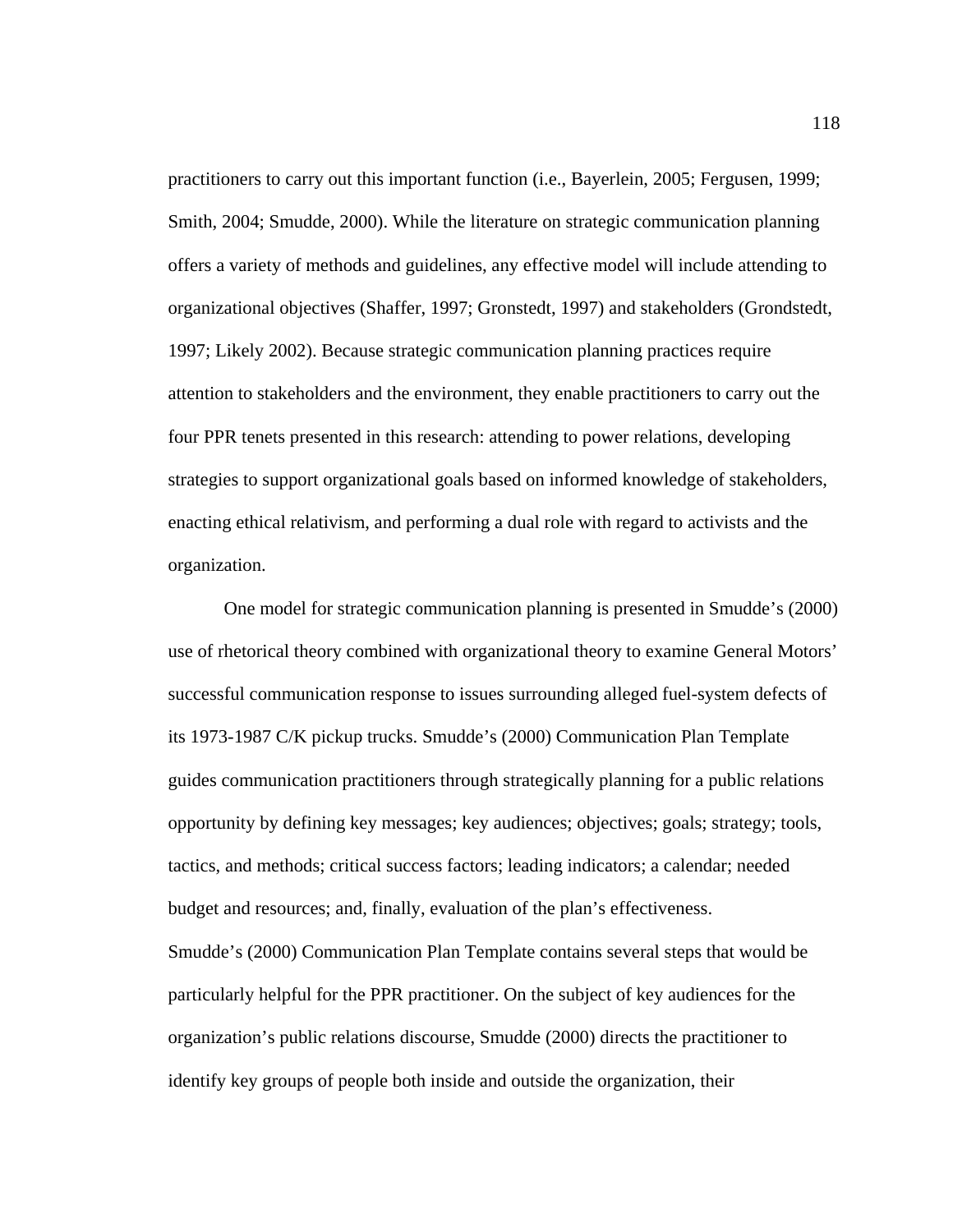practitioners to carry out this important function (i.e., Bayerlein, 2005; Fergusen, 1999; Smith, 2004; Smudde, 2000). While the literature on strategic communication planning offers a variety of methods and guidelines, any effective model will include attending to organizational objectives (Shaffer, 1997; Gronstedt, 1997) and stakeholders (Grondstedt, 1997; Likely 2002). Because strategic communication planning practices require attention to stakeholders and the environment, they enable practitioners to carry out the four PPR tenets presented in this research: attending to power relations, developing strategies to support organizational goals based on informed knowledge of stakeholders, enacting ethical relativism, and performing a dual role with regard to activists and the organization.

One model for strategic communication planning is presented in Smudde's (2000) use of rhetorical theory combined with organizational theory to examine General Motors' successful communication response to issues surrounding alleged fuel-system defects of its 1973-1987 C/K pickup trucks. Smudde's (2000) Communication Plan Template guides communication practitioners through strategically planning for a public relations opportunity by defining key messages; key audiences; objectives; goals; strategy; tools, tactics, and methods; critical success factors; leading indicators; a calendar; needed budget and resources; and, finally, evaluation of the plan's effectiveness.
Smudde's (2000) Communication Plan Template contains several steps that would be particularly helpful for the PPR practitioner. On the subject of key audiences for the organization's public relations discourse, Smudde (2000) directs the practitioner to identify key groups of people both inside and outside the organization, their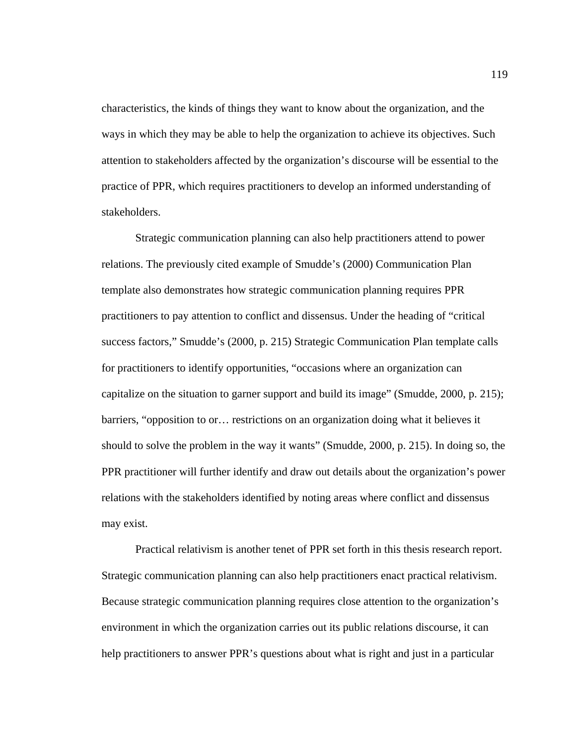characteristics, the kinds of things they want to know about the organization, and the ways in which they may be able to help the organization to achieve its objectives. Such attention to stakeholders affected by the organization's discourse will be essential to the practice of PPR, which requires practitioners to develop an informed understanding of stakeholders.

Strategic communication planning can also help practitioners attend to power relations. The previously cited example of Smudde's (2000) Communication Plan template also demonstrates how strategic communication planning requires PPR practitioners to pay attention to conflict and dissensus. Under the heading of "critical success factors," Smudde's (2000, p. 215) Strategic Communication Plan template calls for practitioners to identify opportunities, "occasions where an organization can capitalize on the situation to garner support and build its image" (Smudde, 2000, p. 215); barriers, "opposition to or… restrictions on an organization doing what it believes it should to solve the problem in the way it wants" (Smudde, 2000, p. 215). In doing so, the PPR practitioner will further identify and draw out details about the organization's power relations with the stakeholders identified by noting areas where conflict and dissensus may exist.

Practical relativism is another tenet of PPR set forth in this thesis research report. Strategic communication planning can also help practitioners enact practical relativism. Because strategic communication planning requires close attention to the organization's environment in which the organization carries out its public relations discourse, it can help practitioners to answer PPR's questions about what is right and just in a particular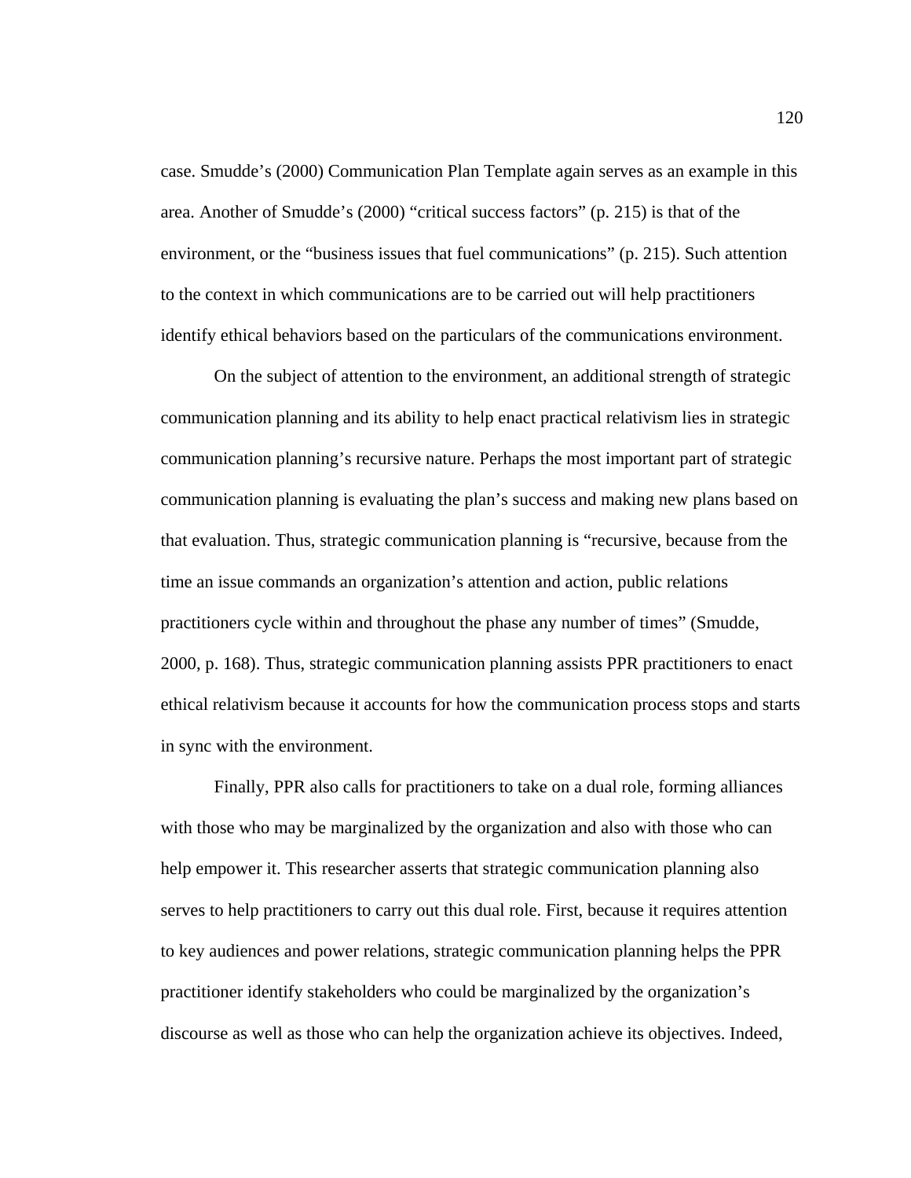case. Smudde's (2000) Communication Plan Template again serves as an example in this area. Another of Smudde's (2000) "critical success factors" (p. 215) is that of the environment, or the "business issues that fuel communications" (p. 215). Such attention to the context in which communications are to be carried out will help practitioners identify ethical behaviors based on the particulars of the communications environment.

On the subject of attention to the environment, an additional strength of strategic communication planning and its ability to help enact practical relativism lies in strategic communication planning's recursive nature. Perhaps the most important part of strategic communication planning is evaluating the plan's success and making new plans based on that evaluation. Thus, strategic communication planning is "recursive, because from the time an issue commands an organization's attention and action, public relations practitioners cycle within and throughout the phase any number of times" (Smudde, 2000, p. 168). Thus, strategic communication planning assists PPR practitioners to enact ethical relativism because it accounts for how the communication process stops and starts in sync with the environment.

Finally, PPR also calls for practitioners to take on a dual role, forming alliances with those who may be marginalized by the organization and also with those who can help empower it. This researcher asserts that strategic communication planning also serves to help practitioners to carry out this dual role. First, because it requires attention to key audiences and power relations, strategic communication planning helps the PPR practitioner identify stakeholders who could be marginalized by the organization's discourse as well as those who can help the organization achieve its objectives. Indeed,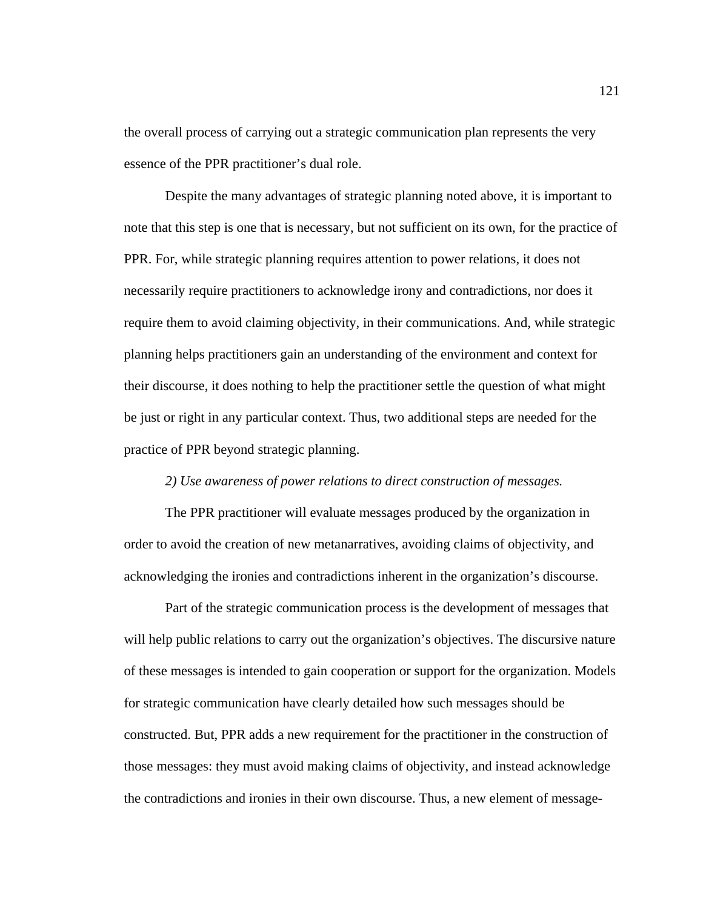the overall process of carrying out a strategic communication plan represents the very essence of the PPR practitioner's dual role.

Despite the many advantages of strategic planning noted above, it is important to note that this step is one that is necessary, but not sufficient on its own, for the practice of PPR. For, while strategic planning requires attention to power relations, it does not necessarily require practitioners to acknowledge irony and contradictions, nor does it require them to avoid claiming objectivity, in their communications. And, while strategic planning helps practitioners gain an understanding of the environment and context for their discourse, it does nothing to help the practitioner settle the question of what might be just or right in any particular context. Thus, two additional steps are needed for the practice of PPR beyond strategic planning.

*2) Use awareness of power relations to direct construction of messages.*

The PPR practitioner will evaluate messages produced by the organization in order to avoid the creation of new metanarratives, avoiding claims of objectivity, and acknowledging the ironies and contradictions inherent in the organization's discourse.

Part of the strategic communication process is the development of messages that will help public relations to carry out the organization's objectives. The discursive nature of these messages is intended to gain cooperation or support for the organization. Models for strategic communication have clearly detailed how such messages should be constructed. But, PPR adds a new requirement for the practitioner in the construction of those messages: they must avoid making claims of objectivity, and instead acknowledge the contradictions and ironies in their own discourse. Thus, a new element of message-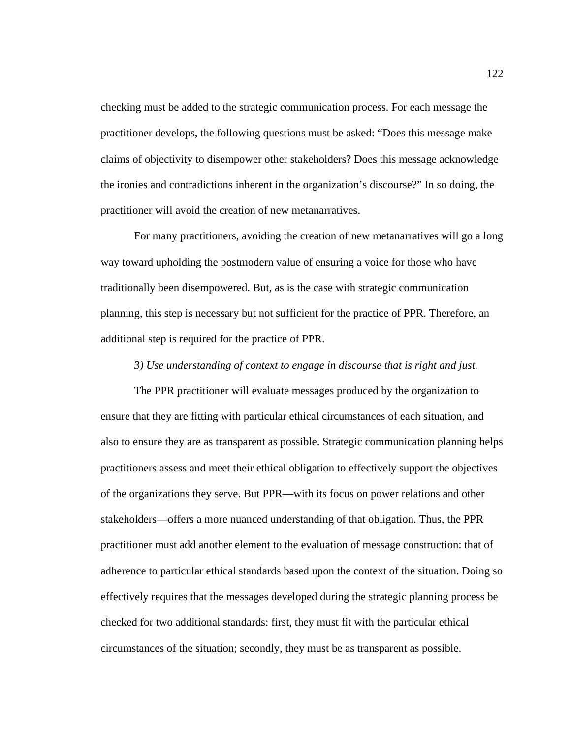checking must be added to the strategic communication process. For each message the practitioner develops, the following questions must be asked: "Does this message make claims of objectivity to disempower other stakeholders? Does this message acknowledge the ironies and contradictions inherent in the organization's discourse?" In so doing, the practitioner will avoid the creation of new metanarratives.

For many practitioners, avoiding the creation of new metanarratives will go a long way toward upholding the postmodern value of ensuring a voice for those who have traditionally been disempowered. But, as is the case with strategic communication planning, this step is necessary but not sufficient for the practice of PPR. Therefore, an additional step is required for the practice of PPR.

*3) Use understanding of context to engage in discourse that is right and just.*

The PPR practitioner will evaluate messages produced by the organization to ensure that they are fitting with particular ethical circumstances of each situation, and also to ensure they are as transparent as possible. Strategic communication planning helps practitioners assess and meet their ethical obligation to effectively support the objectives of the organizations they serve. But PPR—with its focus on power relations and other stakeholders—offers a more nuanced understanding of that obligation. Thus, the PPR practitioner must add another element to the evaluation of message construction: that of adherence to particular ethical standards based upon the context of the situation. Doing so effectively requires that the messages developed during the strategic planning process be checked for two additional standards: first, they must fit with the particular ethical circumstances of the situation; secondly, they must be as transparent as possible.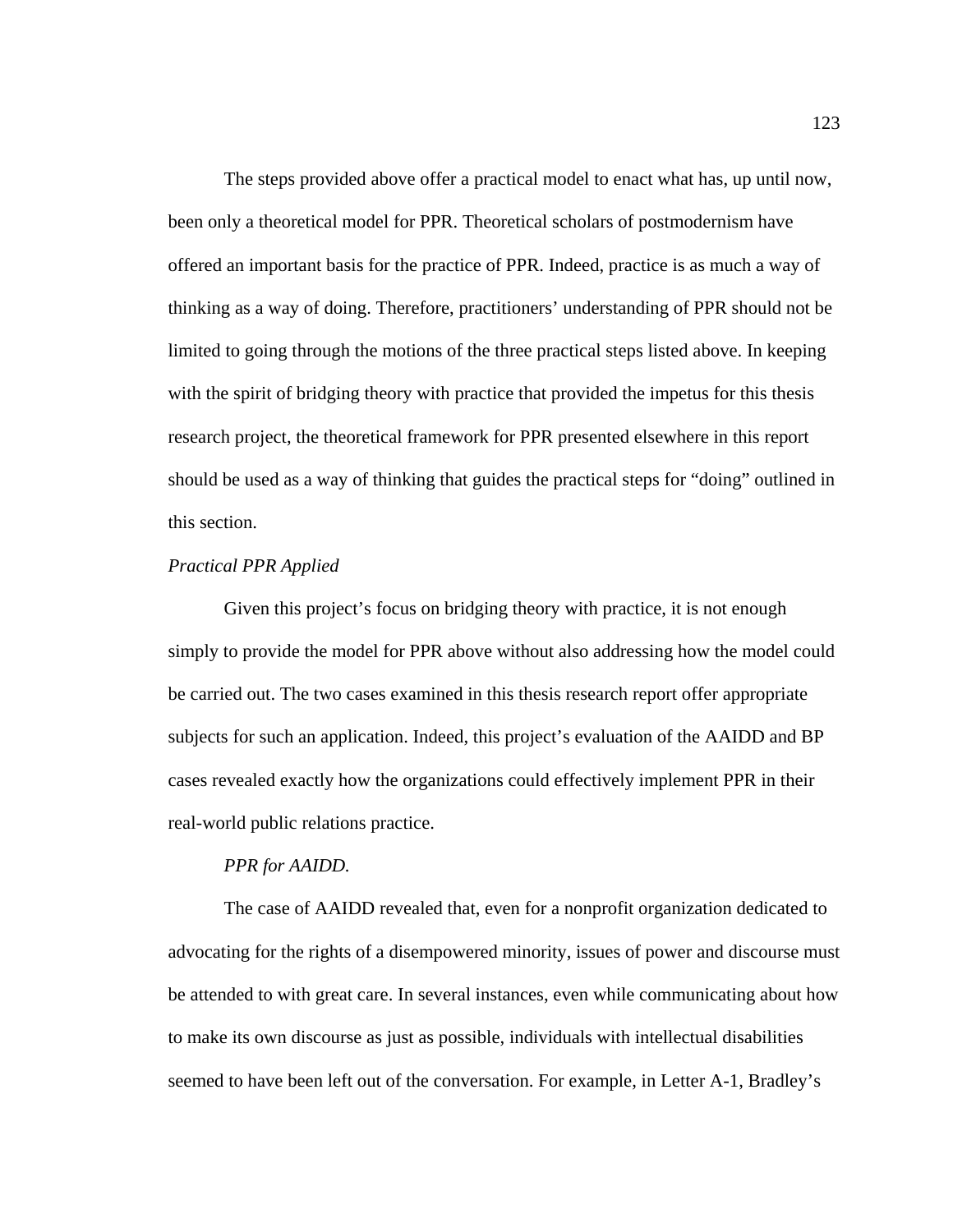The steps provided above offer a practical model to enact what has, up until now, been only a theoretical model for PPR. Theoretical scholars of postmodernism have offered an important basis for the practice of PPR. Indeed, practice is as much a way of thinking as a way of doing. Therefore, practitioners' understanding of PPR should not be limited to going through the motions of the three practical steps listed above. In keeping with the spirit of bridging theory with practice that provided the impetus for this thesis research project, the theoretical framework for PPR presented elsewhere in this report should be used as a way of thinking that guides the practical steps for "doing" outlined in this section.

### *Practical PPR Applied*

Given this project's focus on bridging theory with practice, it is not enough simply to provide the model for PPR above without also addressing how the model could be carried out. The two cases examined in this thesis research report offer appropriate subjects for such an application. Indeed, this project's evaluation of the AAIDD and BP cases revealed exactly how the organizations could effectively implement PPR in their real-world public relations practice.

#### *PPR for AAIDD.*

The case of AAIDD revealed that, even for a nonprofit organization dedicated to advocating for the rights of a disempowered minority, issues of power and discourse must be attended to with great care. In several instances, even while communicating about how to make its own discourse as just as possible, individuals with intellectual disabilities seemed to have been left out of the conversation. For example, in Letter A-1, Bradley's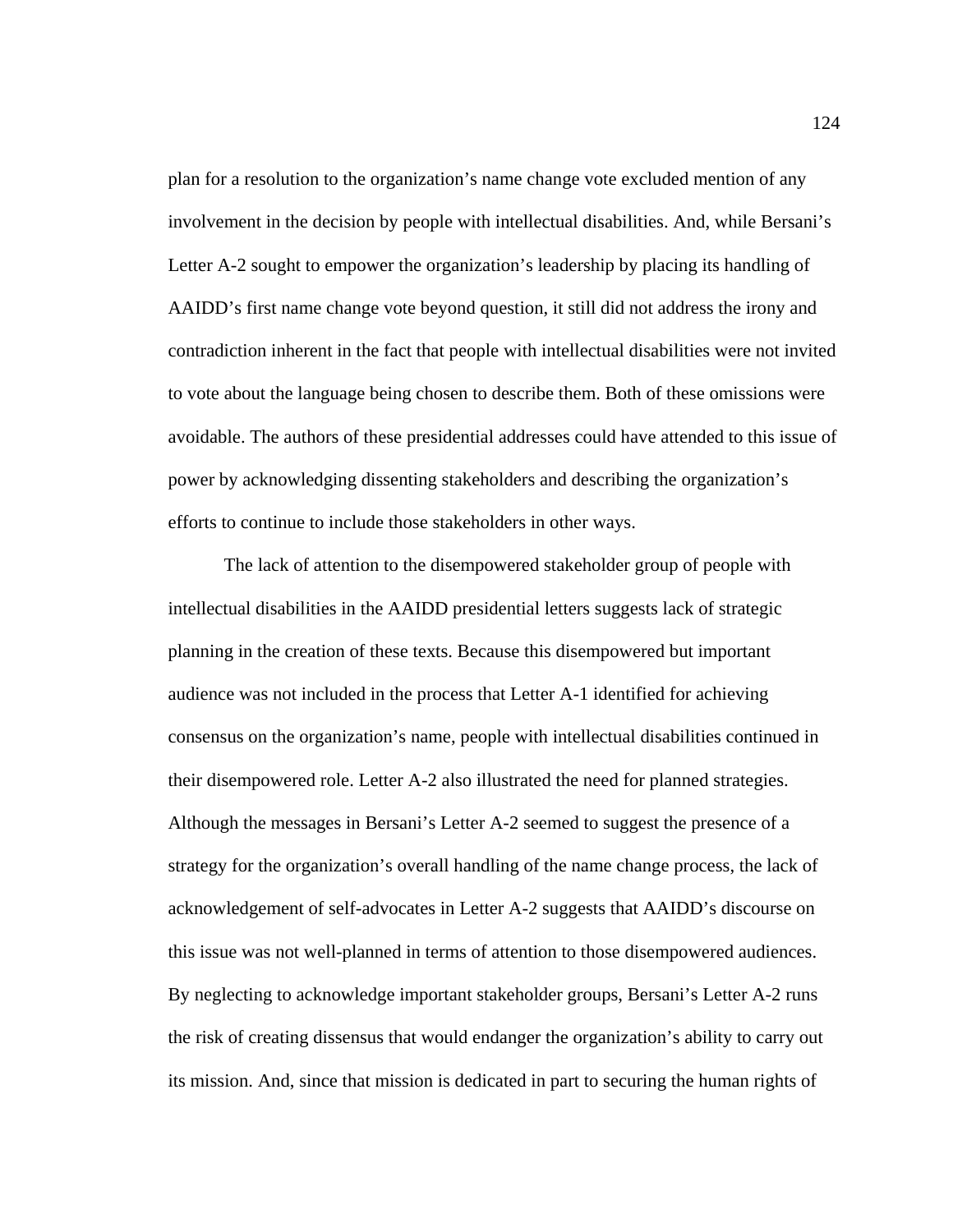plan for a resolution to the organization's name change vote excluded mention of any involvement in the decision by people with intellectual disabilities. And, while Bersani's Letter A-2 sought to empower the organization's leadership by placing its handling of AAIDD's first name change vote beyond question, it still did not address the irony and contradiction inherent in the fact that people with intellectual disabilities were not invited to vote about the language being chosen to describe them. Both of these omissions were avoidable. The authors of these presidential addresses could have attended to this issue of power by acknowledging dissenting stakeholders and describing the organization's efforts to continue to include those stakeholders in other ways.

The lack of attention to the disempowered stakeholder group of people with intellectual disabilities in the AAIDD presidential letters suggests lack of strategic planning in the creation of these texts. Because this disempowered but important audience was not included in the process that Letter A-1 identified for achieving consensus on the organization's name, people with intellectual disabilities continued in their disempowered role. Letter A-2 also illustrated the need for planned strategies. Although the messages in Bersani's Letter A-2 seemed to suggest the presence of a strategy for the organization's overall handling of the name change process, the lack of acknowledgement of self-advocates in Letter A-2 suggests that AAIDD's discourse on this issue was not well-planned in terms of attention to those disempowered audiences. By neglecting to acknowledge important stakeholder groups, Bersani's Letter A-2 runs the risk of creating dissensus that would endanger the organization's ability to carry out its mission. And, since that mission is dedicated in part to securing the human rights of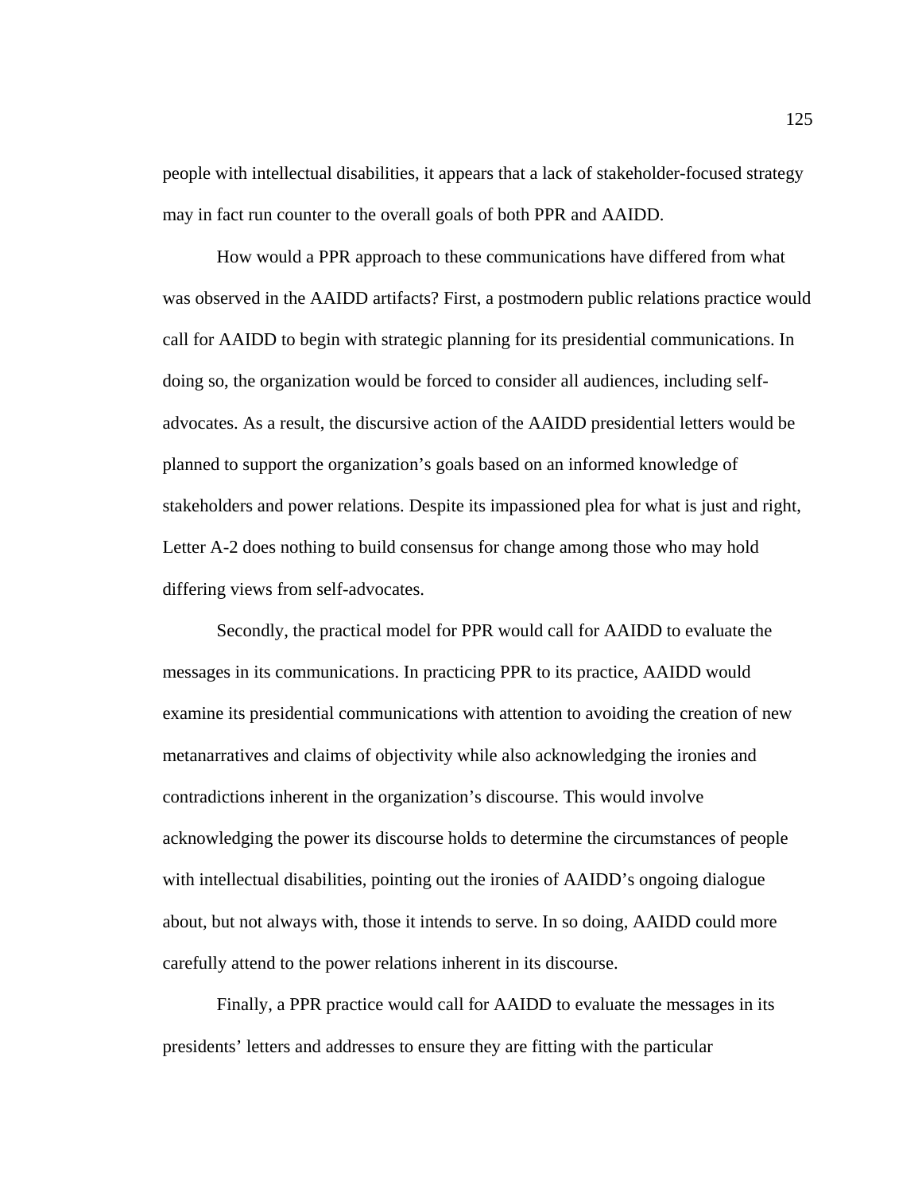people with intellectual disabilities, it appears that a lack of stakeholder-focused strategy may in fact run counter to the overall goals of both PPR and AAIDD.

How would a PPR approach to these communications have differed from what was observed in the AAIDD artifacts? First, a postmodern public relations practice would call for AAIDD to begin with strategic planning for its presidential communications. In doing so, the organization would be forced to consider all audiences, including self-advocates. As a result, the discursive action of the AAIDD presidential letters would be planned to support the organization's goals based on an informed knowledge of stakeholders and power relations. Despite its impassioned plea for what is just and right, Letter A-2 does nothing to build consensus for change among those who may hold differing views from self-advocates.

Secondly, the practical model for PPR would call for AAIDD to evaluate the messages in its communications. In practicing PPR to its practice, AAIDD would examine its presidential communications with attention to avoiding the creation of new metanarratives and claims of objectivity while also acknowledging the ironies and contradictions inherent in the organization's discourse. This would involve acknowledging the power its discourse holds to determine the circumstances of people with intellectual disabilities, pointing out the ironies of AAIDD's ongoing dialogue about, but not always with, those it intends to serve. In so doing, AAIDD could more carefully attend to the power relations inherent in its discourse.

Finally, a PPR practice would call for AAIDD to evaluate the messages in its presidents' letters and addresses to ensure they are fitting with the particular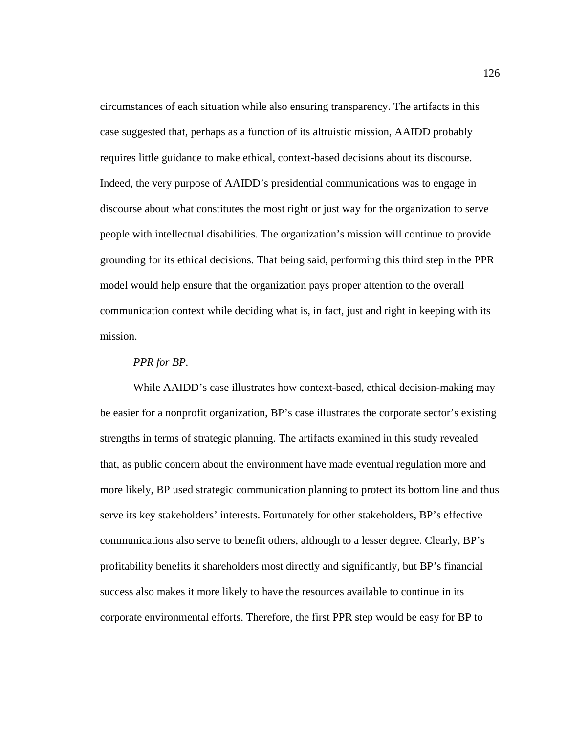circumstances of each situation while also ensuring transparency. The artifacts in this case suggested that, perhaps as a function of its altruistic mission, AAIDD probably requires little guidance to make ethical, context-based decisions about its discourse. Indeed, the very purpose of AAIDD's presidential communications was to engage in discourse about what constitutes the most right or just way for the organization to serve people with intellectual disabilities. The organization's mission will continue to provide grounding for its ethical decisions. That being said, performing this third step in the PPR model would help ensure that the organization pays proper attention to the overall communication context while deciding what is, in fact, just and right in keeping with its mission.

*PPR for BP.*

While AAIDD's case illustrates how context-based, ethical decision-making may be easier for a nonprofit organization, BP's case illustrates the corporate sector's existing strengths in terms of strategic planning. The artifacts examined in this study revealed that, as public concern about the environment have made eventual regulation more and more likely, BP used strategic communication planning to protect its bottom line and thus serve its key stakeholders' interests. Fortunately for other stakeholders, BP's effective communications also serve to benefit others, although to a lesser degree. Clearly, BP's profitability benefits it shareholders most directly and significantly, but BP's financial success also makes it more likely to have the resources available to continue in its corporate environmental efforts. Therefore, the first PPR step would be easy for BP to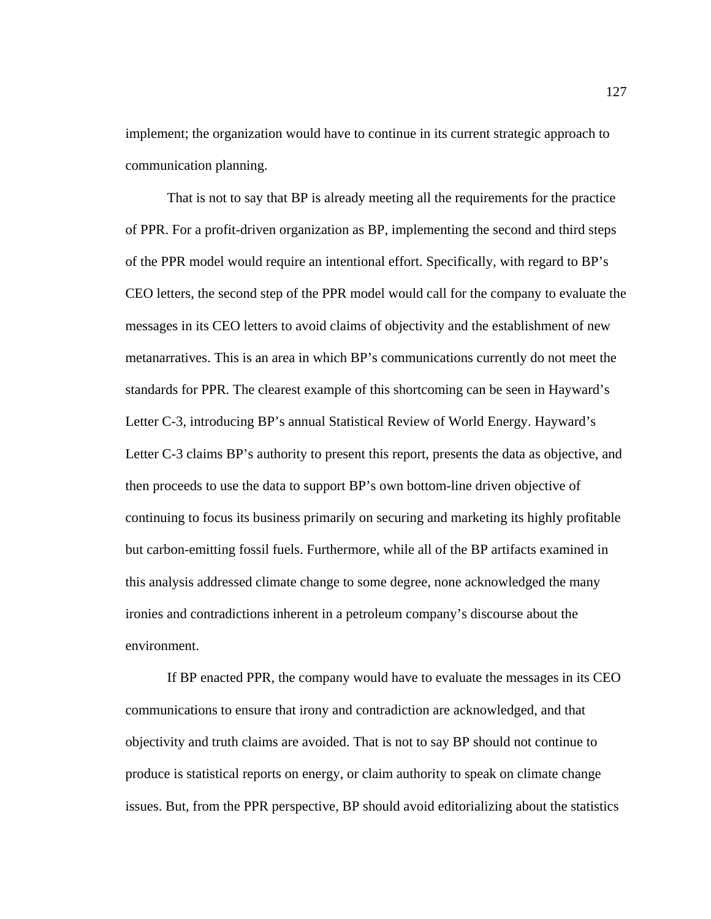implement; the organization would have to continue in its current strategic approach to communication planning.

That is not to say that BP is already meeting all the requirements for the practice of PPR. For a profit-driven organization as BP, implementing the second and third steps of the PPR model would require an intentional effort. Specifically, with regard to BP’s CEO letters, the second step of the PPR model would call for the company to evaluate the messages in its CEO letters to avoid claims of objectivity and the establishment of new metanarratives. This is an area in which BP’s communications currently do not meet the standards for PPR. The clearest example of this shortcoming can be seen in Hayward’s Letter C-3, introducing BP’s annual Statistical Review of World Energy. Hayward’s Letter C-3 claims BP’s authority to present this report, presents the data as objective, and then proceeds to use the data to support BP’s own bottom-line driven objective of continuing to focus its business primarily on securing and marketing its highly profitable but carbon-emitting fossil fuels. Furthermore, while all of the BP artifacts examined in this analysis addressed climate change to some degree, none acknowledged the many ironies and contradictions inherent in a petroleum company’s discourse about the environment.

If BP enacted PPR, the company would have to evaluate the messages in its CEO communications to ensure that irony and contradiction are acknowledged, and that objectivity and truth claims are avoided. That is not to say BP should not continue to produce is statistical reports on energy, or claim authority to speak on climate change issues. But, from the PPR perspective, BP should avoid editorializing about the statistics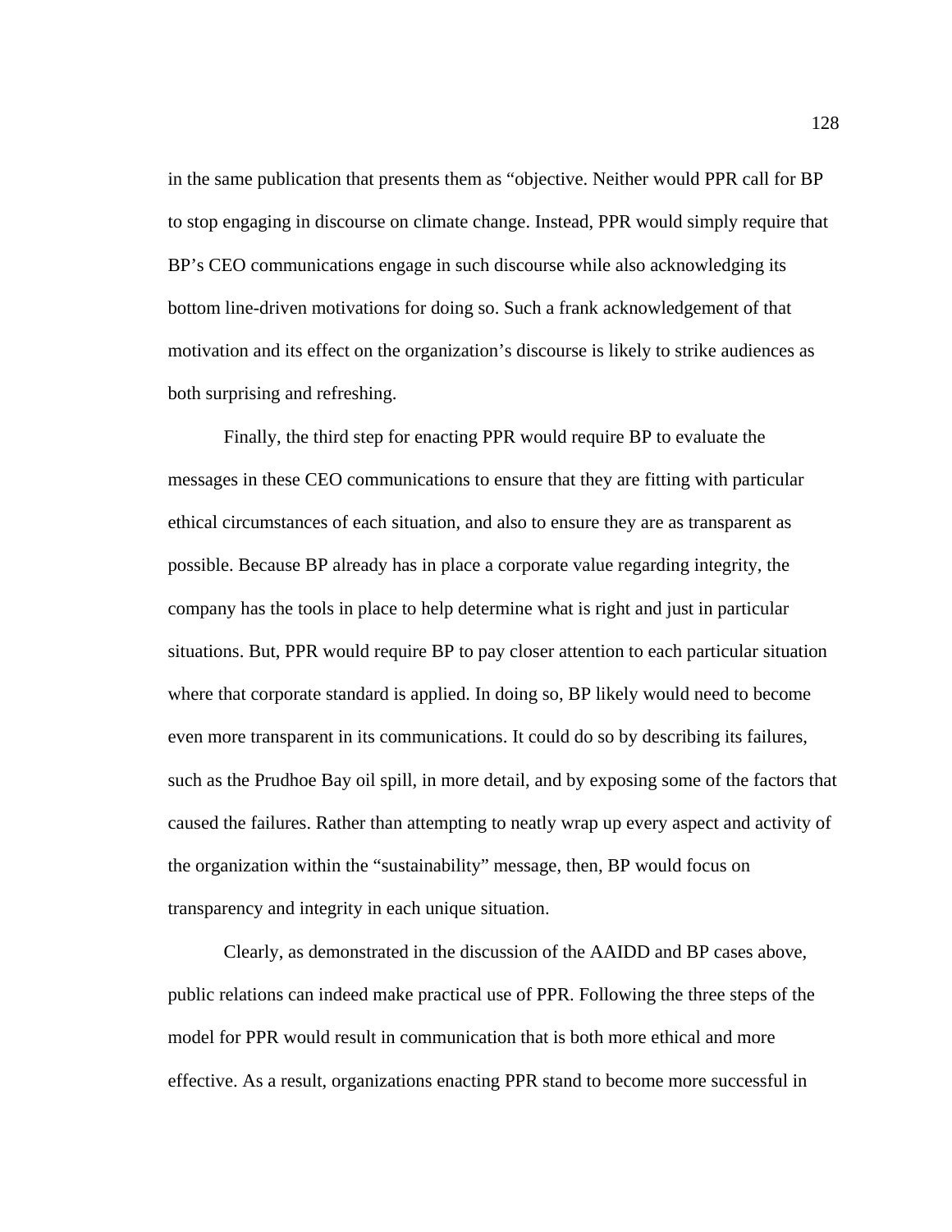in the same publication that presents them as "objective. Neither would PPR call for BP to stop engaging in discourse on climate change. Instead, PPR would simply require that BP's CEO communications engage in such discourse while also acknowledging its bottom line-driven motivations for doing so. Such a frank acknowledgement of that motivation and its effect on the organization's discourse is likely to strike audiences as both surprising and refreshing.

Finally, the third step for enacting PPR would require BP to evaluate the messages in these CEO communications to ensure that they are fitting with particular ethical circumstances of each situation, and also to ensure they are as transparent as possible. Because BP already has in place a corporate value regarding integrity, the company has the tools in place to help determine what is right and just in particular situations. But, PPR would require BP to pay closer attention to each particular situation where that corporate standard is applied. In doing so, BP likely would need to become even more transparent in its communications. It could do so by describing its failures, such as the Prudhoe Bay oil spill, in more detail, and by exposing some of the factors that caused the failures. Rather than attempting to neatly wrap up every aspect and activity of the organization within the "sustainability" message, then, BP would focus on transparency and integrity in each unique situation.

Clearly, as demonstrated in the discussion of the AAIDD and BP cases above, public relations can indeed make practical use of PPR. Following the three steps of the model for PPR would result in communication that is both more ethical and more effective. As a result, organizations enacting PPR stand to become more successful in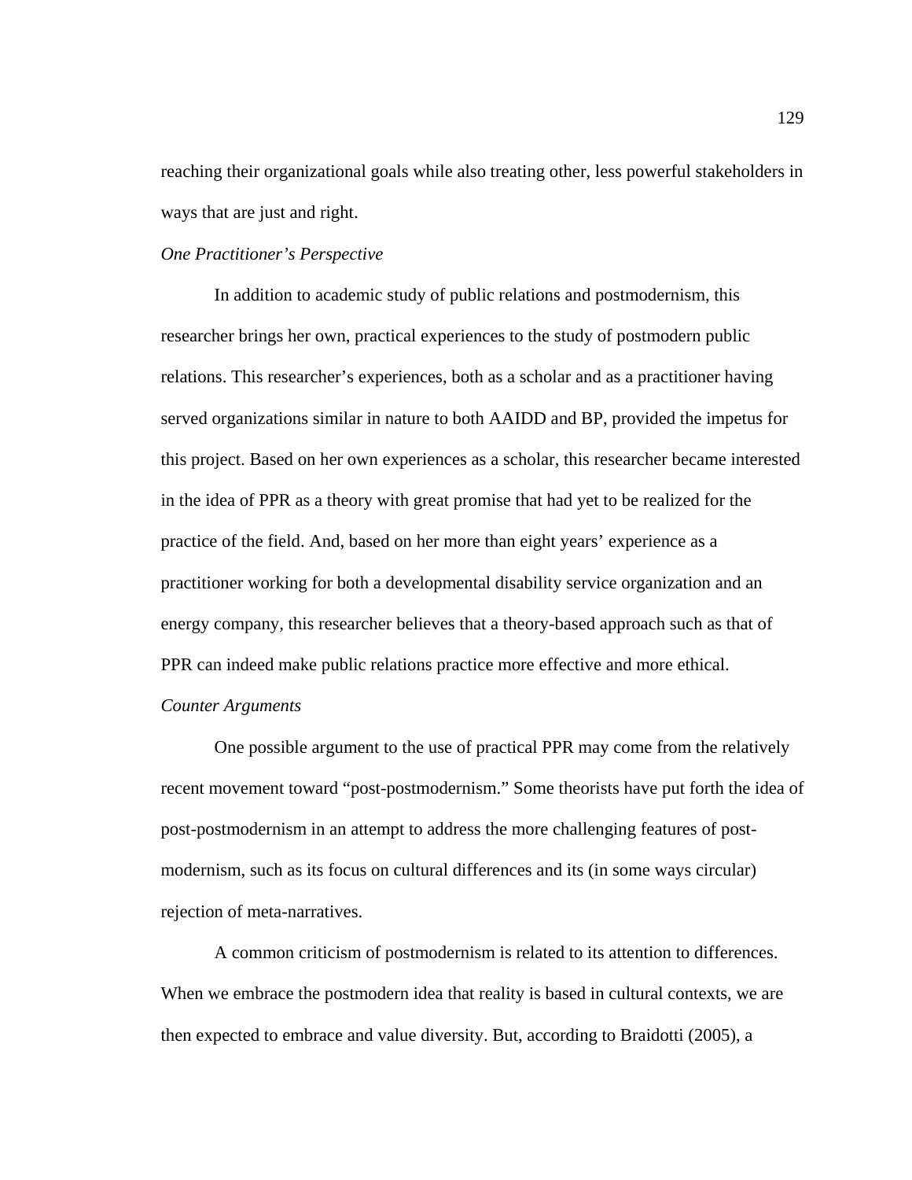reaching their organizational goals while also treating other, less powerful stakeholders in ways that are just and right.

*One Practitioner's Perspective*

In addition to academic study of public relations and postmodernism, this researcher brings her own, practical experiences to the study of postmodern public relations. This researcher's experiences, both as a scholar and as a practitioner having served organizations similar in nature to both AAIDD and BP, provided the impetus for this project. Based on her own experiences as a scholar, this researcher became interested in the idea of PPR as a theory with great promise that had yet to be realized for the practice of the field. And, based on her more than eight years' experience as a practitioner working for both a developmental disability service organization and an energy company, this researcher believes that a theory-based approach such as that of PPR can indeed make public relations practice more effective and more ethical.

*Counter Arguments*

One possible argument to the use of practical PPR may come from the relatively recent movement toward "post-postmodernism." Some theorists have put forth the idea of post-postmodernism in an attempt to address the more challenging features of post-modernism, such as its focus on cultural differences and its (in some ways circular) rejection of meta-narratives.

A common criticism of postmodernism is related to its attention to differences. When we embrace the postmodern idea that reality is based in cultural contexts, we are then expected to embrace and value diversity. But, according to Braidotti (2005), a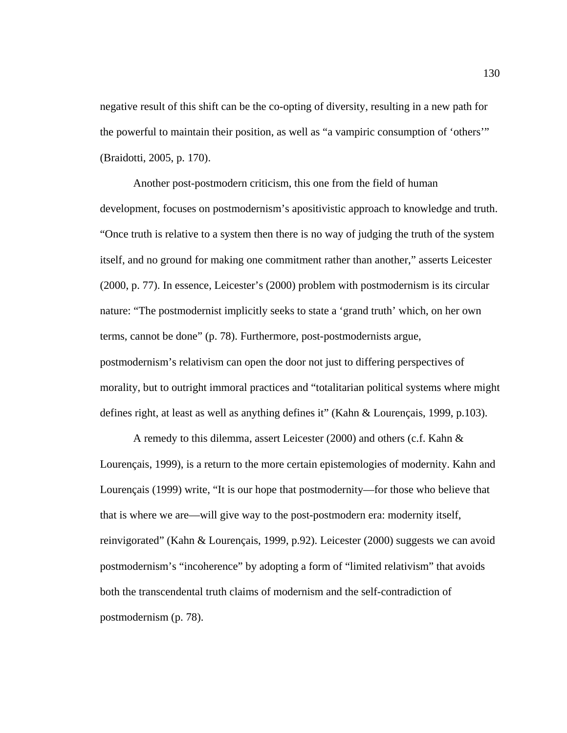negative result of this shift can be the co-opting of diversity, resulting in a new path for the powerful to maintain their position, as well as "a vampiric consumption of 'others'" (Braidotti, 2005, p. 170).

Another post-postmodern criticism, this one from the field of human development, focuses on postmodernism's apositivistic approach to knowledge and truth. "Once truth is relative to a system then there is no way of judging the truth of the system itself, and no ground for making one commitment rather than another," asserts Leicester (2000, p. 77). In essence, Leicester's (2000) problem with postmodernism is its circular nature: "The postmodernist implicitly seeks to state a 'grand truth' which, on her own terms, cannot be done" (p. 78). Furthermore, post-postmodernists argue, postmodernism's relativism can open the door not just to differing perspectives of morality, but to outright immoral practices and "totalitarian political systems where might defines right, at least as well as anything defines it" (Kahn & Lourençais, 1999, p.103).

A remedy to this dilemma, assert Leicester (2000) and others (c.f. Kahn & Lourençais, 1999), is a return to the more certain epistemologies of modernity. Kahn and Lourençais (1999) write, "It is our hope that postmodernity—for those who believe that that is where we are—will give way to the post-postmodern era: modernity itself, reinvigorated" (Kahn & Lourençais, 1999, p.92). Leicester (2000) suggests we can avoid postmodernism's "incoherence" by adopting a form of "limited relativism" that avoids both the transcendental truth claims of modernism and the self-contradiction of postmodernism (p. 78).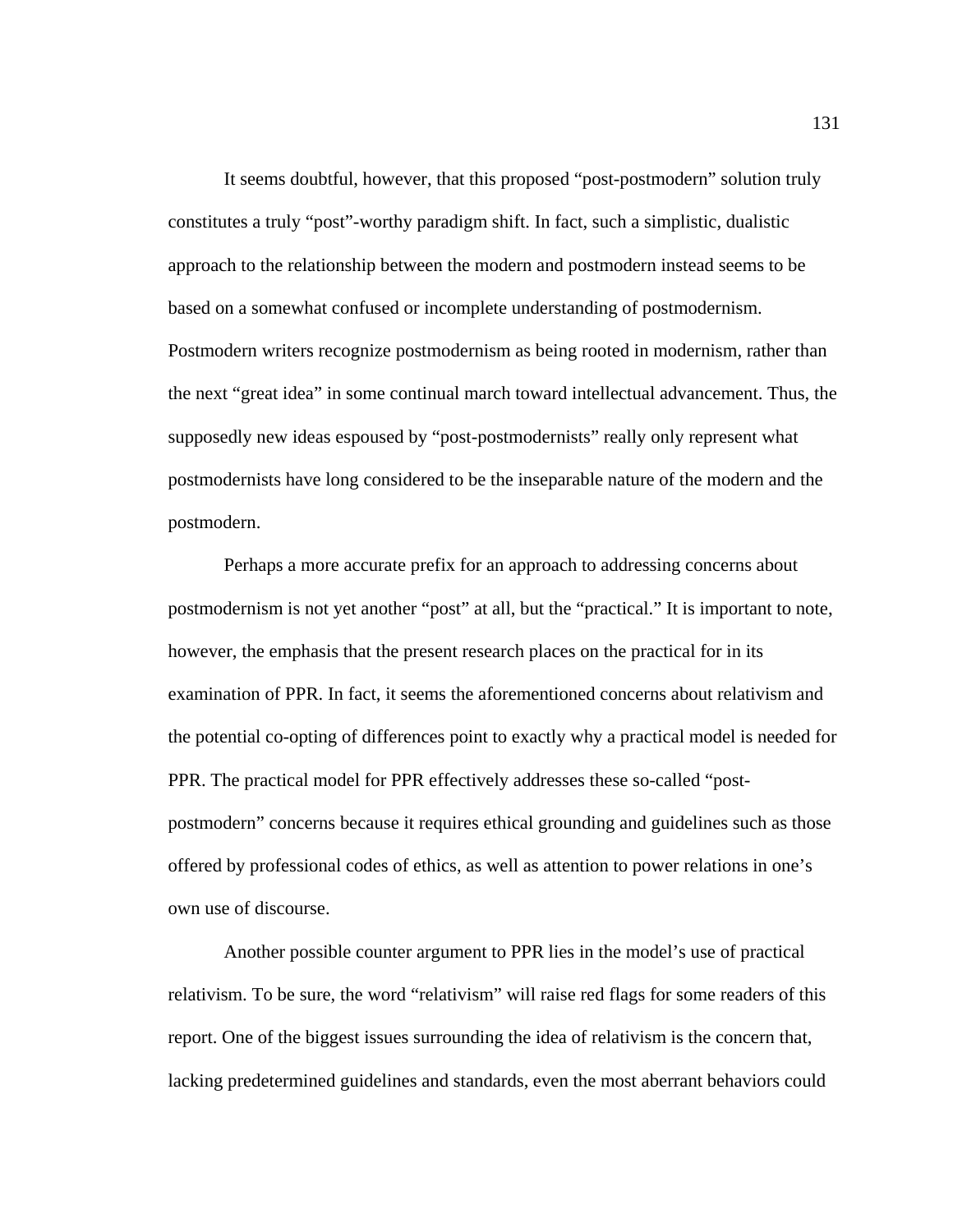It seems doubtful, however, that this proposed "post-postmodern" solution truly constitutes a truly "post"-worthy paradigm shift. In fact, such a simplistic, dualistic approach to the relationship between the modern and postmodern instead seems to be based on a somewhat confused or incomplete understanding of postmodernism. Postmodern writers recognize postmodernism as being rooted in modernism, rather than the next "great idea" in some continual march toward intellectual advancement. Thus, the supposedly new ideas espoused by "post-postmodernists" really only represent what postmodernists have long considered to be the inseparable nature of the modern and the postmodern.

Perhaps a more accurate prefix for an approach to addressing concerns about postmodernism is not yet another "post" at all, but the "practical." It is important to note, however, the emphasis that the present research places on the practical for in its examination of PPR. In fact, it seems the aforementioned concerns about relativism and the potential co-opting of differences point to exactly why a practical model is needed for PPR. The practical model for PPR effectively addresses these so-called "post-postmodern" concerns because it requires ethical grounding and guidelines such as those offered by professional codes of ethics, as well as attention to power relations in one's own use of discourse.

Another possible counter argument to PPR lies in the model's use of practical relativism. To be sure, the word "relativism" will raise red flags for some readers of this report. One of the biggest issues surrounding the idea of relativism is the concern that, lacking predetermined guidelines and standards, even the most aberrant behaviors could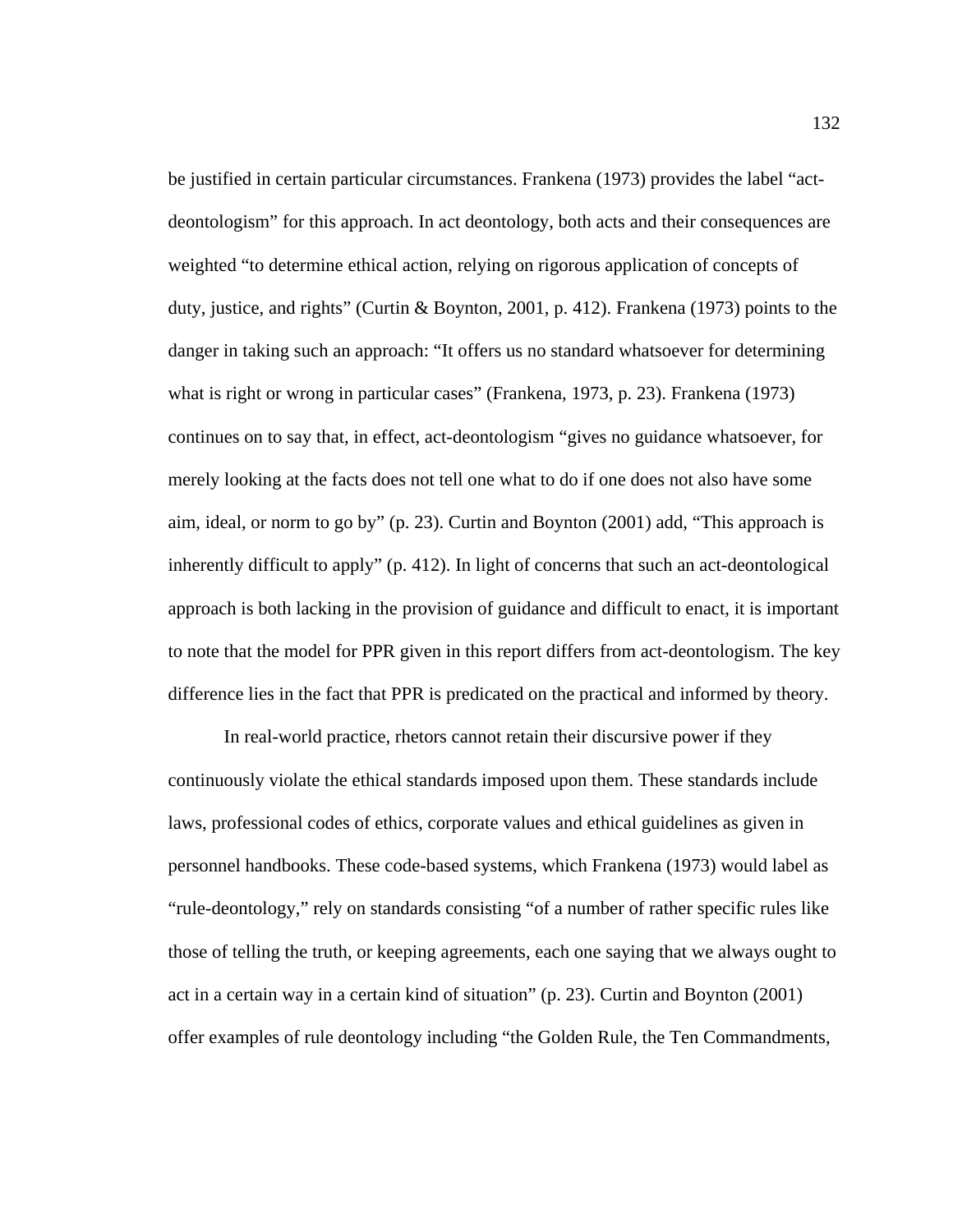be justified in certain particular circumstances. Frankena (1973) provides the label "act-deontologism" for this approach. In act deontology, both acts and their consequences are weighted "to determine ethical action, relying on rigorous application of concepts of duty, justice, and rights" (Curtin & Boynton, 2001, p. 412). Frankena (1973) points to the danger in taking such an approach: "It offers us no standard whatsoever for determining what is right or wrong in particular cases" (Frankena, 1973, p. 23). Frankena (1973) continues on to say that, in effect, act-deontologism "gives no guidance whatsoever, for merely looking at the facts does not tell one what to do if one does not also have some aim, ideal, or norm to go by" (p. 23). Curtin and Boynton (2001) add, "This approach is inherently difficult to apply" (p. 412). In light of concerns that such an act-deontological approach is both lacking in the provision of guidance and difficult to enact, it is important to note that the model for PPR given in this report differs from act-deontologism. The key difference lies in the fact that PPR is predicated on the practical and informed by theory.

In real-world practice, rhetors cannot retain their discursive power if they continuously violate the ethical standards imposed upon them. These standards include laws, professional codes of ethics, corporate values and ethical guidelines as given in personnel handbooks. These code-based systems, which Frankena (1973) would label as "rule-deontology," rely on standards consisting "of a number of rather specific rules like those of telling the truth, or keeping agreements, each one saying that we always ought to act in a certain way in a certain kind of situation" (p. 23). Curtin and Boynton (2001) offer examples of rule deontology including "the Golden Rule, the Ten Commandments,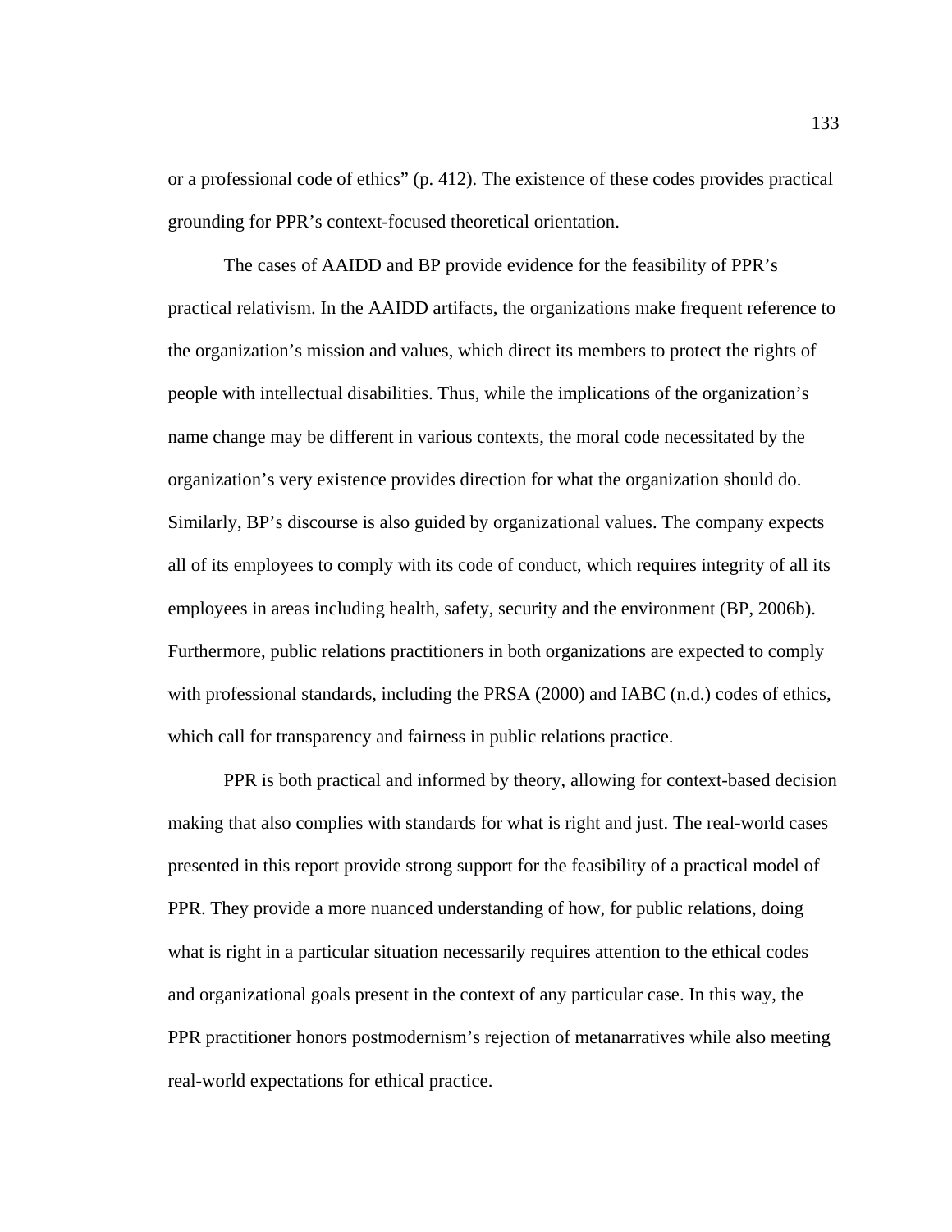or a professional code of ethics" (p. 412). The existence of these codes provides practical grounding for PPR's context-focused theoretical orientation.

The cases of AAIDD and BP provide evidence for the feasibility of PPR's practical relativism. In the AAIDD artifacts, the organizations make frequent reference to the organization's mission and values, which direct its members to protect the rights of people with intellectual disabilities. Thus, while the implications of the organization's name change may be different in various contexts, the moral code necessitated by the organization's very existence provides direction for what the organization should do. Similarly, BP's discourse is also guided by organizational values. The company expects all of its employees to comply with its code of conduct, which requires integrity of all its employees in areas including health, safety, security and the environment (BP, 2006b). Furthermore, public relations practitioners in both organizations are expected to comply with professional standards, including the PRSA (2000) and IABC (n.d.) codes of ethics, which call for transparency and fairness in public relations practice.

PPR is both practical and informed by theory, allowing for context-based decision making that also complies with standards for what is right and just. The real-world cases presented in this report provide strong support for the feasibility of a practical model of PPR. They provide a more nuanced understanding of how, for public relations, doing what is right in a particular situation necessarily requires attention to the ethical codes and organizational goals present in the context of any particular case. In this way, the PPR practitioner honors postmodernism's rejection of metanarratives while also meeting real-world expectations for ethical practice.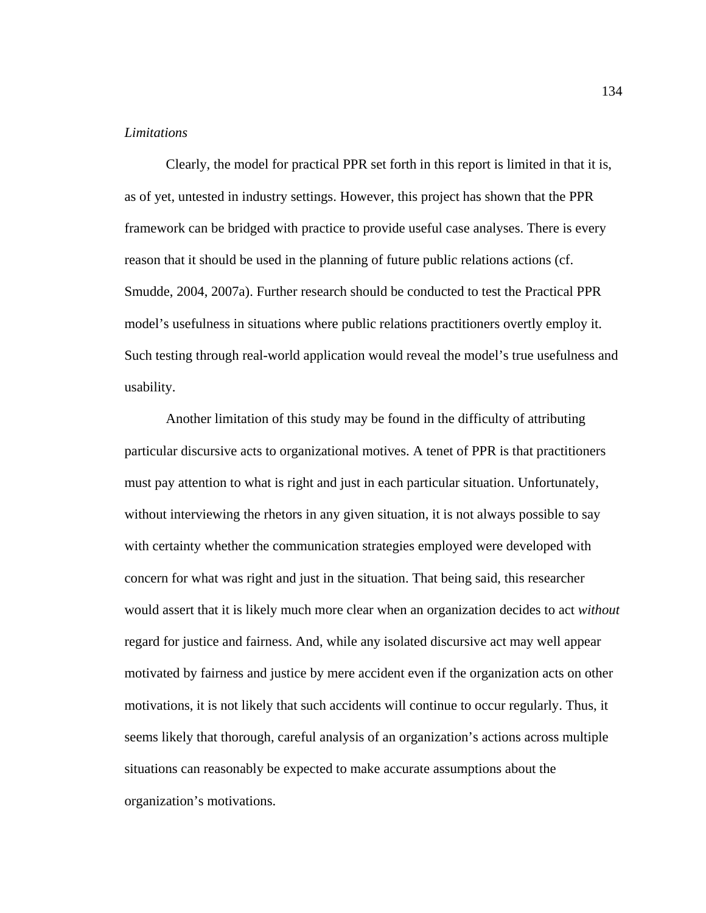*Limitations*

Clearly, the model for practical PPR set forth in this report is limited in that it is, as of yet, untested in industry settings. However, this project has shown that the PPR framework can be bridged with practice to provide useful case analyses. There is every reason that it should be used in the planning of future public relations actions (cf. Smudde, 2004, 2007a). Further research should be conducted to test the Practical PPR model's usefulness in situations where public relations practitioners overtly employ it. Such testing through real-world application would reveal the model's true usefulness and usability.

Another limitation of this study may be found in the difficulty of attributing particular discursive acts to organizational motives. A tenet of PPR is that practitioners must pay attention to what is right and just in each particular situation. Unfortunately, without interviewing the rhetors in any given situation, it is not always possible to say with certainty whether the communication strategies employed were developed with concern for what was right and just in the situation. That being said, this researcher would assert that it is likely much more clear when an organization decides to act *without* regard for justice and fairness. And, while any isolated discursive act may well appear motivated by fairness and justice by mere accident even if the organization acts on other motivations, it is not likely that such accidents will continue to occur regularly. Thus, it seems likely that thorough, careful analysis of an organization's actions across multiple situations can reasonably be expected to make accurate assumptions about the organization's motivations.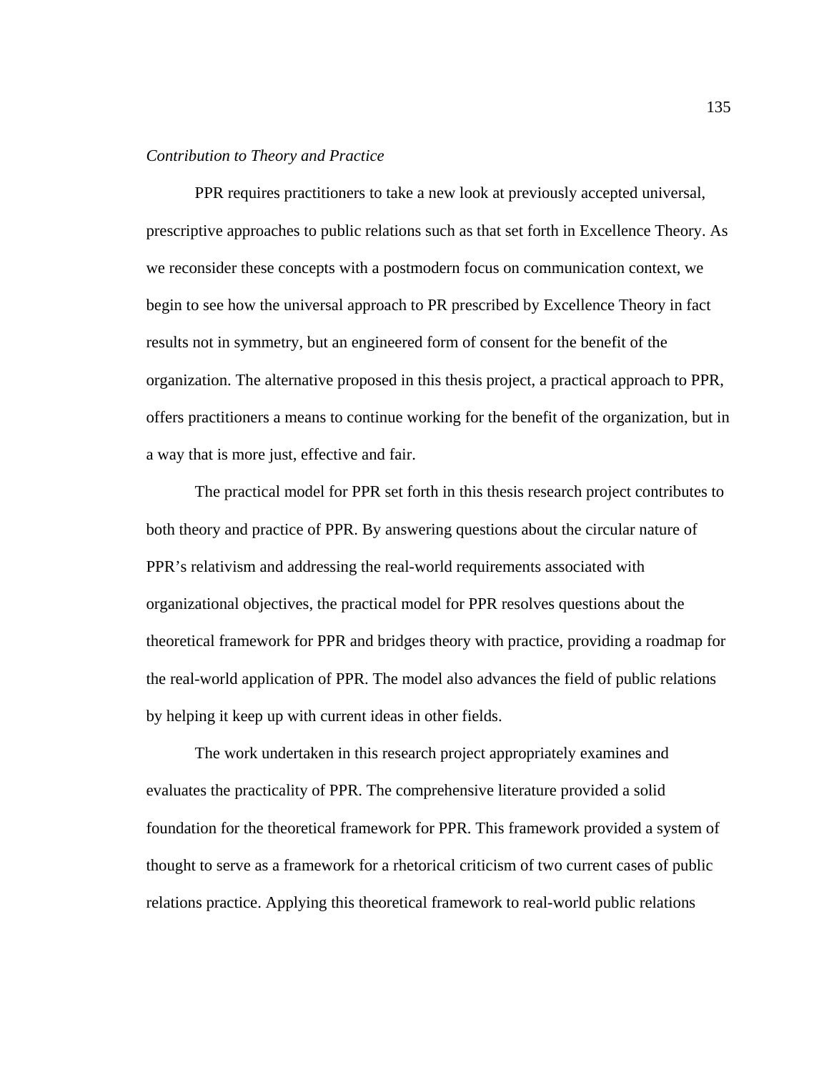*Contribution to Theory and Practice*

PPR requires practitioners to take a new look at previously accepted universal, prescriptive approaches to public relations such as that set forth in Excellence Theory. As we reconsider these concepts with a postmodern focus on communication context, we begin to see how the universal approach to PR prescribed by Excellence Theory in fact results not in symmetry, but an engineered form of consent for the benefit of the organization. The alternative proposed in this thesis project, a practical approach to PPR, offers practitioners a means to continue working for the benefit of the organization, but in a way that is more just, effective and fair.

The practical model for PPR set forth in this thesis research project contributes to both theory and practice of PPR. By answering questions about the circular nature of PPR's relativism and addressing the real-world requirements associated with organizational objectives, the practical model for PPR resolves questions about the theoretical framework for PPR and bridges theory with practice, providing a roadmap for the real-world application of PPR. The model also advances the field of public relations by helping it keep up with current ideas in other fields.

The work undertaken in this research project appropriately examines and evaluates the practicality of PPR. The comprehensive literature provided a solid foundation for the theoretical framework for PPR. This framework provided a system of thought to serve as a framework for a rhetorical criticism of two current cases of public relations practice. Applying this theoretical framework to real-world public relations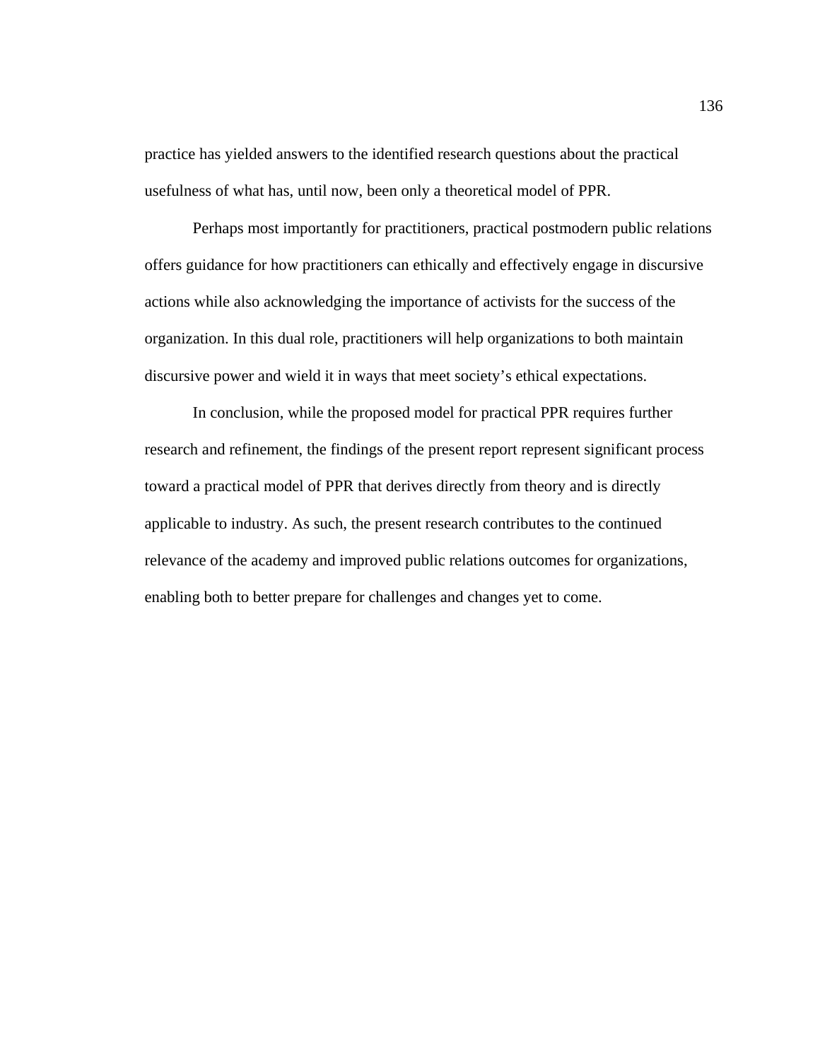practice has yielded answers to the identified research questions about the practical usefulness of what has, until now, been only a theoretical model of PPR.

Perhaps most importantly for practitioners, practical postmodern public relations offers guidance for how practitioners can ethically and effectively engage in discursive actions while also acknowledging the importance of activists for the success of the organization. In this dual role, practitioners will help organizations to both maintain discursive power and wield it in ways that meet society's ethical expectations.

In conclusion, while the proposed model for practical PPR requires further research and refinement, the findings of the present report represent significant process toward a practical model of PPR that derives directly from theory and is directly applicable to industry. As such, the present research contributes to the continued relevance of the academy and improved public relations outcomes for organizations, enabling both to better prepare for challenges and changes yet to come.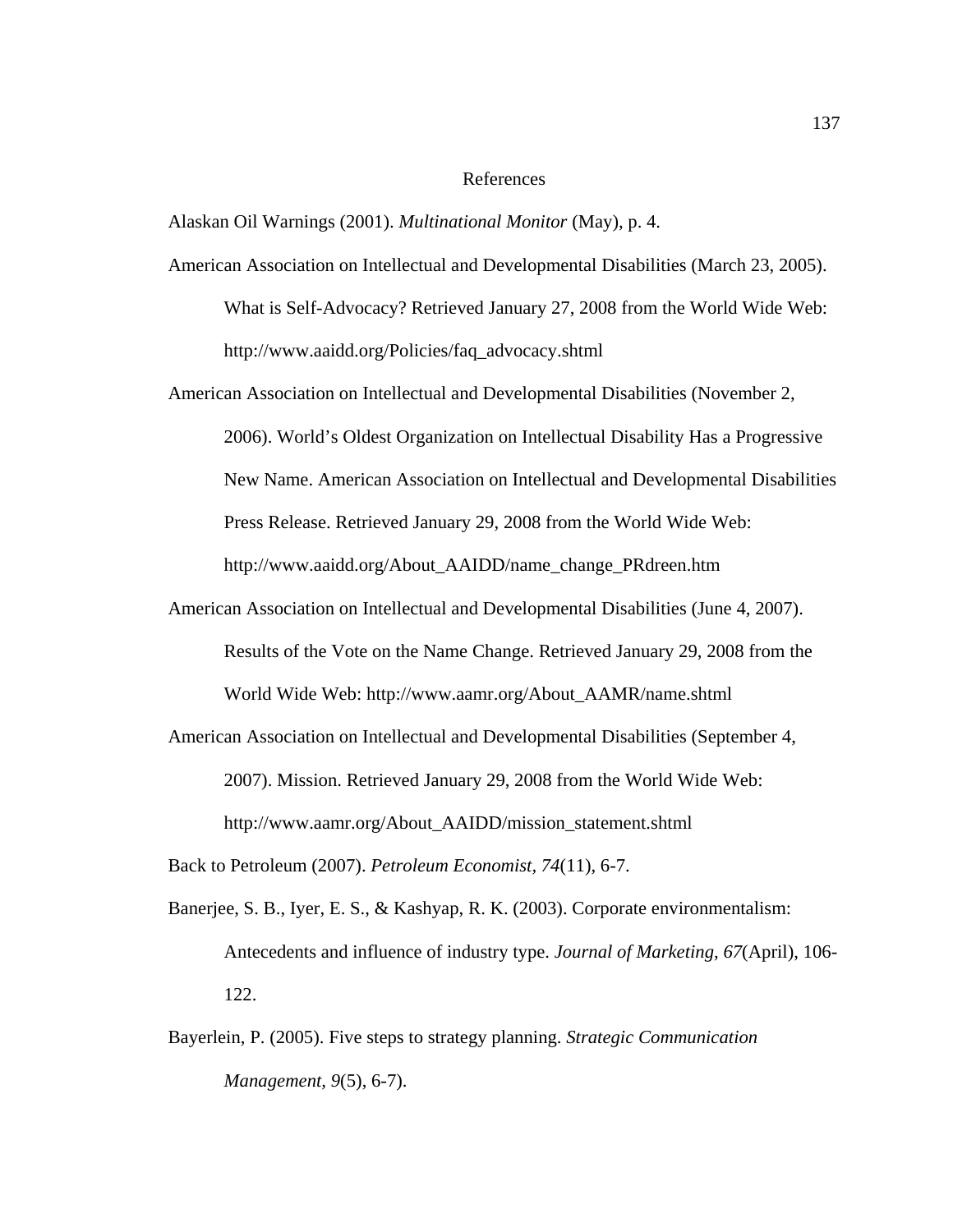# References

Alaskan Oil Warnings (2001). *Multinational Monitor* (May), p. 4.

American Association on Intellectual and Developmental Disabilities (March 23, 2005). What is Self-Advocacy? Retrieved January 27, 2008 from the World Wide Web: http://www.aaidd.org/Policies/faq_advocacy.shtml

American Association on Intellectual and Developmental Disabilities (November 2, 2006). World's Oldest Organization on Intellectual Disability Has a Progressive New Name. American Association on Intellectual and Developmental Disabilities Press Release. Retrieved January 29, 2008 from the World Wide Web: http://www.aaidd.org/About_AAIDD/name_change_PRdreen.htm

American Association on Intellectual and Developmental Disabilities (June 4, 2007). Results of the Vote on the Name Change. Retrieved January 29, 2008 from the World Wide Web: http://www.aamr.org/About_AAMR/name.shtml

American Association on Intellectual and Developmental Disabilities (September 4, 2007). Mission. Retrieved January 29, 2008 from the World Wide Web: http://www.aamr.org/About_AAIDD/mission_statement.shtml

Back to Petroleum (2007). *Petroleum Economist, 74*(11), 6-7.

Banerjee, S. B., Iyer, E. S., & Kashyap, R. K. (2003). Corporate environmentalism: Antecedents and influence of industry type. *Journal of Marketing, 67*(April), 106-122.

Bayerlein, P. (2005). Five steps to strategy planning. *Strategic Communication Management, 9*(5), 6-7).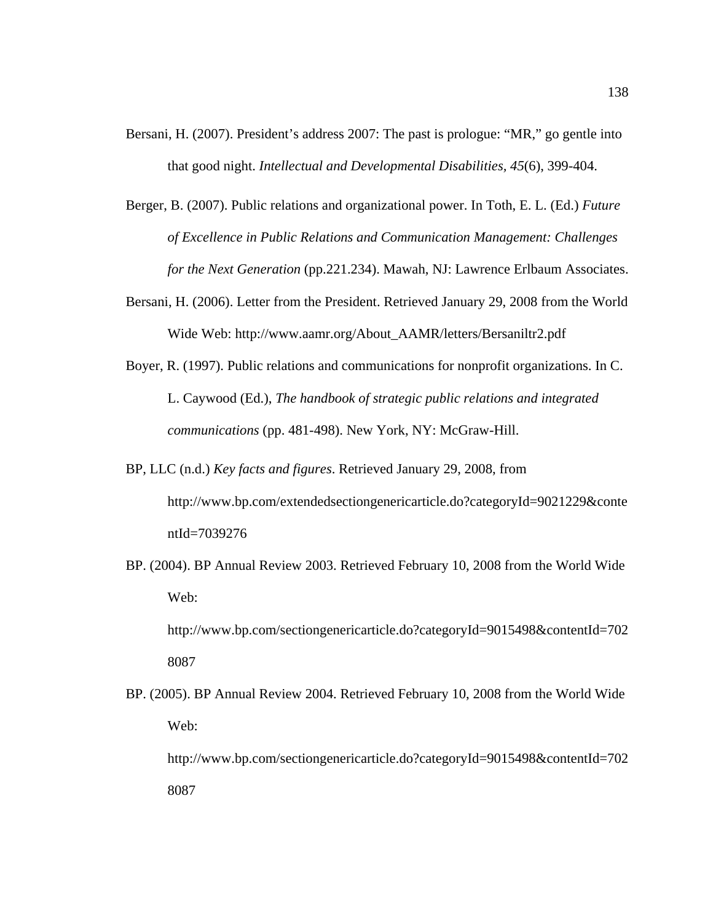Bersani, H. (2007). President's address 2007: The past is prologue: "MR," go gentle into that good night. *Intellectual and Developmental Disabilities, 45*(6), 399-404.

Berger, B. (2007). Public relations and organizational power. In Toth, E. L. (Ed.) *Future of Excellence in Public Relations and Communication Management: Challenges for the Next Generation* (pp.221.234). Mawah, NJ: Lawrence Erlbaum Associates.

Bersani, H. (2006). Letter from the President. Retrieved January 29, 2008 from the World Wide Web: http://www.aamr.org/About_AAMR/letters/Bersaniltr2.pdf

Boyer, R. (1997). Public relations and communications for nonprofit organizations. In C. L. Caywood (Ed.), *The handbook of strategic public relations and integrated communications* (pp. 481-498). New York, NY: McGraw-Hill.

BP, LLC (n.d.) *Key facts and figures*. Retrieved January 29, 2008, from http://www.bp.com/extendedsectiongenericarticle.do?categoryId=9021229&contentId=7039276

BP. (2004). BP Annual Review 2003. Retrieved February 10, 2008 from the World Wide Web: http://www.bp.com/sectiongenericarticle.do?categoryId=9015498&contentId=7028087

BP. (2005). BP Annual Review 2004. Retrieved February 10, 2008 from the World Wide Web: http://www.bp.com/sectiongenericarticle.do?categoryId=9015498&contentId=7028087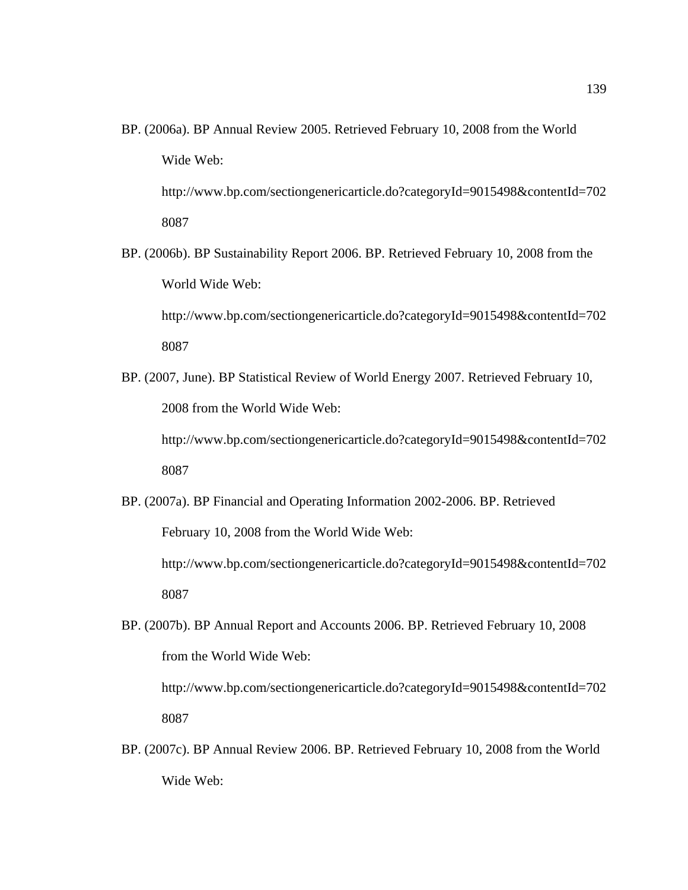BP. (2006a). BP Annual Review 2005. Retrieved February 10, 2008 from the World Wide Web: http://www.bp.com/sectiongenericarticle.do?categoryId=9015498&contentId=7028087

BP. (2006b). BP Sustainability Report 2006. BP. Retrieved February 10, 2008 from the World Wide Web: http://www.bp.com/sectiongenericarticle.do?categoryId=9015498&contentId=7028087

BP. (2007, June). BP Statistical Review of World Energy 2007. Retrieved February 10, 2008 from the World Wide Web: http://www.bp.com/sectiongenericarticle.do?categoryId=9015498&contentId=7028087

BP. (2007a). BP Financial and Operating Information 2002-2006. BP. Retrieved February 10, 2008 from the World Wide Web: http://www.bp.com/sectiongenericarticle.do?categoryId=9015498&contentId=7028087

BP. (2007b). BP Annual Report and Accounts 2006. BP. Retrieved February 10, 2008 from the World Wide Web: http://www.bp.com/sectiongenericarticle.do?categoryId=9015498&contentId=7028087

BP. (2007c). BP Annual Review 2006. BP. Retrieved February 10, 2008 from the World Wide Web: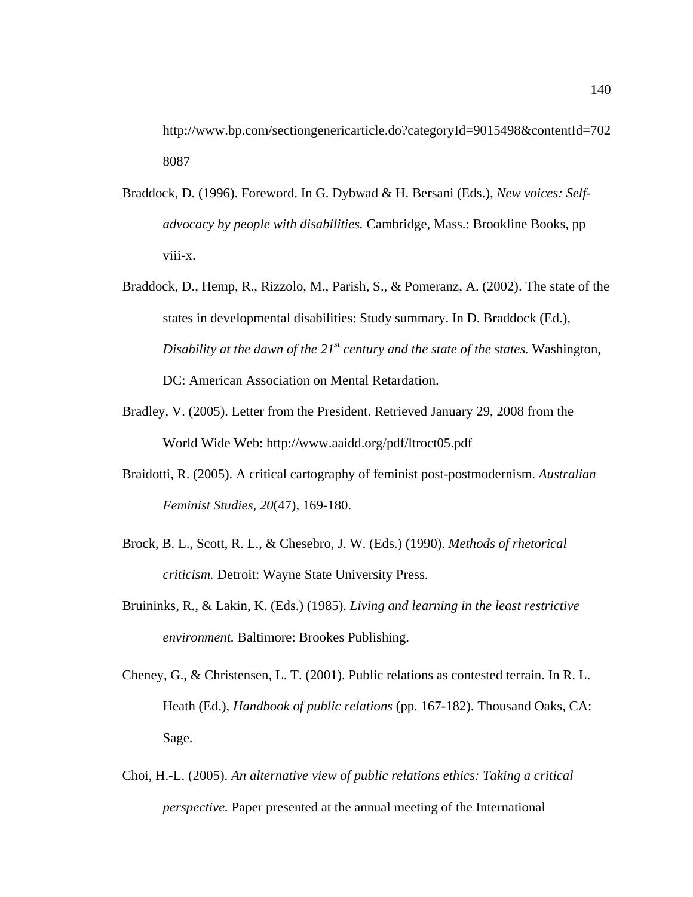http://www.bp.com/sectiongenericarticle.do?categoryId=9015498&contentId=7028087

Braddock, D. (1996). Foreword. In G. Dybwad & H. Bersani (Eds.), *New voices: Self-advocacy by people with disabilities.* Cambridge, Mass.: Brookline Books, pp viii-x.

Braddock, D., Hemp, R., Rizzolo, M., Parish, S., & Pomeranz, A. (2002). The state of the states in developmental disabilities: Study summary. In D. Braddock (Ed.), *Disability at the dawn of the 21st century and the state of the states.* Washington, DC: American Association on Mental Retardation.

Bradley, V. (2005). Letter from the President. Retrieved January 29, 2008 from the World Wide Web: http://www.aaidd.org/pdf/ltroct05.pdf

Braidotti, R. (2005). A critical cartography of feminist post-postmodernism. *Australian Feminist Studies*, *20*(47), 169-180.

Brock, B. L., Scott, R. L., & Chesebro, J. W. (Eds.) (1990). *Methods of rhetorical criticism.* Detroit: Wayne State University Press.

Bruininks, R., & Lakin, K. (Eds.) (1985). *Living and learning in the least restrictive environment.* Baltimore: Brookes Publishing.

Cheney, G., & Christensen, L. T. (2001). Public relations as contested terrain. In R. L. Heath (Ed.), *Handbook of public relations* (pp. 167-182). Thousand Oaks, CA: Sage.

Choi, H.-L. (2005). *An alternative view of public relations ethics: Taking a critical perspective.* Paper presented at the annual meeting of the International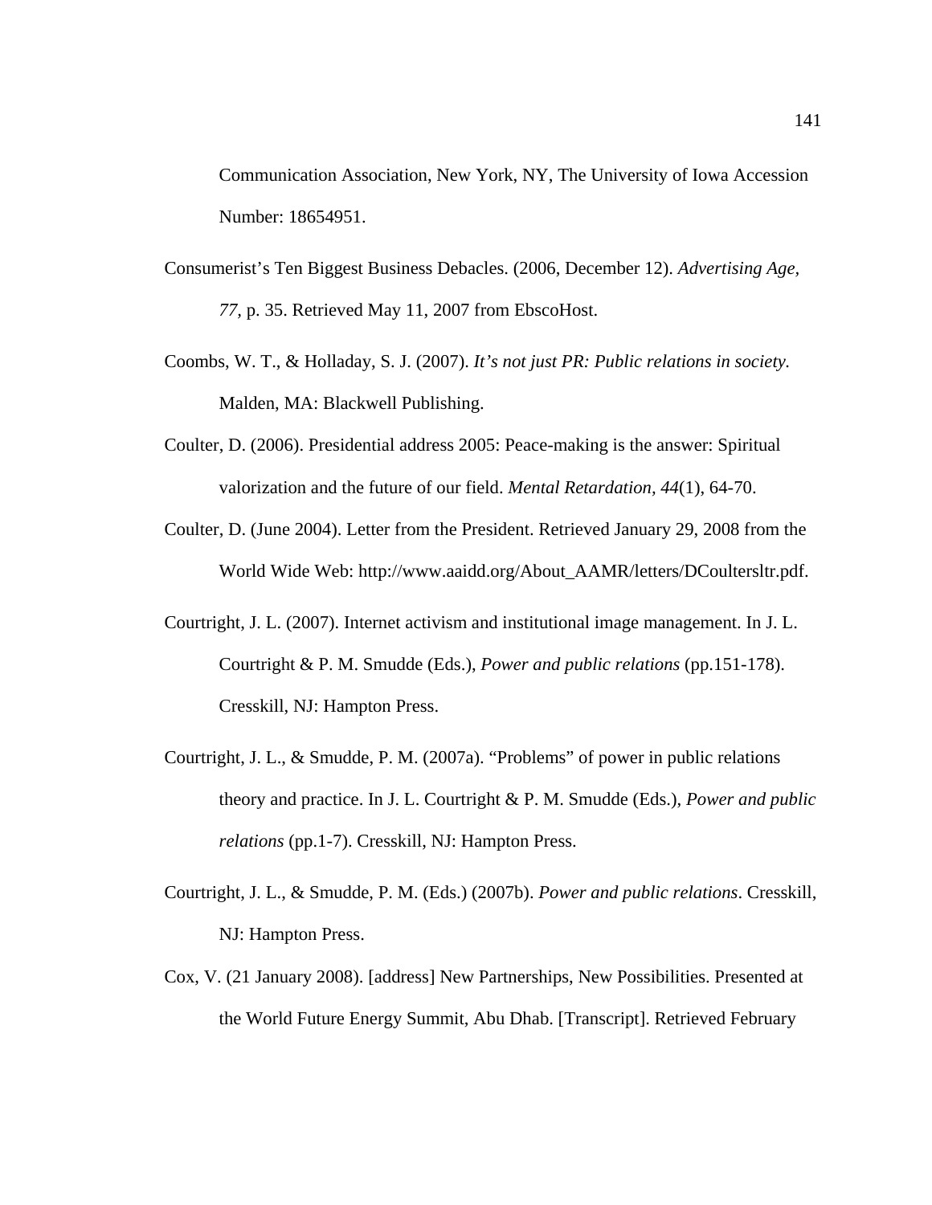Communication Association, New York, NY, The University of Iowa Accession Number: 18654951.

Consumerist's Ten Biggest Business Debacles. (2006, December 12). *Advertising Age, 77*, p. 35. Retrieved May 11, 2007 from EbscoHost.

Coombs, W. T., & Holladay, S. J. (2007). *It's not just PR: Public relations in society.* Malden, MA: Blackwell Publishing.

Coulter, D. (2006). Presidential address 2005: Peace-making is the answer: Spiritual valorization and the future of our field. *Mental Retardation*, *44*(1), 64-70.

Coulter, D. (June 2004). Letter from the President. Retrieved January 29, 2008 from the World Wide Web: http://www.aaidd.org/About_AAMR/letters/DCoultersltr.pdf.

Courtright, J. L. (2007). Internet activism and institutional image management. In J. L. Courtright & P. M. Smudde (Eds.), *Power and public relations* (pp.151-178). Cresskill, NJ: Hampton Press.

Courtright, J. L., & Smudde, P. M. (2007a). "Problems" of power in public relations theory and practice. In J. L. Courtright & P. M. Smudde (Eds.), *Power and public relations* (pp.1-7). Cresskill, NJ: Hampton Press.

Courtright, J. L., & Smudde, P. M. (Eds.) (2007b). *Power and public relations*. Cresskill, NJ: Hampton Press.

Cox, V. (21 January 2008). [address] New Partnerships, New Possibilities. Presented at the World Future Energy Summit, Abu Dhab. [Transcript]. Retrieved February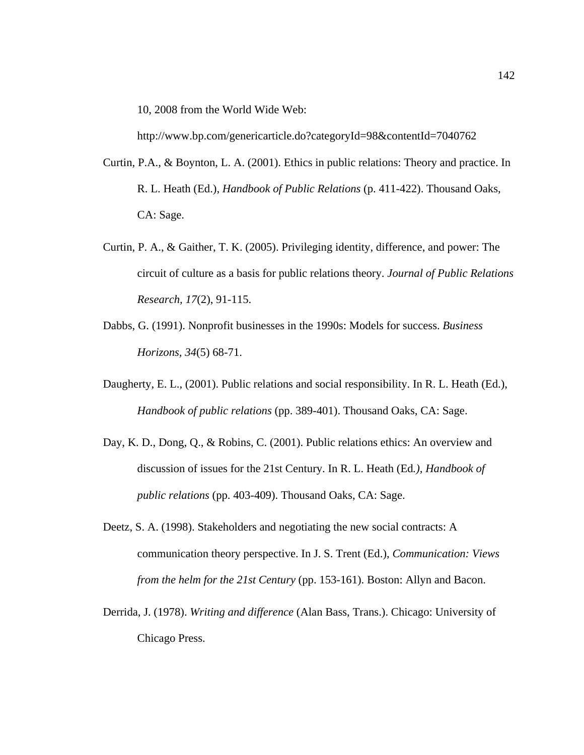10, 2008 from the World Wide Web: http://www.bp.com/genericarticle.do?categoryId=98&contentId=7040762

Curtin, P.A., & Boynton, L. A. (2001). Ethics in public relations: Theory and practice. In R. L. Heath (Ed.), *Handbook of Public Relations* (p. 411-422). Thousand Oaks, CA: Sage.

Curtin, P. A., & Gaither, T. K. (2005). Privileging identity, difference, and power: The circuit of culture as a basis for public relations theory. *Journal of Public Relations Research, 17*(2), 91-115.

Dabbs, G. (1991). Nonprofit businesses in the 1990s: Models for success. *Business Horizons, 34*(5) 68-71.

Daugherty, E. L., (2001). Public relations and social responsibility. In R. L. Heath (Ed.), *Handbook of public relations* (pp. 389-401). Thousand Oaks, CA: Sage.

Day, K. D., Dong, Q., & Robins, C. (2001). Public relations ethics: An overview and discussion of issues for the 21st Century. In R. L. Heath (Ed*.), Handbook of public relations* (pp. 403-409). Thousand Oaks, CA: Sage.

Deetz, S. A. (1998). Stakeholders and negotiating the new social contracts: A communication theory perspective. In J. S. Trent (Ed.), *Communication: Views from the helm for the 21st Century* (pp. 153-161). Boston: Allyn and Bacon.

Derrida, J. (1978). *Writing and difference* (Alan Bass, Trans.). Chicago: University of Chicago Press.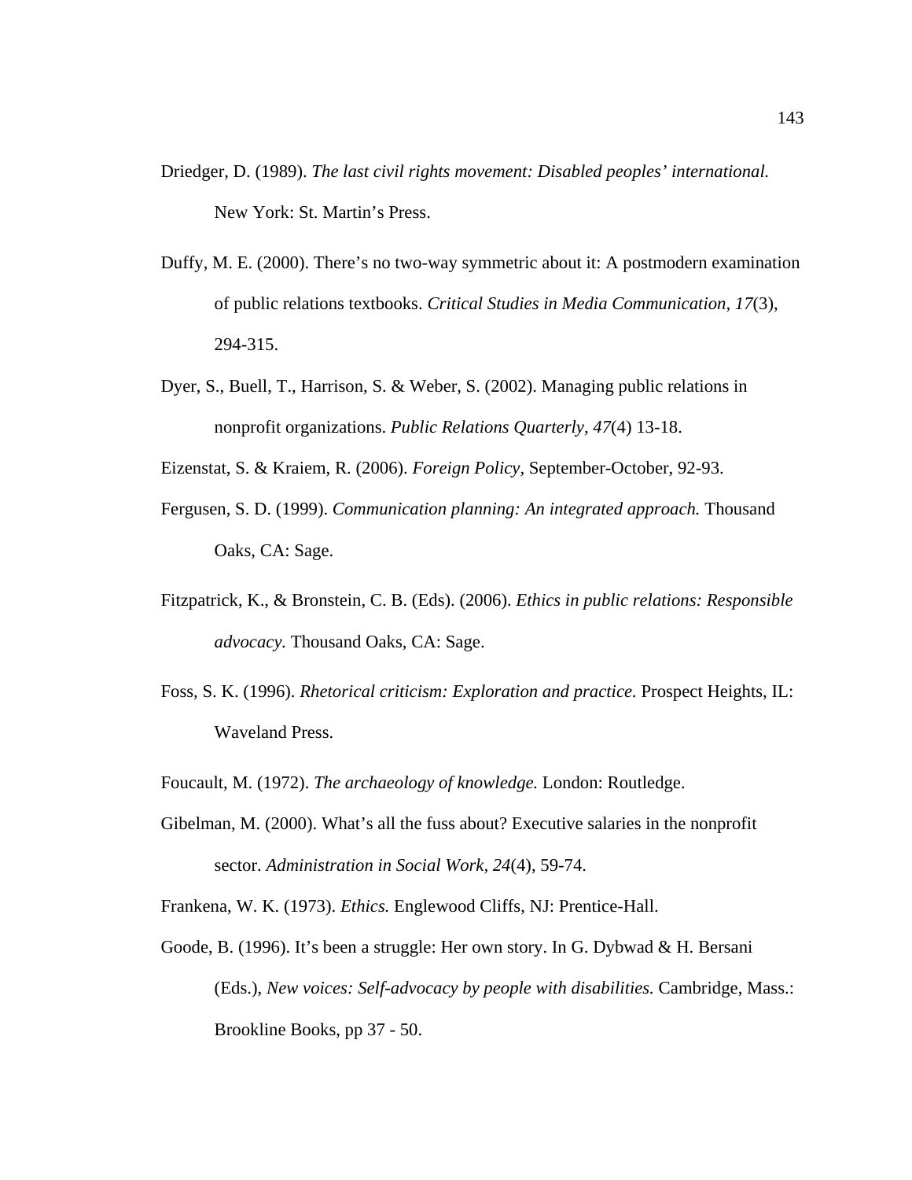Driedger, D. (1989). *The last civil rights movement: Disabled peoples' international.* New York: St. Martin's Press.

Duffy, M. E. (2000). There's no two-way symmetric about it: A postmodern examination of public relations textbooks. *Critical Studies in Media Communication, 17*(3), 294-315.

Dyer, S., Buell, T., Harrison, S. & Weber, S. (2002). Managing public relations in nonprofit organizations. *Public Relations Quarterly, 47*(4) 13-18.

Eizenstat, S. & Kraiem, R. (2006). *Foreign Policy,* September-October, 92-93.

Fergusen, S. D. (1999). *Communication planning: An integrated approach.* Thousand Oaks, CA: Sage.

Fitzpatrick, K., & Bronstein, C. B. (Eds). (2006). *Ethics in public relations: Responsible advocacy.* Thousand Oaks, CA: Sage.

Foss, S. K. (1996). *Rhetorical criticism: Exploration and practice.* Prospect Heights, IL: Waveland Press.

Foucault, M. (1972). *The archaeology of knowledge.* London: Routledge.

Gibelman, M. (2000). What's all the fuss about? Executive salaries in the nonprofit sector. *Administration in Social Work, 24*(4), 59-74.

Frankena, W. K. (1973). *Ethics.* Englewood Cliffs, NJ: Prentice-Hall.

Goode, B. (1996). It's been a struggle: Her own story. In G. Dybwad & H. Bersani (Eds.), *New voices: Self-advocacy by people with disabilities.* Cambridge, Mass.: Brookline Books, pp 37 - 50.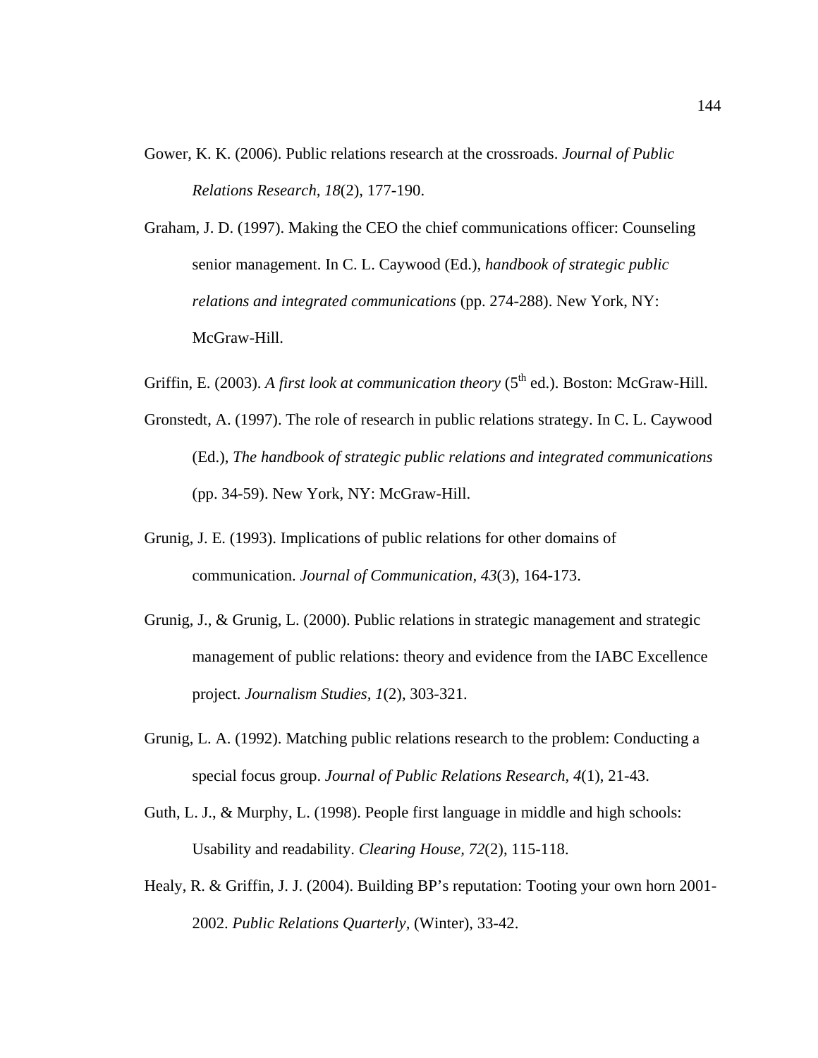Gower, K. K. (2006). Public relations research at the crossroads. *Journal of Public Relations Research, 18*(2), 177-190.

Graham, J. D. (1997). Making the CEO the chief communications officer: Counseling senior management. In C. L. Caywood (Ed.), *handbook of strategic public relations and integrated communications* (pp. 274-288). New York, NY: McGraw-Hill.

Griffin, E. (2003). *A first look at communication theory* (5th ed.). Boston: McGraw-Hill.

Gronstedt, A. (1997). The role of research in public relations strategy. In C. L. Caywood (Ed.), *The handbook of strategic public relations and integrated communications* (pp. 34-59). New York, NY: McGraw-Hill.

Grunig, J. E. (1993). Implications of public relations for other domains of communication. *Journal of Communication, 43*(3), 164-173.

Grunig, J., & Grunig, L. (2000). Public relations in strategic management and strategic management of public relations: theory and evidence from the IABC Excellence project. *Journalism Studies, 1*(2), 303-321.

Grunig, L. A. (1992). Matching public relations research to the problem: Conducting a special focus group. *Journal of Public Relations Research, 4*(1), 21-43.

Guth, L. J., & Murphy, L. (1998). People first language in middle and high schools: Usability and readability. *Clearing House, 72*(2), 115-118.

Healy, R. & Griffin, J. J. (2004). Building BP's reputation: Tooting your own horn 2001-2002. *Public Relations Quarterly*, (Winter), 33-42.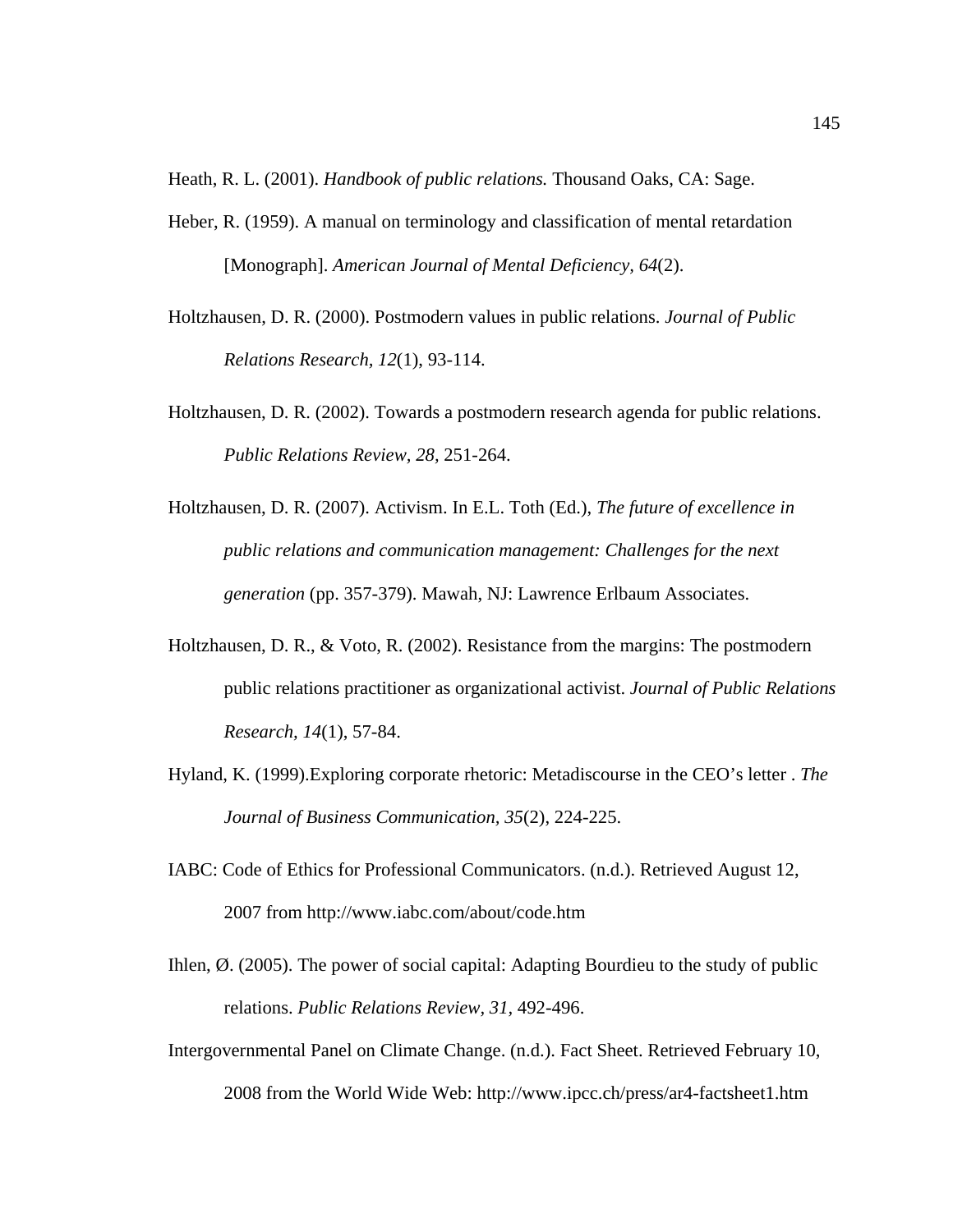Heath, R. L. (2001). *Handbook of public relations.* Thousand Oaks, CA: Sage.

Heber, R. (1959). A manual on terminology and classification of mental retardation [Monograph]. *American Journal of Mental Deficiency, 64*(2).

Holtzhausen, D. R. (2000). Postmodern values in public relations. *Journal of Public Relations Research, 12*(1), 93-114.

Holtzhausen, D. R. (2002). Towards a postmodern research agenda for public relations. *Public Relations Review, 28,* 251-264.

Holtzhausen, D. R. (2007). Activism. In E.L. Toth (Ed.), *The future of excellence in public relations and communication management: Challenges for the next generation* (pp. 357-379). Mawah, NJ: Lawrence Erlbaum Associates.

Holtzhausen, D. R., & Voto, R. (2002). Resistance from the margins: The postmodern public relations practitioner as organizational activist. *Journal of Public Relations Research, 14*(1), 57-84.

Hyland, K. (1999).Exploring corporate rhetoric: Metadiscourse in the CEO's letter . *The Journal of Business Communication, 35*(2), 224-225.

IABC: Code of Ethics for Professional Communicators. (n.d.). Retrieved August 12, 2007 from http://www.iabc.com/about/code.htm

Ihlen, Ø. (2005). The power of social capital: Adapting Bourdieu to the study of public relations. *Public Relations Review, 31,* 492-496.

Intergovernmental Panel on Climate Change. (n.d.). Fact Sheet. Retrieved February 10, 2008 from the World Wide Web: http://www.ipcc.ch/press/ar4-factsheet1.htm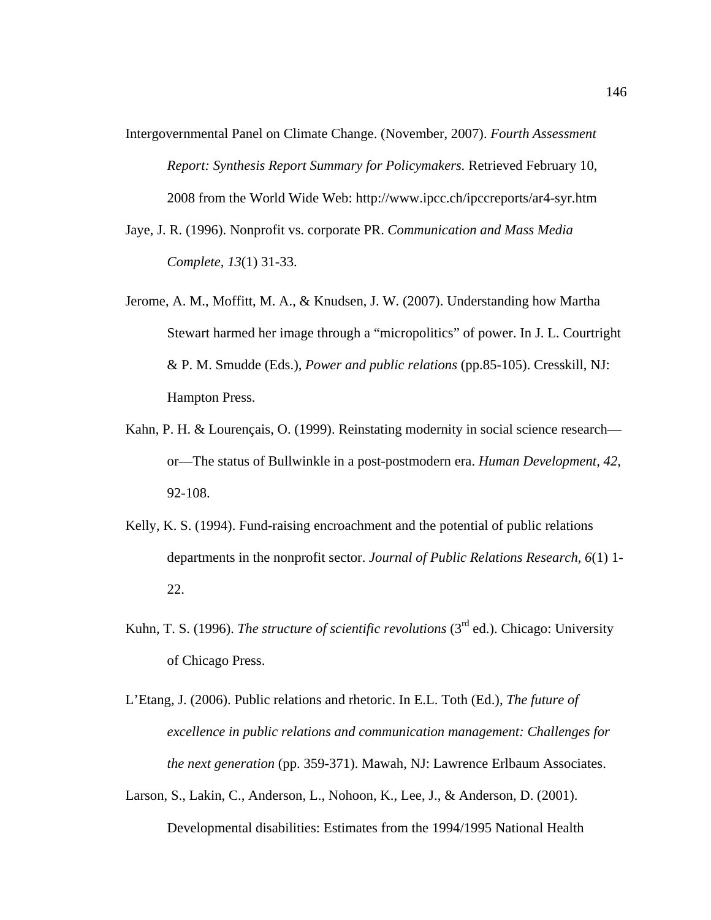Intergovernmental Panel on Climate Change. (November, 2007). *Fourth Assessment Report: Synthesis Report Summary for Policymakers.* Retrieved February 10, 2008 from the World Wide Web: http://www.ipcc.ch/ipccreports/ar4-syr.htm

Jaye, J. R. (1996). Nonprofit vs. corporate PR. *Communication and Mass Media Complete, 13*(1) 31-33.

Jerome, A. M., Moffitt, M. A., & Knudsen, J. W. (2007). Understanding how Martha Stewart harmed her image through a "micropolitics" of power. In J. L. Courtright & P. M. Smudde (Eds.), *Power and public relations* (pp.85-105). Cresskill, NJ: Hampton Press.

Kahn, P. H. & Lourençais, O. (1999). Reinstating modernity in social science research—or—The status of Bullwinkle in a post-postmodern era. *Human Development, 42,* 92-108.

Kelly, K. S. (1994). Fund-raising encroachment and the potential of public relations departments in the nonprofit sector. *Journal of Public Relations Research, 6*(1) 1-22.

Kuhn, T. S. (1996). *The structure of scientific revolutions* (3rd ed.). Chicago: University of Chicago Press.

L'Etang, J. (2006). Public relations and rhetoric. In E.L. Toth (Ed.), *The future of excellence in public relations and communication management: Challenges for the next generation* (pp. 359-371). Mawah, NJ: Lawrence Erlbaum Associates.

Larson, S., Lakin, C., Anderson, L., Nohoon, K., Lee, J., & Anderson, D. (2001). Developmental disabilities: Estimates from the 1994/1995 National Health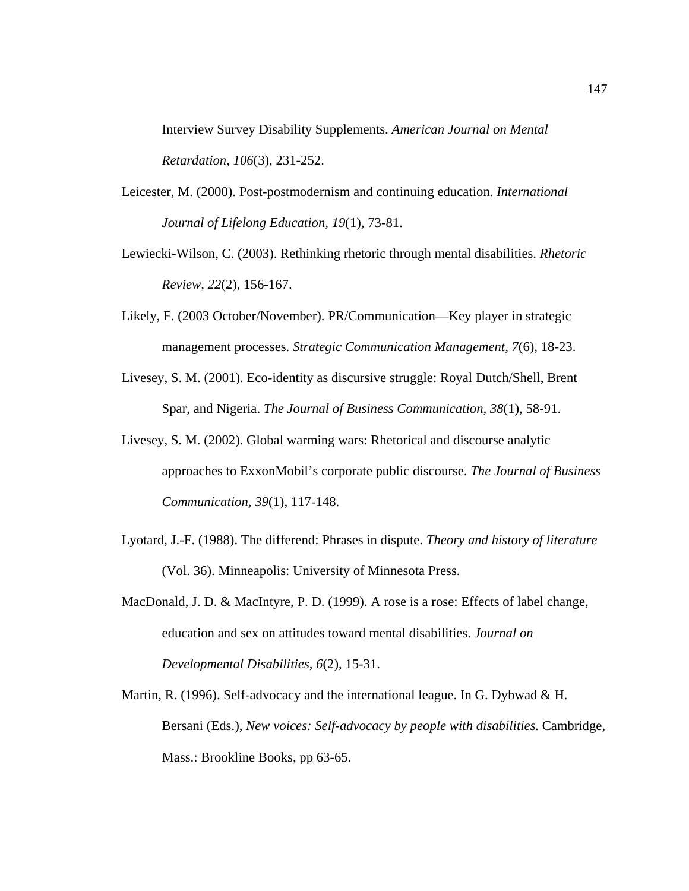Interview Survey Disability Supplements. *American Journal on Mental Retardation*, *106*(3), 231-252.

Leicester, M. (2000). Post-postmodernism and continuing education. *International Journal of Lifelong Education, 19*(1), 73-81.

Lewiecki-Wilson, C. (2003). Rethinking rhetoric through mental disabilities. *Rhetoric Review*, *22*(2), 156-167.

Likely, F. (2003 October/November). PR/Communication—Key player in strategic management processes. *Strategic Communication Management*, *7*(6), 18-23.

Livesey, S. M. (2001). Eco-identity as discursive struggle: Royal Dutch/Shell, Brent Spar, and Nigeria. *The Journal of Business Communication, 38*(1), 58-91.

Livesey, S. M. (2002). Global warming wars: Rhetorical and discourse analytic approaches to ExxonMobil's corporate public discourse. *The Journal of Business Communication*, *39*(1), 117-148.

Lyotard, J.-F. (1988). The differend: Phrases in dispute. *Theory and history of literature* (Vol. 36). Minneapolis: University of Minnesota Press.

MacDonald, J. D. & MacIntyre, P. D. (1999). A rose is a rose: Effects of label change, education and sex on attitudes toward mental disabilities. *Journal on Developmental Disabilities*, *6*(2), 15-31.

Martin, R. (1996). Self-advocacy and the international league. In G. Dybwad & H. Bersani (Eds.), *New voices: Self-advocacy by people with disabilities.* Cambridge, Mass.: Brookline Books, pp 63-65.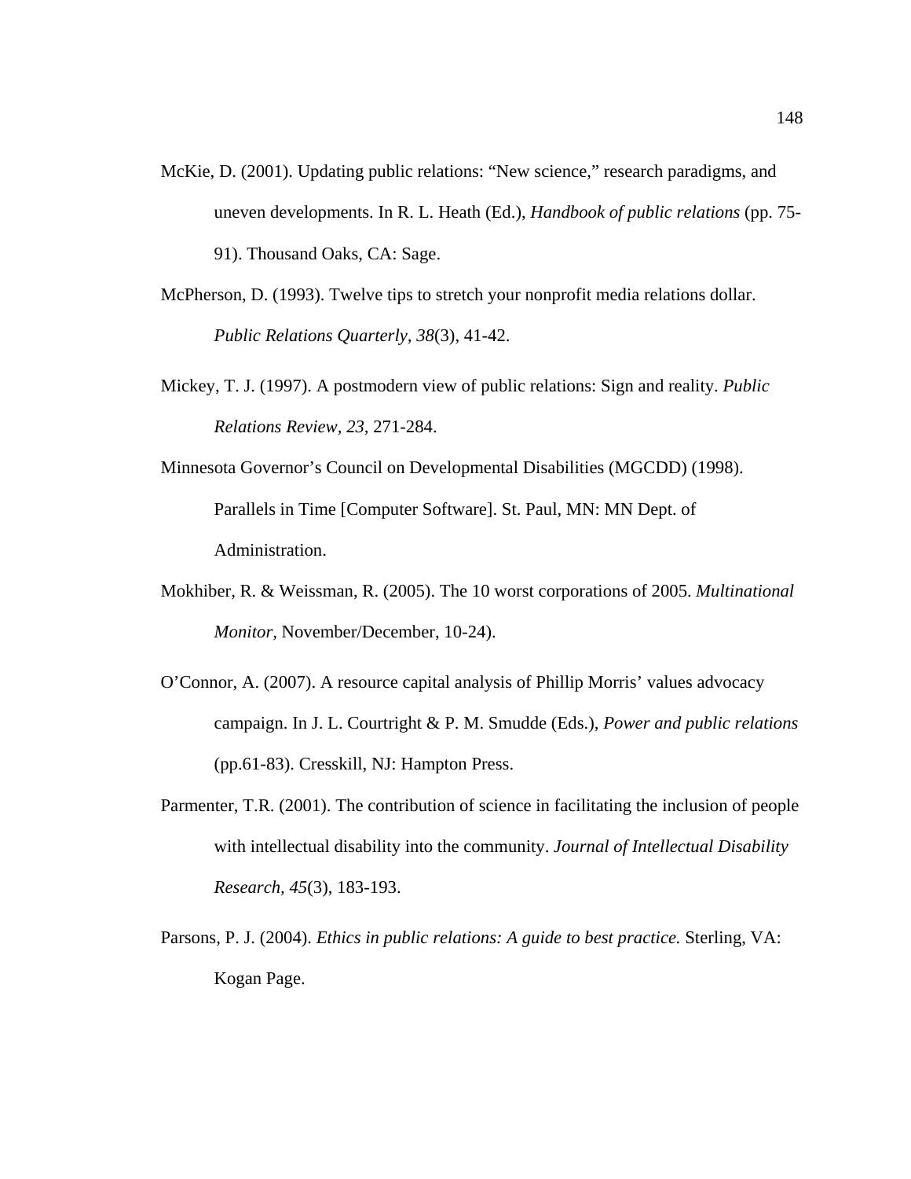McKie, D. (2001). Updating public relations: "New science," research paradigms, and uneven developments. In R. L. Heath (Ed.), *Handbook of public relations* (pp. 75-91). Thousand Oaks, CA: Sage.

McPherson, D. (1993). Twelve tips to stretch your nonprofit media relations dollar. *Public Relations Quarterly, 38*(3), 41-42.

Mickey, T. J. (1997). A postmodern view of public relations: Sign and reality. *Public Relations Review, 23*, 271-284.

Minnesota Governor's Council on Developmental Disabilities (MGCDD) (1998). Parallels in Time [Computer Software]. St. Paul, MN: MN Dept. of Administration.

Mokhiber, R. & Weissman, R. (2005). The 10 worst corporations of 2005. *Multinational Monitor*, November/December, 10-24).

O'Connor, A. (2007). A resource capital analysis of Phillip Morris' values advocacy campaign. In J. L. Courtright & P. M. Smudde (Eds.), *Power and public relations* (pp.61-83). Cresskill, NJ: Hampton Press.

Parmenter, T.R. (2001). The contribution of science in facilitating the inclusion of people with intellectual disability into the community. *Journal of Intellectual Disability Research, 45*(3), 183-193.

Parsons, P. J. (2004). *Ethics in public relations: A guide to best practice.* Sterling, VA: Kogan Page.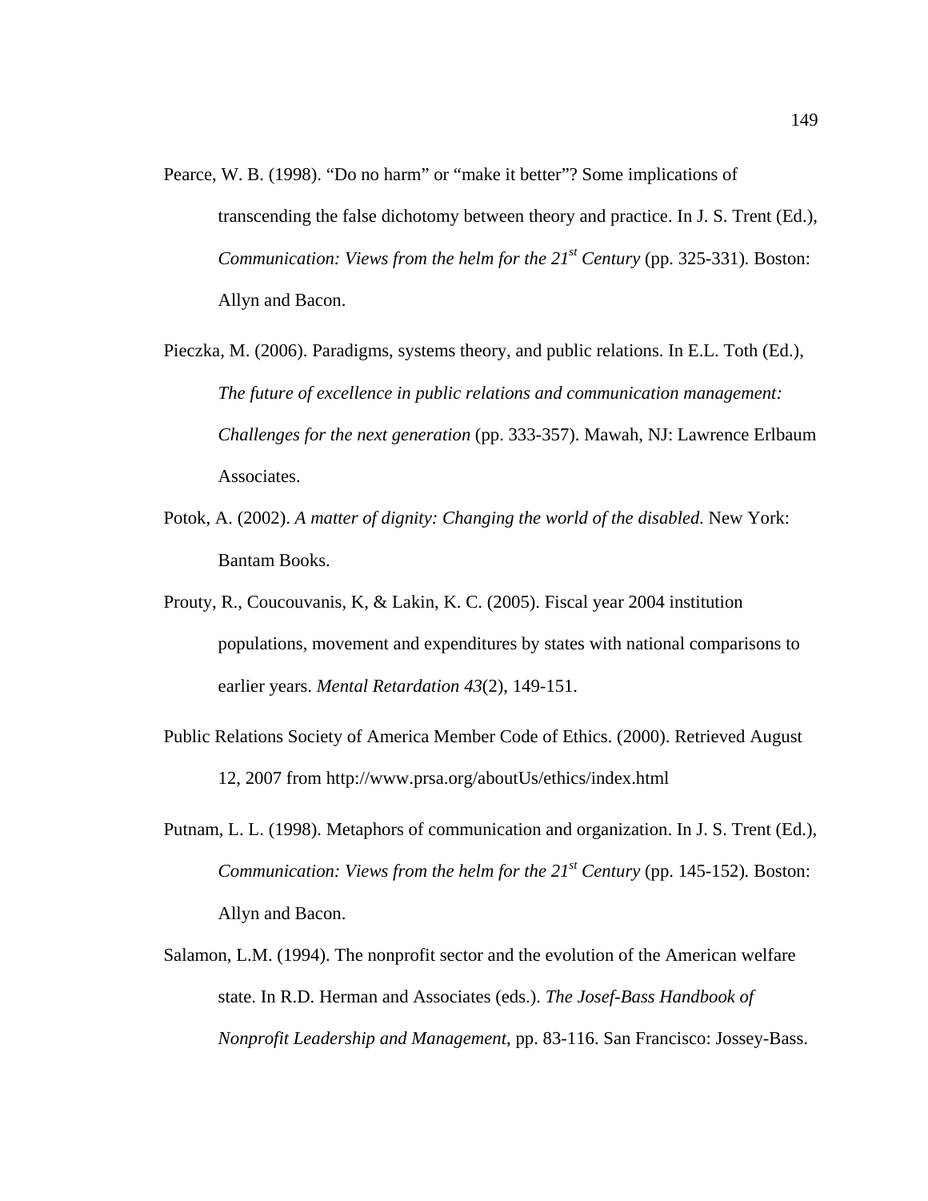Pearce, W. B. (1998). "Do no harm" or "make it better"? Some implications of transcending the false dichotomy between theory and practice. In J. S. Trent (Ed.), *Communication: Views from the helm for the 21st Century* (pp. 325-331). Boston: Allyn and Bacon.

Pieczka, M. (2006). Paradigms, systems theory, and public relations. In E.L. Toth (Ed.), *The future of excellence in public relations and communication management: Challenges for the next generation* (pp. 333-357). Mawah, NJ: Lawrence Erlbaum Associates.

Potok, A. (2002). *A matter of dignity: Changing the world of the disabled*. New York: Bantam Books.

Prouty, R., Coucouvanis, K, & Lakin, K. C. (2005). Fiscal year 2004 institution populations, movement and expenditures by states with national comparisons to earlier years. *Mental Retardation 43*(2), 149-151.

Public Relations Society of America Member Code of Ethics. (2000). Retrieved August 12, 2007 from http://www.prsa.org/aboutUs/ethics/index.html

Putnam, L. L. (1998). Metaphors of communication and organization. In J. S. Trent (Ed.), *Communication: Views from the helm for the 21st Century* (pp. 145-152). Boston: Allyn and Bacon.

Salamon, L.M. (1994). The nonprofit sector and the evolution of the American welfare state. In R.D. Herman and Associates (eds.). *The Josef-Bass Handbook of Nonprofit Leadership and Management*, pp. 83-116. San Francisco: Jossey-Bass.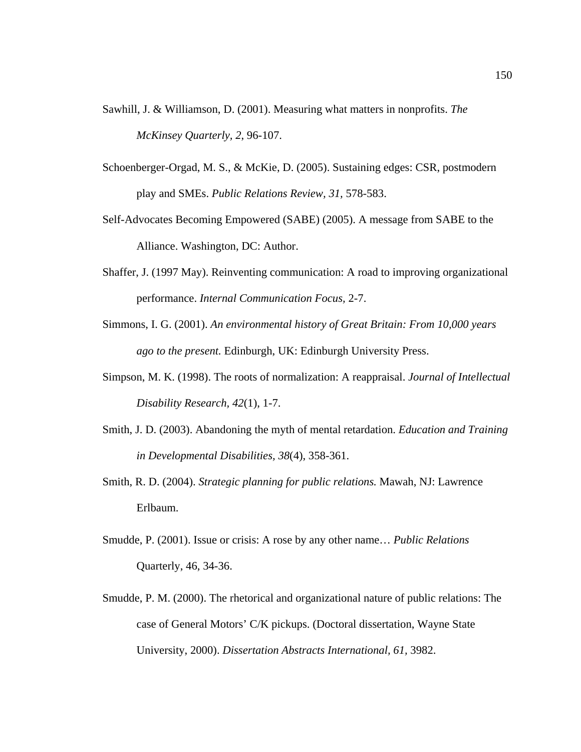Sawhill, J. & Williamson, D. (2001). Measuring what matters in nonprofits. *The McKinsey Quarterly, 2*, 96-107.

Schoenberger-Orgad, M. S., & McKie, D. (2005). Sustaining edges: CSR, postmodern play and SMEs. *Public Relations Review, 31,* 578-583.

Self-Advocates Becoming Empowered (SABE) (2005). A message from SABE to the Alliance. Washington, DC: Author.

Shaffer, J. (1997 May). Reinventing communication: A road to improving organizational performance. *Internal Communication Focus,* 2-7.

Simmons, I. G. (2001). *An environmental history of Great Britain: From 10,000 years ago to the present.* Edinburgh, UK: Edinburgh University Press.

Simpson, M. K. (1998). The roots of normalization: A reappraisal. *Journal of Intellectual Disability Research, 42*(1), 1-7.

Smith, J. D. (2003). Abandoning the myth of mental retardation. *Education and Training in Developmental Disabilities, 38*(4), 358-361.

Smith, R. D. (2004). *Strategic planning for public relations.* Mawah, NJ: Lawrence Erlbaum.

Smudde, P. (2001). Issue or crisis: A rose by any other name… *Public Relations* Quarterly, 46, 34-36.

Smudde, P. M. (2000). The rhetorical and organizational nature of public relations: The case of General Motors' C/K pickups. (Doctoral dissertation, Wayne State University, 2000). *Dissertation Abstracts International, 61,* 3982.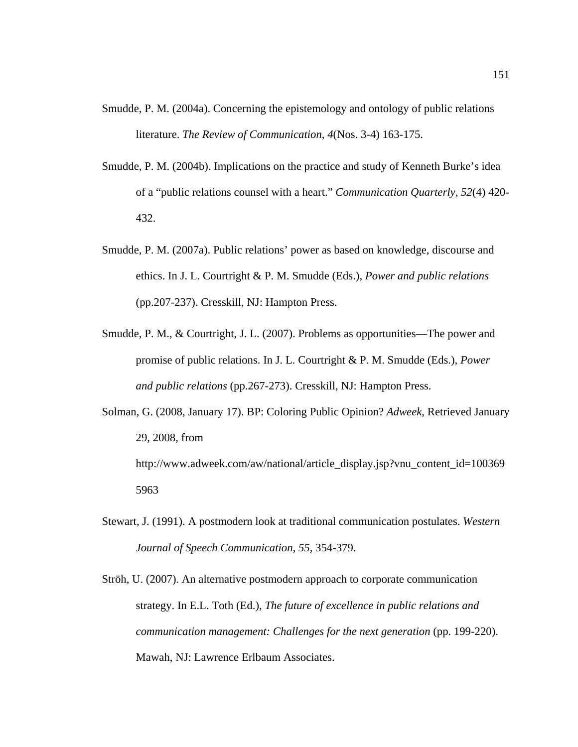Smudde, P. M. (2004a). Concerning the epistemology and ontology of public relations literature. *The Review of Communication, 4*(Nos. 3-4) 163-175.

Smudde, P. M. (2004b). Implications on the practice and study of Kenneth Burke's idea of a "public relations counsel with a heart." *Communication Quarterly, 52*(4) 420-432.

Smudde, P. M. (2007a). Public relations' power as based on knowledge, discourse and ethics. In J. L. Courtright & P. M. Smudde (Eds.), *Power and public relations* (pp.207-237). Cresskill, NJ: Hampton Press.

Smudde, P. M., & Courtright, J. L. (2007). Problems as opportunities—The power and promise of public relations. In J. L. Courtright & P. M. Smudde (Eds.), *Power and public relations* (pp.267-273). Cresskill, NJ: Hampton Press.

Solman, G. (2008, January 17). BP: Coloring Public Opinion? *Adweek*, Retrieved January 29, 2008, from http://www.adweek.com/aw/national/article_display.jsp?vnu_content_id=1003695963

Stewart, J. (1991). A postmodern look at traditional communication postulates. *Western Journal of Speech Communication, 55,* 354-379.

Ströh, U. (2007). An alternative postmodern approach to corporate communication strategy. In E.L. Toth (Ed.), *The future of excellence in public relations and communication management: Challenges for the next generation* (pp. 199-220). Mawah, NJ: Lawrence Erlbaum Associates.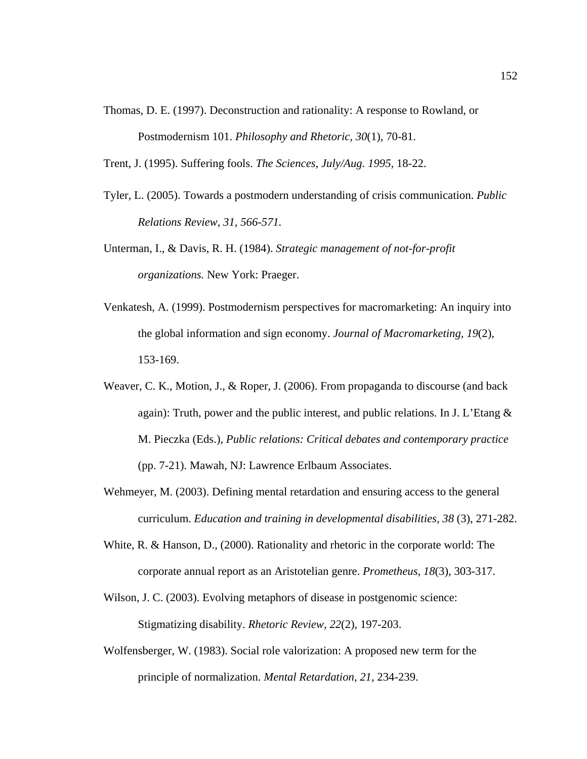Thomas, D. E. (1997). Deconstruction and rationality: A response to Rowland, or Postmodernism 101. *Philosophy and Rhetoric, 30*(1), 70-81.

Trent, J. (1995). Suffering fools. *The Sciences, July/Aug. 1995*, 18-22.

Tyler, L. (2005). Towards a postmodern understanding of crisis communication. *Public Relations Review, 31, 566-571.*

Unterman, I., & Davis, R. H. (1984). *Strategic management of not-for-profit organizations.* New York: Praeger.

Venkatesh, A. (1999). Postmodernism perspectives for macromarketing: An inquiry into the global information and sign economy. *Journal of Macromarketing, 19*(2), 153-169.

Weaver, C. K., Motion, J., & Roper, J. (2006). From propaganda to discourse (and back again): Truth, power and the public interest, and public relations. In J. L'Etang & M. Pieczka (Eds.), *Public relations: Critical debates and contemporary practice* (pp. 7-21). Mawah, NJ: Lawrence Erlbaum Associates.

Wehmeyer, M. (2003). Defining mental retardation and ensuring access to the general curriculum. *Education and training in developmental disabilities, 38* (3), 271-282.

White, R. & Hanson, D., (2000). Rationality and rhetoric in the corporate world: The corporate annual report as an Aristotelian genre. *Prometheus, 18*(3), 303-317.

Wilson, J. C. (2003). Evolving metaphors of disease in postgenomic science: Stigmatizing disability. *Rhetoric Review, 22*(2), 197-203.

Wolfensberger, W. (1983). Social role valorization: A proposed new term for the principle of normalization. *Mental Retardation, 21*, 234-239.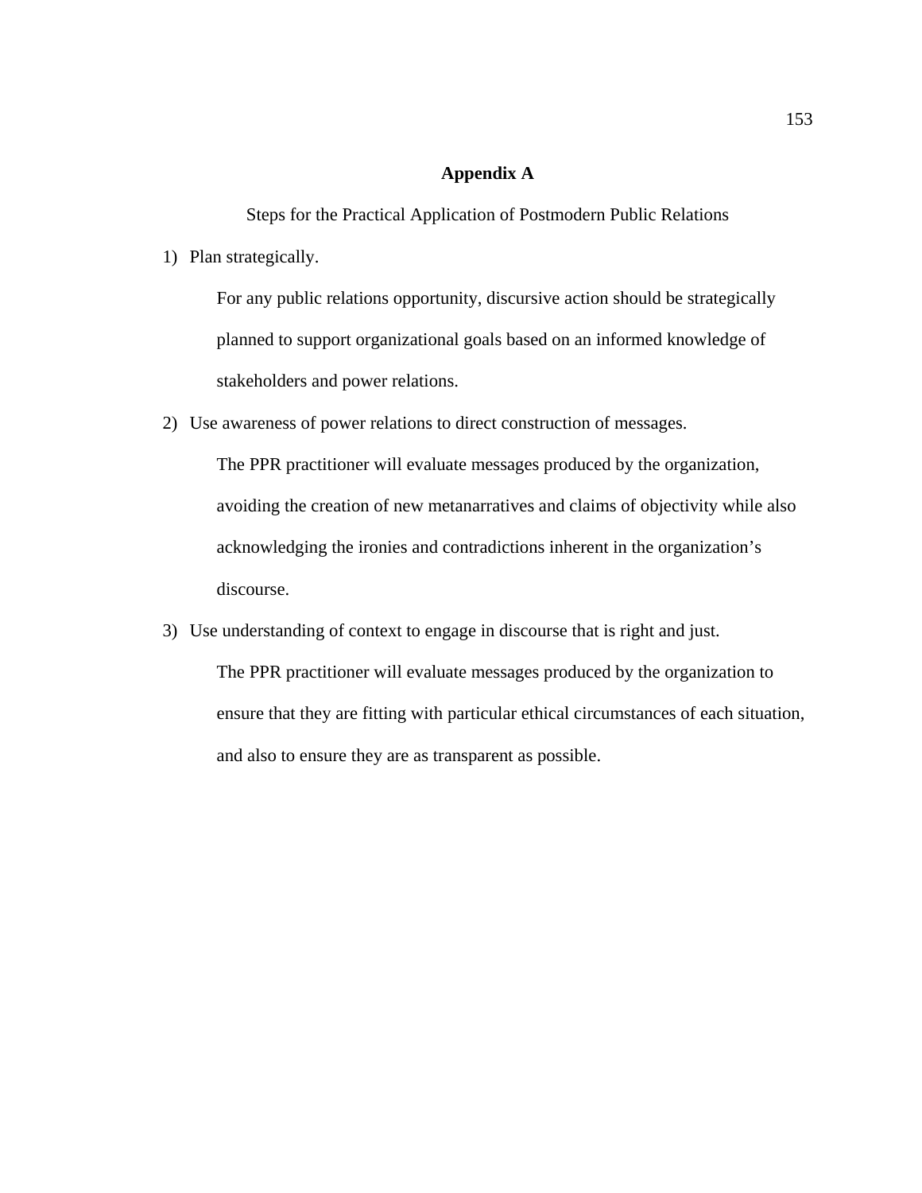# Appendix A

Steps for the Practical Application of Postmodern Public Relations

1) Plan strategically.

   For any public relations opportunity, discursive action should be strategically planned to support organizational goals based on an informed knowledge of stakeholders and power relations.

2) Use awareness of power relations to direct construction of messages.

   The PPR practitioner will evaluate messages produced by the organization, avoiding the creation of new metanarratives and claims of objectivity while also acknowledging the ironies and contradictions inherent in the organization's discourse.

3) Use understanding of context to engage in discourse that is right and just.

   The PPR practitioner will evaluate messages produced by the organization to ensure that they are fitting with particular ethical circumstances of each situation, and also to ensure they are as transparent as possible.